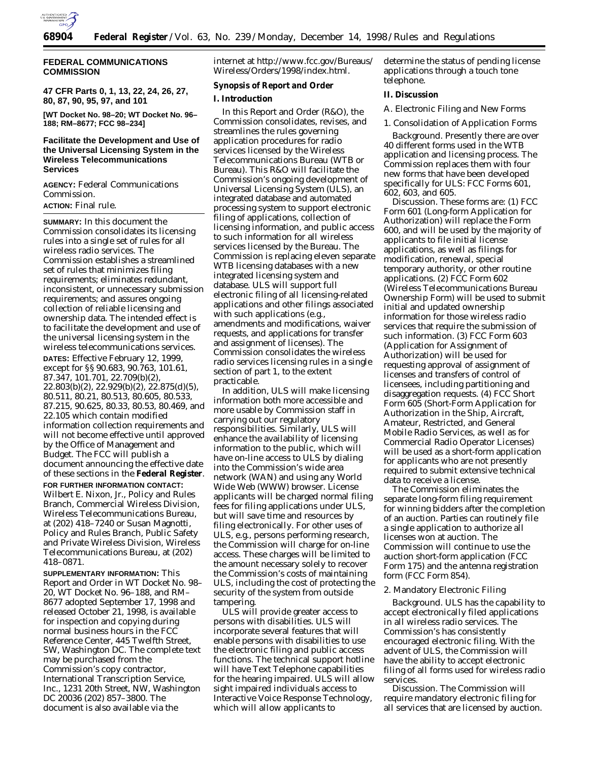**FEDERAL COMMUNICATIONS COMMISSION**

**47 CFR Parts 0, 1, 13, 22, 24, 26, 27, 80, 87, 90, 95, 97, and 101**

**[WT Docket No. 98–20; WT Docket No. 96–188; RM–8677; FCC 98–234]**

# Facilitate the Development and Use of the Universal Licensing System in the Wireless Telecommunications Services

**AGENCY:** Federal Communications Commission.

**ACTION:** Final rule.

**SUMMARY:** In this document the Commission consolidates its licensing rules into a single set of rules for all wireless radio services. The Commission establishes a streamlined set of rules that minimizes filing requirements; eliminates redundant, inconsistent, or unnecessary submission requirements; and assures ongoing collection of reliable licensing and ownership data. The intended effect is to facilitate the development and use of the universal licensing system in the wireless telecommunications services.

**DATES:** Effective February 12, 1999, except for §§ 90.683, 90.763, 101.61, 87.347, 101.701, 22.709(b)(2), 22.803(b)(2), 22.929(b)(2), 22.875(d)(5), 80.511, 80.21, 80.513, 80.605, 80.533, 87.215, 90.625, 80.33, 80.53, 80.469, and 22.105 which contain modified information collection requirements and will not become effective until approved by the Office of Management and Budget. The FCC will publish a document announcing the effective date of these sections in the **Federal Register**.

**FOR FURTHER INFORMATION CONTACT:** Wilbert E. Nixon, Jr., Policy and Rules Branch, Commercial Wireless Division, Wireless Telecommunications Bureau, at (202) 418–7240 or Susan Magnotti, Policy and Rules Branch, Public Safety and Private Wireless Division, Wireless Telecommunications Bureau, at (202) 418–0871.

**SUPPLEMENTARY INFORMATION:** This Report and Order in WT Docket No. 98–20, WT Docket No. 96–188, and RM–8677 adopted September 17, 1998 and released October 21, 1998, is available for inspection and copying during normal business hours in the FCC Reference Center, 445 Twelfth Street, SW, Washington DC. The complete text may be purchased from the Commission's copy contractor, International Transcription Service, Inc., 1231 20th Street, NW, Washington DC 20036 (202) 857–3800. The document is also available via the internet at http://www.fcc.gov/Bureaus/Wireless/Orders/1998/index.html.

## Synopsis of Report and Order

### I. Introduction

In this Report and Order (R&O), the Commission consolidates, revises, and streamlines the rules governing application procedures for radio services licensed by the Wireless Telecommunications Bureau (WTB or Bureau). This R&O will facilitate the Commission's ongoing development of Universal Licensing System (ULS), an integrated database and automated processing system to support electronic filing of applications, collection of licensing information, and public access to such information for all wireless services licensed by the Bureau. The Commission is replacing eleven separate WTB licensing databases with a new integrated licensing system and database. ULS will support full electronic filing of all licensing-related applications and other filings associated with such applications (e.g., amendments and modifications, waiver requests, and applications for transfer and assignment of licenses). The Commission consolidates the wireless radio services licensing rules in a single section of part 1, to the extent practicable.

In addition, ULS will make licensing information both more accessible and more usable by Commission staff in carrying out our regulatory responsibilities. Similarly, ULS will enhance the availability of licensing information to the public, which will have on-line access to ULS by dialing into the Commission's wide area network (WAN) and using any World Wide Web (WWW) browser. License applicants will be charged normal filing fees for filing applications under ULS, but will save time and resources by filing electronically. For other uses of ULS, e.g., persons performing research, the Commission will charge for on-line access. These charges will be limited to the amount necessary solely to recover the Commission's costs of maintaining ULS, including the cost of protecting the security of the system from outside tampering.

ULS will provide greater access to persons with disabilities. ULS will incorporate several features that will enable persons with disabilities to use the electronic filing and public access functions. The technical support hotline will have Text Telephone capabilities for the hearing impaired. ULS will allow sight impaired individuals access to Interactive Voice Response Technology, which will allow applicants to determine the status of pending license applications through a touch tone telephone.

### II. Discussion

*A. Electronic Filing and New Forms*

1. Consolidation of Application Forms

*Background.* Presently there are over 40 different forms used in the WTB application and licensing process. The Commission replaces them with four new forms that have been developed specifically for ULS: FCC Forms 601, 602, 603, and 605.

*Discussion.* These forms are: (1) FCC Form 601 (Long-form Application for Authorization) will replace the Form 600, and will be used by the majority of applicants to file initial license applications, as well as filings for modification, renewal, special temporary authority, or other routine applications. (2) FCC Form 602 (Wireless Telecommunications Bureau Ownership Form) will be used to submit initial and updated ownership information for those wireless radio services that require the submission of such information. (3) FCC Form 603 (Application for Assignment of Authorization) will be used for requesting approval of assignment of licenses and transfers of control of licensees, including partitioning and disaggregation requests. (4) FCC Short Form 605 (Short-Form Application for Authorization in the Ship, Aircraft, Amateur, Restricted, and General Mobile Radio Services, as well as for Commercial Radio Operator Licenses) will be used as a short-form application for applicants who are not presently required to submit extensive technical data to receive a license.

The Commission eliminates the separate long-form filing requirement for winning bidders after the completion of an auction. Parties can routinely file a single application to authorize all licenses won at auction. The Commission will continue to use the auction short-form application (FCC Form 175) and the antenna registration form (FCC Form 854).

2. Mandatory Electronic Filing

*Background.* ULS has the capability to accept electronically filed applications in all wireless radio services. The Commission's has consistently encouraged electronic filing. With the advent of ULS, the Commission will have the ability to accept electronic filing of all forms used for wireless radio services.

*Discussion.* The Commission will require mandatory electronic filing for all services that are licensed by auction.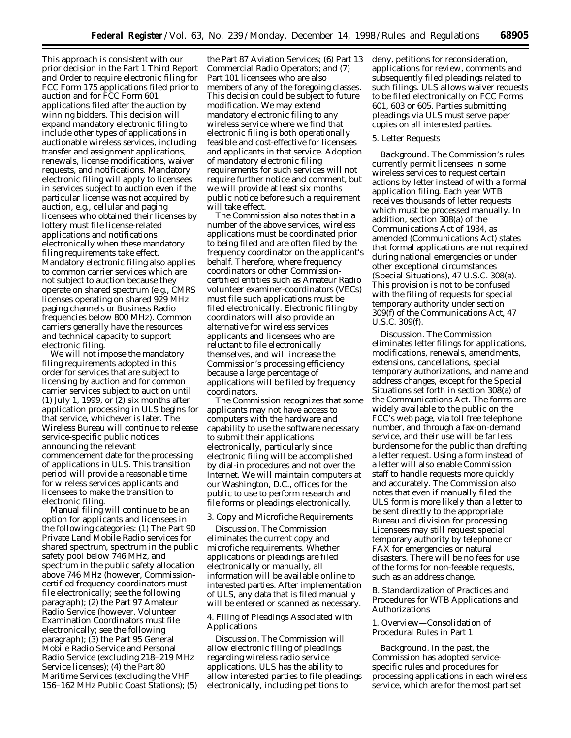This approach is consistent with our prior decision in the Part 1 Third Report and Order to require electronic filing for FCC Form 175 applications filed prior to auction and for FCC Form 601 applications filed after the auction by winning bidders. This decision will expand mandatory electronic filing to include other types of applications in auctionable wireless services, including transfer and assignment applications, renewals, license modifications, waiver requests, and notifications. Mandatory electronic filing will apply to licensees in services subject to auction even if the particular license was not acquired by auction, *e.g.*, cellular and paging licensees who obtained their licenses by lottery must file license-related applications and notifications electronically when these mandatory filing requirements take effect. Mandatory electronic filing also applies to common carrier services which are not subject to auction because they operate on shared spectrum (*e.g.*, CMRS licenses operating on shared 929 MHz paging channels or Business Radio frequencies below 800 MHz). Common carriers generally have the resources and technical capacity to support electronic filing.

We will not impose the mandatory filing requirements adopted in this order for services that are subject to licensing by auction and for common carrier services subject to auction until (1) July 1, 1999, or (2) six months after application processing in ULS begins for that service, whichever is later. The Wireless Bureau will continue to release service-specific public notices announcing the relevant commencement date for the processing of applications in ULS. This transition period will provide a reasonable time for wireless services applicants and licensees to make the transition to electronic filing.

Manual filing will continue to be an option for applicants and licensees in the following categories: (1) The Part 90 Private Land Mobile Radio services for shared spectrum, spectrum in the public safety pool below 746 MHz, and spectrum in the public safety allocation above 746 MHz (however, Commission-certified frequency coordinators must file electronically; see the following paragraph); (2) the Part 97 Amateur Radio Service (however, Volunteer Examination Coordinators must file electronically; see the following paragraph); (3) the Part 95 General Mobile Radio Service and Personal Radio Service (excluding 218–219 MHz Service licenses); (4) the Part 80 Maritime Services (excluding the VHF 156–162 MHz Public Coast Stations); (5) the Part 87 Aviation Services; (6) Part 13 Commercial Radio Operators; and (7) Part 101 licensees who are also members of any of the foregoing classes. This decision could be subject to future modification. We may extend mandatory electronic filing to any wireless service where we find that electronic filing is both operationally feasible and cost-effective for licensees and applicants in that service. Adoption of mandatory electronic filing requirements for such services will not require further notice and comment, but we will provide at least six months public notice before such a requirement will take effect.

The Commission also notes that in a number of the above services, wireless applications must be coordinated prior to being filed and are often filed by the frequency coordinator on the applicant's behalf. Therefore, where frequency coordinators or other Commission-certified entities such as Amateur Radio volunteer examiner-coordinators (VECs) must file such applications must be filed electronically. Electronic filing by coordinators will also provide an alternative for wireless services applicants and licensees who are reluctant to file electronically themselves, and will increase the Commission's processing efficiency because a large percentage of applications will be filed by frequency coordinators.

The Commission recognizes that some applicants may not have access to computers with the hardware and capability to use the software necessary to submit their applications electronically, particularly since electronic filing will be accomplished by dial-in procedures and not over the Internet. We will maintain computers at our Washington, D.C., offices for the public to use to perform research and file forms or pleadings electronically.

3. Copy and Microfiche Requirements

*Discussion.* The Commission eliminates the current copy and microfiche requirements. Whether applications or pleadings are filed electronically or manually, all information will be available online to interested parties. After implementation of ULS, any data that is filed manually will be entered or scanned as necessary.

4. Filing of Pleadings Associated with Applications

*Discussion.* The Commission will allow electronic filing of pleadings regarding wireless radio service applications. ULS has the ability to allow interested parties to file pleadings electronically, including petitions to deny, petitions for reconsideration, applications for review, comments and subsequently filed pleadings related to such filings. ULS allows waiver requests to be filed electronically on FCC Forms 601, 603 or 605. Parties submitting pleadings via ULS must serve paper copies on all interested parties.

5. Letter Requests

*Background.* The Commission's rules currently permit licensees in some wireless services to request certain actions by letter instead of with a formal application filing. Each year WTB receives thousands of letter requests which must be processed manually. In addition, section 308(a) of the Communications Act of 1934, as amended (Communications Act) states that formal applications are not required during national emergencies or under other exceptional circumstances (Special Situations), 47 U.S.C. 308(a). This provision is not to be confused with the filing of requests for special temporary authority under section 309(f) of the Communications Act, 47 U.S.C. 309(f).

*Discussion.* The Commission eliminates letter filings for applications, modifications, renewals, amendments, extensions, cancellations, special temporary authorizations, and name and address changes, except for the Special Situations set forth in section 308(a) of the Communications Act. The forms are widely available to the public on the FCC's web page, via toll free telephone number, and through a fax-on-demand service, and their use will be far less burdensome for the public than drafting a letter request. Using a form instead of a letter will also enable Commission staff to handle requests more quickly and accurately. The Commission also notes that even if manually filed the ULS form is more likely than a letter to be sent directly to the appropriate Bureau and division for processing. Licensees may still request special temporary authority by telephone or FAX for emergencies or natural disasters. There will be no fees for use of the forms for non-feeable requests, such as an address change.

B. Standardization of Practices and Procedures for WTB Applications and Authorizations

1. Overview—Consolidation of Procedural Rules in Part 1

*Background.* In the past, the Commission has adopted service-specific rules and procedures for processing applications in each wireless service, which are for the most part set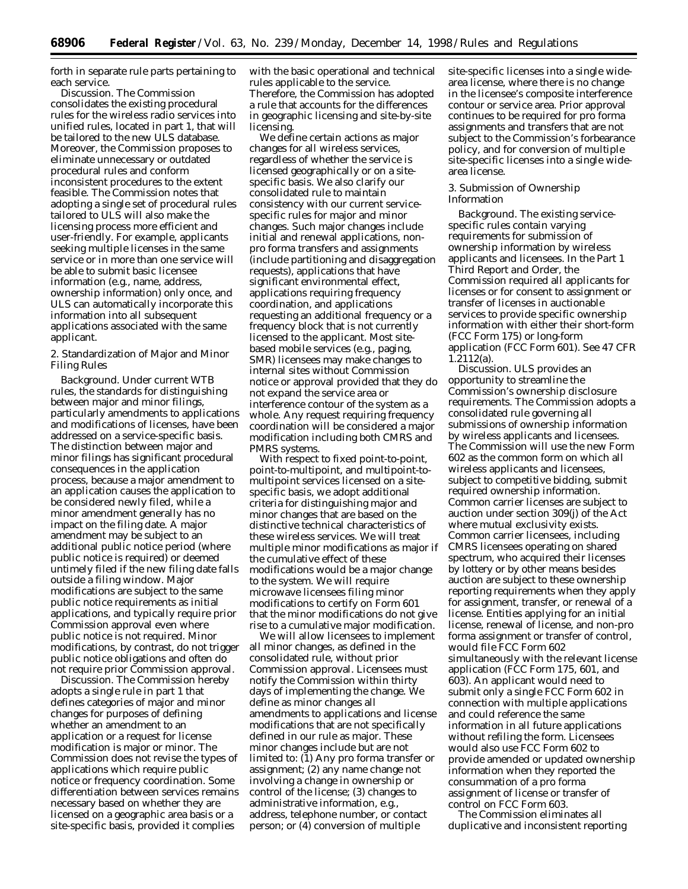forth in separate rule parts pertaining to each service.

*Discussion.* The Commission consolidates the existing procedural rules for the wireless radio services into unified rules, located in part 1, that will be tailored to the new ULS database. Moreover, the Commission proposes to eliminate unnecessary or outdated procedural rules and conform inconsistent procedures to the extent feasible. The Commission notes that adopting a single set of procedural rules tailored to ULS will also make the licensing process more efficient and user-friendly. For example, applicants seeking multiple licenses in the same service or in more than one service will be able to submit basic licensee information (*e.g.*, name, address, ownership information) only once, and ULS can automatically incorporate this information into all subsequent applications associated with the same applicant.

### 2. Standardization of Major and Minor Filing Rules

*Background.* Under current WTB rules, the standards for distinguishing between major and minor filings, particularly amendments to applications and modifications of licenses, have been addressed on a service-specific basis. The distinction between major and minor filings has significant procedural consequences in the application process, because a major amendment to an application causes the application to be considered newly filed, while a minor amendment generally has no impact on the filing date. A major amendment may be subject to an additional public notice period (where public notice is required) or deemed untimely filed if the new filing date falls outside a filing window. Major modifications are subject to the same public notice requirements as initial applications, and typically require prior Commission approval even where public notice is not required. Minor modifications, by contrast, do not trigger public notice obligations and often do not require prior Commission approval.

*Discussion.* The Commission hereby adopts a single rule in part 1 that defines categories of major and minor changes for purposes of defining whether an amendment to an application or a request for license modification is major or minor. The Commission does not revise the types of applications which require public notice or frequency coordination. Some differentiation between services remains necessary based on whether they are licensed on a geographic area basis or a site-specific basis, provided it complies with the basic operational and technical rules applicable to the service. Therefore, the Commission has adopted a rule that accounts for the differences in geographic licensing and site-by-site licensing.

We define certain actions as major changes for all wireless services, regardless of whether the service is licensed geographically or on a site-specific basis. We also clarify our consolidated rule to maintain consistency with our current service-specific rules for major and minor changes. Such major changes include initial and renewal applications, non-pro forma transfers and assignments (include partitioning and disaggregation requests), applications that have significant environmental effect, applications requiring frequency coordination, and applications requesting an additional frequency or a frequency block that is not currently licensed to the applicant. Most site-based mobile services (*e.g.*, paging, SMR) licensees may make changes to internal sites without Commission notice or approval provided that they do not expand the service area or interference contour of the system as a whole. Any request requiring frequency coordination will be considered a major modification including both CMRS and PMRS systems.

With respect to fixed point-to-point, point-to-multipoint, and multipoint-to-multipoint services licensed on a site-specific basis, we adopt additional criteria for distinguishing major and minor changes that are based on the distinctive technical characteristics of these wireless services. We will treat multiple minor modifications as major if the cumulative effect of these modifications would be a major change to the system. We will require microwave licensees filing minor modifications to certify on Form 601 that the minor modifications do not give rise to a cumulative major modification.

We will allow licensees to implement all minor changes, as defined in the consolidated rule, without prior Commission approval. Licensees must notify the Commission within thirty days of implementing the change. We define as minor changes all amendments to applications and license modifications that are not specifically defined in our rule as major. These minor changes include but are not limited to: (1) Any pro forma transfer or assignment; (2) any name change not involving a change in ownership or control of the license; (3) changes to administrative information, *e.g.*, address, telephone number, or contact person; or (4) conversion of multiple site-specific licenses into a single wide-area license, where there is no change in the licensee's composite interference contour or service area. Prior approval continues to be required for pro forma assignments and transfers that are not subject to the Commission's forbearance policy, and for conversion of multiple site-specific licenses into a single wide-area license.

### 3. Submission of Ownership Information

*Background.* The existing service-specific rules contain varying requirements for submission of ownership information by wireless applicants and licensees. In the Part 1 Third Report and Order, the Commission required all applicants for licenses or for consent to assignment or transfer of licenses in auctionable services to provide specific ownership information with either their short-form (FCC Form 175) or long-form application (FCC Form 601). *See* 47 CFR 1.2112(a).

*Discussion.* ULS provides an opportunity to streamline the Commission's ownership disclosure requirements. The Commission adopts a consolidated rule governing all submissions of ownership information by wireless applicants and licensees. The Commission will use the new Form 602 as the common form on which all wireless applicants and licensees, subject to competitive bidding, submit required ownership information. Common carrier licenses are subject to auction under section 309(j) of the Act where mutual exclusivity exists. Common carrier licensees, including CMRS licensees operating on shared spectrum, who acquired their licenses by lottery or by other means besides auction are subject to these ownership reporting requirements when they apply for assignment, transfer, or renewal of a license. Entities applying for an initial license, renewal of license, and non-pro forma assignment or transfer of control, would file FCC Form 602 simultaneously with the relevant license application (FCC Form 175, 601, and 603). An applicant would need to submit only a single FCC Form 602 in connection with multiple applications and could reference the same information in all future applications without refiling the form. Licensees would also use FCC Form 602 to provide amended or updated ownership information when they reported the consummation of a pro forma assignment of license or transfer of control on FCC Form 603.

The Commission eliminates all duplicative and inconsistent reporting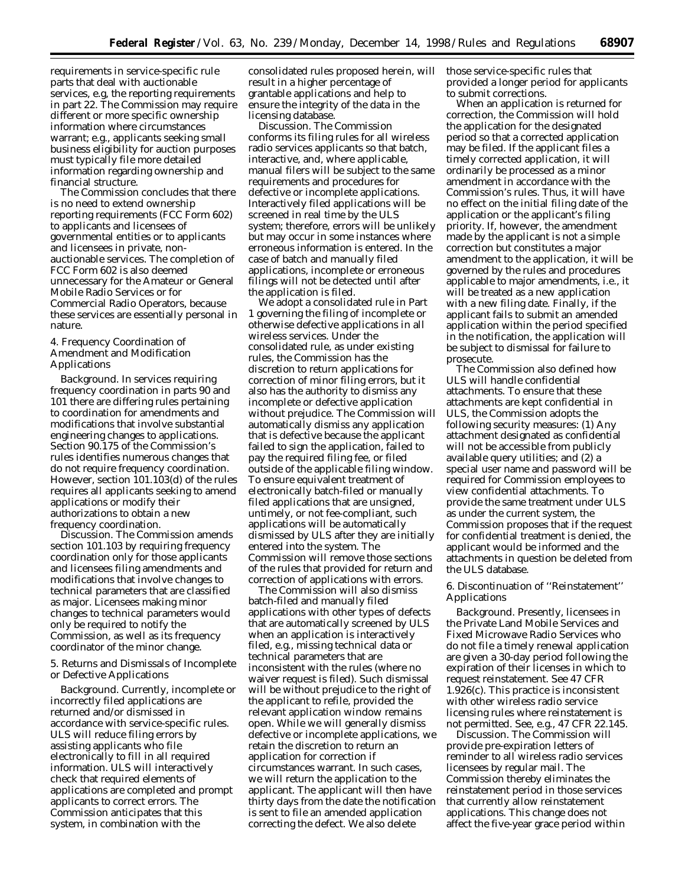requirements in service-specific rule parts that deal with auctionable services, e.g, the reporting requirements in part 22. The Commission may require different or more specific ownership information where circumstances warrant; e.g., applicants seeking small business eligibility for auction purposes must typically file more detailed information regarding ownership and financial structure.

The Commission concludes that there is no need to extend ownership reporting requirements (FCC Form 602) to applicants and licensees of governmental entities or to applicants and licensees in private, non-auctionable services. The completion of FCC Form 602 is also deemed unnecessary for the Amateur or General Mobile Radio Services or for Commercial Radio Operators, because these services are essentially personal in nature.

### 4. Frequency Coordination of Amendment and Modification Applications

*Background.* In services requiring frequency coordination in parts 90 and 101 there are differing rules pertaining to coordination for amendments and modifications that involve substantial engineering changes to applications. Section 90.175 of the Commission's rules identifies numerous changes that do not require frequency coordination. However, section 101.103(d) of the rules requires all applicants seeking to amend applications or modify their authorizations to obtain a new frequency coordination.

*Discussion.* The Commission amends section 101.103 by requiring frequency coordination only for those applicants and licensees filing amendments and modifications that involve changes to technical parameters that are classified as major. Licensees making minor changes to technical parameters would only be required to notify the Commission, as well as its frequency coordinator of the minor change.

### 5. Returns and Dismissals of Incomplete or Defective Applications

*Background.* Currently, incomplete or incorrectly filed applications are returned and/or dismissed in accordance with service-specific rules. ULS will reduce filing errors by assisting applicants who file electronically to fill in all required information. ULS will interactively check that required elements of applications are completed and prompt applicants to correct errors. The Commission anticipates that this system, in combination with the consolidated rules proposed herein, will result in a higher percentage of grantable applications and help to ensure the integrity of the data in the licensing database.

*Discussion.* The Commission conforms its filing rules for all wireless radio services applicants so that batch, interactive, and, where applicable, manual filers will be subject to the same requirements and procedures for defective or incomplete applications. Interactively filed applications will be screened in real time by the ULS system; therefore, errors will be unlikely but may occur in some instances where erroneous information is entered. In the case of batch and manually filed applications, incomplete or erroneous filings will not be detected until after the application is filed.

We adopt a consolidated rule in Part 1 governing the filing of incomplete or otherwise defective applications in all wireless services. Under the consolidated rule, as under existing rules, the Commission has the discretion to return applications for correction of minor filing errors, but it also has the authority to dismiss any incomplete or defective application without prejudice. The Commission will automatically dismiss any application that is defective because the applicant failed to sign the application, failed to pay the required filing fee, or filed outside of the applicable filing window. To ensure equivalent treatment of electronically batch-filed or manually filed applications that are unsigned, untimely, or not fee-compliant, such applications will be automatically dismissed by ULS after they are initially entered into the system. The Commission will remove those sections of the rules that provided for return and correction of applications with errors.

The Commission will also dismiss batch-filed and manually filed applications with other types of defects that are automatically screened by ULS when an application is interactively filed, e.g., missing technical data or technical parameters that are inconsistent with the rules (where no waiver request is filed). Such dismissal will be without prejudice to the right of the applicant to refile, provided the relevant application window remains open. While we will generally dismiss defective or incomplete applications, we retain the discretion to return an application for correction if circumstances warrant. In such cases, we will return the application to the applicant. The applicant will then have thirty days from the date the notification is sent to file an amended application correcting the defect. We also delete those service-specific rules that provided a longer period for applicants to submit corrections.

When an application is returned for correction, the Commission will hold the application for the designated period so that a corrected application may be filed. If the applicant files a timely corrected application, it will ordinarily be processed as a minor amendment in accordance with the Commission's rules. Thus, it will have no effect on the initial filing date of the application or the applicant's filing priority. If, however, the amendment made by the applicant is not a simple correction but constitutes a major amendment to the application, it will be governed by the rules and procedures applicable to major amendments, i.e., it will be treated as a new application with a new filing date. Finally, if the applicant fails to submit an amended application within the period specified in the notification, the application will be subject to dismissal for failure to prosecute.

The Commission also defined how ULS will handle confidential attachments. To ensure that these attachments are kept confidential in ULS, the Commission adopts the following security measures: (1) Any attachment designated as confidential will not be accessible from publicly available query utilities; and (2) a special user name and password will be required for Commission employees to view confidential attachments. To provide the same treatment under ULS as under the current system, the Commission proposes that if the request for confidential treatment is denied, the applicant would be informed and the attachments in question be deleted from the ULS database.

### 6. Discontinuation of "Reinstatement" Applications

*Background.* Presently, licensees in the Private Land Mobile Services and Fixed Microwave Radio Services who do not file a timely renewal application are given a 30-day period following the expiration of their licenses in which to request reinstatement. See 47 CFR 1.926(c). This practice is inconsistent with other wireless radio service licensing rules where reinstatement is not permitted. See, e.g., 47 CFR 22.145.

*Discussion.* The Commission will provide pre-expiration letters of reminder to all wireless radio services licensees by regular mail. The Commission thereby eliminates the reinstatement period in those services that currently allow reinstatement applications. This change does not affect the five-year grace period within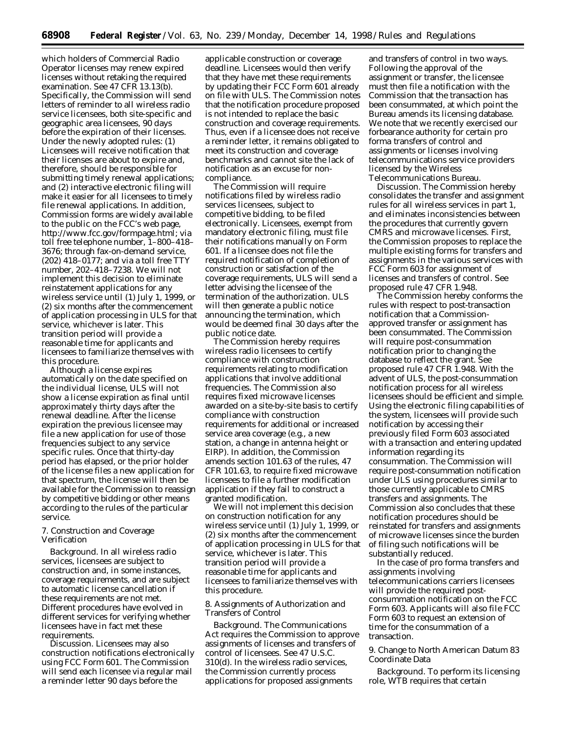which holders of Commercial Radio Operator licenses may renew expired licenses without retaking the required examination. See 47 CFR 13.13(b). Specifically, the Commission will send letters of reminder to all wireless radio service licensees, both site-specific and geographic area licensees, 90 days before the expiration of their licenses. Under the newly adopted rules: (1) Licensees will receive notification that their licenses are about to expire and, therefore, should be responsible for submitting timely renewal applications; and (2) interactive electronic filing will make it easier for all licensees to timely file renewal applications. In addition, Commission forms are widely available to the public on the FCC's web page, http://www.fcc.gov/formpage.html; via toll free telephone number, 1–800–418–3676; through fax-on-demand service, (202) 418–0177; and via a toll free TTY number, 202–418–7238. We will not implement this decision to eliminate reinstatement applications for any wireless service until (1) July 1, 1999, or (2) six months after the commencement of application processing in ULS for that service, whichever is later. This transition period will provide a reasonable time for applicants and licensees to familiarize themselves with this procedure.

Although a license expires automatically on the date specified on the individual license, ULS will not show a license expiration as final until approximately thirty days after the renewal deadline. After the license expiration the previous licensee may file a new application for use of those frequencies subject to any service specific rules. Once that thirty-day period has elapsed, or the prior holder of the license files a new application for that spectrum, the license will then be available for the Commission to reassign by competitive bidding or other means according to the rules of the particular service.

### 7. Construction and Coverage Verification

*Background.* In all wireless radio services, licensees are subject to construction and, in some instances, coverage requirements, and are subject to automatic license cancellation if these requirements are not met. Different procedures have evolved in different services for verifying whether licensees have in fact met these requirements.

*Discussion.* Licensees may also construction notifications electronically using FCC Form 601. The Commission will send each licensee via regular mail a reminder letter 90 days before the applicable construction or coverage deadline. Licensees would then verify that they have met these requirements by updating their FCC Form 601 already on file with ULS. The Commission notes that the notification procedure proposed is not intended to replace the basic construction and coverage requirements. Thus, even if a licensee does not receive a reminder letter, it remains obligated to meet its construction and coverage benchmarks and cannot site the lack of notification as an excuse for non-compliance.

The Commission will require notifications filed by wireless radio services licensees, subject to competitive bidding, to be filed electronically. Licensees, exempt from mandatory electronic filing, must file their notifications manually on Form 601. If a licensee does not file the required notification of completion of construction or satisfaction of the coverage requirements, ULS will send a letter advising the licensee of the termination of the authorization. ULS will then generate a public notice announcing the termination, which would be deemed final 30 days after the public notice date.

The Commission hereby requires wireless radio licensees to certify compliance with construction requirements relating to modification applications that involve additional frequencies. The Commission also requires fixed microwave licenses awarded on a site-by-site basis to certify compliance with construction requirements for additional or increased service area coverage (e.g., a new station, a change in antenna height or EIRP). In addition, the Commission amends section 101.63 of the rules, 47 CFR 101.63, to require fixed microwave licensees to file a further modification application if they fail to construct a granted modification.

We will not implement this decision on construction notification for any wireless service until (1) July 1, 1999, or (2) six months after the commencement of application processing in ULS for that service, whichever is later. This transition period will provide a reasonable time for applicants and licensees to familiarize themselves with this procedure.

### 8. Assignments of Authorization and Transfers of Control

*Background.* The Communications Act requires the Commission to approve assignments of licenses and transfers of control of licensees. See 47 U.S.C. 310(d). In the wireless radio services, the Commission currently process applications for proposed assignments and transfers of control in two ways. Following the approval of the assignment or transfer, the licensee must then file a notification with the Commission that the transaction has been consummated, at which point the Bureau amends its licensing database. We note that we recently exercised our forbearance authority for certain pro forma transfers of control and assignments or licenses involving telecommunications service providers licensed by the Wireless Telecommunications Bureau.

*Discussion.* The Commission hereby consolidates the transfer and assignment rules for all wireless services in part 1, and eliminates inconsistencies between the procedures that currently govern CMRS and microwave licenses. First, the Commission proposes to replace the multiple existing forms for transfers and assignments in the various services with FCC Form 603 for assignment of licenses and transfers of control. See proposed rule 47 CFR 1.948.

The Commission hereby conforms the rules with respect to post-transaction notification that a Commission-approved transfer or assignment has been consummated. The Commission will require post-consummation notification prior to changing the database to reflect the grant. See proposed rule 47 CFR 1.948. With the advent of ULS, the post-consummation notification process for all wireless licensees should be efficient and simple. Using the electronic filing capabilities of the system, licensees will provide such notification by accessing their previously filed Form 603 associated with a transaction and entering updated information regarding its consummation. The Commission will require post-consummation notification under ULS using procedures similar to those currently applicable to CMRS transfers and assignments. The Commission also concludes that these notification procedures should be reinstated for transfers and assignments of microwave licenses since the burden of filing such notifications will be substantially reduced.

In the case of pro forma transfers and assignments involving telecommunications carriers licensees will provide the required post-consummation notification on the FCC Form 603. Applicants will also file FCC Form 603 to request an extension of time for the consummation of a transaction.

### 9. Change to North American Datum 83 Coordinate Data

*Background.* To perform its licensing role, WTB requires that certain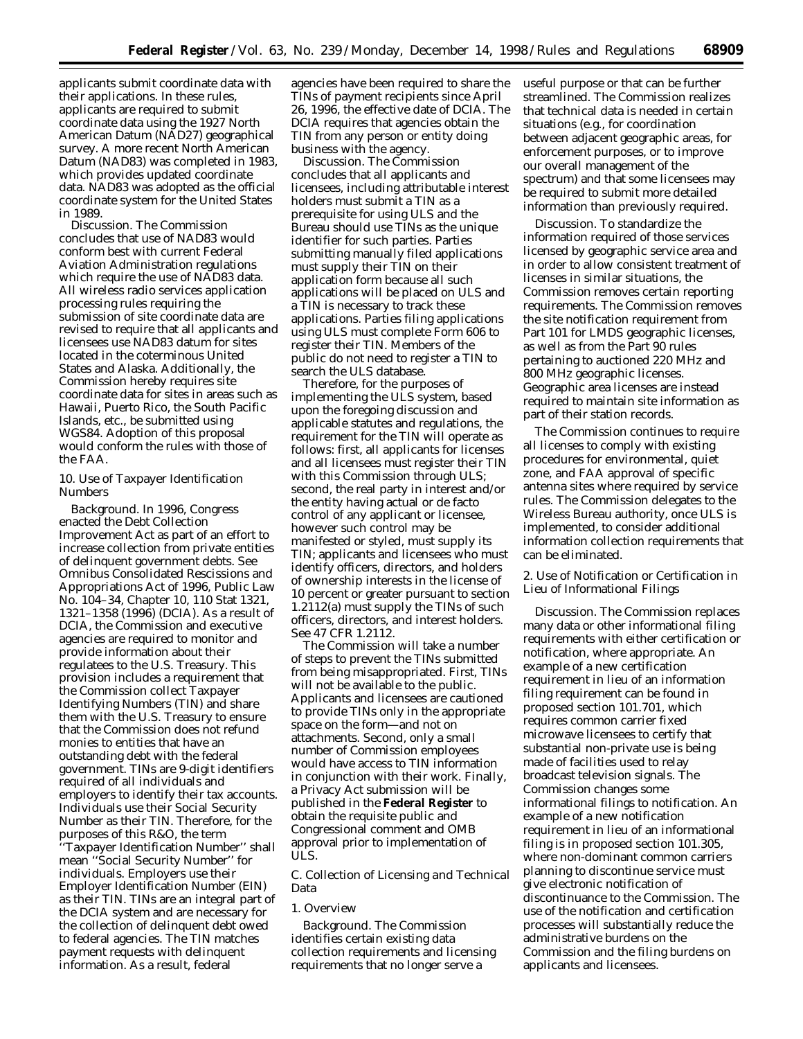applicants submit coordinate data with their applications. In these rules, applicants are required to submit coordinate data using the 1927 North American Datum (NAD27) geographical survey. A more recent North American Datum (NAD83) was completed in 1983, which provides updated coordinate data. NAD83 was adopted as the official coordinate system for the United States in 1989.

*Discussion.* The Commission concludes that use of NAD83 would conform best with current Federal Aviation Administration regulations which require the use of NAD83 data. All wireless radio services application processing rules requiring the submission of site coordinate data are revised to require that all applicants and licensees use NAD83 datum for sites located in the coterminous United States and Alaska. Additionally, the Commission hereby requires site coordinate data for sites in areas such as Hawaii, Puerto Rico, the South Pacific Islands, etc., be submitted using WGS84. Adoption of this proposal would conform the rules with those of the FAA.

### 10. Use of Taxpayer Identification Numbers

*Background.* In 1996, Congress enacted the Debt Collection Improvement Act as part of an effort to increase collection from private entities of delinquent government debts. See Omnibus Consolidated Rescissions and Appropriations Act of 1996, Public Law No. 104–34, Chapter 10, 110 Stat 1321, 1321–1358 (1996) (DCIA). As a result of DCIA, the Commission and executive agencies are required to monitor and provide information about their regulatees to the U.S. Treasury. This provision includes a requirement that the Commission collect Taxpayer Identifying Numbers (TIN) and share them with the U.S. Treasury to ensure that the Commission does not refund monies to entities that have an outstanding debt with the federal government. TINs are 9-digit identifiers required of all individuals and employers to identify their tax accounts. Individuals use their Social Security Number as their TIN. Therefore, for the purposes of this R&O, the term ''Taxpayer Identification Number'' shall mean ''Social Security Number'' for individuals. Employers use their Employer Identification Number (EIN) as their TIN. TINs are an integral part of the DCIA system and are necessary for the collection of delinquent debt owed to federal agencies. The TIN matches payment requests with delinquent information. As a result, federal agencies have been required to share the TINs of payment recipients since April 26, 1996, the effective date of DCIA. The DCIA requires that agencies obtain the TIN from any person or entity doing business with the agency.

*Discussion.* The Commission concludes that all applicants and licensees, including attributable interest holders must submit a TIN as a prerequisite for using ULS and the Bureau should use TINs as the unique identifier for such parties. Parties submitting manually filed applications must supply their TIN on their application form because all such applications will be placed on ULS and a TIN is necessary to track these applications. Parties filing applications using ULS must complete Form 606 to register their TIN. Members of the public do not need to register a TIN to search the ULS database.

Therefore, for the purposes of implementing the ULS system, based upon the foregoing discussion and applicable statutes and regulations, the requirement for the TIN will operate as follows: first, all applicants for licenses and all licensees must register their TIN with this Commission through ULS; second, the real party in interest and/or the entity having actual or de facto control of any applicant or licensee, however such control may be manifested or styled, must supply its TIN; applicants and licensees who must identify officers, directors, and holders of ownership interests in the license of 10 percent or greater pursuant to section 1.2112(a) must supply the TINs of such officers, directors, and interest holders. See 47 CFR 1.2112.

The Commission will take a number of steps to prevent the TINs submitted from being misappropriated. First, TINs will not be available to the public. Applicants and licensees are cautioned to provide TINs only in the appropriate space on the form—and not on attachments. Second, only a small number of Commission employees would have access to TIN information in conjunction with their work. Finally, a Privacy Act submission will be published in the **Federal Register** to obtain the requisite public and Congressional comment and OMB approval prior to implementation of ULS.

## C. Collection of Licensing and Technical Data

### 1. Overview

*Background.* The Commission identifies certain existing data collection requirements and licensing requirements that no longer serve a useful purpose or that can be further streamlined. The Commission realizes that technical data is needed in certain situations (e.g., for coordination between adjacent geographic areas, for enforcement purposes, or to improve our overall management of the spectrum) and that some licensees may be required to submit more detailed information than previously required.

*Discussion.* To standardize the information required of those services licensed by geographic service area and in order to allow consistent treatment of licenses in similar situations, the Commission removes certain reporting requirements. The Commission removes the site notification requirement from Part 101 for LMDS geographic licenses, as well as from the Part 90 rules pertaining to auctioned 220 MHz and 800 MHz geographic licenses. Geographic area licenses are instead required to maintain site information as part of their station records.

The Commission continues to require all licenses to comply with existing procedures for environmental, quiet zone, and FAA approval of specific antenna sites where required by service rules. The Commission delegates to the Wireless Bureau authority, once ULS is implemented, to consider additional information collection requirements that can be eliminated.

### 2. Use of Notification or Certification in Lieu of Informational Filings

*Discussion.* The Commission replaces many data or other informational filing requirements with either certification or notification, where appropriate. An example of a new certification requirement in lieu of an information filing requirement can be found in proposed section 101.701, which requires common carrier fixed microwave licensees to certify that substantial non-private use is being made of facilities used to relay broadcast television signals. The Commission changes some informational filings to notification. An example of a new notification requirement in lieu of an informational filing is in proposed section 101.305, where non-dominant common carriers planning to discontinue service must give electronic notification of discontinuance to the Commission. The use of the notification and certification processes will substantially reduce the administrative burdens on the Commission and the filing burdens on applicants and licensees.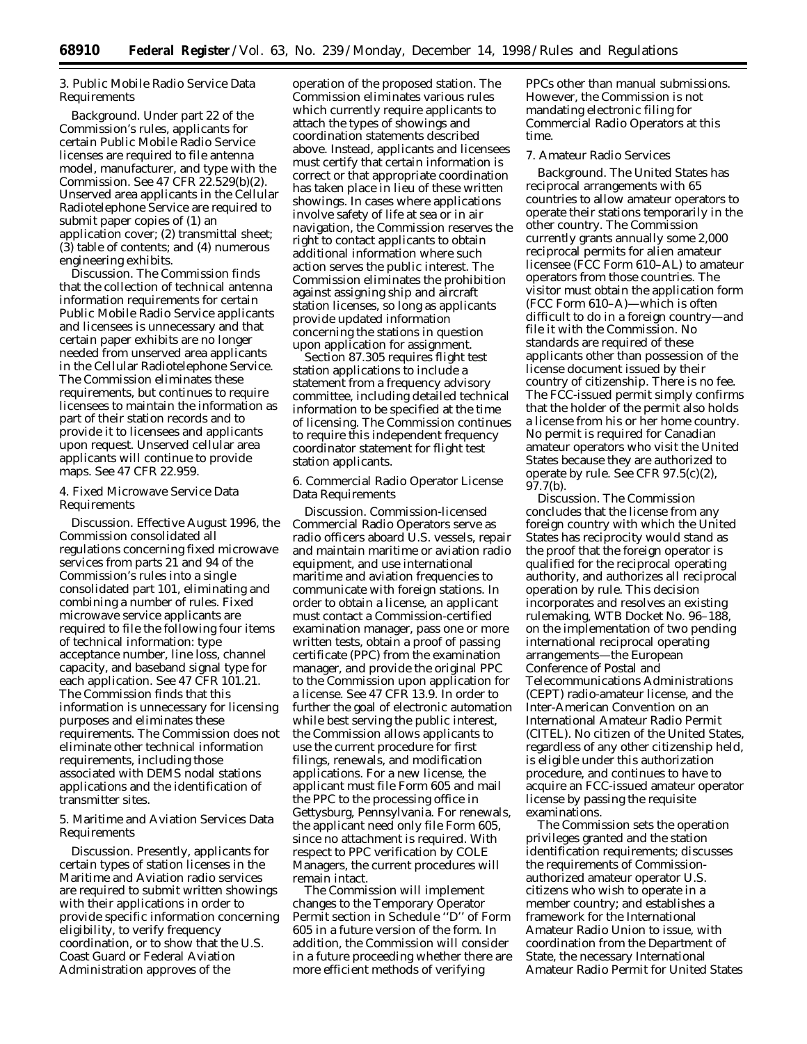### 3. Public Mobile Radio Service Data Requirements

*Background.* Under part 22 of the Commission's rules, applicants for certain Public Mobile Radio Service licenses are required to file antenna model, manufacturer, and type with the Commission. See 47 CFR 22.529(b)(2). Unserved area applicants in the Cellular Radiotelephone Service are required to submit paper copies of (1) an application cover; (2) transmittal sheet; (3) table of contents; and (4) numerous engineering exhibits.

*Discussion.* The Commission finds that the collection of technical antenna information requirements for certain Public Mobile Radio Service applicants and licensees is unnecessary and that certain paper exhibits are no longer needed from unserved area applicants in the Cellular Radiotelephone Service. The Commission eliminates these requirements, but continues to require licensees to maintain the information as part of their station records and to provide it to licensees and applicants upon request. Unserved cellular area applicants will continue to provide maps. See 47 CFR 22.959.

### 4. Fixed Microwave Service Data Requirements

*Discussion.* Effective August 1996, the Commission consolidated all regulations concerning fixed microwave services from parts 21 and 94 of the Commission's rules into a single consolidated part 101, eliminating and combining a number of rules. Fixed microwave service applicants are required to file the following four items of technical information: type acceptance number, line loss, channel capacity, and baseband signal type for each application. See 47 CFR 101.21. The Commission finds that this information is unnecessary for licensing purposes and eliminates these requirements. The Commission does not eliminate other technical information requirements, including those associated with DEMS nodal stations applications and the identification of transmitter sites.

### 5. Maritime and Aviation Services Data Requirements

*Discussion.* Presently, applicants for certain types of station licenses in the Maritime and Aviation radio services are required to submit written showings with their applications in order to provide specific information concerning eligibility, to verify frequency coordination, or to show that the U.S. Coast Guard or Federal Aviation Administration approves of the operation of the proposed station. The Commission eliminates various rules which currently require applicants to attach the types of showings and coordination statements described above. Instead, applicants and licensees must certify that certain information is correct or that appropriate coordination has taken place in lieu of these written showings. In cases where applications involve safety of life at sea or in air navigation, the Commission reserves the right to contact applicants to obtain additional information where such action serves the public interest. The Commission eliminates the prohibition against assigning ship and aircraft station licenses, so long as applicants provide updated information concerning the stations in question upon application for assignment.

Section 87.305 requires flight test station applications to include a statement from a frequency advisory committee, including detailed technical information to be specified at the time of licensing. The Commission continues to require this independent frequency coordinator statement for flight test station applicants.

### 6. Commercial Radio Operator License Data Requirements

*Discussion.* Commission-licensed Commercial Radio Operators serve as radio officers aboard U.S. vessels, repair and maintain maritime or aviation radio equipment, and use international maritime and aviation frequencies to communicate with foreign stations. In order to obtain a license, an applicant must contact a Commission-certified examination manager, pass one or more written tests, obtain a proof of passing certificate (PPC) from the examination manager, and provide the original PPC to the Commission upon application for a license. See 47 CFR 13.9. In order to further the goal of electronic automation while best serving the public interest, the Commission allows applicants to use the current procedure for first filings, renewals, and modification applications. For a new license, the applicant must file Form 605 and mail the PPC to the processing office in Gettysburg, Pennsylvania. For renewals, the applicant need only file Form 605, since no attachment is required. With respect to PPC verification by COLE Managers, the current procedures will remain intact.

The Commission will implement changes to the Temporary Operator Permit section in Schedule "D" of Form 605 in a future version of the form. In addition, the Commission will consider in a future proceeding whether there are more efficient methods of verifying PPCs other than manual submissions. However, the Commission is not mandating electronic filing for Commercial Radio Operators at this time.

### 7. Amateur Radio Services

*Background.* The United States has reciprocal arrangements with 65 countries to allow amateur operators to operate their stations temporarily in the other country. The Commission currently grants annually some 2,000 reciprocal permits for alien amateur licensee (FCC Form 610–AL) to amateur operators from those countries. The visitor must obtain the application form (FCC Form 610–A)—which is often difficult to do in a foreign country—and file it with the Commission. No standards are required of these applicants other than possession of the license document issued by their country of citizenship. There is no fee. The FCC-issued permit simply confirms that the holder of the permit also holds a license from his or her home country. No permit is required for Canadian amateur operators who visit the United States because they are authorized to operate by rule. See CFR 97.5(c)(2), 97.7(b).

*Discussion.* The Commission concludes that the license from any foreign country with which the United States has reciprocity would stand as the proof that the foreign operator is qualified for the reciprocal operating authority, and authorizes all reciprocal operation by rule. This decision incorporates and resolves an existing rulemaking, WTB Docket No. 96–188, on the implementation of two pending international reciprocal operating arrangements—the European Conference of Postal and Telecommunications Administrations (CEPT) radio-amateur license, and the Inter-American Convention on an International Amateur Radio Permit (CITEL). No citizen of the United States, regardless of any other citizenship held, is eligible under this authorization procedure, and continues to have to acquire an FCC-issued amateur operator license by passing the requisite examinations.

The Commission sets the operation privileges granted and the station identification requirements; discusses the requirements of Commission-authorized amateur operator U.S. citizens who wish to operate in a member country; and establishes a framework for the International Amateur Radio Union to issue, with coordination from the Department of State, the necessary International Amateur Radio Permit for United States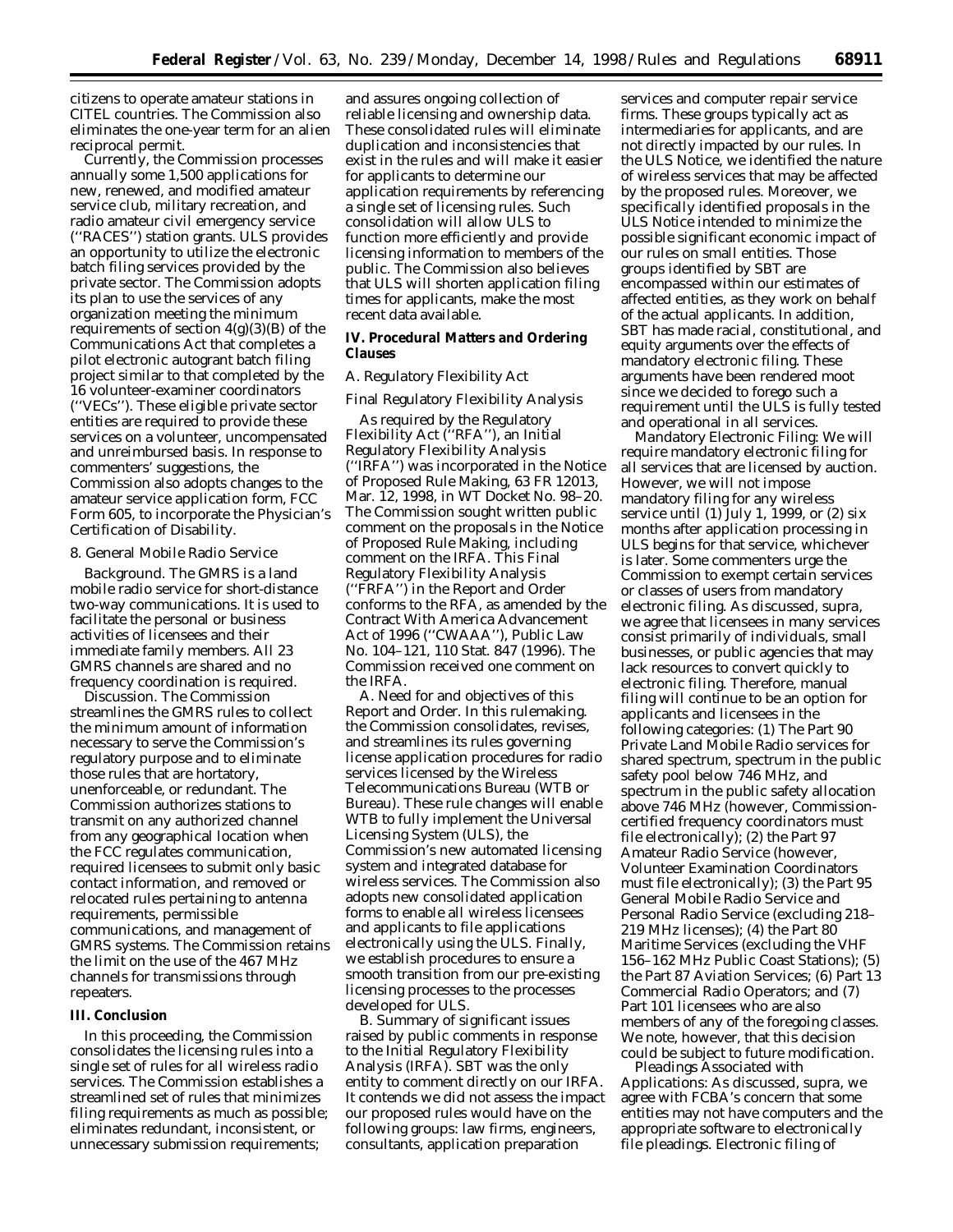citizens to operate amateur stations in CITEL countries. The Commission also eliminates the one-year term for an alien reciprocal permit.

Currently, the Commission processes annually some 1,500 applications for new, renewed, and modified amateur service club, military recreation, and radio amateur civil emergency service (''RACES'') station grants. ULS provides an opportunity to utilize the electronic batch filing services provided by the private sector. The Commission adopts its plan to use the services of any organization meeting the minimum requirements of section 4(g)(3)(B) of the Communications Act that completes a pilot electronic autogrant batch filing project similar to that completed by the 16 volunteer-examiner coordinators (''VECs''). These eligible private sector entities are required to provide these services on a volunteer, uncompensated and unreimbursed basis. In response to commenters' suggestions, the Commission also adopts changes to the amateur service application form, FCC Form 605, to incorporate the Physician's Certification of Disability.

8. General Mobile Radio Service

*Background.* The GMRS is a land mobile radio service for short-distance two-way communications. It is used to facilitate the personal or business activities of licensees and their immediate family members. All 23 GMRS channels are shared and no frequency coordination is required.

*Discussion.* The Commission streamlines the GMRS rules to collect the minimum amount of information necessary to serve the Commission's regulatory purpose and to eliminate those rules that are hortatory, unenforceable, or redundant. The Commission authorizes stations to transmit on any authorized channel from any geographical location when the FCC regulates communication, required licensees to submit only basic contact information, and removed or relocated rules pertaining to antenna requirements, permissible communications, and management of GMRS systems. The Commission retains the limit on the use of the 467 MHz channels for transmissions through repeaters.

## III. Conclusion

In this proceeding, the Commission consolidates the licensing rules into a single set of rules for all wireless radio services. The Commission establishes a streamlined set of rules that minimizes filing requirements as much as possible; eliminates redundant, inconsistent, or unnecessary submission requirements; and assures ongoing collection of reliable licensing and ownership data. These consolidated rules will eliminate duplication and inconsistencies that exist in the rules and will make it easier for applicants to determine our application requirements by referencing a single set of licensing rules. Such consolidation will allow ULS to function more efficiently and provide licensing information to members of the public. The Commission also believes that ULS will shorten application filing times for applicants, make the most recent data available.

## IV. Procedural Matters and Ordering Clauses

### A. Regulatory Flexibility Act

Final Regulatory Flexibility Analysis

As required by the Regulatory Flexibility Act (''RFA''), an Initial Regulatory Flexibility Analysis (''IRFA'') was incorporated in the Notice of Proposed Rule Making, 63 FR 12013, Mar. 12, 1998, in WT Docket No. 98–20. The Commission sought written public comment on the proposals in the Notice of Proposed Rule Making, including comment on the IRFA. This Final Regulatory Flexibility Analysis (''FRFA'') in the Report and Order conforms to the RFA, as amended by the Contract With America Advancement Act of 1996 (''CWAAA''), Public Law No. 104–121, 110 Stat. 847 (1996). The Commission received one comment on the IRFA.

A. *Need for and objectives of this Report and Order.* In this rulemaking. the Commission consolidates, revises, and streamlines its rules governing license application procedures for radio services licensed by the Wireless Telecommunications Bureau (WTB or Bureau). These rule changes will enable WTB to fully implement the Universal Licensing System (ULS), the Commission's new automated licensing system and integrated database for wireless services. The Commission also adopts new consolidated application forms to enable all wireless licensees and applicants to file applications electronically using the ULS. Finally, we establish procedures to ensure a smooth transition from our pre-existing licensing processes to the processes developed for ULS.

B. *Summary of significant issues raised by public comments in response to the Initial Regulatory Flexibility Analysis (IRFA).* SBT was the only entity to comment directly on our IRFA. It contends we did not assess the impact our proposed rules would have on the following groups: law firms, engineers, consultants, application preparation services and computer repair service firms. These groups typically act as intermediaries for applicants, and are not directly impacted by our rules. In the ULS Notice, we identified the nature of wireless services that may be affected by the proposed rules. Moreover, we specifically identified proposals in the ULS Notice intended to minimize the possible significant economic impact of our rules on small entities. Those groups identified by SBT are encompassed within our estimates of affected entities, as they work on behalf of the actual applicants. In addition, SBT has made racial, constitutional, and equity arguments over the effects of mandatory electronic filing. These arguments have been rendered moot since we decided to forego such a requirement until the ULS is fully tested and operational in all services.

*Mandatory Electronic Filing:* We will require mandatory electronic filing for all services that are licensed by auction. However, we will not impose mandatory filing for any wireless service until (1) July 1, 1999, or (2) six months after application processing in ULS begins for that service, whichever is later. Some commenters urge the Commission to exempt certain services or classes of users from mandatory electronic filing. As discussed, *supra,* we agree that licensees in many services consist primarily of individuals, small businesses, or public agencies that may lack resources to convert quickly to electronic filing. Therefore, manual filing will continue to be an option for applicants and licensees in the following categories: (1) The Part 90 Private Land Mobile Radio services for shared spectrum, spectrum in the public safety pool below 746 MHz, and spectrum in the public safety allocation above 746 MHz (however, Commission-certified frequency coordinators must file electronically); (2) the Part 97 Amateur Radio Service (however, Volunteer Examination Coordinators must file electronically); (3) the Part 95 General Mobile Radio Service and Personal Radio Service (excluding 218–219 MHz licenses); (4) the Part 80 Maritime Services (excluding the VHF 156–162 MHz Public Coast Stations); (5) the Part 87 Aviation Services; (6) Part 13 Commercial Radio Operators; and (7) Part 101 licensees who are also members of any of the foregoing classes. We note, however, that this decision could be subject to future modification.

*Pleadings Associated with Applications:* As discussed, *supra,* we agree with FCBA's concern that some entities may not have computers and the appropriate software to electronically file pleadings. Electronic filing of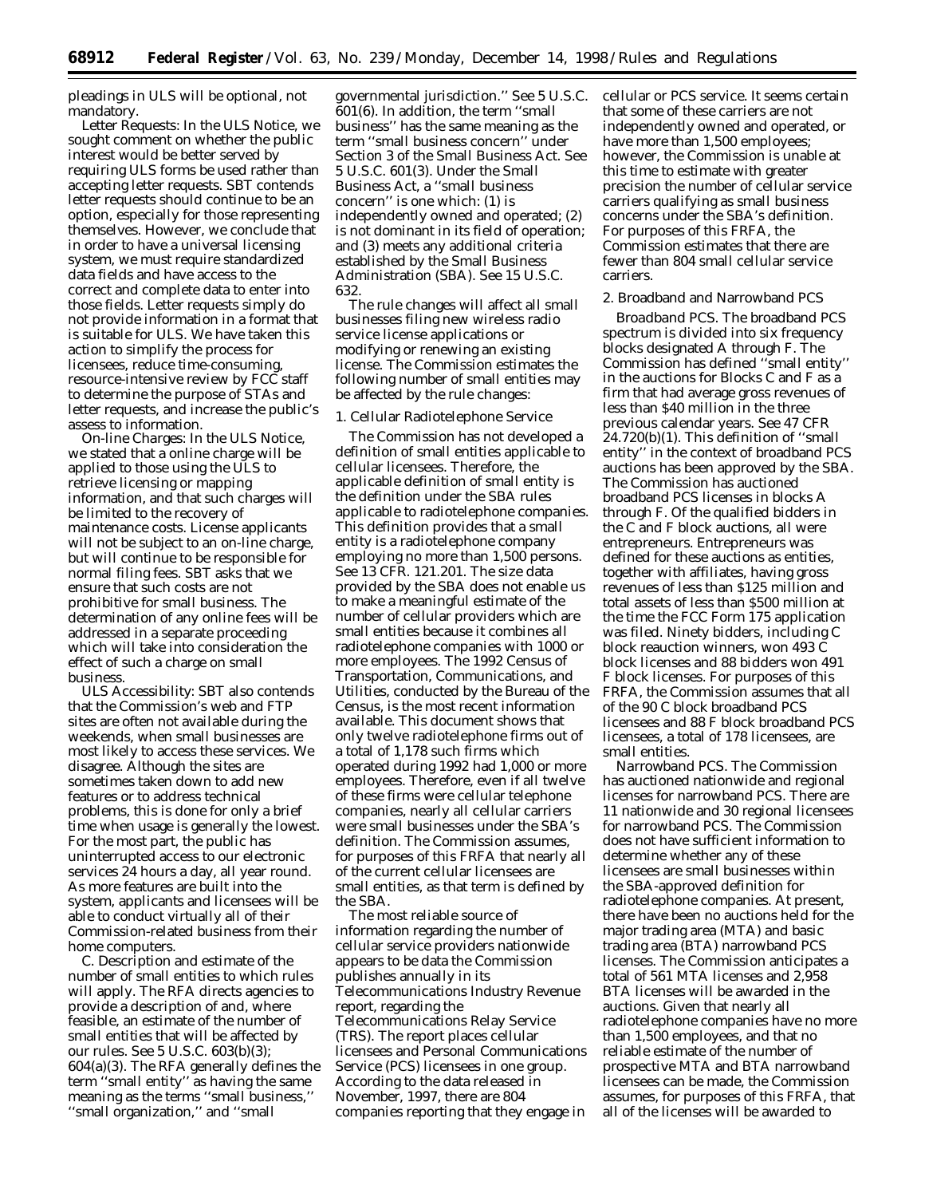pleadings in ULS will be optional, not mandatory.

*Letter Requests:* In the ULS Notice, we sought comment on whether the public interest would be better served by requiring ULS forms be used rather than accepting letter requests. SBT contends letter requests should continue to be an option, especially for those representing themselves. However, we conclude that in order to have a universal licensing system, we must require standardized data fields and have access to the correct and complete data to enter into those fields. Letter requests simply do not provide information in a format that is suitable for ULS. We have taken this action to simplify the process for licensees, reduce time-consuming, resource-intensive review by FCC staff to determine the purpose of STAs and letter requests, and increase the public's assess to information.

*On-line Charges:* In the ULS Notice, we stated that a online charge will be applied to those using the ULS to retrieve licensing or mapping information, and that such charges will be limited to the recovery of maintenance costs. License applicants will not be subject to an on-line charge, but will continue to be responsible for normal filing fees. SBT asks that we ensure that such costs are not prohibitive for small business. The determination of any online fees will be addressed in a separate proceeding which will take into consideration the effect of such a charge on small business.

*ULS Accessibility:* SBT also contends that the Commission's web and FTP sites are often not available during the weekends, when small businesses are most likely to access these services. We disagree. Although the sites are sometimes taken down to add new features or to address technical problems, this is done for only a brief time when usage is generally the lowest. For the most part, the public has uninterrupted access to our electronic services 24 hours a day, all year round. As more features are built into the system, applicants and licensees will be able to conduct virtually all of their Commission-related business from their home computers.

C. Description and estimate of the number of small entities to which rules will apply. The RFA directs agencies to provide a description of and, where feasible, an estimate of the number of small entities that will be affected by our rules. See 5 U.S.C. 603(b)(3); 604(a)(3). The RFA generally defines the term "small entity" as having the same meaning as the terms "small business," "small organization," and "small governmental jurisdiction." See 5 U.S.C. 601(6). In addition, the term "small business" has the same meaning as the term "small business concern" under Section 3 of the Small Business Act. See 5 U.S.C. 601(3). Under the Small Business Act, a "small business concern" is one which: (1) is independently owned and operated; (2) is not dominant in its field of operation; and (3) meets any additional criteria established by the Small Business Administration (SBA). See 15 U.S.C. 632.

The rule changes will affect all small businesses filing new wireless radio service license applications or modifying or renewing an existing license. The Commission estimates the following number of small entities may be affected by the rule changes:

1. Cellular Radiotelephone Service

The Commission has not developed a definition of small entities applicable to cellular licensees. Therefore, the applicable definition of small entity is the definition under the SBA rules applicable to radiotelephone companies. This definition provides that a small entity is a radiotelephone company employing no more than 1,500 persons. See 13 CFR. 121.201. The size data provided by the SBA does not enable us to make a meaningful estimate of the number of cellular providers which are small entities because it combines all radiotelephone companies with 1000 or more employees. The 1992 Census of Transportation, Communications, and Utilities, conducted by the Bureau of the Census, is the most recent information available. This document shows that only twelve radiotelephone firms out of a total of 1,178 such firms which operated during 1992 had 1,000 or more employees. Therefore, even if all twelve of these firms were cellular telephone companies, nearly all cellular carriers were small businesses under the SBA's definition. The Commission assumes, for purposes of this FRFA that nearly all of the current cellular licensees are small entities, as that term is defined by the SBA.

The most reliable source of information regarding the number of cellular service providers nationwide appears to be data the Commission publishes annually in its Telecommunications Industry Revenue report, regarding the Telecommunications Relay Service (TRS). The report places cellular licensees and Personal Communications Service (PCS) licensees in one group. According to the data released in November, 1997, there are 804 companies reporting that they engage in cellular or PCS service. It seems certain that some of these carriers are not independently owned and operated, or have more than 1,500 employees; however, the Commission is unable at this time to estimate with greater precision the number of cellular service carriers qualifying as small business concerns under the SBA's definition. For purposes of this FRFA, the Commission estimates that there are fewer than 804 small cellular service carriers.

2. Broadband and Narrowband PCS

*Broadband PCS.* The broadband PCS spectrum is divided into six frequency blocks designated A through F. The Commission has defined "small entity" in the auctions for Blocks C and F as a firm that had average gross revenues of less than $40 million in the three previous calendar years. See 47 CFR 24.720(b)(1). This definition of "small entity" in the context of broadband PCS auctions has been approved by the SBA. The Commission has auctioned broadband PCS licenses in blocks A through F. Of the qualified bidders in the C and F block auctions, all were entrepreneurs. Entrepreneurs was defined for these auctions as entities, together with affiliates, having gross revenues of less than $125 million and total assets of less than $500 million at the time the FCC Form 175 application was filed. Ninety bidders, including C block reauction winners, won 493 C block licenses and 88 bidders won 491 F block licenses. For purposes of this FRFA, the Commission assumes that all of the 90 C block broadband PCS licensees and 88 F block broadband PCS licensees, a total of 178 licensees, are small entities.

*Narrowband PCS.* The Commission has auctioned nationwide and regional licenses for narrowband PCS. There are 11 nationwide and 30 regional licensees for narrowband PCS. The Commission does not have sufficient information to determine whether any of these licensees are small businesses within the SBA-approved definition for radiotelephone companies. At present, there have been no auctions held for the major trading area (MTA) and basic trading area (BTA) narrowband PCS licenses. The Commission anticipates a total of 561 MTA licenses and 2,958 BTA licenses will be awarded in the auctions. Given that nearly all radiotelephone companies have no more than 1,500 employees, and that no reliable estimate of the number of prospective MTA and BTA narrowband licensees can be made, the Commission assumes, for purposes of this FRFA, that all of the licenses will be awarded to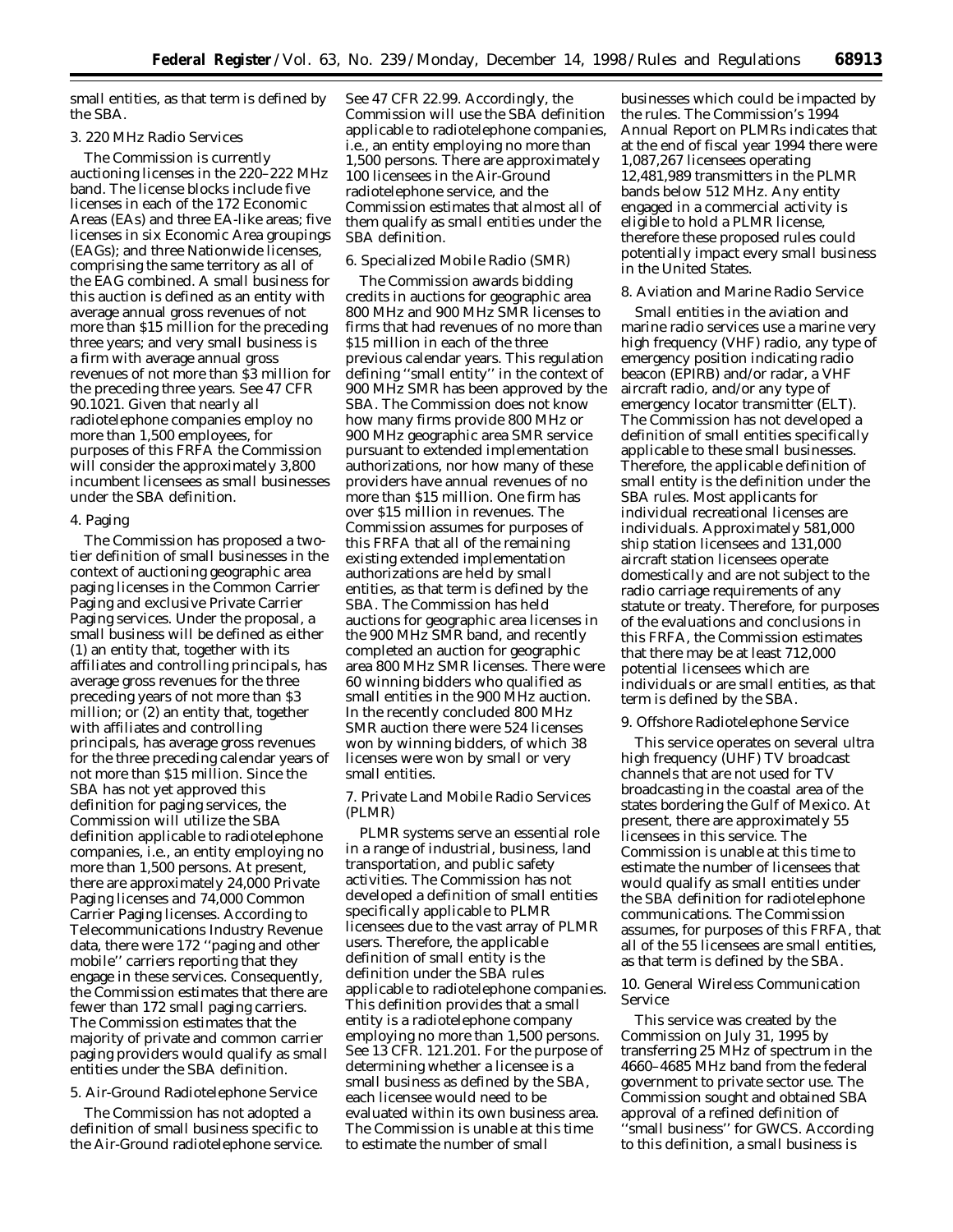small entities, as that term is defined by the SBA.

3. 220 MHz Radio Services

The Commission is currently auctioning licenses in the 220–222 MHz band. The license blocks include five licenses in each of the 172 Economic Areas (EAs) and three EA-like areas; five licenses in six Economic Area groupings (EAGs); and three Nationwide licenses, comprising the same territory as all of the EAG combined. A small business for this auction is defined as an entity with average annual gross revenues of not more than $15 million for the preceding three years; and very small business is a firm with average annual gross revenues of not more than $3 million for the preceding three years. See 47 CFR 90.1021. Given that nearly all radiotelephone companies employ no more than 1,500 employees, for purposes of this FRFA the Commission will consider the approximately 3,800 incumbent licensees as small businesses under the SBA definition.

4. Paging

The Commission has proposed a two-tier definition of small businesses in the context of auctioning geographic area paging licenses in the Common Carrier Paging and exclusive Private Carrier Paging services. Under the proposal, a small business will be defined as either (1) an entity that, together with its affiliates and controlling principals, has average gross revenues for the three preceding years of not more than $3 million; or (2) an entity that, together with affiliates and controlling principals, has average gross revenues for the three preceding calendar years of not more than $15 million. Since the SBA has not yet approved this definition for paging services, the Commission will utilize the SBA definition applicable to radiotelephone companies, i.e., an entity employing no more than 1,500 persons. At present, there are approximately 24,000 Private Paging licenses and 74,000 Common Carrier Paging licenses. According to Telecommunications Industry Revenue data, there were 172 ''paging and other mobile'' carriers reporting that they engage in these services. Consequently, the Commission estimates that there are fewer than 172 small paging carriers. The Commission estimates that the majority of private and common carrier paging providers would qualify as small entities under the SBA definition.

5. Air-Ground Radiotelephone Service

The Commission has not adopted a definition of small business specific to the Air-Ground radiotelephone service. See 47 CFR 22.99. Accordingly, the Commission will use the SBA definition applicable to radiotelephone companies, i.e., an entity employing no more than 1,500 persons. There are approximately 100 licensees in the Air-Ground radiotelephone service, and the Commission estimates that almost all of them qualify as small entities under the SBA definition.

6. Specialized Mobile Radio (SMR)

The Commission awards bidding credits in auctions for geographic area 800 MHz and 900 MHz SMR licenses to firms that had revenues of no more than $15 million in each of the three previous calendar years. This regulation defining ''small entity'' in the context of 900 MHz SMR has been approved by the SBA. The Commission does not know how many firms provide 800 MHz or 900 MHz geographic area SMR service pursuant to extended implementation authorizations, nor how many of these providers have annual revenues of no more than $15 million. One firm has over $15 million in revenues. The Commission assumes for purposes of this FRFA that all of the remaining existing extended implementation authorizations are held by small entities, as that term is defined by the SBA. The Commission has held auctions for geographic area licenses in the 900 MHz SMR band, and recently completed an auction for geographic area 800 MHz SMR licenses. There were 60 winning bidders who qualified as small entities in the 900 MHz auction. In the recently concluded 800 MHz SMR auction there were 524 licenses won by winning bidders, of which 38 licenses were won by small or very small entities.

7. Private Land Mobile Radio Services (PLMR)

PLMR systems serve an essential role in a range of industrial, business, land transportation, and public safety activities. The Commission has not developed a definition of small entities specifically applicable to PLMR licensees due to the vast array of PLMR users. Therefore, the applicable definition of small entity is the definition under the SBA rules applicable to radiotelephone companies. This definition provides that a small entity is a radiotelephone company employing no more than 1,500 persons. See 13 CFR. 121.201. For the purpose of determining whether a licensee is a small business as defined by the SBA, each licensee would need to be evaluated within its own business area. The Commission is unable at this time to estimate the number of small businesses which could be impacted by the rules. The Commission's 1994 Annual Report on PLMRs indicates that at the end of fiscal year 1994 there were 1,087,267 licensees operating 12,481,989 transmitters in the PLMR bands below 512 MHz. Any entity engaged in a commercial activity is eligible to hold a PLMR license, therefore these proposed rules could potentially impact every small business in the United States.

8. Aviation and Marine Radio Service

Small entities in the aviation and marine radio services use a marine very high frequency (VHF) radio, any type of emergency position indicating radio beacon (EPIRB) and/or radar, a VHF aircraft radio, and/or any type of emergency locator transmitter (ELT). The Commission has not developed a definition of small entities specifically applicable to these small businesses. Therefore, the applicable definition of small entity is the definition under the SBA rules. Most applicants for individual recreational licenses are individuals. Approximately 581,000 ship station licensees and 131,000 aircraft station licensees operate domestically and are not subject to the radio carriage requirements of any statute or treaty. Therefore, for purposes of the evaluations and conclusions in this FRFA, the Commission estimates that there may be at least 712,000 potential licensees which are individuals or are small entities, as that term is defined by the SBA.

9. Offshore Radiotelephone Service

This service operates on several ultra high frequency (UHF) TV broadcast channels that are not used for TV broadcasting in the coastal area of the states bordering the Gulf of Mexico. At present, there are approximately 55 licensees in this service. The Commission is unable at this time to estimate the number of licensees that would qualify as small entities under the SBA definition for radiotelephone communications. The Commission assumes, for purposes of this FRFA, that all of the 55 licensees are small entities, as that term is defined by the SBA.

10. General Wireless Communication Service

This service was created by the Commission on July 31, 1995 by transferring 25 MHz of spectrum in the 4660–4685 MHz band from the federal government to private sector use. The Commission sought and obtained SBA approval of a refined definition of ''small business'' for GWCS. According to this definition, a small business is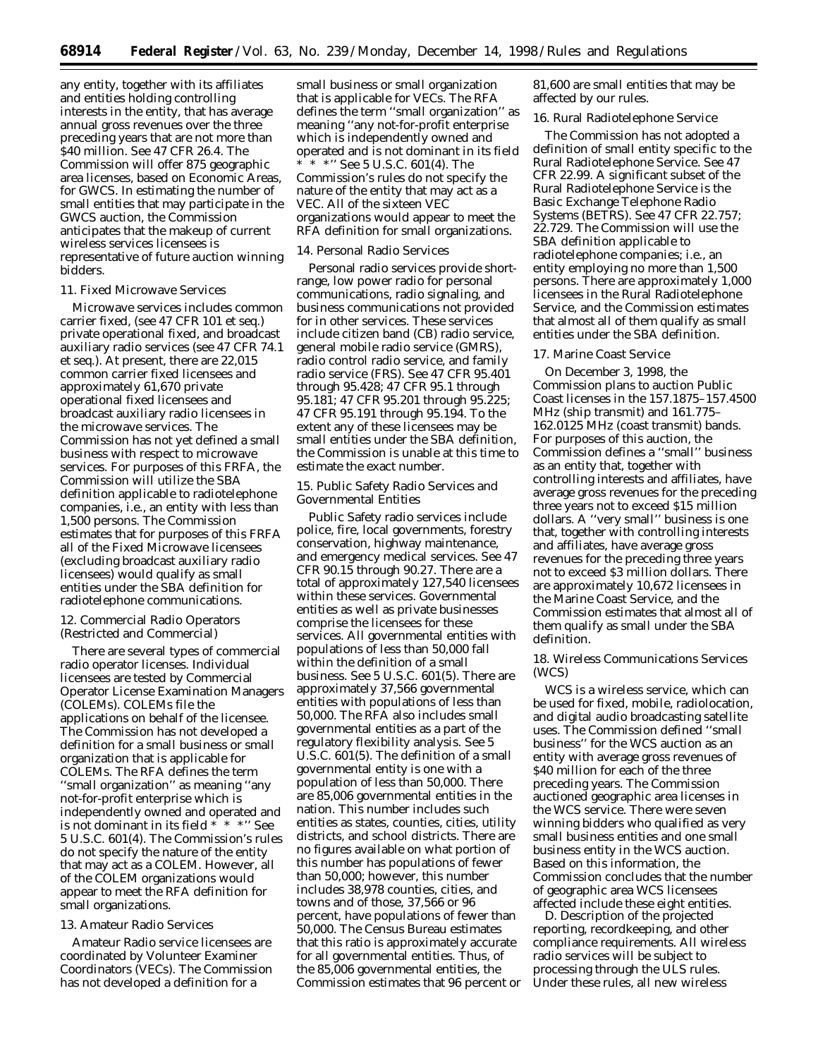any entity, together with its affiliates and entities holding controlling interests in the entity, that has average annual gross revenues over the three preceding years that are not more than $40 million. See 47 CFR 26.4. The Commission will offer 875 geographic area licenses, based on Economic Areas, for GWCS. In estimating the number of small entities that may participate in the GWCS auction, the Commission anticipates that the makeup of current wireless services licensees is representative of future auction winning bidders.

11. Fixed Microwave Services

Microwave services includes common carrier fixed, (see 47 CFR 101 et seq.) private operational fixed, and broadcast auxiliary radio services (see 47 CFR 74.1 et seq.). At present, there are 22,015 common carrier fixed licensees and approximately 61,670 private operational fixed licensees and broadcast auxiliary radio licensees in the microwave services. The Commission has not yet defined a small business with respect to microwave services. For purposes of this FRFA, the Commission will utilize the SBA definition applicable to radiotelephone companies, i.e., an entity with less than 1,500 persons. The Commission estimates that for purposes of this FRFA all of the Fixed Microwave licensees (excluding broadcast auxiliary radio licensees) would qualify as small entities under the SBA definition for radiotelephone communications.

12. Commercial Radio Operators (Restricted and Commercial)

There are several types of commercial radio operator licenses. Individual licensees are tested by Commercial Operator License Examination Managers (COLEMs). COLEMs file the applications on behalf of the licensee. The Commission has not developed a definition for a small business or small organization that is applicable for COLEMs. The RFA defines the term ''small organization'' as meaning ''any not-for-profit enterprise which is independently owned and operated and is not dominant in its field * * *'' See 5 U.S.C. 601(4). The Commission's rules do not specify the nature of the entity that may act as a COLEM. However, all of the COLEM organizations would appear to meet the RFA definition for small organizations.

13. Amateur Radio Services

Amateur Radio service licensees are coordinated by Volunteer Examiner Coordinators (VECs). The Commission has not developed a definition for a small business or small organization that is applicable for VECs. The RFA defines the term ''small organization'' as meaning ''any not-for-profit enterprise which is independently owned and operated and is not dominant in its field * * *'' See 5 U.S.C. 601(4). The Commission's rules do not specify the nature of the entity that may act as a VEC. All of the sixteen VEC organizations would appear to meet the RFA definition for small organizations.

14. Personal Radio Services

Personal radio services provide short-range, low power radio for personal communications, radio signaling, and business communications not provided for in other services. These services include citizen band (CB) radio service, general mobile radio service (GMRS), radio control radio service, and family radio service (FRS). See 47 CFR 95.401 through 95.428; 47 CFR 95.1 through 95.181; 47 CFR 95.201 through 95.225; 47 CFR 95.191 through 95.194. To the extent any of these licensees may be small entities under the SBA definition, the Commission is unable at this time to estimate the exact number.

15. Public Safety Radio Services and Governmental Entities

Public Safety radio services include police, fire, local governments, forestry conservation, highway maintenance, and emergency medical services. See 47 CFR 90.15 through 90.27. There are a total of approximately 127,540 licensees within these services. Governmental entities as well as private businesses comprise the licensees for these services. All governmental entities with populations of less than 50,000 fall within the definition of a small business. See 5 U.S.C. 601(5). There are approximately 37,566 governmental entities with populations of less than 50,000. The RFA also includes small governmental entities as a part of the regulatory flexibility analysis. See 5 U.S.C. 601(5). The definition of a small governmental entity is one with a population of less than 50,000. There are 85,006 governmental entities in the nation. This number includes such entities as states, counties, cities, utility districts, and school districts. There are no figures available on what portion of this number has populations of fewer than 50,000; however, this number includes 38,978 counties, cities, and towns and of those, 37,566 or 96 percent, have populations of fewer than 50,000. The Census Bureau estimates that this ratio is approximately accurate for all governmental entities. Thus, of the 85,006 governmental entities, the Commission estimates that 96 percent or 81,600 are small entities that may be affected by our rules.

16. Rural Radiotelephone Service

The Commission has not adopted a definition of small entity specific to the Rural Radiotelephone Service. See 47 CFR 22.99. A significant subset of the Rural Radiotelephone Service is the Basic Exchange Telephone Radio Systems (BETRS). See 47 CFR 22.757; 22.729. The Commission will use the SBA definition applicable to radiotelephone companies; i.e., an entity employing no more than 1,500 persons. There are approximately 1,000 licensees in the Rural Radiotelephone Service, and the Commission estimates that almost all of them qualify as small entities under the SBA definition.

17. Marine Coast Service

On December 3, 1998, the Commission plans to auction Public Coast licenses in the 157.1875–157.4500 MHz (ship transmit) and 161.775–162.0125 MHz (coast transmit) bands. For purposes of this auction, the Commission defines a ''small'' business as an entity that, together with controlling interests and affiliates, have average gross revenues for the preceding three years not to exceed $15 million dollars. A ''very small'' business is one that, together with controlling interests and affiliates, have average gross revenues for the preceding three years not to exceed $3 million dollars. There are approximately 10,672 licensees in the Marine Coast Service, and the Commission estimates that almost all of them qualify as small under the SBA definition.

18. Wireless Communications Services (WCS)

WCS is a wireless service, which can be used for fixed, mobile, radiolocation, and digital audio broadcasting satellite uses. The Commission defined ''small business'' for the WCS auction as an entity with average gross revenues of $40 million for each of the three preceding years. The Commission auctioned geographic area licenses in the WCS service. There were seven winning bidders who qualified as very small business entities and one small business entity in the WCS auction. Based on this information, the Commission concludes that the number of geographic area WCS licensees affected include these eight entities.

D. Description of the projected reporting, recordkeeping, and other compliance requirements. All wireless radio services will be subject to processing through the ULS rules. Under these rules, all new wireless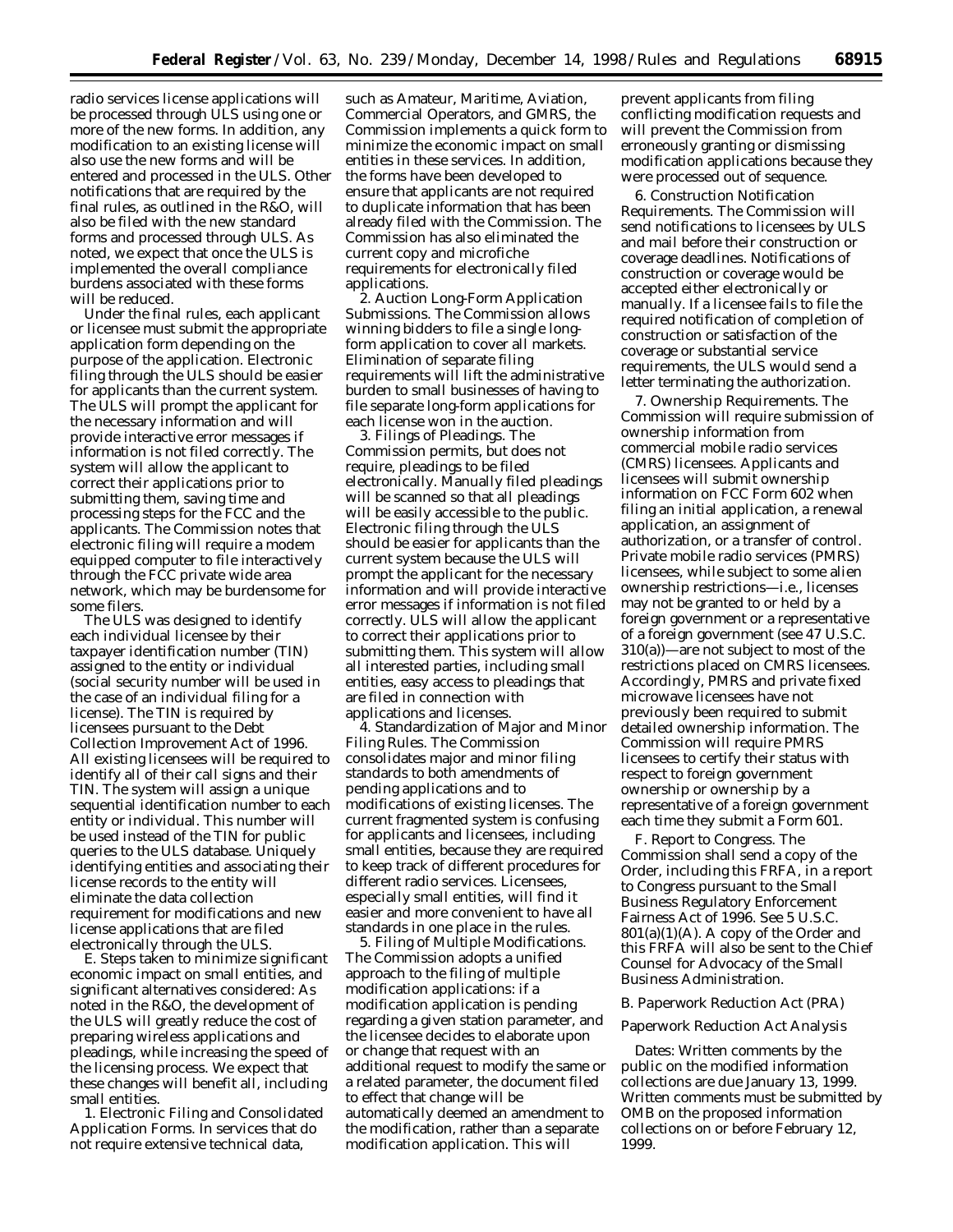radio services license applications will be processed through ULS using one or more of the new forms. In addition, any modification to an existing license will also use the new forms and will be entered and processed in the ULS. Other notifications that are required by the final rules, as outlined in the R&O, will also be filed with the new standard forms and processed through ULS. As noted, we expect that once the ULS is implemented the overall compliance burdens associated with these forms will be reduced.

Under the final rules, each applicant or licensee must submit the appropriate application form depending on the purpose of the application. Electronic filing through the ULS should be easier for applicants than the current system. The ULS will prompt the applicant for the necessary information and will provide interactive error messages if information is not filed correctly. The system will allow the applicant to correct their applications prior to submitting them, saving time and processing steps for the FCC and the applicants. The Commission notes that electronic filing will require a modem equipped computer to file interactively through the FCC private wide area network, which may be burdensome for some filers.

The ULS was designed to identify each individual licensee by their taxpayer identification number (TIN) assigned to the entity or individual (social security number will be used in the case of an individual filing for a license). The TIN is required by licensees pursuant to the Debt Collection Improvement Act of 1996. All existing licensees will be required to identify all of their call signs and their TIN. The system will assign a unique sequential identification number to each entity or individual. This number will be used instead of the TIN for public queries to the ULS database. Uniquely identifying entities and associating their license records to the entity will eliminate the data collection requirement for modifications and new license applications that are filed electronically through the ULS.

E. Steps taken to minimize significant economic impact on small entities, and significant alternatives considered: As noted in the R&O, the development of the ULS will greatly reduce the cost of preparing wireless applications and pleadings, while increasing the speed of the licensing process. We expect that these changes will benefit all, including small entities.

1. Electronic Filing and Consolidated Application Forms. In services that do not require extensive technical data, such as Amateur, Maritime, Aviation, Commercial Operators, and GMRS, the Commission implements a quick form to minimize the economic impact on small entities in these services. In addition, the forms have been developed to ensure that applicants are not required to duplicate information that has been already filed with the Commission. The Commission has also eliminated the current copy and microfiche requirements for electronically filed applications.

2. Auction Long-Form Application Submissions. The Commission allows winning bidders to file a single long-form application to cover all markets. Elimination of separate filing requirements will lift the administrative burden to small businesses of having to file separate long-form applications for each license won in the auction.

3. Filings of Pleadings. The Commission permits, but does not require, pleadings to be filed electronically. Manually filed pleadings will be scanned so that all pleadings will be easily accessible to the public. Electronic filing through the ULS should be easier for applicants than the current system because the ULS will prompt the applicant for the necessary information and will provide interactive error messages if information is not filed correctly. ULS will allow the applicant to correct their applications prior to submitting them. This system will allow all interested parties, including small entities, easy access to pleadings that are filed in connection with applications and licenses.

4. Standardization of Major and Minor Filing Rules. The Commission consolidates major and minor filing standards to both amendments of pending applications and to modifications of existing licenses. The current fragmented system is confusing for applicants and licensees, including small entities, because they are required to keep track of different procedures for different radio services. Licensees, especially small entities, will find it easier and more convenient to have all standards in one place in the rules.

5. Filing of Multiple Modifications. The Commission adopts a unified approach to the filing of multiple modification applications: if a modification application is pending regarding a given station parameter, and the licensee decides to elaborate upon or change that request with an additional request to modify the same or a related parameter, the document filed to effect that change will be automatically deemed an amendment to the modification, rather than a separate modification application. This will prevent applicants from filing conflicting modification requests and will prevent the Commission from erroneously granting or dismissing modification applications because they were processed out of sequence.

6. Construction Notification Requirements. The Commission will send notifications to licensees by ULS and mail before their construction or coverage deadlines. Notifications of construction or coverage would be accepted either electronically or manually. If a licensee fails to file the required notification of completion of construction or satisfaction of the coverage or substantial service requirements, the ULS would send a letter terminating the authorization.

7. Ownership Requirements. The Commission will require submission of ownership information from commercial mobile radio services (CMRS) licensees. Applicants and licensees will submit ownership information on FCC Form 602 when filing an initial application, a renewal application, an assignment of authorization, or a transfer of control. Private mobile radio services (PMRS) licensees, while subject to some alien ownership restrictions—i.e., licenses may not be granted to or held by a foreign government or a representative of a foreign government (see 47 U.S.C. 310(a))—are not subject to most of the restrictions placed on CMRS licensees. Accordingly, PMRS and private fixed microwave licensees have not previously been required to submit detailed ownership information. The Commission will require PMRS licensees to certify their status with respect to foreign government ownership or ownership by a representative of a foreign government each time they submit a Form 601.

F. Report to Congress. The Commission shall send a copy of the Order, including this FRFA, in a report to Congress pursuant to the Small Business Regulatory Enforcement Fairness Act of 1996. See 5 U.S.C. 801(a)(1)(A). A copy of the Order and this FRFA will also be sent to the Chief Counsel for Advocacy of the Small Business Administration.

B. Paperwork Reduction Act (PRA)

Paperwork Reduction Act Analysis

*Dates:* Written comments by the public on the modified information collections are due January 13, 1999. Written comments must be submitted by OMB on the proposed information collections on or before February 12, 1999.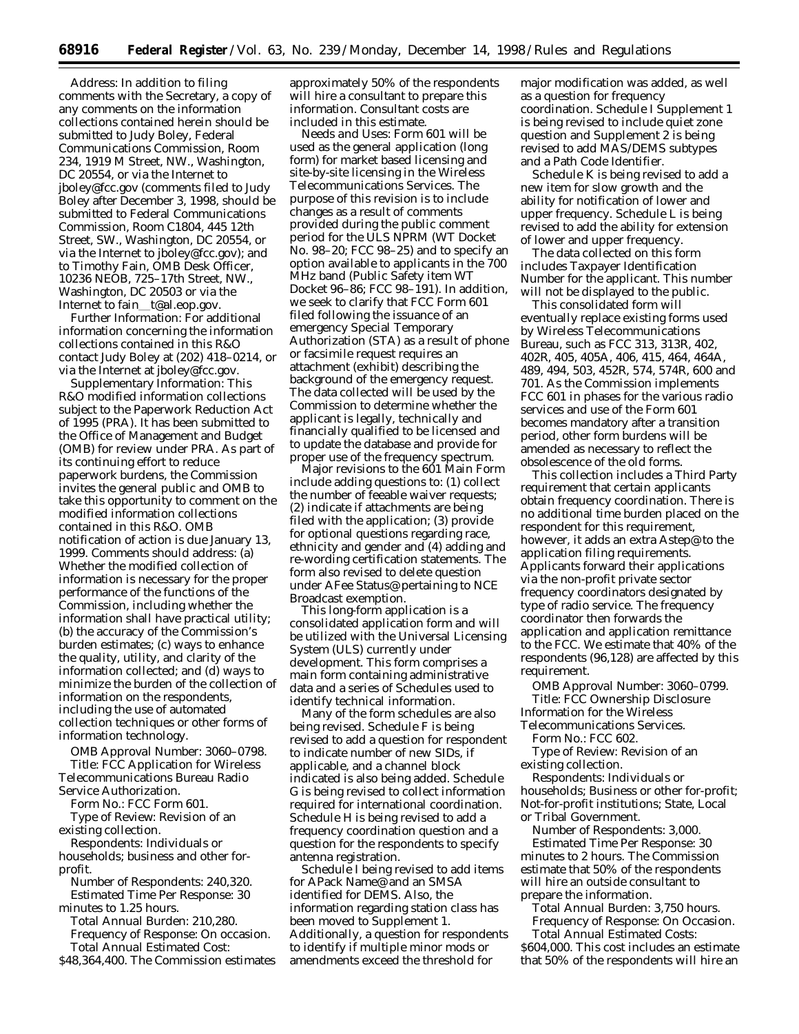*Address:* In addition to filing comments with the Secretary, a copy of any comments on the information collections contained herein should be submitted to Judy Boley, Federal Communications Commission, Room 234, 1919 M Street, NW., Washington, DC 20554, or via the Internet to jboley@fcc.gov (comments filed to Judy Boley after December 3, 1998, should be submitted to Federal Communications Commission, Room C1804, 445 12th Street, SW., Washington, DC 20554, or via the Internet to jboley@fcc.gov); and to Timothy Fain, OMB Desk Officer, 10236 NEOB, 725–17th Street, NW., Washington, DC 20503 or via the Internet to fain\_t@al.eop.gov.

*Further Information:* For additional information concerning the information collections contained in this R&O contact Judy Boley at (202) 418–0214, or via the Internet at jboley@fcc.gov.

*Supplementary Information:* This R&O modified information collections subject to the Paperwork Reduction Act of 1995 (PRA). It has been submitted to the Office of Management and Budget (OMB) for review under PRA. As part of its continuing effort to reduce paperwork burdens, the Commission invites the general public and OMB to take this opportunity to comment on the modified information collections contained in this R&O. OMB notification of action is due January 13, 1999. Comments should address: (a) Whether the modified collection of information is necessary for the proper performance of the functions of the Commission, including whether the information shall have practical utility; (b) the accuracy of the Commission's burden estimates; (c) ways to enhance the quality, utility, and clarity of the information collected; and (d) ways to minimize the burden of the collection of information on the respondents, including the use of automated collection techniques or other forms of information technology.

*OMB Approval Number:* 3060–0798.

*Title:* FCC Application for Wireless Telecommunications Bureau Radio Service Authorization.

*Form No.:* FCC Form 601.

*Type of Review:* Revision of an existing collection.

*Respondents:* Individuals or households; business and other for-profit.

*Number of Respondents:* 240,320.

*Estimated Time Per Response:* 30 minutes to 1.25 hours.

*Total Annual Burden:* 210,280.

*Frequency of Response:* On occasion.

*Total Annual Estimated Cost:* $48,364,400. The Commission estimates approximately 50% of the respondents will hire a consultant to prepare this information. Consultant costs are included in this estimate.

*Needs and Uses:* Form 601 will be used as the general application (long form) for market based licensing and site-by-site licensing in the Wireless Telecommunications Services. The purpose of this revision is to include changes as a result of comments provided during the public comment period for the ULS NPRM (WT Docket No. 98–20; FCC 98–25) and to specify an option available to applicants in the 700 MHz band (Public Safety item WT Docket 96–86; FCC 98–191). In addition, we seek to clarify that FCC Form 601 filed following the issuance of an emergency Special Temporary Authorization (STA) as a result of phone or facsimile request requires an attachment (exhibit) describing the background of the emergency request. The data collected will be used by the Commission to determine whether the applicant is legally, technically and financially qualified to be licensed and to update the database and provide for proper use of the frequency spectrum.

Major revisions to the 601 Main Form include adding questions to: (1) collect the number of feeable waiver requests; (2) indicate if attachments are being filed with the application; (3) provide for optional questions regarding race, ethnicity and gender and (4) adding and re-wording certification statements. The form also revised to delete question under AFee Status@ pertaining to NCE Broadcast exemption.

This long-form application is a consolidated application form and will be utilized with the Universal Licensing System (ULS) currently under development. This form comprises a main form containing administrative data and a series of Schedules used to identify technical information.

Many of the form schedules are also being revised. Schedule F is being revised to add a question for respondent to indicate number of new SIDs, if applicable, and a channel block indicated is also being added. Schedule G is being revised to collect information required for international coordination. Schedule H is being revised to add a frequency coordination question and a question for the respondents to specify antenna registration.

Schedule I being revised to add items for APack Name@ and an SMSA identified for DEMS. Also, the information regarding station class has been moved to Supplement 1. Additionally, a question for respondents to identify if multiple minor mods or amendments exceed the threshold for major modification was added, as well as a question for frequency coordination. Schedule I Supplement 1 is being revised to include quiet zone question and Supplement 2 is being revised to add MAS/DEMS subtypes and a Path Code Identifier.

Schedule K is being revised to add a new item for slow growth and the ability for notification of lower and upper frequency. Schedule L is being revised to add the ability for extension of lower and upper frequency.

The data collected on this form includes Taxpayer Identification Number for the applicant. This number will not be displayed to the public.

This consolidated form will eventually replace existing forms used by Wireless Telecommunications Bureau, such as FCC 313, 313R, 402, 402R, 405, 405A, 406, 415, 464, 464A, 489, 494, 503, 452R, 574, 574R, 600 and 701. As the Commission implements FCC 601 in phases for the various radio services and use of the Form 601 becomes mandatory after a transition period, other form burdens will be amended as necessary to reflect the obsolescence of the old forms.

This collection includes a Third Party requirement that certain applicants obtain frequency coordination. There is no additional time burden placed on the respondent for this requirement, however, it adds an extra Astep@ to the application filing requirements. Applicants forward their applications via the non-profit private sector frequency coordinators designated by type of radio service. The frequency coordinator then forwards the application and application remittance to the FCC. We estimate that 40% of the respondents (96,128) are affected by this requirement.

*OMB Approval Number:* 3060–0799.

*Title:* FCC Ownership Disclosure Information for the Wireless Telecommunications Services.

*Form No.:* FCC 602.

*Type of Review:* Revision of an existing collection.

*Respondents:* Individuals or households; Business or other for-profit; Not-for-profit institutions; State, Local or Tribal Government.

*Number of Respondents:* 3,000.

*Estimated Time Per Response:* 30 minutes to 2 hours. The Commission estimate that 50% of the respondents will hire an outside consultant to prepare the information.

*Total Annual Burden:* 3,750 hours.

*Frequency of Response:* On Occasion.

*Total Annual Estimated Costs:* $604,000. This cost includes an estimate that 50% of the respondents will hire an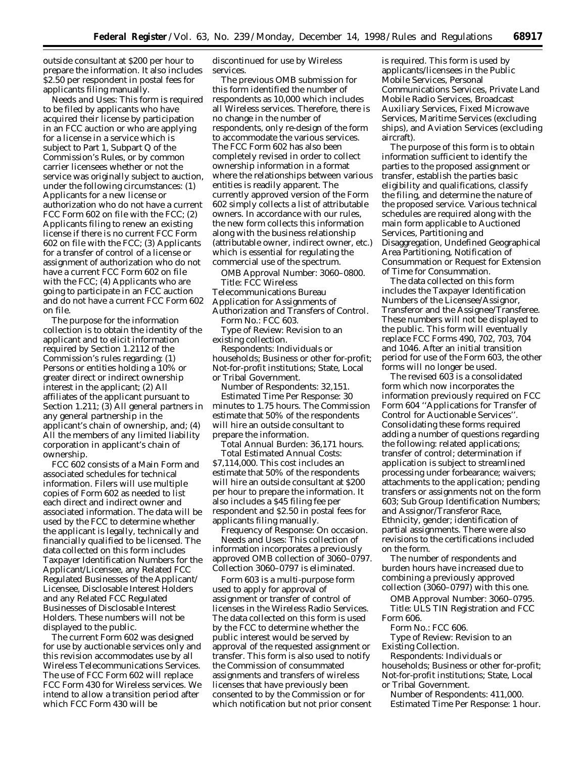outside consultant at $200 per hour to prepare the information. It also includes $2.50 per respondent in postal fees for applicants filing manually.

*Needs and Uses:* This form is required to be filed by applicants who have acquired their license by participation in an FCC auction or who are applying for a license in a service which is subject to Part 1, Subpart Q of the Commission's Rules, or by common carrier licensees whether or not the service was originally subject to auction, under the following circumstances: (1) Applicants for a new license or authorization who do not have a current FCC Form 602 on file with the FCC; (2) Applicants filing to renew an existing license if there is no current FCC Form 602 on file with the FCC; (3) Applicants for a transfer of control of a license or assignment of authorization who do not have a current FCC Form 602 on file with the FCC; (4) Applicants who are going to participate in an FCC auction and do not have a current FCC Form 602 on file.

The purpose for the information collection is to obtain the identity of the applicant and to elicit information required by Section 1.2112 of the Commission's rules regarding: (1) Persons or entities holding a 10% or greater direct or indirect ownership interest in the applicant; (2) All affiliates of the applicant pursuant to Section 1.211; (3) All general partners in any general partnership in the applicant's chain of ownership, and; (4) All the members of any limited liability corporation in applicant's chain of ownership.

FCC 602 consists of a Main Form and associated schedules for technical information. Filers will use multiple copies of Form 602 as needed to list each direct and indirect owner and associated information. The data will be used by the FCC to determine whether the applicant is legally, technically and financially qualified to be licensed. The data collected on this form includes Taxpayer Identification Numbers for the Applicant/Licensee, any Related FCC Regulated Businesses of the Applicant/Licensee, Disclosable Interest Holders and any Related FCC Regulated Businesses of Disclosable Interest Holders. These numbers will not be displayed to the public.

The current Form 602 was designed for use by auctionable services only and this revision accommodates use by all Wireless Telecommunications Services. The use of FCC Form 602 will replace FCC Form 430 for Wireless services. We intend to allow a transition period after which FCC Form 430 will be discontinued for use by Wireless services.

The previous OMB submission for this form identified the number of respondents as 10,000 which includes all Wireless services. Therefore, there is no change in the number of respondents, only re-design of the form to accommodate the various services. The FCC Form 602 has also been completely revised in order to collect ownership information in a format where the relationships between various entities is readily apparent. The currently approved version of the Form 602 simply collects a list of attributable owners. In accordance with our rules, the new form collects this information along with the business relationship (attributable owner, indirect owner, etc.) which is essential for regulating the commercial use of the spectrum.

*OMB Approval Number:* 3060–0800.

*Title:* FCC Wireless Telecommunications Bureau Application for Assignments of Authorization and Transfers of Control.

*Form No.:* FCC 603.

*Type of Review:* Revision to an existing collection.

*Respondents:* Individuals or households; Business or other for-profit; Not-for-profit institutions; State, Local or Tribal Government.

*Number of Respondents:* 32,151.

*Estimated Time Per Response:* 30 minutes to 1.75 hours. The Commission estimate that 50% of the respondents will hire an outside consultant to prepare the information.

*Total Annual Burden:* 36,171 hours.

*Total Estimated Annual Costs:* $7,114,000. This cost includes an estimate that 50% of the respondents will hire an outside consultant at $200 per hour to prepare the information. It also includes a $45 filing fee per respondent and $2.50 in postal fees for applicants filing manually.

*Frequency of Response:* On occasion.

*Needs and Uses:* This collection of information incorporates a previously approved OMB collection of 3060–0797. Collection 3060–0797 is eliminated.

Form 603 is a multi-purpose form used to apply for approval of assignment or transfer of control of licenses in the Wireless Radio Services. The data collected on this form is used by the FCC to determine whether the public interest would be served by approval of the requested assignment or transfer. This form is also used to notify the Commission of consummated assignments and transfers of wireless licenses that have previously been consented to by the Commission or for which notification but not prior consent is required. This form is used by applicants/licensees in the Public Mobile Services, Personal Communications Services, Private Land Mobile Radio Services, Broadcast Auxiliary Services, Fixed Microwave Services, Maritime Services (excluding ships), and Aviation Services (excluding aircraft).

The purpose of this form is to obtain information sufficient to identify the parties to the proposed assignment or transfer, establish the parties basic eligibility and qualifications, classify the filing, and determine the nature of the proposed service. Various technical schedules are required along with the main form applicable to Auctioned Services, Partitioning and Disaggregation, Undefined Geographical Area Partitioning, Notification of Consummation or Request for Extension of Time for Consummation.

The data collected on this form includes the Taxpayer Identification Numbers of the Licensee/Assignor, Transferor and the Assignee/Transferee. These numbers will not be displayed to the public. This form will eventually replace FCC Forms 490, 702, 703, 704 and 1046. After an initial transition period for use of the Form 603, the other forms will no longer be used.

The revised 603 is a consolidated form which now incorporates the information previously required on FCC Form 604 ''Applications for Transfer of Control for Auctionable Services''. Consolidating these forms required adding a number of questions regarding the following: related applications; transfer of control; determination if application is subject to streamlined processing under forbearance; waivers; attachments to the application; pending transfers or assignments not on the form 603; Sub Group Identification Numbers; and Assignor/Transferor Race, Ethnicity, gender; identification of partial assignments. There were also revisions to the certifications included on the form.

The number of respondents and burden hours have increased due to combining a previously approved collection (3060–0797) with this one.

*OMB Approval Number:* 3060–0795.

*Title:* ULS TIN Registration and FCC Form 606.

*Form No.:* FCC 606.

*Type of Review:* Revision to an Existing Collection.

*Respondents:* Individuals or households; Business or other for-profit; Not-for-profit institutions; State, Local or Tribal Government.

*Number of Respondents:* 411,000.

*Estimated Time Per Response:* 1 hour.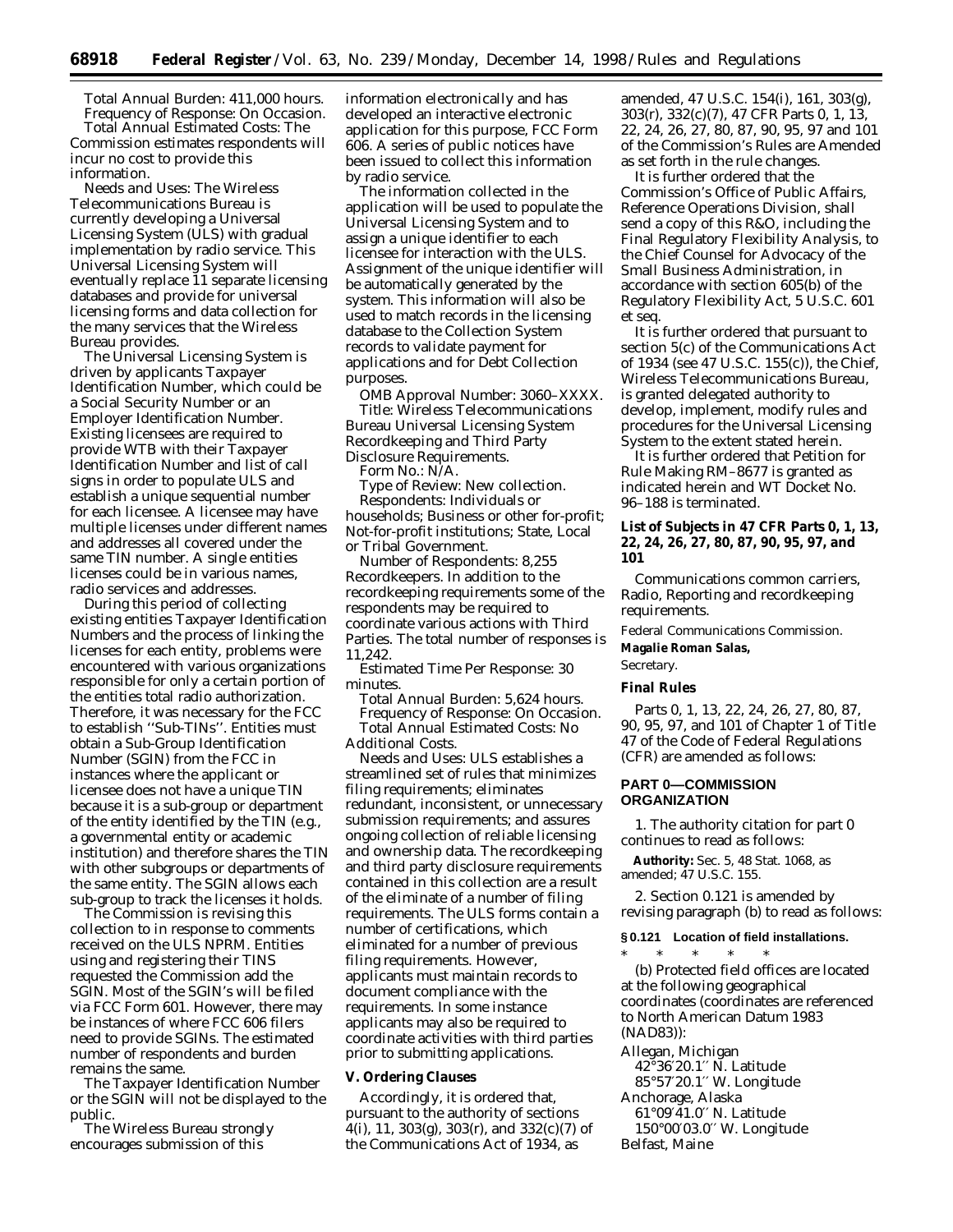Total Annual Burden: 411,000 hours.

Frequency of Response: On Occasion.

Total Annual Estimated Costs: The Commission estimates respondents will incur no cost to provide this information.

*Needs and Uses:* The Wireless Telecommunications Bureau is currently developing a Universal Licensing System (ULS) with gradual implementation by radio service. This Universal Licensing System will eventually replace 11 separate licensing databases and provide for universal licensing forms and data collection for the many services that the Wireless Bureau provides.

The Universal Licensing System is driven by applicants Taxpayer Identification Number, which could be a Social Security Number or an Employer Identification Number. Existing licensees are required to provide WTB with their Taxpayer Identification Number and list of call signs in order to populate ULS and establish a unique sequential number for each licensee. A licensee may have multiple licenses under different names and addresses all covered under the same TIN number. A single entities licenses could be in various names, radio services and addresses.

During this period of collecting existing entities Taxpayer Identification Numbers and the process of linking the licenses for each entity, problems were encountered with various organizations responsible for only a certain portion of the entities total radio authorization. Therefore, it was necessary for the FCC to establish ''Sub-TINs''. Entities must obtain a Sub-Group Identification Number (SGIN) from the FCC in instances where the applicant or licensee does not have a unique TIN because it is a sub-group or department of the entity identified by the TIN (e.g., a governmental entity or academic institution) and therefore shares the TIN with other subgroups or departments of the same entity. The SGIN allows each sub-group to track the licenses it holds.

The Commission is revising this collection to in response to comments received on the ULS NPRM. Entities using and registering their TINS requested the Commission add the SGIN. Most of the SGIN's will be filed via FCC Form 601. However, there may be instances of where FCC 606 filers need to provide SGINs. The estimated number of respondents and burden remains the same.

The Taxpayer Identification Number or the SGIN will not be displayed to the public.

The Wireless Bureau strongly encourages submission of this information electronically and has developed an interactive electronic application for this purpose, FCC Form 606. A series of public notices have been issued to collect this information by radio service.

The information collected in the application will be used to populate the Universal Licensing System and to assign a unique identifier to each licensee for interaction with the ULS. Assignment of the unique identifier will be automatically generated by the system. This information will also be used to match records in the licensing database to the Collection System records to validate payment for applications and for Debt Collection purposes.

*OMB Approval Number:* 3060–XXXX.

*Title:* Wireless Telecommunications Bureau Universal Licensing System Recordkeeping and Third Party Disclosure Requirements.

*Form No.:* N/A.

*Type of Review:* New collection.

*Respondents:* Individuals or households; Business or other for-profit; Not-for-profit institutions; State, Local or Tribal Government.

*Number of Respondents:* 8,255 Recordkeepers. In addition to the recordkeeping requirements some of the respondents may be required to coordinate various actions with Third Parties. The total number of responses is 11,242.

*Estimated Time Per Response:* 30 minutes.

*Total Annual Burden:* 5,624 hours.

*Frequency of Response:* On Occasion.

*Total Annual Estimated Costs:* No Additional Costs.

*Needs and Uses:* ULS establishes a streamlined set of rules that minimizes filing requirements; eliminates redundant, inconsistent, or unnecessary submission requirements; and assures ongoing collection of reliable licensing and ownership data. The recordkeeping and third party disclosure requirements contained in this collection are a result of the eliminate of a number of filing requirements. The ULS forms contain a number of certifications, which eliminated for a number of previous filing requirements. However, applicants must maintain records to document compliance with the requirements. In some instance applicants may also be required to coordinate activities with third parties prior to submitting applications.

## V. Ordering Clauses

Accordingly, it is ordered that, pursuant to the authority of sections 4(i), 11, 303(g), 303(r), and 332(c)(7) of the Communications Act of 1934, as amended, 47 U.S.C. 154(i), 161, 303(g), 303(r), 332(c)(7), 47 CFR Parts 0, 1, 13, 22, 24, 26, 27, 80, 87, 90, 95, 97 and 101 of the Commission's Rules are Amended as set forth in the rule changes.

It is further ordered that the Commission's Office of Public Affairs, Reference Operations Division, shall send a copy of this R&O, including the Final Regulatory Flexibility Analysis, to the Chief Counsel for Advocacy of the Small Business Administration, in accordance with section 605(b) of the Regulatory Flexibility Act, 5 U.S.C. 601 et seq.

It is further ordered that pursuant to section 5(c) of the Communications Act of 1934 (see 47 U.S.C. 155(c)), the Chief, Wireless Telecommunications Bureau, is granted delegated authority to develop, implement, modify rules and procedures for the Universal Licensing System to the extent stated herein.

It is further ordered that Petition for Rule Making RM–8677 is granted as indicated herein and WT Docket No. 96–188 is terminated.

### List of Subjects in 47 CFR Parts 0, 1, 13, 22, 24, 26, 27, 80, 87, 90, 95, 97, and 101

Communications common carriers, Radio, Reporting and recordkeeping requirements.

Federal Communications Commission.

**Magalie Roman Salas,**

*Secretary.*

### Final Rules

Parts 0, 1, 13, 22, 24, 26, 27, 80, 87, 90, 95, 97, and 101 of Chapter 1 of Title 47 of the Code of Federal Regulations (CFR) are amended as follows:

## PART 0—COMMISSION ORGANIZATION

1. The authority citation for part 0 continues to read as follows:

**Authority:** Sec. 5, 48 Stat. 1068, as amended; 47 U.S.C. 155.

2. Section 0.121 is amended by revising paragraph (b) to read as follows:

**§ 0.121 Location of field installations.**

\* \* \* \* \*

(b) Protected field offices are located at the following geographical coordinates (coordinates are referenced to North American Datum 1983 (NAD83)):

Allegan, Michigan
42°36′20.1′′ N. Latitude
85°57′20.1′′ W. Longitude

Anchorage, Alaska
61°09′41.0′′ N. Latitude
150°00′03.0′′ W. Longitude

Belfast, Maine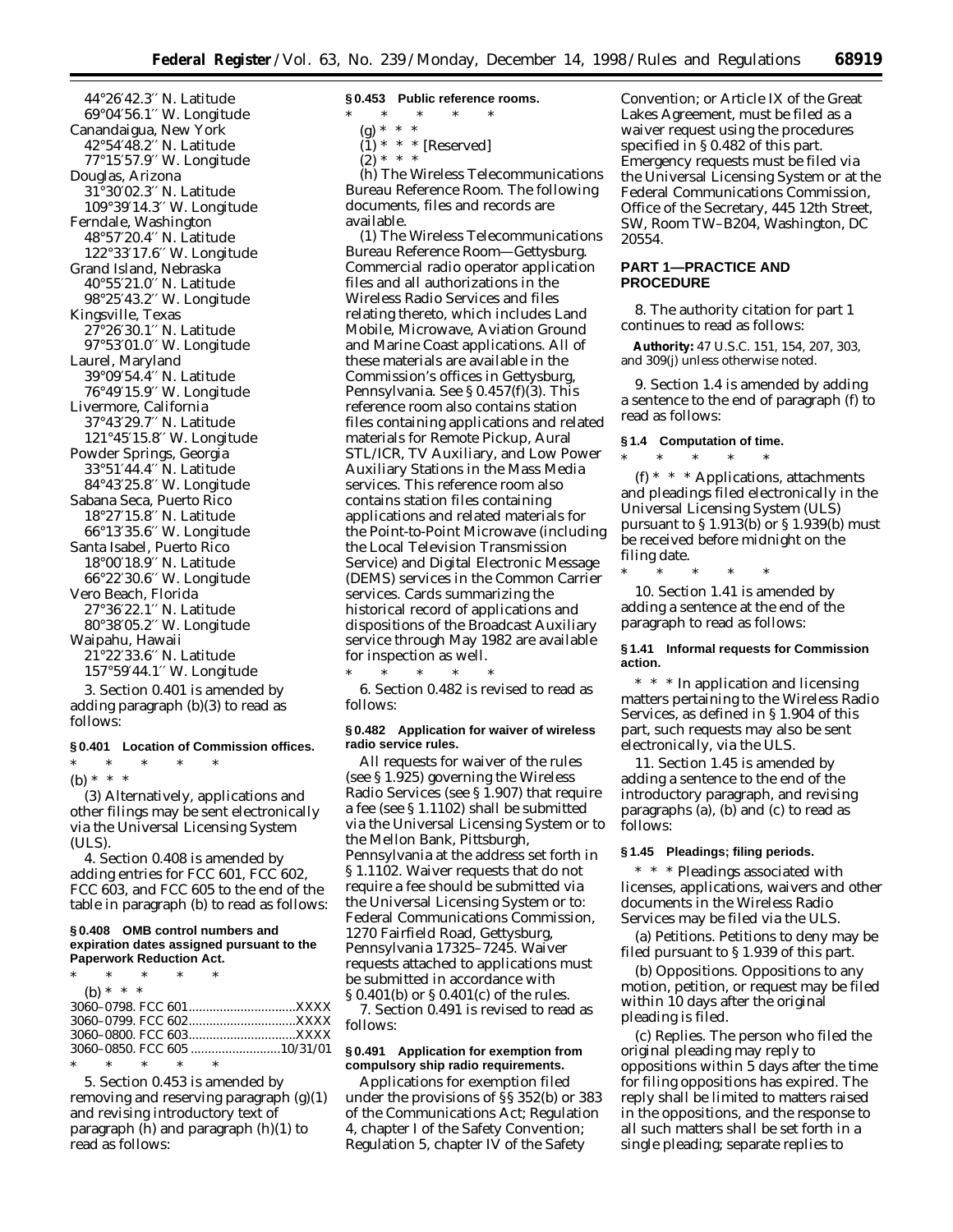44°26′42.3″ N. Latitude
69°04′56.1″ W. Longitude
Canandaigua, New York
42°54′48.2″ N. Latitude
77°15′57.9″ W. Longitude
Douglas, Arizona
31°30′02.3″ N. Latitude
109°39′14.3″ W. Longitude
Ferndale, Washington
48°57′20.4″ N. Latitude
122°33′17.6″ W. Longitude
Grand Island, Nebraska
40°55′21.0″ N. Latitude
98°25′43.2″ W. Longitude
Kingsville, Texas
27°26′30.1″ N. Latitude
97°53′01.0″ W. Longitude
Laurel, Maryland
39°09′54.4″ N. Latitude
76°49′15.9″ W. Longitude
Livermore, California
37°43′29.7″ N. Latitude
121°45′15.8″ W. Longitude
Powder Springs, Georgia
33°51′44.4″ N. Latitude
84°43′25.8″ W. Longitude
Sabana Seca, Puerto Rico
18°27′15.8″ N. Latitude
66°13′35.6″ W. Longitude
Santa Isabel, Puerto Rico
18°00′18.9″ N. Latitude
66°22′30.6″ W. Longitude
Vero Beach, Florida
27°36′22.1″ N. Latitude
80°38′05.2″ W. Longitude
Waipahu, Hawaii
21°22′33.6″ N. Latitude
157°59′44.1″ W. Longitude

3. Section 0.401 is amended by adding paragraph (b)(3) to read as follows:

**§ 0.401 Location of Commission offices.**

\* \* \* \* \*

(b) \* \* \*

(3) Alternatively, applications and other filings may be sent electronically via the Universal Licensing System (ULS).

4. Section 0.408 is amended by adding entries for FCC 601, FCC 602, FCC 603, and FCC 605 to the end of the table in paragraph (b) to read as follows:

**§ 0.408 OMB control numbers and expiration dates assigned pursuant to the Paperwork Reduction Act.**

\* \* \* \* \*

(b) \* \* \*

| | |
|---|---|
| 3060–0798. FCC 601 | XXXX |
| 3060–0799. FCC 602 | XXXX |
| 3060–0800. FCC 603 | XXXX |
| 3060–0850. FCC 605 | 10/31/01 |

\* \* \* \* \*

5. Section 0.453 is amended by removing and reserving paragraph (g)(1) and revising introductory text of paragraph (h) and paragraph (h)(1) to read as follows:

**§ 0.453 Public reference rooms.**

\* \* \* \* \*

(g) \* \* \*

(1) \* \* \* [Reserved]

(2) \* \* \*

(h) The Wireless Telecommunications Bureau Reference Room. The following documents, files and records are available.

(1) The Wireless Telecommunications Bureau Reference Room—Gettysburg. Commercial radio operator application files and all authorizations in the Wireless Radio Services and files relating thereto, which includes Land Mobile, Microwave, Aviation Ground and Marine Coast applications. All of these materials are available in the Commission's offices in Gettysburg, Pennsylvania. See § 0.457(f)(3). This reference room also contains station files containing applications and related materials for Remote Pickup, Aural STL/ICR, TV Auxiliary, and Low Power Auxiliary Stations in the Mass Media services. This reference room also contains station files containing applications and related materials for the Point-to-Point Microwave (including the Local Television Transmission Service) and Digital Electronic Message (DEMS) services in the Common Carrier services. Cards summarizing the historical record of applications and dispositions of the Broadcast Auxiliary service through May 1982 are available for inspection as well.

\* \* \* \* \*

6. Section 0.482 is revised to read as follows:

**§ 0.482 Application for waiver of wireless radio service rules.**

All requests for waiver of the rules (see § 1.925) governing the Wireless Radio Services (see § 1.907) that require a fee (see § 1.1102) shall be submitted via the Universal Licensing System or to the Mellon Bank, Pittsburgh, Pennsylvania at the address set forth in § 1.1102. Waiver requests that do not require a fee should be submitted via the Universal Licensing System or to: Federal Communications Commission, 1270 Fairfield Road, Gettysburg, Pennsylvania 17325–7245. Waiver requests attached to applications must be submitted in accordance with § 0.401(b) or § 0.401(c) of the rules.

7. Section 0.491 is revised to read as follows:

**§ 0.491 Application for exemption from compulsory ship radio requirements.**

Applications for exemption filed under the provisions of §§ 352(b) or 383 of the Communications Act; Regulation 4, chapter I of the Safety Convention; Regulation 5, chapter IV of the Safety Convention; or Article IX of the Great Lakes Agreement, must be filed as a waiver request using the procedures specified in § 0.482 of this part. Emergency requests must be filed via the Universal Licensing System or at the Federal Communications Commission, Office of the Secretary, 445 12th Street, SW, Room TW–B204, Washington, DC 20554.

## PART 1—PRACTICE AND PROCEDURE

8. The authority citation for part 1 continues to read as follows:

**Authority:** 47 U.S.C. 151, 154, 207, 303, and 309(j) unless otherwise noted.

9. Section 1.4 is amended by adding a sentence to the end of paragraph (f) to read as follows:

**§ 1.4 Computation of time.**

\* \* \* \* \*

(f) \* \* \* Applications, attachments and pleadings filed electronically in the Universal Licensing System (ULS) pursuant to § 1.913(b) or § 1.939(b) must be received before midnight on the filing date.

\* \* \* \* \*

10. Section 1.41 is amended by adding a sentence at the end of the paragraph to read as follows:

**§ 1.41 Informal requests for Commission action.**

\* \* \* In application and licensing matters pertaining to the Wireless Radio Services, as defined in § 1.904 of this part, such requests may also be sent electronically, via the ULS.

11. Section 1.45 is amended by adding a sentence to the end of the introductory paragraph, and revising paragraphs (a), (b) and (c) to read as follows:

**§ 1.45 Pleadings; filing periods.**

\* \* \* Pleadings associated with licenses, applications, waivers and other documents in the Wireless Radio Services may be filed via the ULS.

(a) *Petitions.* Petitions to deny may be filed pursuant to § 1.939 of this part.

(b) *Oppositions.* Oppositions to any motion, petition, or request may be filed within 10 days after the original pleading is filed.

(c) *Replies.* The person who filed the original pleading may reply to oppositions within 5 days after the time for filing oppositions has expired. The reply shall be limited to matters raised in the oppositions, and the response to all such matters shall be set forth in a single pleading; separate replies to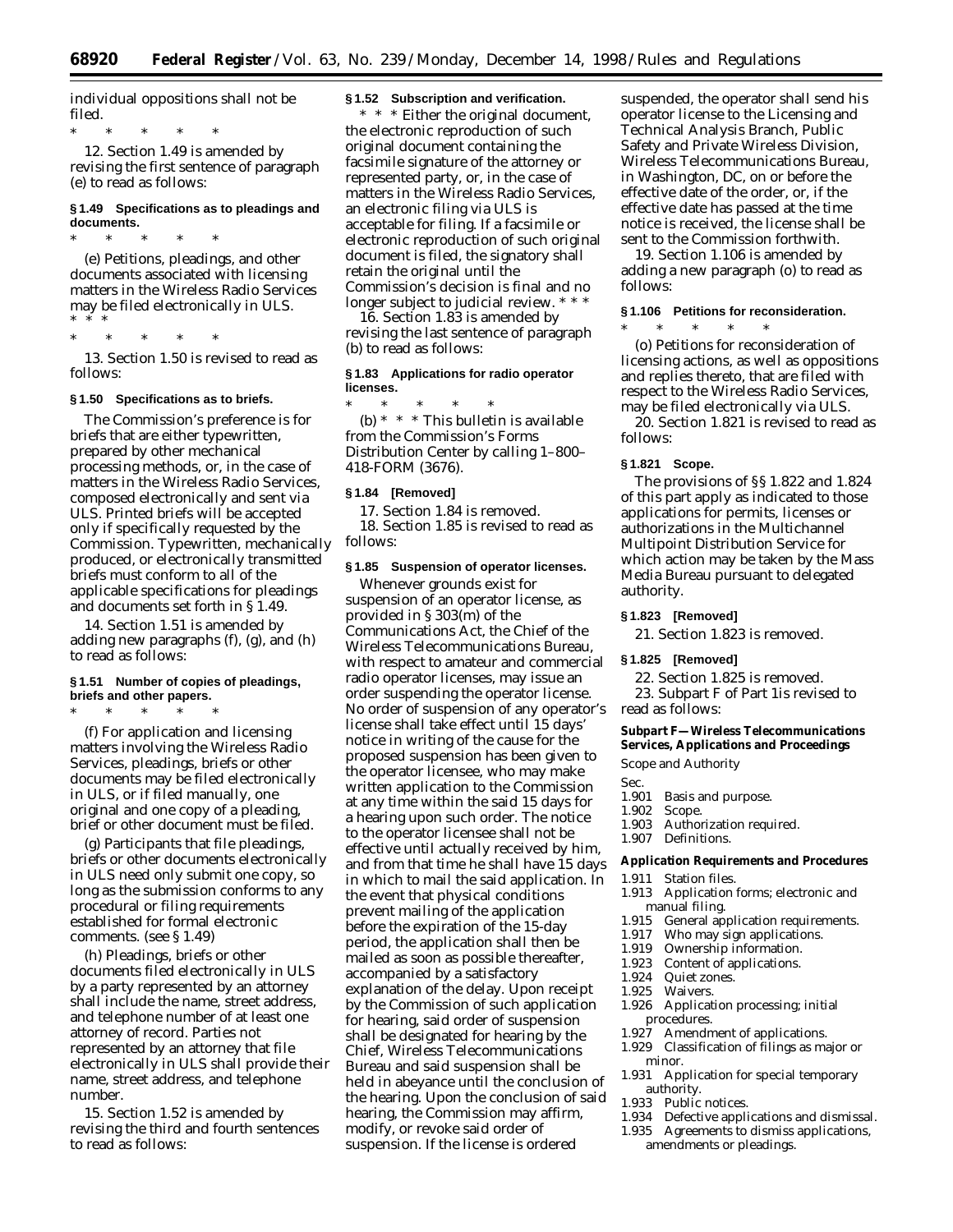individual oppositions shall not be filed.

\* \* \* \* \*

12. Section 1.49 is amended by revising the first sentence of paragraph (e) to read as follows:

**§ 1.49 Specifications as to pleadings and documents.**

\* \* \* \* \*

(e) Petitions, pleadings, and other documents associated with licensing matters in the Wireless Radio Services may be filed electronically in ULS. \* \* \*

\* \* \* \* \*

13. Section 1.50 is revised to read as follows:

**§ 1.50 Specifications as to briefs.**

The Commission's preference is for briefs that are either typewritten, prepared by other mechanical processing methods, or, in the case of matters in the Wireless Radio Services, composed electronically and sent via ULS. Printed briefs will be accepted only if specifically requested by the Commission. Typewritten, mechanically produced, or electronically transmitted briefs must conform to all of the applicable specifications for pleadings and documents set forth in § 1.49.

14. Section 1.51 is amended by adding new paragraphs (f), (g), and (h) to read as follows:

**§ 1.51 Number of copies of pleadings, briefs and other papers.**

\* \* \* \* \*

(f) For application and licensing matters involving the Wireless Radio Services, pleadings, briefs or other documents may be filed electronically in ULS, or if filed manually, one original and one copy of a pleading, brief or other document must be filed.

(g) Participants that file pleadings, briefs or other documents electronically in ULS need only submit one copy, so long as the submission conforms to any procedural or filing requirements established for formal electronic comments. (see § 1.49)

(h) Pleadings, briefs or other documents filed electronically in ULS by a party represented by an attorney shall include the name, street address, and telephone number of at least one attorney of record. Parties not represented by an attorney that file electronically in ULS shall provide their name, street address, and telephone number.

15. Section 1.52 is amended by revising the third and fourth sentences to read as follows:

**§ 1.52 Subscription and verification.**

\* \* \* Either the original document, the electronic reproduction of such original document containing the facsimile signature of the attorney or represented party, or, in the case of matters in the Wireless Radio Services, an electronic filing via ULS is acceptable for filing. If a facsimile or electronic reproduction of such original document is filed, the signatory shall retain the original until the Commission's decision is final and no longer subject to judicial review. \* \* \*

16. Section 1.83 is amended by revising the last sentence of paragraph (b) to read as follows:

**§ 1.83 Applications for radio operator licenses.**

\* \* \* \* \*

(b) \* \* \* This bulletin is available from the Commission's Forms Distribution Center by calling 1–800–418-FORM (3676).

**§ 1.84 [Removed]**

17. Section 1.84 is removed.

18. Section 1.85 is revised to read as follows:

**§ 1.85 Suspension of operator licenses.**

Whenever grounds exist for suspension of an operator license, as provided in § 303(m) of the Communications Act, the Chief of the Wireless Telecommunications Bureau, with respect to amateur and commercial radio operator licenses, may issue an order suspending the operator license. No order of suspension of any operator's license shall take effect until 15 days' notice in writing of the cause for the proposed suspension has been given to the operator licensee, who may make written application to the Commission at any time within the said 15 days for a hearing upon such order. The notice to the operator licensee shall not be effective until actually received by him, and from that time he shall have 15 days in which to mail the said application. In the event that physical conditions prevent mailing of the application before the expiration of the 15-day period, the application shall then be mailed as soon as possible thereafter, accompanied by a satisfactory explanation of the delay. Upon receipt by the Commission of such application for hearing, said order of suspension shall be designated for hearing by the Chief, Wireless Telecommunications Bureau and said suspension shall be held in abeyance until the conclusion of the hearing. Upon the conclusion of said hearing, the Commission may affirm, modify, or revoke said order of suspension. If the license is ordered suspended, the operator shall send his operator license to the Licensing and Technical Analysis Branch, Public Safety and Private Wireless Division, Wireless Telecommunications Bureau, in Washington, DC, on or before the effective date of the order, or, if the effective date has passed at the time notice is received, the license shall be sent to the Commission forthwith.

19. Section 1.106 is amended by adding a new paragraph (o) to read as follows:

**§ 1.106 Petitions for reconsideration.**

\* \* \* \* \*

(o) Petitions for reconsideration of licensing actions, as well as oppositions and replies thereto, that are filed with respect to the Wireless Radio Services, may be filed electronically via ULS.

20. Section 1.821 is revised to read as follows:

**§ 1.821 Scope.**

The provisions of §§ 1.822 and 1.824 of this part apply as indicated to those applications for permits, licenses or authorizations in the Multichannel Multipoint Distribution Service for which action may be taken by the Mass Media Bureau pursuant to delegated authority.

**§ 1.823 [Removed]**

21. Section 1.823 is removed.

**§ 1.825 [Removed]**

22. Section 1.825 is removed.

23. Subpart F of Part 1is revised to read as follows:

**Subpart F—Wireless Telecommunications Services, Applications and Proceedings**

*Scope and Authority*

Sec.
1.901 Basis and purpose.
1.902 Scope.
1.903 Authorization required.
1.907 Definitions.

**Application Requirements and Procedures**

1.911 Station files.
1.913 Application forms; electronic and manual filing.
1.915 General application requirements.
1.917 Who may sign applications.
1.919 Ownership information.
1.923 Content of applications.
1.924 Quiet zones.
1.925 Waivers.
1.926 Application processing; initial procedures.
1.927 Amendment of applications.
1.929 Classification of filings as major or minor.
1.931 Application for special temporary authority.
1.933 Public notices.
1.934 Defective applications and dismissal.
1.935 Agreements to dismiss applications, amendments or pleadings.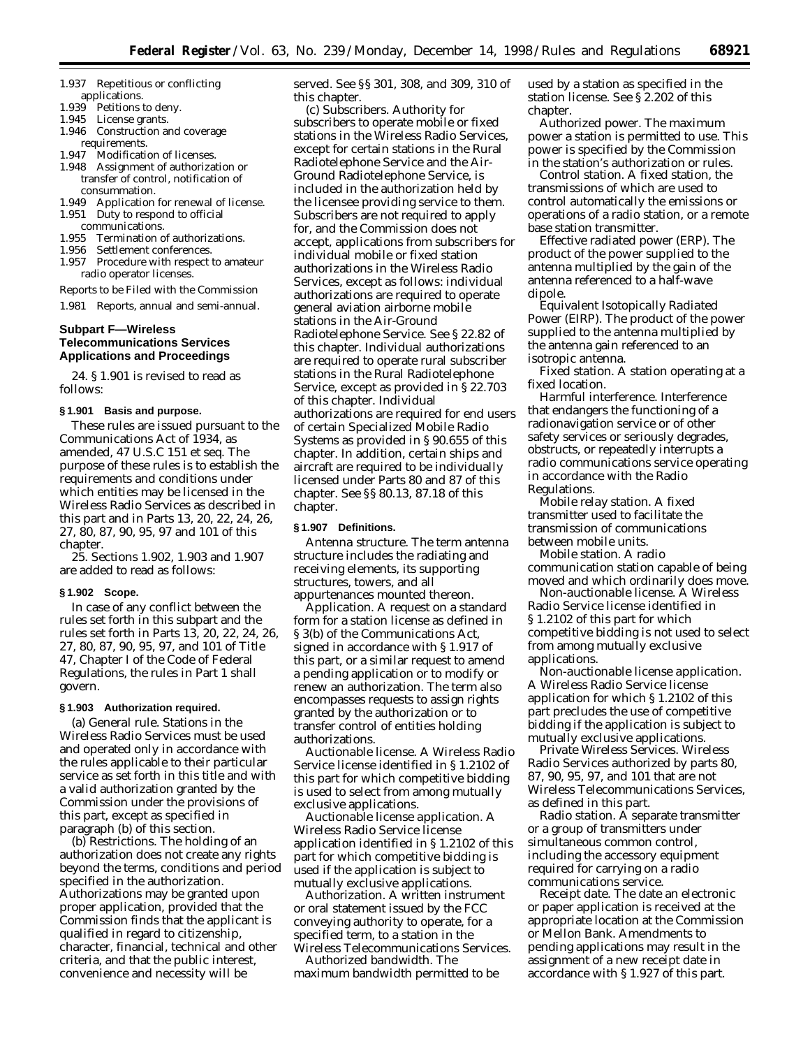1.937 Repetitious or conflicting applications.
1.939 Petitions to deny.
1.945 License grants.
1.946 Construction and coverage requirements.
1.947 Modification of licenses.
1.948 Assignment of authorization or transfer of control, notification of consummation.
1.949 Application for renewal of license.
1.951 Duty to respond to official communications.
1.955 Termination of authorizations.
1.956 Settlement conferences.
1.957 Procedure with respect to amateur radio operator licenses.

Reports to be Filed with the Commission

1.981 Reports, annual and semi-annual.

## Subpart F—Wireless Telecommunications Services Applications and Proceedings

24. § 1.901 is revised to read as follows:

### § 1.901 Basis and purpose.

These rules are issued pursuant to the Communications Act of 1934, as amended, 47 U.S.C 151 et seq. The purpose of these rules is to establish the requirements and conditions under which entities may be licensed in the Wireless Radio Services as described in this part and in Parts 13, 20, 22, 24, 26, 27, 80, 87, 90, 95, 97 and 101 of this chapter.

25. Sections 1.902, 1.903 and 1.907 are added to read as follows:

### § 1.902 Scope.

In case of any conflict between the rules set forth in this subpart and the rules set forth in Parts 13, 20, 22, 24, 26, 27, 80, 87, 90, 95, 97, and 101 of Title 47, Chapter I of the Code of Federal Regulations, the rules in Part 1 shall govern.

### § 1.903 Authorization required.

(a) *General rule.* Stations in the Wireless Radio Services must be used and operated only in accordance with the rules applicable to their particular service as set forth in this title and with a valid authorization granted by the Commission under the provisions of this part, except as specified in paragraph (b) of this section.

(b) *Restrictions.* The holding of an authorization does not create any rights beyond the terms, conditions and period specified in the authorization. Authorizations may be granted upon proper application, provided that the Commission finds that the applicant is qualified in regard to citizenship, character, financial, technical and other criteria, and that the public interest, convenience and necessity will be served. See §§ 301, 308, and 309, 310 of this chapter.

(c) *Subscribers.* Authority for subscribers to operate mobile or fixed stations in the Wireless Radio Services, except for certain stations in the Rural Radiotelephone Service and the Air-Ground Radiotelephone Service, is included in the authorization held by the licensee providing service to them. Subscribers are not required to apply for, and the Commission does not accept, applications from subscribers for individual mobile or fixed station authorizations in the Wireless Radio Services, except as follows: individual authorizations are required to operate general aviation airborne mobile stations in the Air-Ground Radiotelephone Service. See § 22.82 of this chapter. Individual authorizations are required to operate rural subscriber stations in the Rural Radiotelephone Service, except as provided in § 22.703 of this chapter. Individual authorizations are required for end users of certain Specialized Mobile Radio Systems as provided in § 90.655 of this chapter. In addition, certain ships and aircraft are required to be individually licensed under Parts 80 and 87 of this chapter. See §§ 80.13, 87.18 of this chapter.

### § 1.907 Definitions.

*Antenna structure.* The term antenna structure includes the radiating and receiving elements, its supporting structures, towers, and all appurtenances mounted thereon.

*Application.* A request on a standard form for a station license as defined in § 3(b) of the Communications Act, signed in accordance with § 1.917 of this part, or a similar request to amend a pending application or to modify or renew an authorization. The term also encompasses requests to assign rights granted by the authorization or to transfer control of entities holding authorizations.

*Auctionable license.* A Wireless Radio Service license identified in § 1.2102 of this part for which competitive bidding is used to select from among mutually exclusive applications.

*Auctionable license application.* A Wireless Radio Service license application identified in § 1.2102 of this part for which competitive bidding is used if the application is subject to mutually exclusive applications.

*Authorization.* A written instrument or oral statement issued by the FCC conveying authority to operate, for a specified term, to a station in the Wireless Telecommunications Services.

*Authorized bandwidth.* The maximum bandwidth permitted to be used by a station as specified in the station license. See § 2.202 of this chapter.

*Authorized power.* The maximum power a station is permitted to use. This power is specified by the Commission in the station's authorization or rules.

*Control station.* A fixed station, the transmissions of which are used to control automatically the emissions or operations of a radio station, or a remote base station transmitter.

*Effective radiated power (ERP).* The product of the power supplied to the antenna multiplied by the gain of the antenna referenced to a half-wave dipole.

*Equivalent Isotopically Radiated Power (EIRP).* The product of the power supplied to the antenna multiplied by the antenna gain referenced to an isotropic antenna.

*Fixed station.* A station operating at a fixed location.

*Harmful interference.* Interference that endangers the functioning of a radionavigation service or of other safety services or seriously degrades, obstructs, or repeatedly interrupts a radio communications service operating in accordance with the Radio Regulations.

*Mobile relay station.* A fixed transmitter used to facilitate the transmission of communications between mobile units.

*Mobile station.* A radio communication station capable of being moved and which ordinarily does move.

*Non-auctionable license.* A Wireless Radio Service license identified in § 1.2102 of this part for which competitive bidding is not used to select from among mutually exclusive applications.

*Non-auctionable license application.* A Wireless Radio Service license application for which § 1.2102 of this part precludes the use of competitive bidding if the application is subject to mutually exclusive applications.

*Private Wireless Services.* Wireless Radio Services authorized by parts 80, 87, 90, 95, 97, and 101 that are not Wireless Telecommunications Services, as defined in this part.

*Radio station.* A separate transmitter or a group of transmitters under simultaneous common control, including the accessory equipment required for carrying on a radio communications service.

*Receipt date.* The date an electronic or paper application is received at the appropriate location at the Commission or Mellon Bank. Amendments to pending applications may result in the assignment of a new receipt date in accordance with § 1.927 of this part.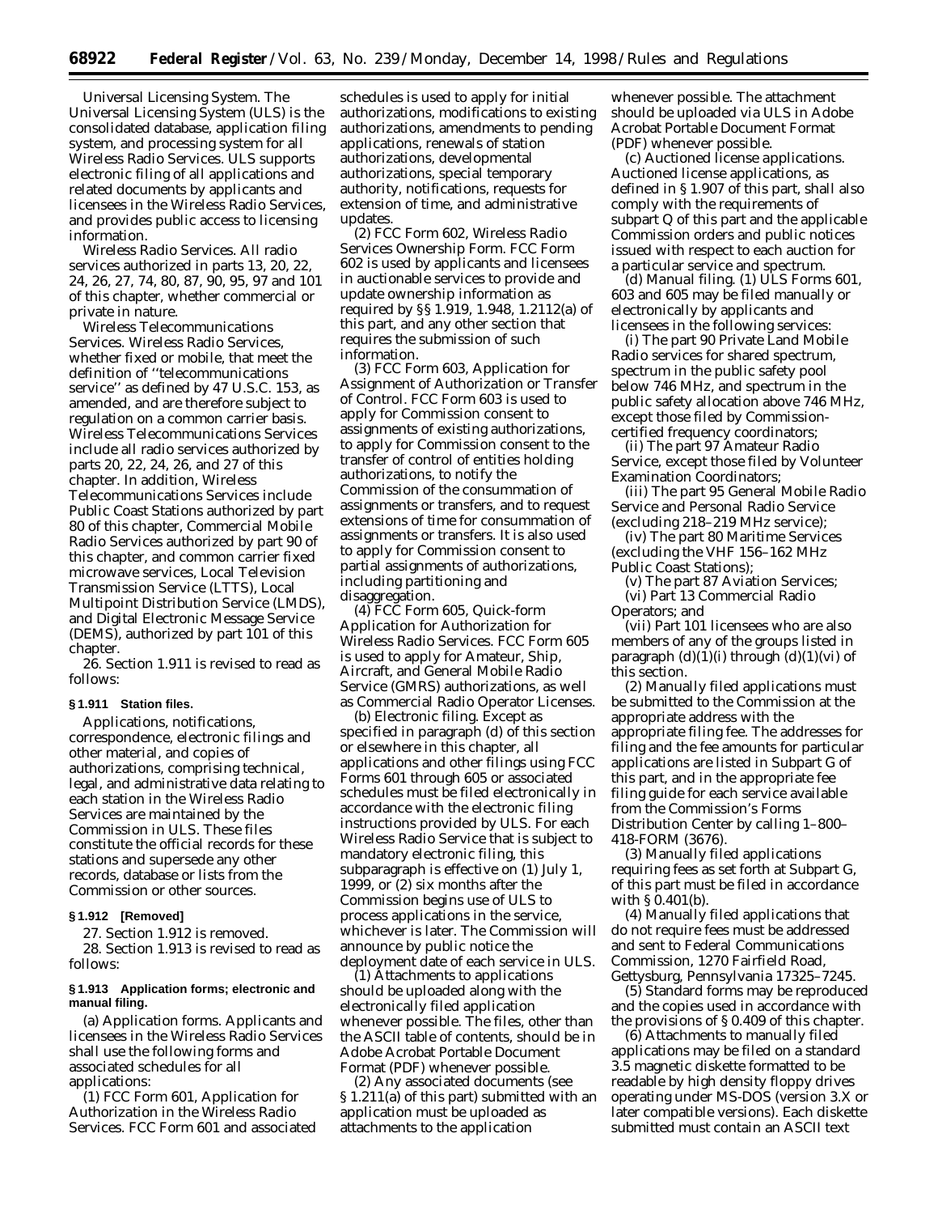*Universal Licensing System.* The Universal Licensing System (ULS) is the consolidated database, application filing system, and processing system for all Wireless Radio Services. ULS supports electronic filing of all applications and related documents by applicants and licensees in the Wireless Radio Services, and provides public access to licensing information.

*Wireless Radio Services.* All radio services authorized in parts 13, 20, 22, 24, 26, 27, 74, 80, 87, 90, 95, 97 and 101 of this chapter, whether commercial or private in nature.

*Wireless Telecommunications Services.* Wireless Radio Services, whether fixed or mobile, that meet the definition of ''telecommunications service'' as defined by 47 U.S.C. 153, as amended, and are therefore subject to regulation on a common carrier basis. Wireless Telecommunications Services include all radio services authorized by parts 20, 22, 24, 26, and 27 of this chapter. In addition, Wireless Telecommunications Services include Public Coast Stations authorized by part 80 of this chapter, Commercial Mobile Radio Services authorized by part 90 of this chapter, and common carrier fixed microwave services, Local Television Transmission Service (LTTS), Local Multipoint Distribution Service (LMDS), and Digital Electronic Message Service (DEMS), authorized by part 101 of this chapter.

26. Section 1.911 is revised to read as follows:

**§ 1.911 Station files.**

Applications, notifications, correspondence, electronic filings and other material, and copies of authorizations, comprising technical, legal, and administrative data relating to each station in the Wireless Radio Services are maintained by the Commission in ULS. These files constitute the official records for these stations and supersede any other records, database or lists from the Commission or other sources.

**§ 1.912 [Removed]**

27. Section 1.912 is removed.

28. Section 1.913 is revised to read as follows:

**§ 1.913 Application forms; electronic and manual filing.**

(a) *Application forms.* Applicants and licensees in the Wireless Radio Services shall use the following forms and associated schedules for all applications:

(1) FCC Form 601, Application for Authorization in the Wireless Radio Services. FCC Form 601 and associated schedules is used to apply for initial authorizations, modifications to existing authorizations, amendments to pending applications, renewals of station authorizations, developmental authorizations, special temporary authority, notifications, requests for extension of time, and administrative updates.

(2) FCC Form 602, Wireless Radio Services Ownership Form. FCC Form 602 is used by applicants and licensees in auctionable services to provide and update ownership information as required by §§ 1.919, 1.948, 1.2112(a) of this part, and any other section that requires the submission of such information.

(3) FCC Form 603, Application for Assignment of Authorization or Transfer of Control. FCC Form 603 is used to apply for Commission consent to assignments of existing authorizations, to apply for Commission consent to the transfer of control of entities holding authorizations, to notify the Commission of the consummation of assignments or transfers, and to request extensions of time for consummation of assignments or transfers. It is also used to apply for Commission consent to partial assignments of authorizations, including partitioning and disaggregation.

(4) FCC Form 605, Quick-form Application for Authorization for Wireless Radio Services. FCC Form 605 is used to apply for Amateur, Ship, Aircraft, and General Mobile Radio Service (GMRS) authorizations, as well as Commercial Radio Operator Licenses.

(b) *Electronic filing.* Except as specified in paragraph (d) of this section or elsewhere in this chapter, all applications and other filings using FCC Forms 601 through 605 or associated schedules must be filed electronically in accordance with the electronic filing instructions provided by ULS. For each Wireless Radio Service that is subject to mandatory electronic filing, this subparagraph is effective on (1) July 1, 1999, or (2) six months after the Commission begins use of ULS to process applications in the service, whichever is later. The Commission will announce by public notice the deployment date of each service in ULS.

(1) Attachments to applications should be uploaded along with the electronically filed application whenever possible. The files, other than the ASCII table of contents, should be in Adobe Acrobat Portable Document Format (PDF) whenever possible.

(2) Any associated documents (see § 1.211(a) of this part) submitted with an application must be uploaded as attachments to the application whenever possible. The attachment should be uploaded via ULS in Adobe Acrobat Portable Document Format (PDF) whenever possible.

(c) *Auctioned license applications.* Auctioned license applications, as defined in § 1.907 of this part, shall also comply with the requirements of subpart Q of this part and the applicable Commission orders and public notices issued with respect to each auction for a particular service and spectrum.

(d) *Manual filing.* (1) ULS Forms 601, 603 and 605 may be filed manually or electronically by applicants and licensees in the following services:

(i) The part 90 Private Land Mobile Radio services for shared spectrum, spectrum in the public safety pool below 746 MHz, and spectrum in the public safety allocation above 746 MHz, except those filed by Commission-certified frequency coordinators;

(ii) The part 97 Amateur Radio Service, except those filed by Volunteer Examination Coordinators;

(iii) The part 95 General Mobile Radio Service and Personal Radio Service (excluding 218–219 MHz service);

(iv) The part 80 Maritime Services (excluding the VHF 156–162 MHz Public Coast Stations);

(v) The part 87 Aviation Services;

(vi) Part 13 Commercial Radio Operators; and

(vii) Part 101 licensees who are also members of any of the groups listed in paragraph (d)(1)(i) through (d)(1)(vi) of this section.

(2) Manually filed applications must be submitted to the Commission at the appropriate address with the appropriate filing fee. The addresses for filing and the fee amounts for particular applications are listed in Subpart G of this part, and in the appropriate fee filing guide for each service available from the Commission's Forms Distribution Center by calling 1–800–418-FORM (3676).

(3) Manually filed applications requiring fees as set forth at Subpart G, of this part must be filed in accordance with § 0.401(b).

(4) Manually filed applications that do not require fees must be addressed and sent to Federal Communications Commission, 1270 Fairfield Road, Gettysburg, Pennsylvania 17325–7245.

(5) Standard forms may be reproduced and the copies used in accordance with the provisions of § 0.409 of this chapter.

(6) Attachments to manually filed applications may be filed on a standard 3.5 magnetic diskette formatted to be readable by high density floppy drives operating under MS-DOS (version 3.X or later compatible versions). Each diskette submitted must contain an ASCII text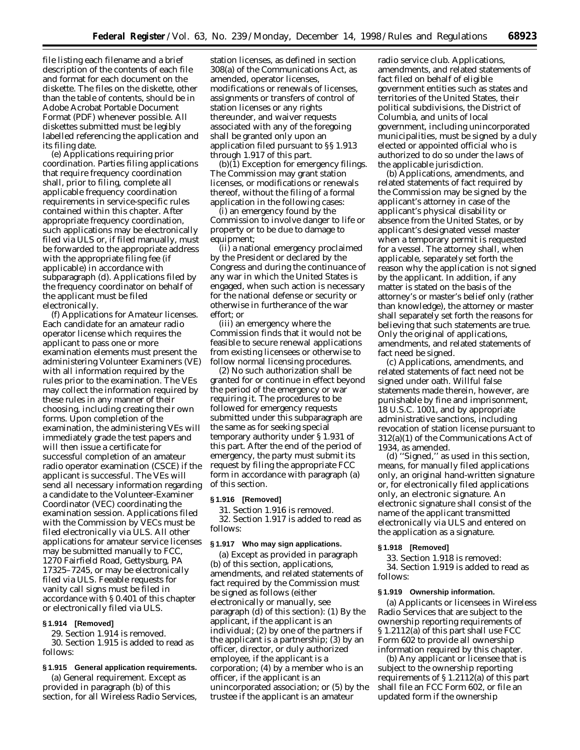file listing each filename and a brief description of the contents of each file and format for each document on the diskette. The files on the diskette, other than the table of contents, should be in Adobe Acrobat Portable Document Format (PDF) whenever possible. All diskettes submitted must be legibly labelled referencing the application and its filing date.

(e) *Applications requiring prior coordination.* Parties filing applications that require frequency coordination shall, prior to filing, complete all applicable frequency coordination requirements in service-specific rules contained within this chapter. After appropriate frequency coordination, such applications may be electronically filed via ULS or, if filed manually, must be forwarded to the appropriate address with the appropriate filing fee (if applicable) in accordance with subparagraph (d). Applications filed by the frequency coordinator on behalf of the applicant must be filed electronically.

(f) *Applications for Amateur licenses.* Each candidate for an amateur radio operator license which requires the applicant to pass one or more examination elements must present the administering Volunteer Examiners (VE) with all information required by the rules prior to the examination. The VEs may collect the information required by these rules in any manner of their choosing, including creating their own forms. Upon completion of the examination, the administering VEs will immediately grade the test papers and will then issue a certificate for successful completion of an amateur radio operator examination (CSCE) if the applicant is successful. The VEs will send all necessary information regarding a candidate to the Volunteer-Examiner Coordinator (VEC) coordinating the examination session. Applications filed with the Commission by VECs must be filed electronically via ULS. All other applications for amateur service licenses may be submitted manually to FCC, 1270 Fairfield Road, Gettysburg, PA 17325–7245, or may be electronically filed via ULS. Feeable requests for vanity call signs must be filed in accordance with § 0.401 of this chapter or electronically filed via ULS.

**§ 1.914 [Removed]**

29. Section 1.914 is removed.

30. Section 1.915 is added to read as follows:

**§ 1.915 General application requirements.**

(a) *General requirement.* Except as provided in paragraph (b) of this section, for all Wireless Radio Services, station licenses, as defined in section 308(a) of the Communications Act, as amended, operator licenses, modifications or renewals of licenses, assignments or transfers of control of station licenses or any rights thereunder, and waiver requests associated with any of the foregoing shall be granted only upon an application filed pursuant to §§ 1.913 through 1.917 of this part.

(b)(1) *Exception for emergency filings.* The Commission may grant station licenses, or modifications or renewals thereof, without the filing of a formal application in the following cases:

(i) an emergency found by the Commission to involve danger to life or property or to be due to damage to equipment;

(ii) a national emergency proclaimed by the President or declared by the Congress and during the continuance of any war in which the United States is engaged, when such action is necessary for the national defense or security or otherwise in furtherance of the war effort; or

(iii) an emergency where the Commission finds that it would not be feasible to secure renewal applications from existing licensees or otherwise to follow normal licensing procedures.

(2) No such authorization shall be granted for or continue in effect beyond the period of the emergency or war requiring it. The procedures to be followed for emergency requests submitted under this subparagraph are the same as for seeking special temporary authority under § 1.931 of this part. After the end of the period of emergency, the party must submit its request by filing the appropriate FCC form in accordance with paragraph (a) of this section.

**§ 1.916 [Removed]**

31. Section 1.916 is removed.

32. Section 1.917 is added to read as follows:

**§ 1.917 Who may sign applications.**

(a) Except as provided in paragraph (b) of this section, applications, amendments, and related statements of fact required by the Commission must be signed as follows (either electronically or manually, see paragraph (d) of this section): (1) By the applicant, if the applicant is an individual; (2) by one of the partners if the applicant is a partnership; (3) by an officer, director, or duly authorized employee, if the applicant is a corporation; (4) by a member who is an officer, if the applicant is an unincorporated association; or (5) by the trustee if the applicant is an amateur radio service club. Applications, amendments, and related statements of fact filed on behalf of eligible government entities such as states and territories of the United States, their political subdivisions, the District of Columbia, and units of local government, including unincorporated municipalities, must be signed by a duly elected or appointed official who is authorized to do so under the laws of the applicable jurisdiction.

(b) Applications, amendments, and related statements of fact required by the Commission may be signed by the applicant's attorney in case of the applicant's physical disability or absence from the United States, or by applicant's designated vessel master when a temporary permit is requested for a vessel. The attorney shall, when applicable, separately set forth the reason why the application is not signed by the applicant. In addition, if any matter is stated on the basis of the attorney's or master's belief only (rather than knowledge), the attorney or master shall separately set forth the reasons for believing that such statements are true. Only the original of applications, amendments, and related statements of fact need be signed.

(c) Applications, amendments, and related statements of fact need not be signed under oath. Willful false statements made therein, however, are punishable by fine and imprisonment, 18 U.S.C. 1001, and by appropriate administrative sanctions, including revocation of station license pursuant to 312(a)(1) of the Communications Act of 1934, as amended.

(d) ''Signed,'' as used in this section, means, for manually filed applications only, an original hand-written signature or, for electronically filed applications only, an electronic signature. An electronic signature shall consist of the name of the applicant transmitted electronically via ULS and entered on the application as a signature.

**§ 1.918 [Removed]**

33. Section 1.918 is removed:

34. Section 1.919 is added to read as follows:

**§ 1.919 Ownership information.**

(a) Applicants or licensees in Wireless Radio Services that are subject to the ownership reporting requirements of § 1.2112(a) of this part shall use FCC Form 602 to provide all ownership information required by this chapter.

(b) Any applicant or licensee that is subject to the ownership reporting requirements of § 1.2112(a) of this part shall file an FCC Form 602, or file an updated form if the ownership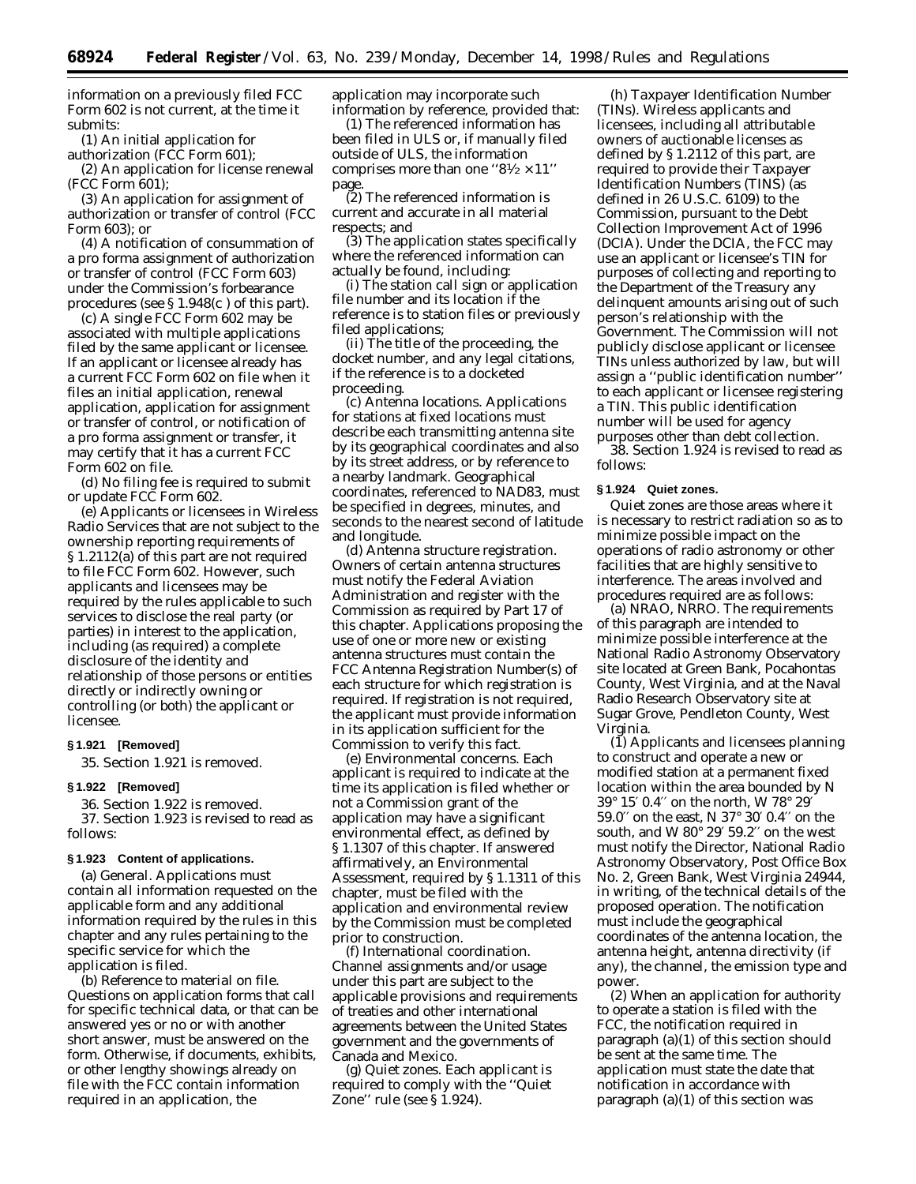information on a previously filed FCC Form 602 is not current, at the time it submits:

(1) An initial application for authorization (FCC Form 601);

(2) An application for license renewal (FCC Form 601);

(3) An application for assignment of authorization or transfer of control (FCC Form 603); or

(4) A notification of consummation of a pro forma assignment of authorization or transfer of control (FCC Form 603) under the Commission's forbearance procedures (see § 1.948(c ) of this part).

(c) A single FCC Form 602 may be associated with multiple applications filed by the same applicant or licensee. If an applicant or licensee already has a current FCC Form 602 on file when it files an initial application, renewal application, application for assignment or transfer of control, or notification of a pro forma assignment or transfer, it may certify that it has a current FCC Form 602 on file.

(d) No filing fee is required to submit or update FCC Form 602.

(e) Applicants or licensees in Wireless Radio Services that are not subject to the ownership reporting requirements of § 1.2112(a) of this part are not required to file FCC Form 602. However, such applicants and licensees may be required by the rules applicable to such services to disclose the real party (or parties) in interest to the application, including (as required) a complete disclosure of the identity and relationship of those persons or entities directly or indirectly owning or controlling (or both) the applicant or licensee.

**§ 1.921 [Removed]**

35. Section 1.921 is removed.

**§ 1.922 [Removed]**

36. Section 1.922 is removed.

37. Section 1.923 is revised to read as follows:

**§ 1.923 Content of applications.**

(a) *General.* Applications must contain all information requested on the applicable form and any additional information required by the rules in this chapter and any rules pertaining to the specific service for which the application is filed.

(b) *Reference to material on file.* Questions on application forms that call for specific technical data, or that can be answered yes or no or with another short answer, must be answered on the form. Otherwise, if documents, exhibits, or other lengthy showings already on file with the FCC contain information required in an application, the application may incorporate such information by reference, provided that:

(1) The referenced information has been filed in ULS or, if manually filed outside of ULS, the information comprises more than one ''8½ × 11'' page.

(2) The referenced information is current and accurate in all material respects; and

(3) The application states specifically where the referenced information can actually be found, including:

(i) The station call sign or application file number and its location if the reference is to station files or previously filed applications;

(ii) The title of the proceeding, the docket number, and any legal citations, if the reference is to a docketed proceeding.

(c) *Antenna locations.* Applications for stations at fixed locations must describe each transmitting antenna site by its geographical coordinates and also by its street address, or by reference to a nearby landmark. Geographical coordinates, referenced to NAD83, must be specified in degrees, minutes, and seconds to the nearest second of latitude and longitude.

(d) *Antenna structure registration.* Owners of certain antenna structures must notify the Federal Aviation Administration and register with the Commission as required by Part 17 of this chapter. Applications proposing the use of one or more new or existing antenna structures must contain the FCC Antenna Registration Number(s) of each structure for which registration is required. If registration is not required, the applicant must provide information in its application sufficient for the Commission to verify this fact.

(e) *Environmental concerns.* Each applicant is required to indicate at the time its application is filed whether or not a Commission grant of the application may have a significant environmental effect, as defined by § 1.1307 of this chapter. If answered affirmatively, an Environmental Assessment, required by § 1.1311 of this chapter, must be filed with the application and environmental review by the Commission must be completed prior to construction.

(f) *International coordination.* Channel assignments and/or usage under this part are subject to the applicable provisions and requirements of treaties and other international agreements between the United States government and the governments of Canada and Mexico.

(g) *Quiet zones.* Each applicant is required to comply with the ''Quiet Zone'' rule (see § 1.924).

(h) *Taxpayer Identification Number (TINs).* Wireless applicants and licensees, including all attributable owners of auctionable licenses as defined by § 1.2112 of this part, are required to provide their Taxpayer Identification Numbers (TINS) (as defined in 26 U.S.C. 6109) to the Commission, pursuant to the Debt Collection Improvement Act of 1996 (DCIA). Under the DCIA, the FCC may use an applicant or licensee's TIN for purposes of collecting and reporting to the Department of the Treasury any delinquent amounts arising out of such person's relationship with the Government. The Commission will not publicly disclose applicant or licensee TINs unless authorized by law, but will assign a ''public identification number'' to each applicant or licensee registering a TIN. This public identification number will be used for agency purposes other than debt collection.

38. Section 1.924 is revised to read as follows:

**§ 1.924 Quiet zones.**

Quiet zones are those areas where it is necessary to restrict radiation so as to minimize possible impact on the operations of radio astronomy or other facilities that are highly sensitive to interference. The areas involved and procedures required are as follows:

(a) *NRAO, NRRO.* The requirements of this paragraph are intended to minimize possible interference at the National Radio Astronomy Observatory site located at Green Bank, Pocahontas County, West Virginia, and at the Naval Radio Research Observatory site at Sugar Grove, Pendleton County, West Virginia.

(1) Applicants and licensees planning to construct and operate a new or modified station at a permanent fixed location within the area bounded by N 39° 15′ 0.4″ on the north, W 78° 29′ 59.0″ on the east, N 37° 30′ 0.4″ on the south, and W 80° 29′ 59.2″ on the west must notify the Director, National Radio Astronomy Observatory, Post Office Box No. 2, Green Bank, West Virginia 24944, in writing, of the technical details of the proposed operation. The notification must include the geographical coordinates of the antenna location, the antenna height, antenna directivity (if any), the channel, the emission type and power.

(2) When an application for authority to operate a station is filed with the FCC, the notification required in paragraph (a)(1) of this section should be sent at the same time. The application must state the date that notification in accordance with paragraph (a)(1) of this section was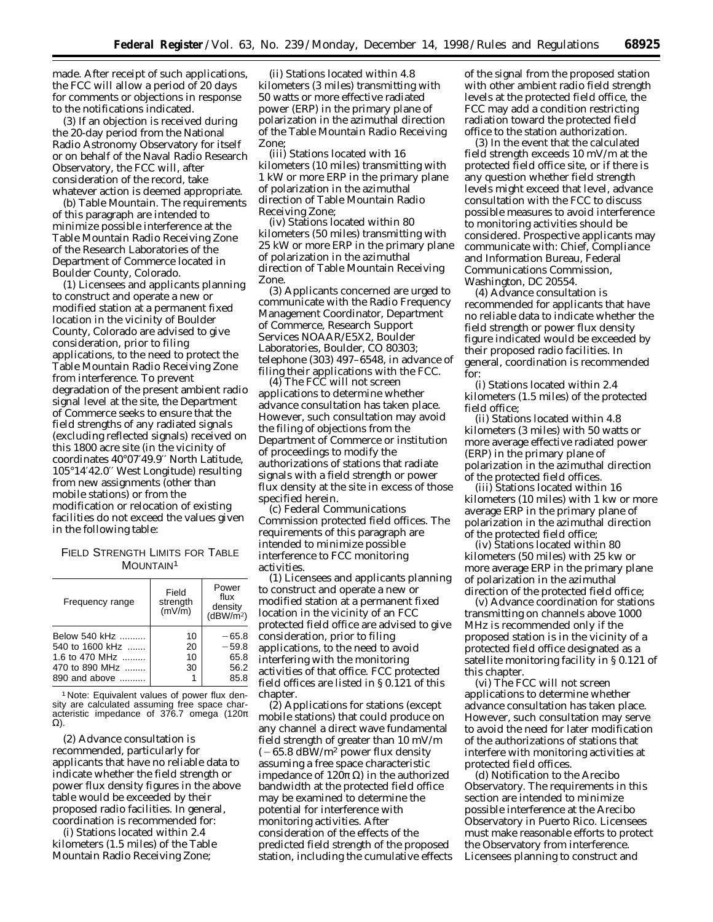made. After receipt of such applications, the FCC will allow a period of 20 days for comments or objections in response to the notifications indicated.

(3) If an objection is received during the 20-day period from the National Radio Astronomy Observatory for itself or on behalf of the Naval Radio Research Observatory, the FCC will, after consideration of the record, take whatever action is deemed appropriate.

(b) *Table Mountain.* The requirements of this paragraph are intended to minimize possible interference at the Table Mountain Radio Receiving Zone of the Research Laboratories of the Department of Commerce located in Boulder County, Colorado.

(1) Licensees and applicants planning to construct and operate a new or modified station at a permanent fixed location in the vicinity of Boulder County, Colorado are advised to give consideration, prior to filing applications, to the need to protect the Table Mountain Radio Receiving Zone from interference. To prevent degradation of the present ambient radio signal level at the site, the Department of Commerce seeks to ensure that the field strengths of any radiated signals (excluding reflected signals) received on this 1800 acre site (in the vicinity of coordinates 40°07′49.9″ North Latitude, 105°14′42.0″ West Longitude) resulting from new assignments (other than mobile stations) or from the modification or relocation of existing facilities do not exceed the values given in the following table:

FIELD STRENGTH LIMITS FOR TABLE MOUNTAIN[1]

| Frequency range | Field strength (mV/m) | Power flux density (dBW/m²) |
|---|---|---|
| Below 540 kHz .......... | 10 | −65.8 |
| 540 to 1600 kHz ....... | 20 | −59.8 |
| 1.6 to 470 MHz ......... | 10 | 65.8 |
| 470 to 890 MHz ........ | 30 | 56.2 |
| 890 and above .......... | 1 | 85.8 |

[1] Note: Equivalent values of power flux density are calculated assuming free space characteristic impedance of 376.7 omega ($120\pi$ $\Omega$).

(2) Advance consultation is recommended, particularly for applicants that have no reliable data to indicate whether the field strength or power flux density figures in the above table would be exceeded by their proposed radio facilities. In general, coordination is recommended for:

(i) Stations located within 2.4 kilometers (1.5 miles) of the Table Mountain Radio Receiving Zone;

(ii) Stations located within 4.8 kilometers (3 miles) transmitting with 50 watts or more effective radiated power (ERP) in the primary plane of polarization in the azimuthal direction of the Table Mountain Radio Receiving Zone;

(iii) Stations located with 16 kilometers (10 miles) transmitting with 1 kW or more ERP in the primary plane of polarization in the azimuthal direction of Table Mountain Radio Receiving Zone;

(iv) Stations located within 80 kilometers (50 miles) transmitting with 25 kW or more ERP in the primary plane of polarization in the azimuthal direction of Table Mountain Receiving Zone.

(3) Applicants concerned are urged to communicate with the Radio Frequency Management Coordinator, Department of Commerce, Research Support Services NOAAR/E5X2, Boulder Laboratories, Boulder, CO 80303; telephone (303) 497–6548, in advance of filing their applications with the FCC.

(4) The FCC will not screen applications to determine whether advance consultation has taken place. However, such consultation may avoid the filing of objections from the Department of Commerce or institution of proceedings to modify the authorizations of stations that radiate signals with a field strength or power flux density at the site in excess of those specified herein.

(c) *Federal Communications Commission protected field offices.* The requirements of this paragraph are intended to minimize possible interference to FCC monitoring activities.

(1) Licensees and applicants planning to construct and operate a new or modified station at a permanent fixed location in the vicinity of an FCC protected field office are advised to give consideration, prior to filing applications, to the need to avoid interfering with the monitoring activities of that office. FCC protected field offices are listed in § 0.121 of this chapter.

(2) Applications for stations (except mobile stations) that could produce on any channel a direct wave fundamental field strength of greater than 10 mV/m (−65.8 dBW/m² power flux density assuming a free space characteristic impedance of $120\pi\,\Omega$) in the authorized bandwidth at the protected field office may be examined to determine the potential for interference with monitoring activities. After consideration of the effects of the predicted field strength of the proposed station, including the cumulative effects of the signal from the proposed station with other ambient radio field strength levels at the protected field office, the FCC may add a condition restricting radiation toward the protected field office to the station authorization.

(3) In the event that the calculated field strength exceeds 10 mV/m at the protected field office site, or if there is any question whether field strength levels might exceed that level, advance consultation with the FCC to discuss possible measures to avoid interference to monitoring activities should be considered. Prospective applicants may communicate with: Chief, Compliance and Information Bureau, Federal Communications Commission, Washington, DC 20554.

(4) Advance consultation is recommended for applicants that have no reliable data to indicate whether the field strength or power flux density figure indicated would be exceeded by their proposed radio facilities. In general, coordination is recommended for:

(i) Stations located within 2.4 kilometers (1.5 miles) of the protected field office;

(ii) Stations located within 4.8 kilometers (3 miles) with 50 watts or more average effective radiated power (ERP) in the primary plane of polarization in the azimuthal direction of the protected field offices.

(iii) Stations located within 16 kilometers (10 miles) with 1 kw or more average ERP in the primary plane of polarization in the azimuthal direction of the protected field office;

(iv) Stations located within 80 kilometers (50 miles) with 25 kw or more average ERP in the primary plane of polarization in the azimuthal direction of the protected field office;

(v) Advance coordination for stations transmitting on channels above 1000 MHz is recommended only if the proposed station is in the vicinity of a protected field office designated as a satellite monitoring facility in § 0.121 of this chapter.

(vi) The FCC will not screen applications to determine whether advance consultation has taken place. However, such consultation may serve to avoid the need for later modification of the authorizations of stations that interfere with monitoring activities at protected field offices.

(d) *Notification to the Arecibo Observatory.* The requirements in this section are intended to minimize possible interference at the Arecibo Observatory in Puerto Rico. Licensees must make reasonable efforts to protect the Observatory from interference. Licensees planning to construct and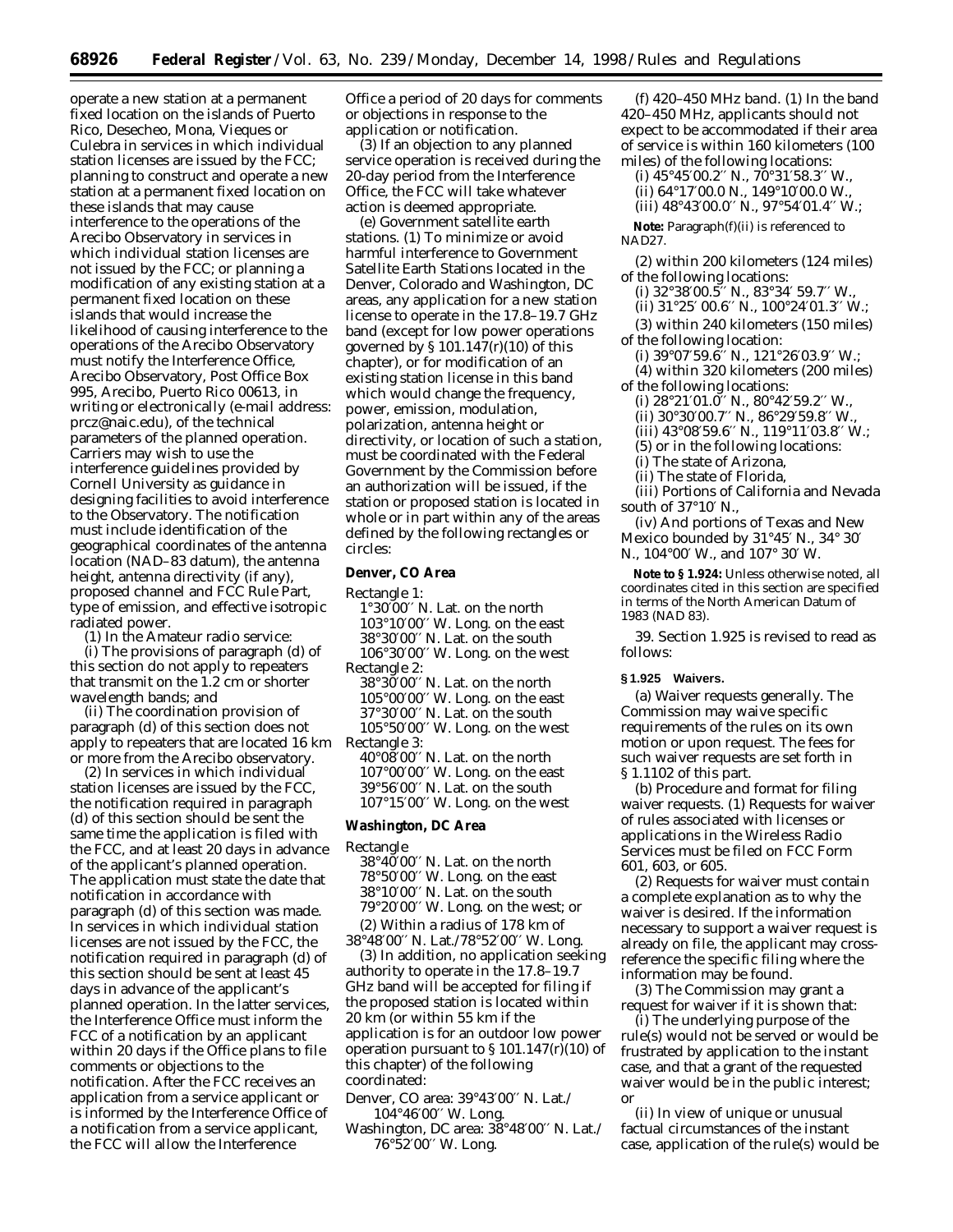operate a new station at a permanent fixed location on the islands of Puerto Rico, Desecheo, Mona, Vieques or Culebra in services in which individual station licenses are issued by the FCC; planning to construct and operate a new station at a permanent fixed location on these islands that may cause interference to the operations of the Arecibo Observatory in services in which individual station licenses are not issued by the FCC; or planning a modification of any existing station at a permanent fixed location on these islands that would increase the likelihood of causing interference to the operations of the Arecibo Observatory must notify the Interference Office, Arecibo Observatory, Post Office Box 995, Arecibo, Puerto Rico 00613, in writing or electronically (e-mail address: prcz@naic.edu), of the technical parameters of the planned operation. Carriers may wish to use the interference guidelines provided by Cornell University as guidance in designing facilities to avoid interference to the Observatory. The notification must include identification of the geographical coordinates of the antenna location (NAD–83 datum), the antenna height, antenna directivity (if any), proposed channel and FCC Rule Part, type of emission, and effective isotropic radiated power.

(1) In the Amateur radio service:

(i) The provisions of paragraph (d) of this section do not apply to repeaters that transmit on the 1.2 cm or shorter wavelength bands; and

(ii) The coordination provision of paragraph (d) of this section does not apply to repeaters that are located 16 km or more from the Arecibo observatory.

(2) In services in which individual station licenses are issued by the FCC, the notification required in paragraph (d) of this section should be sent the same time the application is filed with the FCC, and at least 20 days in advance of the applicant's planned operation. The application must state the date that notification in accordance with paragraph (d) of this section was made. In services in which individual station licenses are not issued by the FCC, the notification required in paragraph (d) of this section should be sent at least 45 days in advance of the applicant's planned operation. In the latter services, the Interference Office must inform the FCC of a notification by an applicant within 20 days if the Office plans to file comments or objections to the notification. After the FCC receives an application from a service applicant or is informed by the Interference Office of a notification from a service applicant, the FCC will allow the Interference Office a period of 20 days for comments or objections in response to the application or notification.

(3) If an objection to any planned service operation is received during the 20-day period from the Interference Office, the FCC will take whatever action is deemed appropriate.

(e) *Government satellite earth stations.* (1) To minimize or avoid harmful interference to Government Satellite Earth Stations located in the Denver, Colorado and Washington, DC areas, any application for a new station license to operate in the 17.8–19.7 GHz band (except for low power operations governed by § 101.147(r)(10) of this chapter), or for modification of an existing station license in this band which would change the frequency, power, emission, modulation, polarization, antenna height or directivity, or location of such a station, must be coordinated with the Federal Government by the Commission before an authorization will be issued, if the station or proposed station is located in whole or in part within any of the areas defined by the following rectangles or circles:

**Denver, CO Area**

Rectangle 1:
1°30′00″ N. Lat. on the north
103°10′00″ W. Long. on the east
38°30′00″ N. Lat. on the south
106°30′00″ W. Long. on the west

Rectangle 2:
38°30′00″ N. Lat. on the north
105°00′00″ W. Long. on the east
37°30′00″ N. Lat. on the south
105°50′00″ W. Long. on the west

Rectangle 3:
40°08′00″ N. Lat. on the north
107°00′00″ W. Long. on the east
39°56′00″ N. Lat. on the south
107°15′00″ W. Long. on the west

**Washington, DC Area**

Rectangle
38°40′00″ N. Lat. on the north
78°50′00″ W. Long. on the east
38°10′00″ N. Lat. on the south
79°20′00″ W. Long. on the west; or

(2) Within a radius of 178 km of 38°48′00″ N. Lat./78°52′00″ W. Long.

(3) In addition, no application seeking authority to operate in the 17.8–19.7 GHz band will be accepted for filing if the proposed station is located within 20 km (or within 55 km if the application is for an outdoor low power operation pursuant to § 101.147(r)(10) of this chapter) of the following coordinated:

Denver, CO area: 39°43′00″ N. Lat./ 104°46′00″ W. Long.
Washington, DC area: 38°48′00″ N. Lat./ 76°52′00″ W. Long.

(f) *420–450 MHz band.* (1) In the band 420–450 MHz, applicants should not expect to be accommodated if their area of service is within 160 kilometers (100 miles) of the following locations:

(i) 45°45′00.2″ N., 70°31′58.3″ W.,
(ii) 64°17′00.0 N., 149°10′00.0 W.,
(iii) 48°43′00.0″ N., 97°54′01.4″ W.;

**Note:** Paragraph(f)(ii) is referenced to NAD27.

(2) within 200 kilometers (124 miles) of the following locations:
(i) 32°38′00.5″ N., 83°34′ 59.7″ W.,
(ii) 31°25′ 00.6″ N., 100°24′01.3″ W.;

(3) within 240 kilometers (150 miles) of the following location:
(i) 39°07′59.6″ N., 121°26′03.9″ W.;

(4) within 320 kilometers (200 miles) of the following locations:
(i) 28°21′01.0″ N., 80°42′59.2″ W.,
(ii) 30°30′00.7″ N., 86°29′59.8″ W.,
(iii) 43°08′59.6″ N., 119°11′03.8″ W.;

(5) or in the following locations:
(i) The state of Arizona,
(ii) The state of Florida,
(iii) Portions of California and Nevada south of 37°10′ N.,
(iv) And portions of Texas and New Mexico bounded by 31°45′ N., 34° 30′ N., 104°00′ W., and 107° 30′ W.

**Note to § 1.924:** Unless otherwise noted, all coordinates cited in this section are specified in terms of the North American Datum of 1983 (NAD 83).

39. Section 1.925 is revised to read as follows:

**§ 1.925 Waivers.**

(a) *Waiver requests generally.* The Commission may waive specific requirements of the rules on its own motion or upon request. The fees for such waiver requests are set forth in § 1.1102 of this part.

(b) *Procedure and format for filing waiver requests.* (1) Requests for waiver of rules associated with licenses or applications in the Wireless Radio Services must be filed on FCC Form 601, 603, or 605.

(2) Requests for waiver must contain a complete explanation as to why the waiver is desired. If the information necessary to support a waiver request is already on file, the applicant may cross-reference the specific filing where the information may be found.

(3) The Commission may grant a request for waiver if it is shown that:

(i) The underlying purpose of the rule(s) would not be served or would be frustrated by application to the instant case, and that a grant of the requested waiver would be in the public interest; or

(ii) In view of unique or unusual factual circumstances of the instant case, application of the rule(s) would be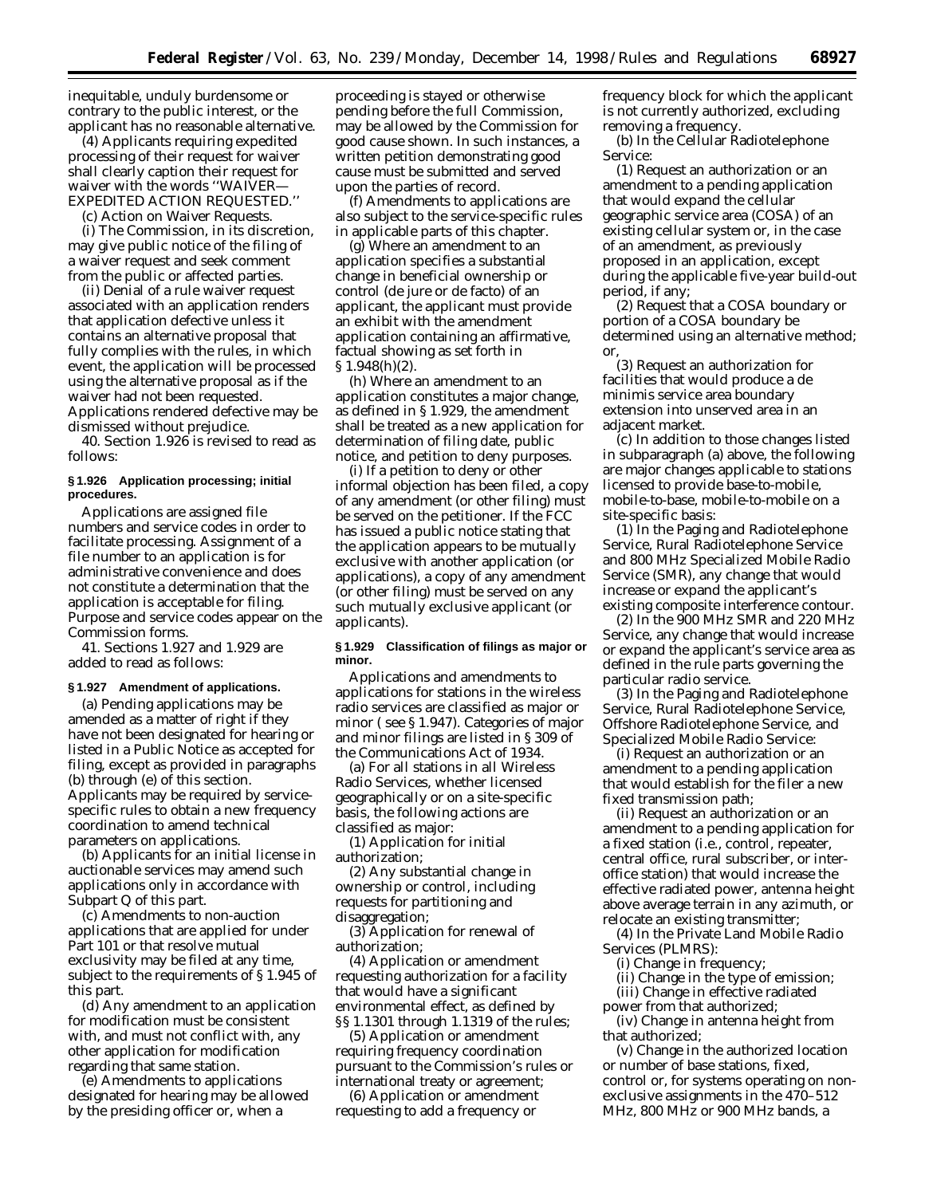inequitable, unduly burdensome or contrary to the public interest, or the applicant has no reasonable alternative.

(4) Applicants requiring expedited processing of their request for waiver shall clearly caption their request for waiver with the words ''WAIVER—EXPEDITED ACTION REQUESTED.''

(c) Action on Waiver Requests.

(i) The Commission, in its discretion, may give public notice of the filing of a waiver request and seek comment from the public or affected parties.

(ii) Denial of a rule waiver request associated with an application renders that application defective unless it contains an alternative proposal that fully complies with the rules, in which event, the application will be processed using the alternative proposal as if the waiver had not been requested. Applications rendered defective may be dismissed without prejudice.

40. Section 1.926 is revised to read as follows:

**§ 1.926 Application processing; initial procedures.**

Applications are assigned file numbers and service codes in order to facilitate processing. Assignment of a file number to an application is for administrative convenience and does not constitute a determination that the application is acceptable for filing. Purpose and service codes appear on the Commission forms.

41. Sections 1.927 and 1.929 are added to read as follows:

**§ 1.927 Amendment of applications.**

(a) Pending applications may be amended as a matter of right if they have not been designated for hearing or listed in a Public Notice as accepted for filing, except as provided in paragraphs (b) through (e) of this section. Applicants may be required by service-specific rules to obtain a new frequency coordination to amend technical parameters on applications.

(b) Applicants for an initial license in auctionable services may amend such applications only in accordance with Subpart Q of this part.

(c) Amendments to non-auction applications that are applied for under Part 101 or that resolve mutual exclusivity may be filed at any time, subject to the requirements of § 1.945 of this part.

(d) Any amendment to an application for modification must be consistent with, and must not conflict with, any other application for modification regarding that same station.

(e) Amendments to applications designated for hearing may be allowed by the presiding officer or, when a proceeding is stayed or otherwise pending before the full Commission, may be allowed by the Commission for good cause shown. In such instances, a written petition demonstrating good cause must be submitted and served upon the parties of record.

(f) Amendments to applications are also subject to the service-specific rules in applicable parts of this chapter.

(g) Where an amendment to an application specifies a substantial change in beneficial ownership or control (de jure or de facto) of an applicant, the applicant must provide an exhibit with the amendment application containing an affirmative, factual showing as set forth in § 1.948(h)(2).

(h) Where an amendment to an application constitutes a major change, as defined in § 1.929, the amendment shall be treated as a new application for determination of filing date, public notice, and petition to deny purposes.

(i) If a petition to deny or other informal objection has been filed, a copy of any amendment (or other filing) must be served on the petitioner. If the FCC has issued a public notice stating that the application appears to be mutually exclusive with another application (or applications), a copy of any amendment (or other filing) must be served on any such mutually exclusive applicant (or applicants).

**§ 1.929 Classification of filings as major or minor.**

Applications and amendments to applications for stations in the wireless radio services are classified as major or minor ( see § 1.947). Categories of major and minor filings are listed in § 309 of the Communications Act of 1934.

(a) For all stations in all Wireless Radio Services, whether licensed geographically or on a site-specific basis, the following actions are classified as major:

(1) Application for initial authorization;

(2) Any substantial change in ownership or control, including requests for partitioning and disaggregation;

(3) Application for renewal of authorization;

(4) Application or amendment requesting authorization for a facility that would have a significant environmental effect, as defined by §§ 1.1301 through 1.1319 of the rules;

(5) Application or amendment requiring frequency coordination pursuant to the Commission's rules or international treaty or agreement;

(6) Application or amendment requesting to add a frequency or frequency block for which the applicant is not currently authorized, excluding removing a frequency.

(b) In the Cellular Radiotelephone Service:

(1) Request an authorization or an amendment to a pending application that would expand the cellular geographic service area (COSA) of an existing cellular system or, in the case of an amendment, as previously proposed in an application, except during the applicable five-year build-out period, if any;

(2) Request that a COSA boundary or portion of a COSA boundary be determined using an alternative method; or,

(3) Request an authorization for facilities that would produce a de minimis service area boundary extension into unserved area in an adjacent market.

(c) In addition to those changes listed in subparagraph (a) above, the following are major changes applicable to stations licensed to provide base-to-mobile, mobile-to-base, mobile-to-mobile on a site-specific basis:

(1) In the Paging and Radiotelephone Service, Rural Radiotelephone Service and 800 MHz Specialized Mobile Radio Service (SMR), any change that would increase or expand the applicant's existing composite interference contour.

(2) In the 900 MHz SMR and 220 MHz Service, any change that would increase or expand the applicant's service area as defined in the rule parts governing the particular radio service.

(3) In the Paging and Radiotelephone Service, Rural Radiotelephone Service, Offshore Radiotelephone Service, and Specialized Mobile Radio Service:

(i) Request an authorization or an amendment to a pending application that would establish for the filer a new fixed transmission path;

(ii) Request an authorization or an amendment to a pending application for a fixed station (i.e., control, repeater, central office, rural subscriber, or inter-office station) that would increase the effective radiated power, antenna height above average terrain in any azimuth, or relocate an existing transmitter;

(4) In the Private Land Mobile Radio Services (PLMRS):

(i) Change in frequency;

(ii) Change in the type of emission;

(iii) Change in effective radiated power from that authorized;

(iv) Change in antenna height from that authorized;

(v) Change in the authorized location or number of base stations, fixed, control or, for systems operating on non-exclusive assignments in the 470–512 MHz, 800 MHz or 900 MHz bands, a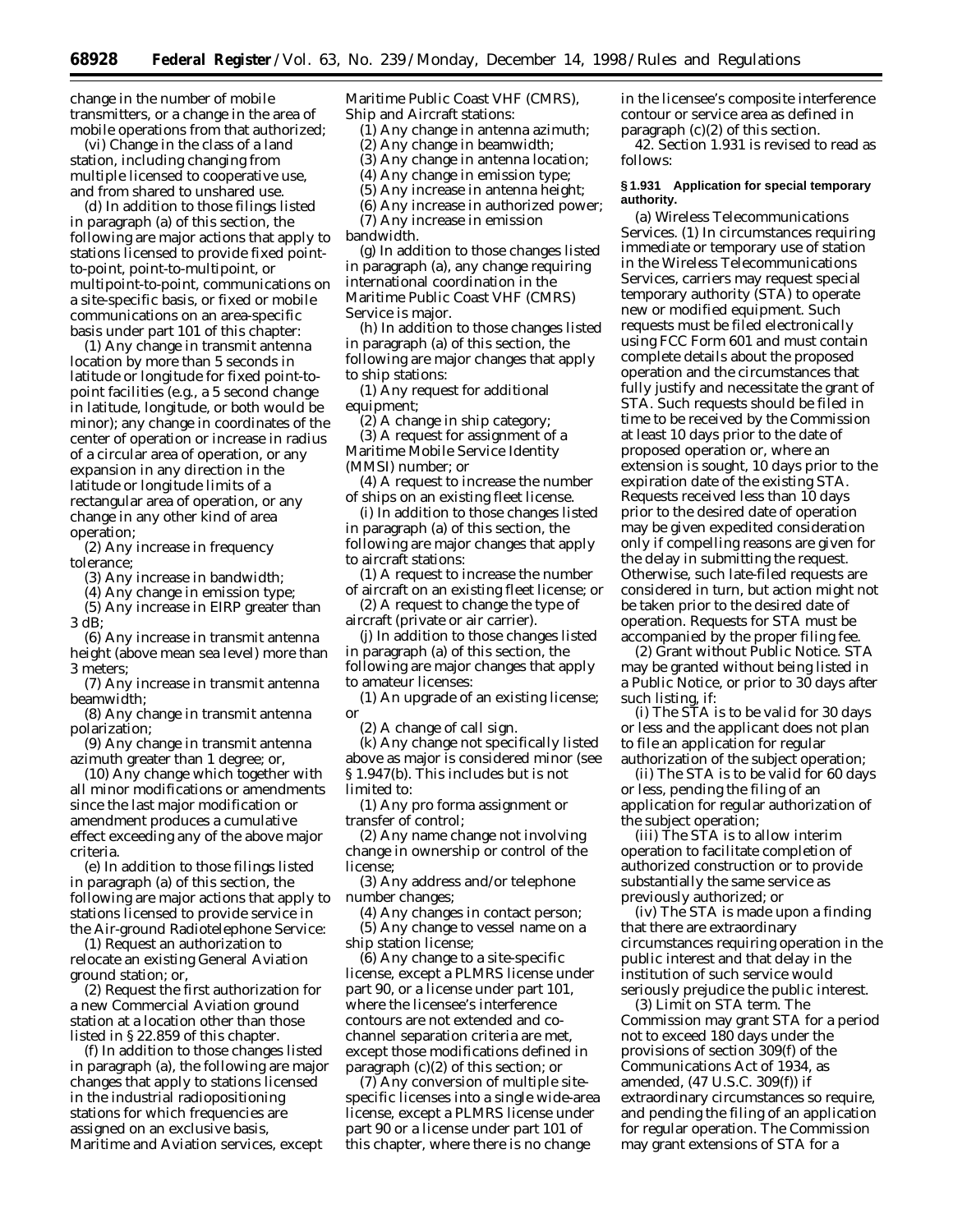change in the number of mobile transmitters, or a change in the area of mobile operations from that authorized;

(vi) Change in the class of a land station, including changing from multiple licensed to cooperative use, and from shared to unshared use.

(d) In addition to those filings listed in paragraph (a) of this section, the following are major actions that apply to stations licensed to provide fixed point-to-point, point-to-multipoint, or multipoint-to-point, communications on a site-specific basis, or fixed or mobile communications on an area-specific basis under part 101 of this chapter:

(1) Any change in transmit antenna location by more than 5 seconds in latitude or longitude for fixed point-to-point facilities (e.g., a 5 second change in latitude, longitude, or both would be minor); any change in coordinates of the center of operation or increase in radius of a circular area of operation, or any expansion in any direction in the latitude or longitude limits of a rectangular area of operation, or any change in any other kind of area operation;

(2) Any increase in frequency tolerance;

(3) Any increase in bandwidth;

(4) Any change in emission type;

(5) Any increase in EIRP greater than 3 dB;

(6) Any increase in transmit antenna height (above mean sea level) more than 3 meters;

(7) Any increase in transmit antenna beamwidth;

(8) Any change in transmit antenna polarization;

(9) Any change in transmit antenna azimuth greater than 1 degree; or,

(10) Any change which together with all minor modifications or amendments since the last major modification or amendment produces a cumulative effect exceeding any of the above major criteria.

(e) In addition to those filings listed in paragraph (a) of this section, the following are major actions that apply to stations licensed to provide service in the Air-ground Radiotelephone Service:

(1) Request an authorization to relocate an existing General Aviation ground station; or,

(2) Request the first authorization for a new Commercial Aviation ground station at a location other than those listed in § 22.859 of this chapter.

(f) In addition to those changes listed in paragraph (a), the following are major changes that apply to stations licensed in the industrial radiopositioning stations for which frequencies are assigned on an exclusive basis, Maritime and Aviation services, except Maritime Public Coast VHF (CMRS), Ship and Aircraft stations:

(1) Any change in antenna azimuth;

(2) Any change in beamwidth;

(3) Any change in antenna location;

(4) Any change in emission type;

(5) Any increase in antenna height;

(6) Any increase in authorized power;

(7) Any increase in emission bandwidth.

(g) In addition to those changes listed in paragraph (a), any change requiring international coordination in the Maritime Public Coast VHF (CMRS) Service is major.

(h) In addition to those changes listed in paragraph (a) of this section, the following are major changes that apply to ship stations:

(1) Any request for additional equipment;

(2) A change in ship category;

(3) A request for assignment of a Maritime Mobile Service Identity (MMSI) number; or

(4) A request to increase the number of ships on an existing fleet license.

(i) In addition to those changes listed in paragraph (a) of this section, the following are major changes that apply to aircraft stations:

(1) A request to increase the number of aircraft on an existing fleet license; or

(2) A request to change the type of aircraft (private or air carrier).

(j) In addition to those changes listed in paragraph (a) of this section, the following are major changes that apply to amateur licenses:

(1) An upgrade of an existing license; or

(2) A change of call sign.

(k) Any change not specifically listed above as major is considered minor (see § 1.947(b). This includes but is not limited to:

(1) Any pro forma assignment or transfer of control;

(2) Any name change not involving change in ownership or control of the license;

(3) Any address and/or telephone number changes;

(4) Any changes in contact person;

(5) Any change to vessel name on a ship station license;

(6) Any change to a site-specific license, except a PLMRS license under part 90, or a license under part 101, where the licensee's interference contours are not extended and co-channel separation criteria are met, except those modifications defined in paragraph (c)(2) of this section; or

(7) Any conversion of multiple site-specific licenses into a single wide-area license, except a PLMRS license under part 90 or a license under part 101 of this chapter, where there is no change in the licensee's composite interference contour or service area as defined in paragraph (c)(2) of this section.

42. Section 1.931 is revised to read as follows:

**§ 1.931 Application for special temporary authority.**

(a) *Wireless Telecommunications Services.* (1) In circumstances requiring immediate or temporary use of station in the Wireless Telecommunications Services, carriers may request special temporary authority (STA) to operate new or modified equipment. Such requests must be filed electronically using FCC Form 601 and must contain complete details about the proposed operation and the circumstances that fully justify and necessitate the grant of STA. Such requests should be filed in time to be received by the Commission at least 10 days prior to the date of proposed operation or, where an extension is sought, 10 days prior to the expiration date of the existing STA. Requests received less than 10 days prior to the desired date of operation may be given expedited consideration only if compelling reasons are given for the delay in submitting the request. Otherwise, such late-filed requests are considered in turn, but action might not be taken prior to the desired date of operation. Requests for STA must be accompanied by the proper filing fee.

(2) *Grant without Public Notice.* STA may be granted without being listed in a Public Notice, or prior to 30 days after such listing, if:

(i) The STA is to be valid for 30 days or less and the applicant does not plan to file an application for regular authorization of the subject operation;

(ii) The STA is to be valid for 60 days or less, pending the filing of an application for regular authorization of the subject operation;

(iii) The STA is to allow interim operation to facilitate completion of authorized construction or to provide substantially the same service as previously authorized; or

(iv) The STA is made upon a finding that there are extraordinary circumstances requiring operation in the public interest and that delay in the institution of such service would seriously prejudice the public interest.

(3) *Limit on STA term.* The Commission may grant STA for a period not to exceed 180 days under the provisions of section 309(f) of the Communications Act of 1934, as amended, (47 U.S.C. 309(f)) if extraordinary circumstances so require, and pending the filing of an application for regular operation. The Commission may grant extensions of STA for a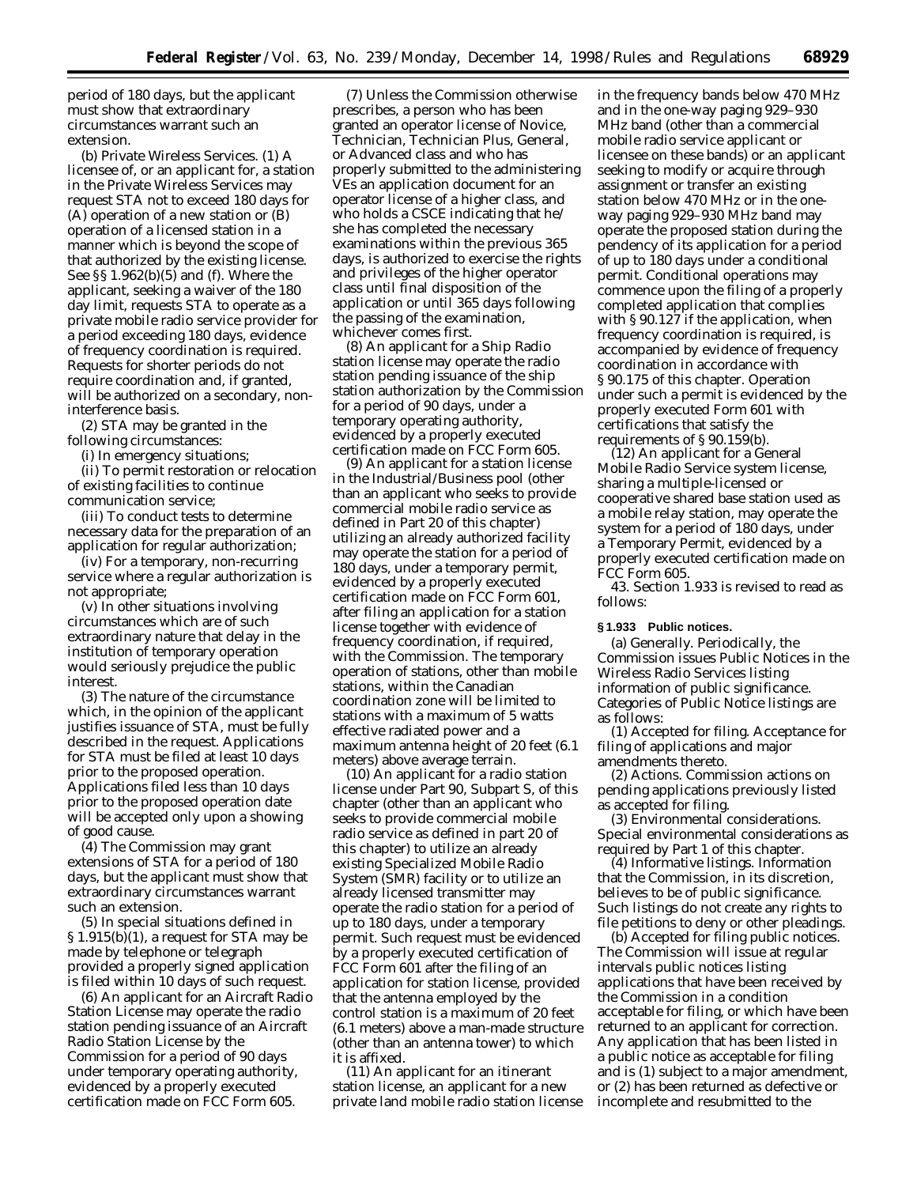period of 180 days, but the applicant must show that extraordinary circumstances warrant such an extension.

(b) *Private Wireless Services.* (1) A licensee of, or an applicant for, a station in the Private Wireless Services may request STA not to exceed 180 days for (A) operation of a new station or (B) operation of a licensed station in a manner which is beyond the scope of that authorized by the existing license. See §§ 1.962(b)(5) and (f). Where the applicant, seeking a waiver of the 180 day limit, requests STA to operate as a private mobile radio service provider for a period exceeding 180 days, evidence of frequency coordination is required. Requests for shorter periods do not require coordination and, if granted, will be authorized on a secondary, non-interference basis.

(2) STA may be granted in the following circumstances:

(i) In emergency situations;

(ii) To permit restoration or relocation of existing facilities to continue communication service;

(iii) To conduct tests to determine necessary data for the preparation of an application for regular authorization;

(iv) For a temporary, non-recurring service where a regular authorization is not appropriate;

(v) In other situations involving circumstances which are of such extraordinary nature that delay in the institution of temporary operation would seriously prejudice the public interest.

(3) The nature of the circumstance which, in the opinion of the applicant justifies issuance of STA, must be fully described in the request. Applications for STA must be filed at least 10 days prior to the proposed operation. Applications filed less than 10 days prior to the proposed operation date will be accepted only upon a showing of good cause.

(4) The Commission may grant extensions of STA for a period of 180 days, but the applicant must show that extraordinary circumstances warrant such an extension.

(5) In special situations defined in § 1.915(b)(1), a request for STA may be made by telephone or telegraph provided a properly signed application is filed within 10 days of such request.

(6) An applicant for an Aircraft Radio Station License may operate the radio station pending issuance of an Aircraft Radio Station License by the Commission for a period of 90 days under temporary operating authority, evidenced by a properly executed certification made on FCC Form 605.

(7) Unless the Commission otherwise prescribes, a person who has been granted an operator license of Novice, Technician, Technician Plus, General, or Advanced class and who has properly submitted to the administering VEs an application document for an operator license of a higher class, and who holds a CSCE indicating that he/she has completed the necessary examinations within the previous 365 days, is authorized to exercise the rights and privileges of the higher operator class until final disposition of the application or until 365 days following the passing of the examination, whichever comes first.

(8) An applicant for a Ship Radio station license may operate the radio station pending issuance of the ship station authorization by the Commission for a period of 90 days, under a temporary operating authority, evidenced by a properly executed certification made on FCC Form 605.

(9) An applicant for a station license in the Industrial/Business pool (other than an applicant who seeks to provide commercial mobile radio service as defined in Part 20 of this chapter) utilizing an already authorized facility may operate the station for a period of 180 days, under a temporary permit, evidenced by a properly executed certification made on FCC Form 601, after filing an application for a station license together with evidence of frequency coordination, if required, with the Commission. The temporary operation of stations, other than mobile stations, within the Canadian coordination zone will be limited to stations with a maximum of 5 watts effective radiated power and a maximum antenna height of 20 feet (6.1 meters) above average terrain.

(10) An applicant for a radio station license under Part 90, Subpart S, of this chapter (other than an applicant who seeks to provide commercial mobile radio service as defined in part 20 of this chapter) to utilize an already existing Specialized Mobile Radio System (SMR) facility or to utilize an already licensed transmitter may operate the radio station for a period of up to 180 days, under a temporary permit. Such request must be evidenced by a properly executed certification of FCC Form 601 after the filing of an application for station license, provided that the antenna employed by the control station is a maximum of 20 feet (6.1 meters) above a man-made structure (other than an antenna tower) to which it is affixed.

(11) An applicant for an itinerant station license, an applicant for a new private land mobile radio station license in the frequency bands below 470 MHz and in the one-way paging 929–930 MHz band (other than a commercial mobile radio service applicant or licensee on these bands) or an applicant seeking to modify or acquire through assignment or transfer an existing station below 470 MHz or in the one-way paging 929–930 MHz band may operate the proposed station during the pendency of its application for a period of up to 180 days under a conditional permit. Conditional operations may commence upon the filing of a properly completed application that complies with § 90.127 if the application, when frequency coordination is required, is accompanied by evidence of frequency coordination in accordance with § 90.175 of this chapter. Operation under such a permit is evidenced by the properly executed Form 601 with certifications that satisfy the requirements of § 90.159(b).

(12) An applicant for a General Mobile Radio Service system license, sharing a multiple-licensed or cooperative shared base station used as a mobile relay station, may operate the system for a period of 180 days, under a Temporary Permit, evidenced by a properly executed certification made on FCC Form 605.

43. Section 1.933 is revised to read as follows:

**§ 1.933 Public notices.**

(a) *Generally.* Periodically, the Commission issues Public Notices in the Wireless Radio Services listing information of public significance. Categories of Public Notice listings are as follows:

(1) *Accepted for filing.* Acceptance for filing of applications and major amendments thereto.

(2) *Actions.* Commission actions on pending applications previously listed as accepted for filing.

(3) *Environmental considerations.* Special environmental considerations as required by Part 1 of this chapter.

(4) *Informative listings.* Information that the Commission, in its discretion, believes to be of public significance. Such listings do not create any rights to file petitions to deny or other pleadings.

(b) *Accepted for filing public notices.* The Commission will issue at regular intervals public notices listing applications that have been received by the Commission in a condition acceptable for filing, or which have been returned to an applicant for correction. Any application that has been listed in a public notice as acceptable for filing and is (1) subject to a major amendment, or (2) has been returned as defective or incomplete and resubmitted to the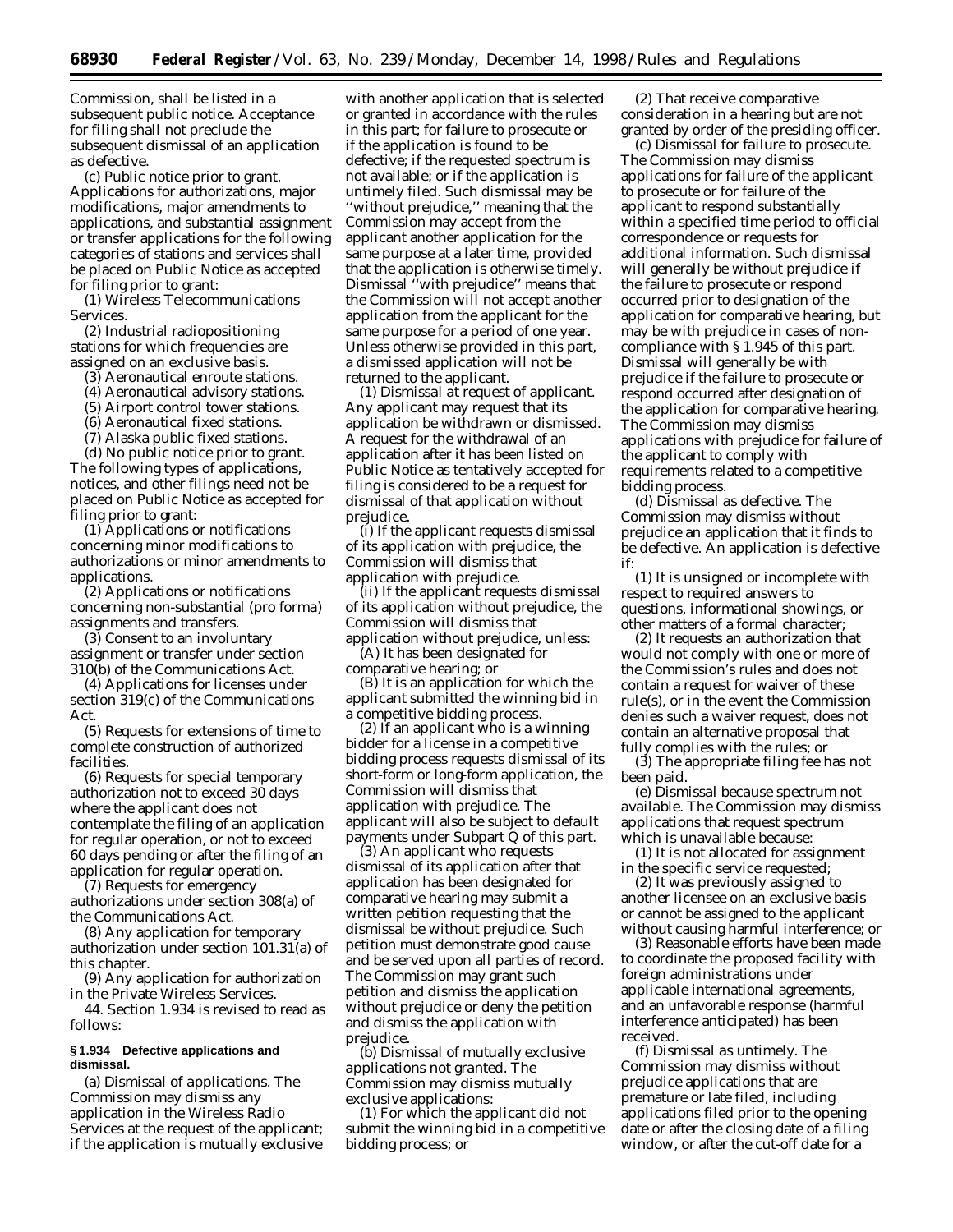Commission, shall be listed in a subsequent public notice. Acceptance for filing shall not preclude the subsequent dismissal of an application as defective.

(c) *Public notice prior to grant.* Applications for authorizations, major modifications, major amendments to applications, and substantial assignment or transfer applications for the following categories of stations and services shall be placed on Public Notice as accepted for filing prior to grant:

(1) Wireless Telecommunications Services.

(2) Industrial radiopositioning stations for which frequencies are assigned on an exclusive basis.

(3) Aeronautical enroute stations.

(4) Aeronautical advisory stations.

(5) Airport control tower stations.

(6) Aeronautical fixed stations.

(7) Alaska public fixed stations.

(d) *No public notice prior to grant.* The following types of applications, notices, and other filings need not be placed on Public Notice as accepted for filing prior to grant:

(1) Applications or notifications concerning minor modifications to authorizations or minor amendments to applications.

(2) Applications or notifications concerning non-substantial (pro forma) assignments and transfers.

(3) Consent to an involuntary assignment or transfer under section 310(b) of the Communications Act.

(4) Applications for licenses under section 319(c) of the Communications Act.

(5) Requests for extensions of time to complete construction of authorized facilities.

(6) Requests for special temporary authorization not to exceed 30 days where the applicant does not contemplate the filing of an application for regular operation, or not to exceed 60 days pending or after the filing of an application for regular operation.

(7) Requests for emergency authorizations under section 308(a) of the Communications Act.

(8) Any application for temporary authorization under section 101.31(a) of this chapter.

(9) Any application for authorization in the Private Wireless Services.

44. Section 1.934 is revised to read as follows:

**§ 1.934 Defective applications and dismissal.**

(a) *Dismissal of applications.* The Commission may dismiss any application in the Wireless Radio Services at the request of the applicant; if the application is mutually exclusive with another application that is selected or granted in accordance with the rules in this part; for failure to prosecute or if the application is found to be defective; if the requested spectrum is not available; or if the application is untimely filed. Such dismissal may be "without prejudice," meaning that the Commission may accept from the applicant another application for the same purpose at a later time, provided that the application is otherwise timely. Dismissal "with prejudice" means that the Commission will not accept another application from the applicant for the same purpose for a period of one year. Unless otherwise provided in this part, a dismissed application will not be returned to the applicant.

(1) *Dismissal at request of applicant.* Any applicant may request that its application be withdrawn or dismissed. A request for the withdrawal of an application after it has been listed on Public Notice as tentatively accepted for filing is considered to be a request for dismissal of that application without prejudice.

(i) If the applicant requests dismissal of its application with prejudice, the Commission will dismiss that application with prejudice.

(ii) If the applicant requests dismissal of its application without prejudice, the Commission will dismiss that application without prejudice, unless:

(A) It has been designated for comparative hearing; or

(B) It is an application for which the applicant submitted the winning bid in a competitive bidding process.

(2) If an applicant who is a winning bidder for a license in a competitive bidding process requests dismissal of its short-form or long-form application, the Commission will dismiss that application with prejudice. The applicant will also be subject to default payments under Subpart Q of this part.

(3) An applicant who requests dismissal of its application after that application has been designated for comparative hearing may submit a written petition requesting that the dismissal be without prejudice. Such petition must demonstrate good cause and be served upon all parties of record. The Commission may grant such petition and dismiss the application without prejudice or deny the petition and dismiss the application with prejudice.

(b) *Dismissal of mutually exclusive applications not granted.* The Commission may dismiss mutually exclusive applications:

(1) For which the applicant did not submit the winning bid in a competitive bidding process; or

(2) That receive comparative consideration in a hearing but are not granted by order of the presiding officer.

(c) *Dismissal for failure to prosecute.* The Commission may dismiss applications for failure of the applicant to prosecute or for failure of the applicant to respond substantially within a specified time period to official correspondence or requests for additional information. Such dismissal will generally be without prejudice if the failure to prosecute or respond occurred prior to designation of the application for comparative hearing, but may be with prejudice in cases of non-compliance with § 1.945 of this part. Dismissal will generally be with prejudice if the failure to prosecute or respond occurred after designation of the application for comparative hearing. The Commission may dismiss applications with prejudice for failure of the applicant to comply with requirements related to a competitive bidding process.

(d) *Dismissal as defective.* The Commission may dismiss without prejudice an application that it finds to be defective. An application is defective if:

(1) It is unsigned or incomplete with respect to required answers to questions, informational showings, or other matters of a formal character;

(2) It requests an authorization that would not comply with one or more of the Commission's rules and does not contain a request for waiver of these rule(s), or in the event the Commission denies such a waiver request, does not contain an alternative proposal that fully complies with the rules; or

(3) The appropriate filing fee has not been paid.

(e) *Dismissal because spectrum not available.* The Commission may dismiss applications that request spectrum which is unavailable because:

(1) It is not allocated for assignment in the specific service requested;

(2) It was previously assigned to another licensee on an exclusive basis or cannot be assigned to the applicant without causing harmful interference; or

(3) Reasonable efforts have been made to coordinate the proposed facility with foreign administrations under applicable international agreements, and an unfavorable response (harmful interference anticipated) has been received.

(f) *Dismissal as untimely.* The Commission may dismiss without prejudice applications that are premature or late filed, including applications filed prior to the opening date or after the closing date of a filing window, or after the cut-off date for a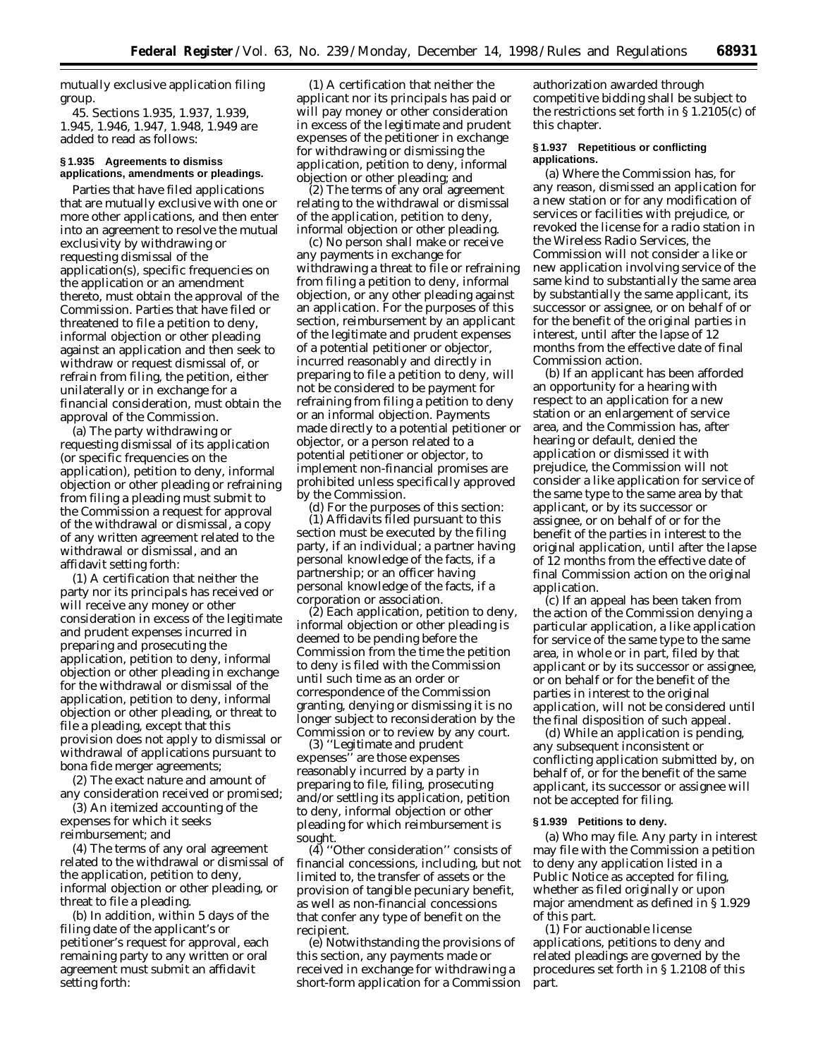mutually exclusive application filing group.

45. Sections 1.935, 1.937, 1.939, 1.945, 1.946, 1.947, 1.948, 1.949 are added to read as follows:

### § 1.935 Agreements to dismiss applications, amendments or pleadings.

Parties that have filed applications that are mutually exclusive with one or more other applications, and then enter into an agreement to resolve the mutual exclusivity by withdrawing or requesting dismissal of the application(s), specific frequencies on the application or an amendment thereto, must obtain the approval of the Commission. Parties that have filed or threatened to file a petition to deny, informal objection or other pleading against an application and then seek to withdraw or request dismissal of, or refrain from filing, the petition, either unilaterally or in exchange for a financial consideration, must obtain the approval of the Commission.

(a) The party withdrawing or requesting dismissal of its application (or specific frequencies on the application), petition to deny, informal objection or other pleading or refraining from filing a pleading must submit to the Commission a request for approval of the withdrawal or dismissal, a copy of any written agreement related to the withdrawal or dismissal, and an affidavit setting forth:

(1) A certification that neither the party nor its principals has received or will receive any money or other consideration in excess of the legitimate and prudent expenses incurred in preparing and prosecuting the application, petition to deny, informal objection or other pleading in exchange for the withdrawal or dismissal of the application, petition to deny, informal objection or other pleading, or threat to file a pleading, except that this provision does not apply to dismissal or withdrawal of applications pursuant to bona fide merger agreements;

(2) The exact nature and amount of any consideration received or promised;

(3) An itemized accounting of the expenses for which it seeks reimbursement; and

(4) The terms of any oral agreement related to the withdrawal or dismissal of the application, petition to deny, informal objection or other pleading, or threat to file a pleading.

(b) In addition, within 5 days of the filing date of the applicant's or petitioner's request for approval, each remaining party to any written or oral agreement must submit an affidavit setting forth:

(1) A certification that neither the applicant nor its principals has paid or will pay money or other consideration in excess of the legitimate and prudent expenses of the petitioner in exchange for withdrawing or dismissing the application, petition to deny, informal objection or other pleading; and

(2) The terms of any oral agreement relating to the withdrawal or dismissal of the application, petition to deny, informal objection or other pleading.

(c) No person shall make or receive any payments in exchange for withdrawing a threat to file or refraining from filing a petition to deny, informal objection, or any other pleading against an application. For the purposes of this section, reimbursement by an applicant of the legitimate and prudent expenses of a potential petitioner or objector, incurred reasonably and directly in preparing to file a petition to deny, will not be considered to be payment for refraining from filing a petition to deny or an informal objection. Payments made directly to a potential petitioner or objector, or a person related to a potential petitioner or objector, to implement non-financial promises are prohibited unless specifically approved by the Commission.

(d) For the purposes of this section:

(1) Affidavits filed pursuant to this section must be executed by the filing party, if an individual; a partner having personal knowledge of the facts, if a partnership; or an officer having personal knowledge of the facts, if a corporation or association.

(2) Each application, petition to deny, informal objection or other pleading is deemed to be pending before the Commission from the time the petition to deny is filed with the Commission until such time as an order or correspondence of the Commission granting, denying or dismissing it is no longer subject to reconsideration by the Commission or to review by any court.

(3) "Legitimate and prudent expenses" are those expenses reasonably incurred by a party in preparing to file, filing, prosecuting and/or settling its application, petition to deny, informal objection or other pleading for which reimbursement is sought.

(4) "Other consideration" consists of financial concessions, including, but not limited to, the transfer of assets or the provision of tangible pecuniary benefit, as well as non-financial concessions that confer any type of benefit on the recipient.

(e) Notwithstanding the provisions of this section, any payments made or received in exchange for withdrawing a short-form application for a Commission authorization awarded through competitive bidding shall be subject to the restrictions set forth in § 1.2105(c) of this chapter.

### § 1.937 Repetitious or conflicting applications.

(a) Where the Commission has, for any reason, dismissed an application for a new station or for any modification of services or facilities with prejudice, or revoked the license for a radio station in the Wireless Radio Services, the Commission will not consider a like or new application involving service of the same kind to substantially the same area by substantially the same applicant, its successor or assignee, or on behalf of or for the benefit of the original parties in interest, until after the lapse of 12 months from the effective date of final Commission action.

(b) If an applicant has been afforded an opportunity for a hearing with respect to an application for a new station or an enlargement of service area, and the Commission has, after hearing or default, denied the application or dismissed it with prejudice, the Commission will not consider a like application for service of the same type to the same area by that applicant, or by its successor or assignee, or on behalf of or for the benefit of the parties in interest to the original application, until after the lapse of 12 months from the effective date of final Commission action on the original application.

(c) If an appeal has been taken from the action of the Commission denying a particular application, a like application for service of the same type to the same area, in whole or in part, filed by that applicant or by its successor or assignee, or on behalf or for the benefit of the parties in interest to the original application, will not be considered until the final disposition of such appeal.

(d) While an application is pending, any subsequent inconsistent or conflicting application submitted by, on behalf of, or for the benefit of the same applicant, its successor or assignee will not be accepted for filing.

### § 1.939 Petitions to deny.

(a) *Who may file.* Any party in interest may file with the Commission a petition to deny any application listed in a Public Notice as accepted for filing, whether as filed originally or upon major amendment as defined in § 1.929 of this part.

(1) For auctionable license applications, petitions to deny and related pleadings are governed by the procedures set forth in § 1.2108 of this part.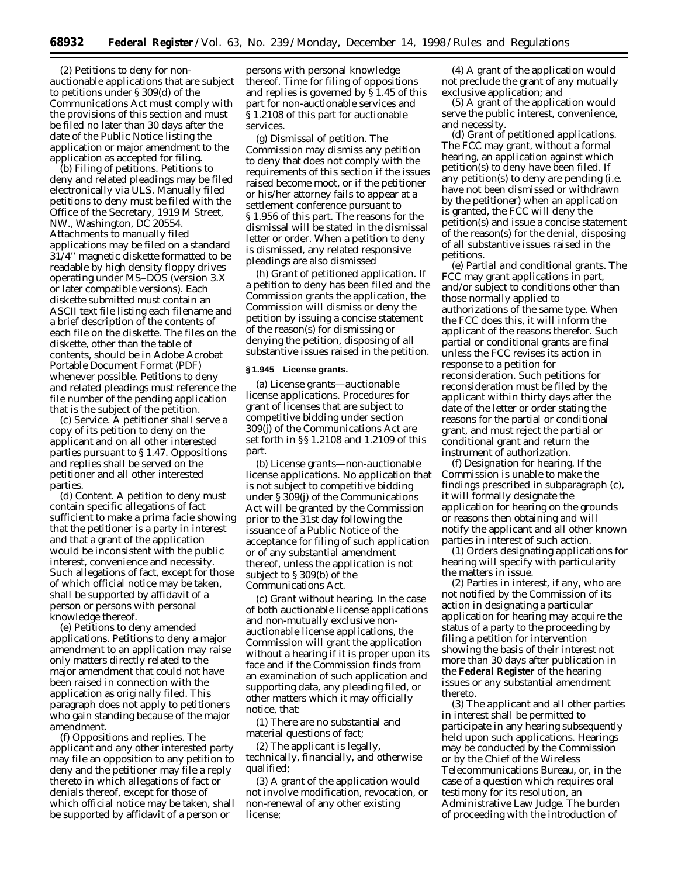(2) Petitions to deny for non-auctionable applications that are subject to petitions under § 309(d) of the Communications Act must comply with the provisions of this section and must be filed no later than 30 days after the date of the Public Notice listing the application or major amendment to the application as accepted for filing.

(b) *Filing of petitions.* Petitions to deny and related pleadings may be filed electronically via ULS. Manually filed petitions to deny must be filed with the Office of the Secretary, 1919 M Street, NW., Washington, DC 20554. Attachments to manually filed applications may be filed on a standard 31/4'' magnetic diskette formatted to be readable by high density floppy drives operating under MS–DOS (version 3.X or later compatible versions). Each diskette submitted must contain an ASCII text file listing each filename and a brief description of the contents of each file on the diskette. The files on the diskette, other than the table of contents, should be in Adobe Acrobat Portable Document Format (PDF) whenever possible. Petitions to deny and related pleadings must reference the file number of the pending application that is the subject of the petition.

(c) *Service.* A petitioner shall serve a copy of its petition to deny on the applicant and on all other interested parties pursuant to § 1.47. Oppositions and replies shall be served on the petitioner and all other interested parties.

(d) *Content.* A petition to deny must contain specific allegations of fact sufficient to make a prima facie showing that the petitioner is a party in interest and that a grant of the application would be inconsistent with the public interest, convenience and necessity. Such allegations of fact, except for those of which official notice may be taken, shall be supported by affidavit of a person or persons with personal knowledge thereof.

(e) *Petitions to deny amended applications.* Petitions to deny a major amendment to an application may raise only matters directly related to the major amendment that could not have been raised in connection with the application as originally filed. This paragraph does not apply to petitioners who gain standing because of the major amendment.

(f) *Oppositions and replies.* The applicant and any other interested party may file an opposition to any petition to deny and the petitioner may file a reply thereto in which allegations of fact or denials thereof, except for those of which official notice may be taken, shall be supported by affidavit of a person or persons with personal knowledge thereof. Time for filing of oppositions and replies is governed by § 1.45 of this part for non-auctionable services and § 1.2108 of this part for auctionable services.

(g) *Dismissal of petition.* The Commission may dismiss any petition to deny that does not comply with the requirements of this section if the issues raised become moot, or if the petitioner or his/her attorney fails to appear at a settlement conference pursuant to § 1.956 of this part. The reasons for the dismissal will be stated in the dismissal letter or order. When a petition to deny is dismissed, any related responsive pleadings are also dismissed

(h) *Grant of petitioned application.* If a petition to deny has been filed and the Commission grants the application, the Commission will dismiss or deny the petition by issuing a concise statement of the reason(s) for dismissing or denying the petition, disposing of all substantive issues raised in the petition.

**§ 1.945 License grants.**

(a) *License grants—auctionable license applications.* Procedures for grant of licenses that are subject to competitive bidding under section 309(j) of the Communications Act are set forth in §§ 1.2108 and 1.2109 of this part.

(b) *License grants—non-auctionable license applications.* No application that is not subject to competitive bidding under § 309(j) of the Communications Act will be granted by the Commission prior to the 31st day following the issuance of a Public Notice of the acceptance for filing of such application or of any substantial amendment thereof, unless the application is not subject to § 309(b) of the Communications Act.

(c) *Grant without hearing.* In the case of both auctionable license applications and non-mutually exclusive non-auctionable license applications, the Commission will grant the application without a hearing if it is proper upon its face and if the Commission finds from an examination of such application and supporting data, any pleading filed, or other matters which it may officially notice, that:

(1) There are no substantial and material questions of fact;

(2) The applicant is legally, technically, financially, and otherwise qualified;

(3) A grant of the application would not involve modification, revocation, or non-renewal of any other existing license;

(4) A grant of the application would not preclude the grant of any mutually exclusive application; and

(5) A grant of the application would serve the public interest, convenience, and necessity.

(d) *Grant of petitioned applications.* The FCC may grant, without a formal hearing, an application against which petition(s) to deny have been filed. If any petition(s) to deny are pending (i.e. have not been dismissed or withdrawn by the petitioner) when an application is granted, the FCC will deny the petition(s) and issue a concise statement of the reason(s) for the denial, disposing of all substantive issues raised in the petitions.

(e) *Partial and conditional grants.* The FCC may grant applications in part, and/or subject to conditions other than those normally applied to authorizations of the same type. When the FCC does this, it will inform the applicant of the reasons therefor. Such partial or conditional grants are final unless the FCC revises its action in response to a petition for reconsideration. Such petitions for reconsideration must be filed by the applicant within thirty days after the date of the letter or order stating the reasons for the partial or conditional grant, and must reject the partial or conditional grant and return the instrument of authorization.

(f) *Designation for hearing.* If the Commission is unable to make the findings prescribed in subparagraph (c), it will formally designate the application for hearing on the grounds or reasons then obtaining and will notify the applicant and all other known parties in interest of such action.

(1) Orders designating applications for hearing will specify with particularity the matters in issue.

(2) Parties in interest, if any, who are not notified by the Commission of its action in designating a particular application for hearing may acquire the status of a party to the proceeding by filing a petition for intervention showing the basis of their interest not more than 30 days after publication in the **Federal Register** of the hearing issues or any substantial amendment thereto.

(3) The applicant and all other parties in interest shall be permitted to participate in any hearing subsequently held upon such applications. Hearings may be conducted by the Commission or by the Chief of the Wireless Telecommunications Bureau, or, in the case of a question which requires oral testimony for its resolution, an Administrative Law Judge. The burden of proceeding with the introduction of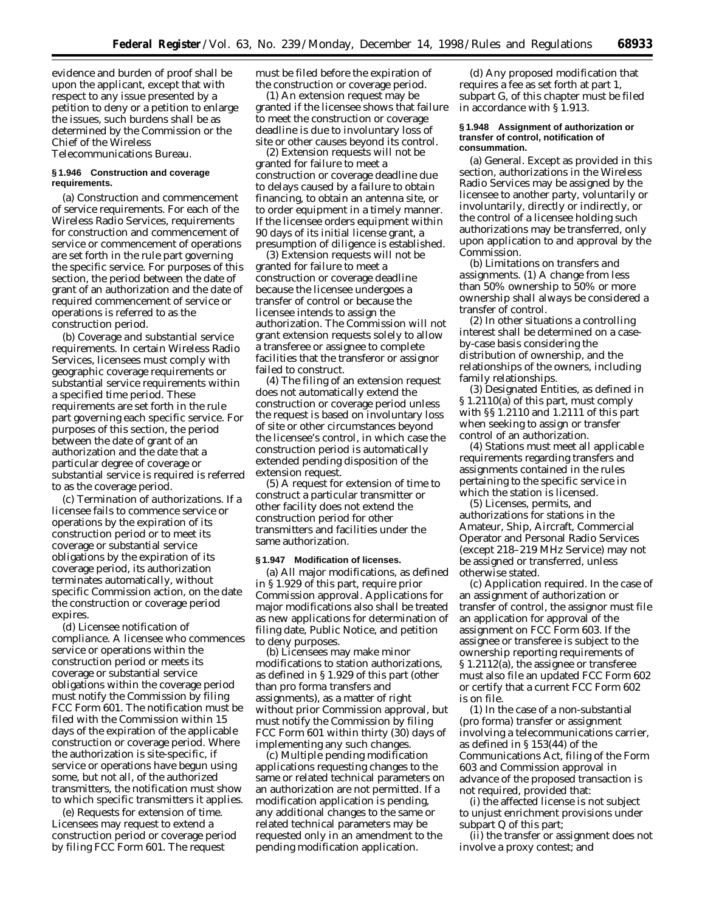evidence and burden of proof shall be upon the applicant, except that with respect to any issue presented by a petition to deny or a petition to enlarge the issues, such burdens shall be as determined by the Commission or the Chief of the Wireless Telecommunications Bureau.

**§ 1.946 Construction and coverage requirements.**

(a) *Construction and commencement of service requirements.* For each of the Wireless Radio Services, requirements for construction and commencement of service or commencement of operations are set forth in the rule part governing the specific service. For purposes of this section, the period between the date of grant of an authorization and the date of required commencement of service or operations is referred to as the construction period.

(b) *Coverage and substantial service requirements.* In certain Wireless Radio Services, licensees must comply with geographic coverage requirements or substantial service requirements within a specified time period. These requirements are set forth in the rule part governing each specific service. For purposes of this section, the period between the date of grant of an authorization and the date that a particular degree of coverage or substantial service is required is referred to as the coverage period.

(c) *Termination of authorizations.* If a licensee fails to commence service or operations by the expiration of its construction period or to meet its coverage or substantial service obligations by the expiration of its coverage period, its authorization terminates automatically, without specific Commission action, on the date the construction or coverage period expires.

(d) *Licensee notification of compliance.* A licensee who commences service or operations within the construction period or meets its coverage or substantial service obligations within the coverage period must notify the Commission by filing FCC Form 601. The notification must be filed with the Commission within 15 days of the expiration of the applicable construction or coverage period. Where the authorization is site-specific, if service or operations have begun using some, but not all, of the authorized transmitters, the notification must show to which specific transmitters it applies.

(e) *Requests for extension of time.* Licensees may request to extend a construction period or coverage period by filing FCC Form 601. The request must be filed before the expiration of the construction or coverage period.

(1) An extension request may be granted if the licensee shows that failure to meet the construction or coverage deadline is due to involuntary loss of site or other causes beyond its control.

(2) Extension requests will not be granted for failure to meet a construction or coverage deadline due to delays caused by a failure to obtain financing, to obtain an antenna site, or to order equipment in a timely manner. If the licensee orders equipment within 90 days of its initial license grant, a presumption of diligence is established.

(3) Extension requests will not be granted for failure to meet a construction or coverage deadline because the licensee undergoes a transfer of control or because the licensee intends to assign the authorization. The Commission will not grant extension requests solely to allow a transferee or assignee to complete facilities that the transferor or assignor failed to construct.

(4) The filing of an extension request does not automatically extend the construction or coverage period unless the request is based on involuntary loss of site or other circumstances beyond the licensee's control, in which case the construction period is automatically extended pending disposition of the extension request.

(5) A request for extension of time to construct a particular transmitter or other facility does not extend the construction period for other transmitters and facilities under the same authorization.

**§ 1.947 Modification of licenses.**

(a) All major modifications, as defined in § 1.929 of this part, require prior Commission approval. Applications for major modifications also shall be treated as new applications for determination of filing date, Public Notice, and petition to deny purposes.

(b) Licensees may make minor modifications to station authorizations, as defined in § 1.929 of this part (other than pro forma transfers and assignments), as a matter of right without prior Commission approval, but must notify the Commission by filing FCC Form 601 within thirty (30) days of implementing any such changes.

(c) Multiple pending modification applications requesting changes to the same or related technical parameters on an authorization are not permitted. If a modification application is pending, any additional changes to the same or related technical parameters may be requested only in an amendment to the pending modification application.

(d) Any proposed modification that requires a fee as set forth at part 1, subpart G, of this chapter must be filed in accordance with § 1.913.

**§ 1.948 Assignment of authorization or transfer of control, notification of consummation.**

(a) *General.* Except as provided in this section, authorizations in the Wireless Radio Services may be assigned by the licensee to another party, voluntarily or involuntarily, directly or indirectly, or the control of a licensee holding such authorizations may be transferred, only upon application to and approval by the Commission.

(b) *Limitations on transfers and assignments.* (1) A change from less than 50% ownership to 50% or more ownership shall always be considered a transfer of control.

(2) In other situations a controlling interest shall be determined on a case-by-case basis considering the distribution of ownership, and the relationships of the owners, including family relationships.

(3) Designated Entities, as defined in § 1.2110(a) of this part, must comply with §§ 1.2110 and 1.2111 of this part when seeking to assign or transfer control of an authorization.

(4) Stations must meet all applicable requirements regarding transfers and assignments contained in the rules pertaining to the specific service in which the station is licensed.

(5) Licenses, permits, and authorizations for stations in the Amateur, Ship, Aircraft, Commercial Operator and Personal Radio Services (except 218–219 MHz Service) may not be assigned or transferred, unless otherwise stated.

(c) *Application required.* In the case of an assignment of authorization or transfer of control, the assignor must file an application for approval of the assignment on FCC Form 603. If the assignee or transferee is subject to the ownership reporting requirements of § 1.2112(a), the assignee or transferee must also file an updated FCC Form 602 or certify that a current FCC Form 602 is on file.

(1) In the case of a non-substantial (pro forma) transfer or assignment involving a telecommunications carrier, as defined in § 153(44) of the Communications Act, filing of the Form 603 and Commission approval in advance of the proposed transaction is not required, provided that:

(i) the affected license is not subject to unjust enrichment provisions under subpart Q of this part;

(ii) the transfer or assignment does not involve a proxy contest; and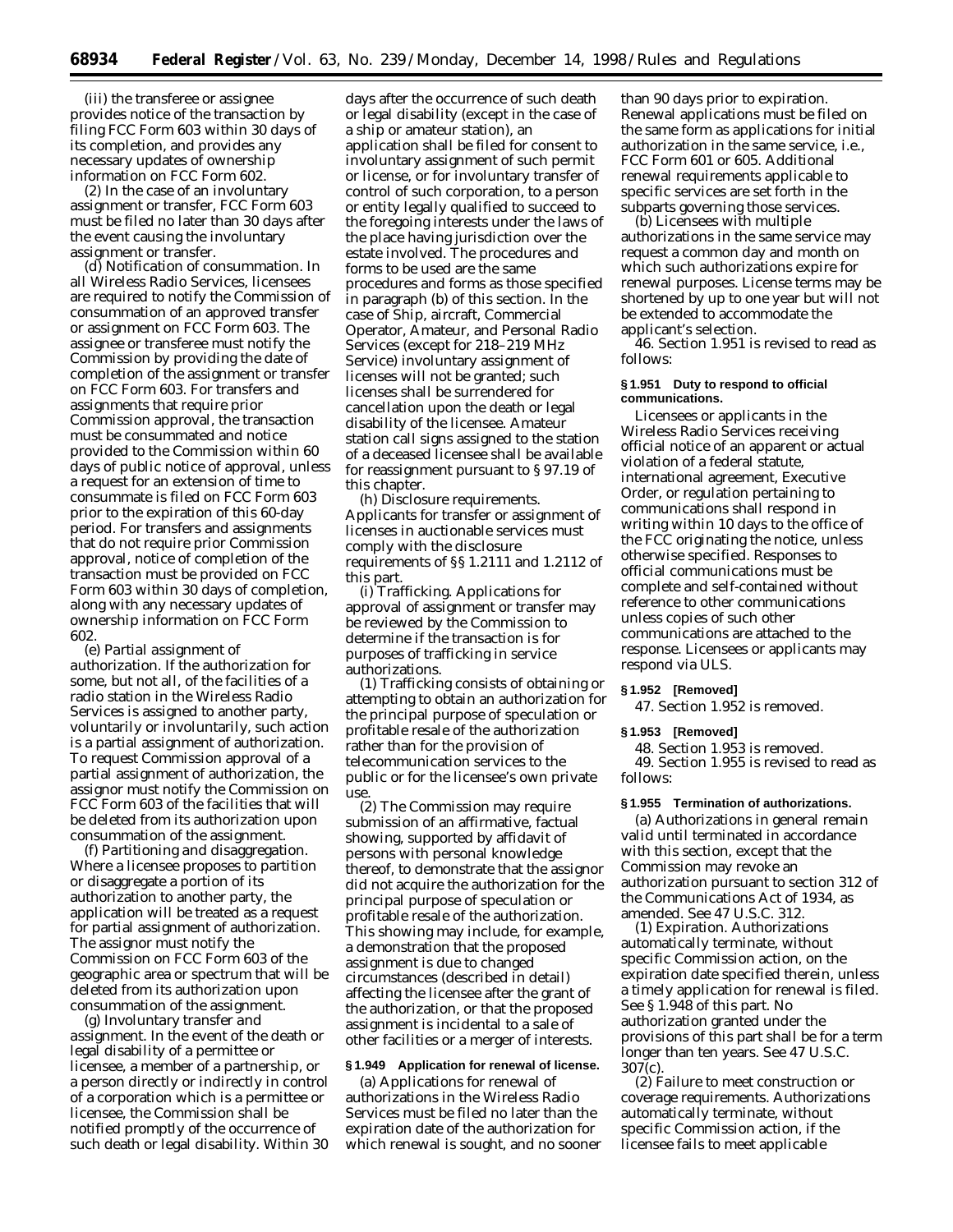(iii) the transferee or assignee provides notice of the transaction by filing FCC Form 603 within 30 days of its completion, and provides any necessary updates of ownership information on FCC Form 602.

(2) In the case of an involuntary assignment or transfer, FCC Form 603 must be filed no later than 30 days after the event causing the involuntary assignment or transfer.

(d) *Notification of consummation.* In all Wireless Radio Services, licensees are required to notify the Commission of consummation of an approved transfer or assignment on FCC Form 603. The assignee or transferee must notify the Commission by providing the date of completion of the assignment or transfer on FCC Form 603. For transfers and assignments that require prior Commission approval, the transaction must be consummated and notice provided to the Commission within 60 days of public notice of approval, unless a request for an extension of time to consummate is filed on FCC Form 603 prior to the expiration of this 60-day period. For transfers and assignments that do not require prior Commission approval, notice of completion of the transaction must be provided on FCC Form 603 within 30 days of completion, along with any necessary updates of ownership information on FCC Form 602.

(e) *Partial assignment of authorization.* If the authorization for some, but not all, of the facilities of a radio station in the Wireless Radio Services is assigned to another party, voluntarily or involuntarily, such action is a partial assignment of authorization. To request Commission approval of a partial assignment of authorization, the assignor must notify the Commission on FCC Form 603 of the facilities that will be deleted from its authorization upon consummation of the assignment.

(f) *Partitioning and disaggregation.* Where a licensee proposes to partition or disaggregate a portion of its authorization to another party, the application will be treated as a request for partial assignment of authorization. The assignor must notify the Commission on FCC Form 603 of the geographic area or spectrum that will be deleted from its authorization upon consummation of the assignment.

(g) *Involuntary transfer and assignment.* In the event of the death or legal disability of a permittee or licensee, a member of a partnership, or a person directly or indirectly in control of a corporation which is a permittee or licensee, the Commission shall be notified promptly of the occurrence of such death or legal disability. Within 30 days after the occurrence of such death or legal disability (except in the case of a ship or amateur station), an application shall be filed for consent to involuntary assignment of such permit or license, or for involuntary transfer of control of such corporation, to a person or entity legally qualified to succeed to the foregoing interests under the laws of the place having jurisdiction over the estate involved. The procedures and forms to be used are the same procedures and forms as those specified in paragraph (b) of this section. In the case of Ship, aircraft, Commercial Operator, Amateur, and Personal Radio Services (except for 218–219 MHz Service) involuntary assignment of licenses will not be granted; such licenses shall be surrendered for cancellation upon the death or legal disability of the licensee. Amateur station call signs assigned to the station of a deceased licensee shall be available for reassignment pursuant to § 97.19 of this chapter.

(h) *Disclosure requirements.* Applicants for transfer or assignment of licenses in auctionable services must comply with the disclosure requirements of §§ 1.2111 and 1.2112 of this part.

(i) *Trafficking.* Applications for approval of assignment or transfer may be reviewed by the Commission to determine if the transaction is for purposes of trafficking in service authorizations.

(1) Trafficking consists of obtaining or attempting to obtain an authorization for the principal purpose of speculation or profitable resale of the authorization rather than for the provision of telecommunication services to the public or for the licensee's own private use.

(2) The Commission may require submission of an affirmative, factual showing, supported by affidavit of persons with personal knowledge thereof, to demonstrate that the assignor did not acquire the authorization for the principal purpose of speculation or profitable resale of the authorization. This showing may include, for example, a demonstration that the proposed assignment is due to changed circumstances (described in detail) affecting the licensee after the grant of the authorization, or that the proposed assignment is incidental to a sale of other facilities or a merger of interests.

**§ 1.949 Application for renewal of license.**

(a) Applications for renewal of authorizations in the Wireless Radio Services must be filed no later than the expiration date of the authorization for which renewal is sought, and no sooner than 90 days prior to expiration. Renewal applications must be filed on the same form as applications for initial authorization in the same service, i.e., FCC Form 601 or 605. Additional renewal requirements applicable to specific services are set forth in the subparts governing those services.

(b) Licensees with multiple authorizations in the same service may request a common day and month on which such authorizations expire for renewal purposes. License terms may be shortened by up to one year but will not be extended to accommodate the applicant's selection.

46. Section 1.951 is revised to read as follows:

**§ 1.951 Duty to respond to official communications.**

Licensees or applicants in the Wireless Radio Services receiving official notice of an apparent or actual violation of a federal statute, international agreement, Executive Order, or regulation pertaining to communications shall respond in writing within 10 days to the office of the FCC originating the notice, unless otherwise specified. Responses to official communications must be complete and self-contained without reference to other communications unless copies of such other communications are attached to the response. Licensees or applicants may respond via ULS.

**§ 1.952 [Removed]**

47. Section 1.952 is removed.

**§ 1.953 [Removed]**

48. Section 1.953 is removed.

49. Section 1.955 is revised to read as follows:

**§ 1.955 Termination of authorizations.**

(a) Authorizations in general remain valid until terminated in accordance with this section, except that the Commission may revoke an authorization pursuant to section 312 of the Communications Act of 1934, as amended. See 47 U.S.C. 312.

(1) *Expiration.* Authorizations automatically terminate, without specific Commission action, on the expiration date specified therein, unless a timely application for renewal is filed. See § 1.948 of this part. No authorization granted under the provisions of this part shall be for a term longer than ten years. See 47 U.S.C. 307(c).

(2) *Failure to meet construction or coverage requirements.* Authorizations automatically terminate, without specific Commission action, if the licensee fails to meet applicable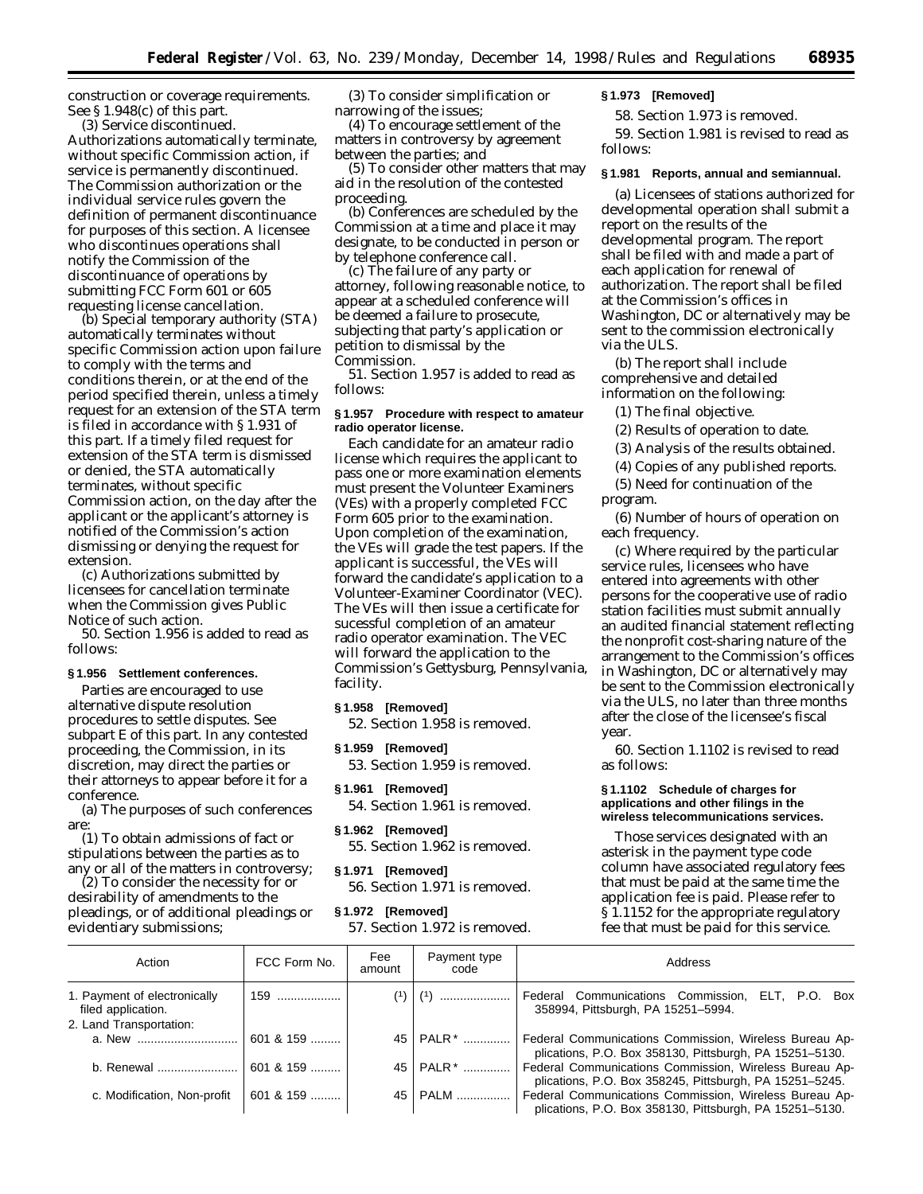construction or coverage requirements. See § 1.948(c) of this part.

(3) Service discontinued. Authorizations automatically terminate, without specific Commission action, if service is permanently discontinued. The Commission authorization or the individual service rules govern the definition of permanent discontinuance for purposes of this section. A licensee who discontinues operations shall notify the Commission of the discontinuance of operations by submitting FCC Form 601 or 605 requesting license cancellation.

(b) Special temporary authority (STA) automatically terminates without specific Commission action upon failure to comply with the terms and conditions therein, or at the end of the period specified therein, unless a timely request for an extension of the STA term is filed in accordance with § 1.931 of this part. If a timely filed request for extension of the STA term is dismissed or denied, the STA automatically terminates, without specific Commission action, on the day after the applicant or the applicant's attorney is notified of the Commission's action dismissing or denying the request for extension.

(c) Authorizations submitted by licensees for cancellation terminate when the Commission gives Public Notice of such action.

50. Section 1.956 is added to read as follows:

**§ 1.956 Settlement conferences.**

Parties are encouraged to use alternative dispute resolution procedures to settle disputes. See subpart E of this part. In any contested proceeding, the Commission, in its discretion, may direct the parties or their attorneys to appear before it for a conference.

(a) The purposes of such conferences are:

(1) To obtain admissions of fact or stipulations between the parties as to any or all of the matters in controversy;

(2) To consider the necessity for or desirability of amendments to the pleadings, or of additional pleadings or evidentiary submissions;

(3) To consider simplification or narrowing of the issues;

(4) To encourage settlement of the matters in controversy by agreement between the parties; and

(5) To consider other matters that may aid in the resolution of the contested proceeding.

(b) Conferences are scheduled by the Commission at a time and place it may designate, to be conducted in person or by telephone conference call.

(c) The failure of any party or attorney, following reasonable notice, to appear at a scheduled conference will be deemed a failure to prosecute, subjecting that party's application or petition to dismissal by the Commission.

51. Section 1.957 is added to read as follows:

**§ 1.957 Procedure with respect to amateur radio operator license.**

Each candidate for an amateur radio license which requires the applicant to pass one or more examination elements must present the Volunteer Examiners (VEs) with a properly completed FCC Form 605 prior to the examination. Upon completion of the examination, the VEs will grade the test papers. If the applicant is successful, the VEs will forward the candidate's application to a Volunteer-Examiner Coordinator (VEC). The VEs will then issue a certificate for sucessful completion of an amateur radio operator examination. The VEC will forward the application to the Commission's Gettysburg, Pennsylvania, facility.

**§ 1.958 [Removed]**

52. Section 1.958 is removed.

**§ 1.959 [Removed]**

53. Section 1.959 is removed.

**§ 1.961 [Removed]**

54. Section 1.961 is removed.

**§ 1.962 [Removed]**

55. Section 1.962 is removed.

**§ 1.971 [Removed]**

56. Section 1.971 is removed.

**§ 1.972 [Removed]**

57. Section 1.972 is removed.

**§ 1.973 [Removed]**

58. Section 1.973 is removed.

59. Section 1.981 is revised to read as follows:

**§ 1.981 Reports, annual and semiannual.**

(a) Licensees of stations authorized for developmental operation shall submit a report on the results of the developmental program. The report shall be filed with and made a part of each application for renewal of authorization. The report shall be filed at the Commission's offices in Washington, DC or alternatively may be sent to the commission electronically via the ULS.

(b) The report shall include comprehensive and detailed information on the following:

(1) The final objective.

(2) Results of operation to date.

(3) Analysis of the results obtained.

(4) Copies of any published reports.

(5) Need for continuation of the program.

(6) Number of hours of operation on each frequency.

(c) Where required by the particular service rules, licensees who have entered into agreements with other persons for the cooperative use of radio station facilities must submit annually an audited financial statement reflecting the nonprofit cost-sharing nature of the arrangement to the Commission's offices in Washington, DC or alternatively may be sent to the Commission electronically via the ULS, no later than three months after the close of the licensee's fiscal year.

60. Section 1.1102 is revised to read as follows:

**§ 1.1102 Schedule of charges for applications and other filings in the wireless telecommunications services.**

Those services designated with an asterisk in the payment type code column have associated regulatory fees that must be paid at the same time the application fee is paid. Please refer to § 1.1152 for the appropriate regulatory fee that must be paid for this service.

| Action | FCC Form No. | Fee amount | Payment type code | Address |
|---|---|---|---|---|
| 1. Payment of electronically filed application. | 159 | (1) | (1) | Federal Communications Commission, ELT, P.O. Box 358994, Pittsburgh, PA 15251–5994. |
| 2. Land Transportation: | | | | |
| a. New | 601 & 159 | 45 | PALR* | Federal Communications Commission, Wireless Bureau Applications, P.O. Box 358130, Pittsburgh, PA 15251–5130. |
| b. Renewal | 601 & 159 | 45 | PALR* | Federal Communications Commission, Wireless Bureau Applications, P.O. Box 358245, Pittsburgh, PA 15251–5245. |
| c. Modification, Non-profit | 601 & 159 | 45 | PALM | Federal Communications Commission, Wireless Bureau Applications, P.O. Box 358130, Pittsburgh, PA 15251–5130. |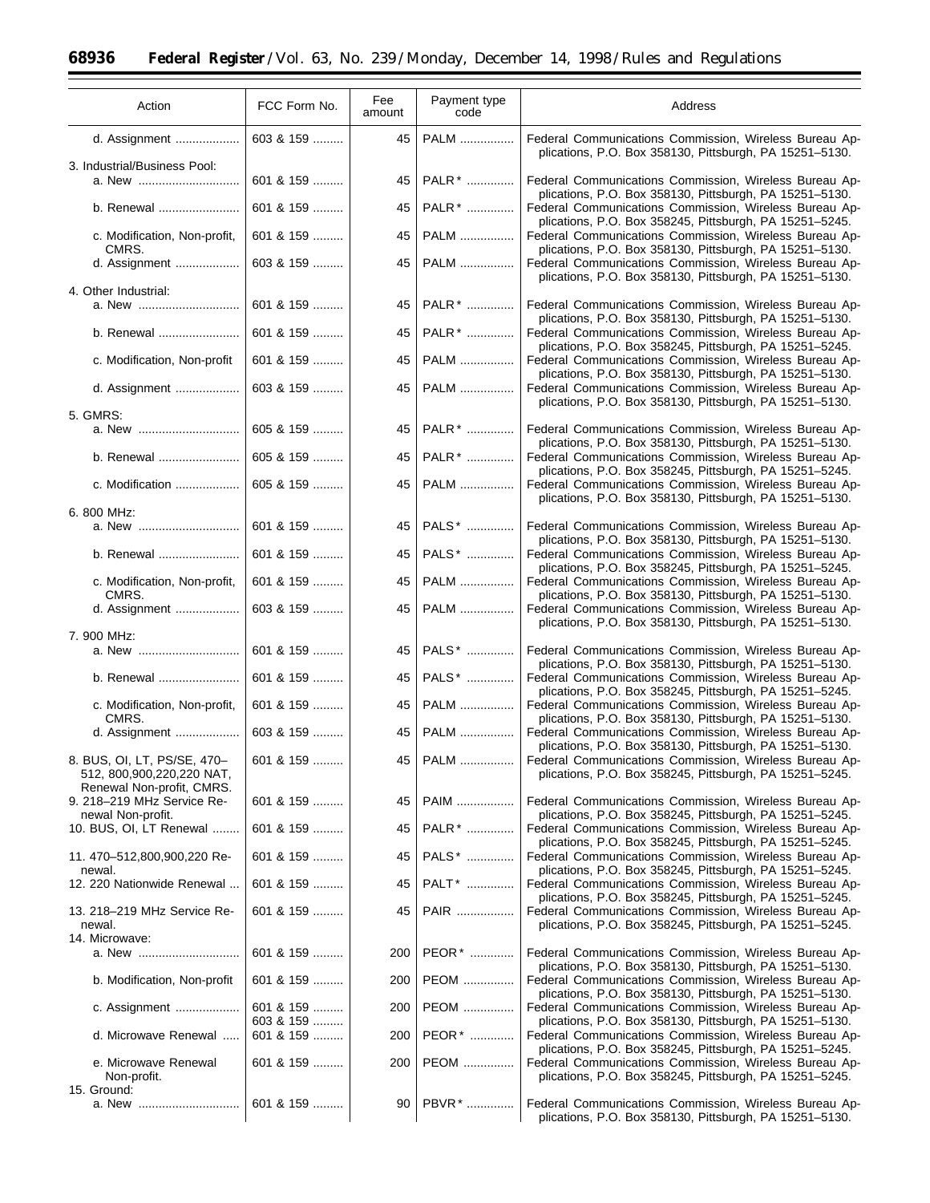| Action | FCC Form No. | Fee amount | Payment type code | Address |
| --- | --- | --- | --- | --- |
| d. Assignment | 603 & 159 | 45 | PALM | Federal Communications Commission, Wireless Bureau Applications, P.O. Box 358130, Pittsburgh, PA 15251–5130. |
| 3. Industrial/Business Pool: | | | | |
| a. New | 601 & 159 | 45 | PALR* | Federal Communications Commission, Wireless Bureau Applications, P.O. Box 358130, Pittsburgh, PA 15251–5130. |
| b. Renewal | 601 & 159 | 45 | PALR* | Federal Communications Commission, Wireless Bureau Applications, P.O. Box 358245, Pittsburgh, PA 15251–5245. |
| c. Modification, Non-profit, CMRS. | 601 & 159 | 45 | PALM | Federal Communications Commission, Wireless Bureau Applications, P.O. Box 358130, Pittsburgh, PA 15251–5130. |
| d. Assignment | 603 & 159 | 45 | PALM | Federal Communications Commission, Wireless Bureau Applications, P.O. Box 358130, Pittsburgh, PA 15251–5130. |
| 4. Other Industrial: | | | | |
| a. New | 601 & 159 | 45 | PALR* | Federal Communications Commission, Wireless Bureau Applications, P.O. Box 358130, Pittsburgh, PA 15251–5130. |
| b. Renewal | 601 & 159 | 45 | PALR* | Federal Communications Commission, Wireless Bureau Applications, P.O. Box 358245, Pittsburgh, PA 15251–5245. |
| c. Modification, Non-profit | 601 & 159 | 45 | PALM | Federal Communications Commission, Wireless Bureau Applications, P.O. Box 358130, Pittsburgh, PA 15251–5130. |
| d. Assignment | 603 & 159 | 45 | PALM | Federal Communications Commission, Wireless Bureau Applications, P.O. Box 358130, Pittsburgh, PA 15251–5130. |
| 5. GMRS: | | | | |
| a. New | 605 & 159 | 45 | PALR* | Federal Communications Commission, Wireless Bureau Applications, P.O. Box 358130, Pittsburgh, PA 15251–5130. |
| b. Renewal | 605 & 159 | 45 | PALR* | Federal Communications Commission, Wireless Bureau Applications, P.O. Box 358245, Pittsburgh, PA 15251–5245. |
| c. Modification | 605 & 159 | 45 | PALM | Federal Communications Commission, Wireless Bureau Applications, P.O. Box 358130, Pittsburgh, PA 15251–5130. |
| 6. 800 MHz: | | | | |
| a. New | 601 & 159 | 45 | PALS* | Federal Communications Commission, Wireless Bureau Applications, P.O. Box 358130, Pittsburgh, PA 15251–5130. |
| b. Renewal | 601 & 159 | 45 | PALS* | Federal Communications Commission, Wireless Bureau Applications, P.O. Box 358245, Pittsburgh, PA 15251–5245. |
| c. Modification, Non-profit, CMRS. | 601 & 159 | 45 | PALM | Federal Communications Commission, Wireless Bureau Applications, P.O. Box 358130, Pittsburgh, PA 15251–5130. |
| d. Assignment | 603 & 159 | 45 | PALM | Federal Communications Commission, Wireless Bureau Applications, P.O. Box 358130, Pittsburgh, PA 15251–5130. |
| 7. 900 MHz: | | | | |
| a. New | 601 & 159 | 45 | PALS* | Federal Communications Commission, Wireless Bureau Applications, P.O. Box 358130, Pittsburgh, PA 15251–5130. |
| b. Renewal | 601 & 159 | 45 | PALS* | Federal Communications Commission, Wireless Bureau Applications, P.O. Box 358245, Pittsburgh, PA 15251–5245. |
| c. Modification, Non-profit, CMRS. | 601 & 159 | 45 | PALM | Federal Communications Commission, Wireless Bureau Applications, P.O. Box 358130, Pittsburgh, PA 15251–5130. |
| d. Assignment | 603 & 159 | 45 | PALM | Federal Communications Commission, Wireless Bureau Applications, P.O. Box 358130, Pittsburgh, PA 15251–5130. |
| 8. BUS, OI, LT, PS/SE, 470–512, 800,900,220,220 NAT, Renewal Non-profit, CMRS. | 601 & 159 | 45 | PALM | Federal Communications Commission, Wireless Bureau Applications, P.O. Box 358245, Pittsburgh, PA 15251–5245. |
| 9. 218–219 MHz Service Renewal Non-profit. | 601 & 159 | 45 | PAIM | Federal Communications Commission, Wireless Bureau Applications, P.O. Box 358245, Pittsburgh, PA 15251–5245. |
| 10. BUS, OI, LT Renewal | 601 & 159 | 45 | PALR* | Federal Communications Commission, Wireless Bureau Applications, P.O. Box 358245, Pittsburgh, PA 15251–5245. |
| 11. 470–512,800,900,220 Renewal. | 601 & 159 | 45 | PALS* | Federal Communications Commission, Wireless Bureau Applications, P.O. Box 358245, Pittsburgh, PA 15251–5245. |
| 12. 220 Nationwide Renewal | 601 & 159 | 45 | PALT* | Federal Communications Commission, Wireless Bureau Applications, P.O. Box 358245, Pittsburgh, PA 15251–5245. |
| 13. 218–219 MHz Service Renewal. | 601 & 159 | 45 | PAIR | Federal Communications Commission, Wireless Bureau Applications, P.O. Box 358245, Pittsburgh, PA 15251–5245. |
| 14. Microwave: | | | | |
| a. New | 601 & 159 | 200 | PEOR* | Federal Communications Commission, Wireless Bureau Applications, P.O. Box 358130, Pittsburgh, PA 15251–5130. |
| b. Modification, Non-profit | 601 & 159 | 200 | PEOM | Federal Communications Commission, Wireless Bureau Applications, P.O. Box 358130, Pittsburgh, PA 15251–5130. |
| c. Assignment | 601 & 159<br>603 & 159 | 200 | PEOM | Federal Communications Commission, Wireless Bureau Applications, P.O. Box 358130, Pittsburgh, PA 15251–5130. |
| d. Microwave Renewal | 601 & 159 | 200 | PEOR* | Federal Communications Commission, Wireless Bureau Applications, P.O. Box 358245, Pittsburgh, PA 15251–5245. |
| e. Microwave Renewal Non-profit. | 601 & 159 | 200 | PEOM | Federal Communications Commission, Wireless Bureau Applications, P.O. Box 358245, Pittsburgh, PA 15251–5245. |
| 15. Ground: | | | | |
| a. New | 601 & 159 | 90 | PBVR* | Federal Communications Commission, Wireless Bureau Applications, P.O. Box 358130, Pittsburgh, PA 15251–5130. |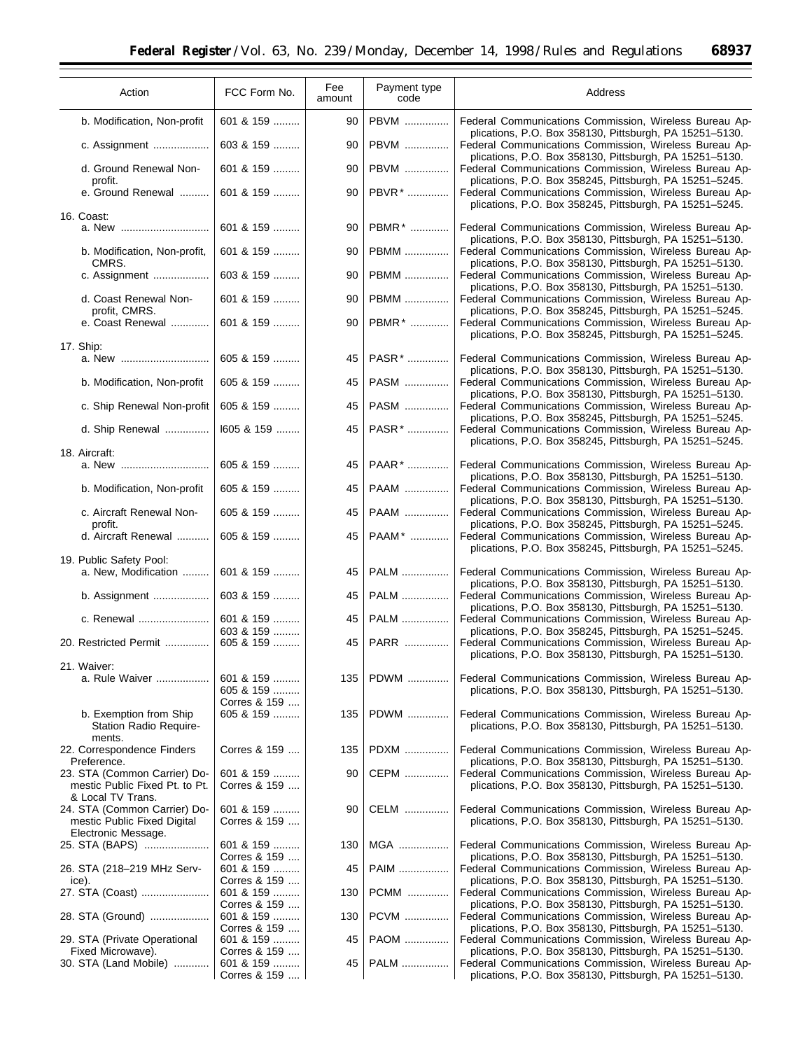| Action | FCC Form No. | Fee amount | Payment type code | Address |
| --- | --- | --- | --- | --- |
| b. Modification, Non-profit | 601 & 159 | 90 | PBVM | Federal Communications Commission, Wireless Bureau Applications, P.O. Box 358130, Pittsburgh, PA 15251–5130. |
| c. Assignment | 603 & 159 | 90 | PBVM | Federal Communications Commission, Wireless Bureau Applications, P.O. Box 358130, Pittsburgh, PA 15251–5130. |
| d. Ground Renewal Non-profit. | 601 & 159 | 90 | PBVM | Federal Communications Commission, Wireless Bureau Applications, P.O. Box 358245, Pittsburgh, PA 15251–5245. |
| e. Ground Renewal | 601 & 159 | 90 | PBVR* | Federal Communications Commission, Wireless Bureau Applications, P.O. Box 358245, Pittsburgh, PA 15251–5245. |
| 16. Coast: | | | | |
| a. New | 601 & 159 | 90 | PBMR* | Federal Communications Commission, Wireless Bureau Applications, P.O. Box 358130, Pittsburgh, PA 15251–5130. |
| b. Modification, Non-profit, CMRS. | 601 & 159 | 90 | PBMM | Federal Communications Commission, Wireless Bureau Applications, P.O. Box 358130, Pittsburgh, PA 15251–5130. |
| c. Assignment | 603 & 159 | 90 | PBMM | Federal Communications Commission, Wireless Bureau Applications, P.O. Box 358130, Pittsburgh, PA 15251–5130. |
| d. Coast Renewal Non-profit, CMRS. | 601 & 159 | 90 | PBMM | Federal Communications Commission, Wireless Bureau Applications, P.O. Box 358245, Pittsburgh, PA 15251–5245. |
| e. Coast Renewal | 601 & 159 | 90 | PBMR* | Federal Communications Commission, Wireless Bureau Applications, P.O. Box 358245, Pittsburgh, PA 15251–5245. |
| 17. Ship: | | | | |
| a. New | 605 & 159 | 45 | PASR* | Federal Communications Commission, Wireless Bureau Applications, P.O. Box 358130, Pittsburgh, PA 15251–5130. |
| b. Modification, Non-profit | 605 & 159 | 45 | PASM | Federal Communications Commission, Wireless Bureau Applications, P.O. Box 358130, Pittsburgh, PA 15251–5130. |
| c. Ship Renewal Non-profit | 605 & 159 | 45 | PASM | Federal Communications Commission, Wireless Bureau Applications, P.O. Box 358245, Pittsburgh, PA 15251–5245. |
| d. Ship Renewal | I605 & 159 | 45 | PASR* | Federal Communications Commission, Wireless Bureau Applications, P.O. Box 358245, Pittsburgh, PA 15251–5245. |
| 18. Aircraft: | | | | |
| a. New | 605 & 159 | 45 | PAAR* | Federal Communications Commission, Wireless Bureau Applications, P.O. Box 358130, Pittsburgh, PA 15251–5130. |
| b. Modification, Non-profit | 605 & 159 | 45 | PAAM | Federal Communications Commission, Wireless Bureau Applications, P.O. Box 358130, Pittsburgh, PA 15251–5130. |
| c. Aircraft Renewal Non-profit. | 605 & 159 | 45 | PAAM | Federal Communications Commission, Wireless Bureau Applications, P.O. Box 358245, Pittsburgh, PA 15251–5245. |
| d. Aircraft Renewal | 605 & 159 | 45 | PAAM* | Federal Communications Commission, Wireless Bureau Applications, P.O. Box 358245, Pittsburgh, PA 15251–5245. |
| 19. Public Safety Pool: | | | | |
| a. New, Modification | 601 & 159 | 45 | PALM | Federal Communications Commission, Wireless Bureau Applications, P.O. Box 358130, Pittsburgh, PA 15251–5130. |
| b. Assignment | 603 & 159 | 45 | PALM | Federal Communications Commission, Wireless Bureau Applications, P.O. Box 358130, Pittsburgh, PA 15251–5130. |
| c. Renewal | 601 & 159<br>603 & 159 | 45 | PALM | Federal Communications Commission, Wireless Bureau Applications, P.O. Box 358245, Pittsburgh, PA 15251–5245. |
| 20. Restricted Permit | 605 & 159 | 45 | PARR | Federal Communications Commission, Wireless Bureau Applications, P.O. Box 358130, Pittsburgh, PA 15251–5130. |
| 21. Waiver: | | | | |
| a. Rule Waiver | 601 & 159<br>605 & 159<br>Corres & 159 | 135 | PDWM | Federal Communications Commission, Wireless Bureau Applications, P.O. Box 358130, Pittsburgh, PA 15251–5130. |
| b. Exemption from Ship Station Radio Requirements. | 605 & 159 | 135 | PDWM | Federal Communications Commission, Wireless Bureau Applications, P.O. Box 358130, Pittsburgh, PA 15251–5130. |
| 22. Correspondence Finders Preference. | Corres & 159 | 135 | PDXM | Federal Communications Commission, Wireless Bureau Applications, P.O. Box 358130, Pittsburgh, PA 15251–5130. |
| 23. STA (Common Carrier) Domestic Public Fixed Pt. to Pt. & Local TV Trans. | 601 & 159<br>Corres & 159 | 90 | CEPM | Federal Communications Commission, Wireless Bureau Applications, P.O. Box 358130, Pittsburgh, PA 15251–5130. |
| 24. STA (Common Carrier) Domestic Public Fixed Digital Electronic Message. | 601 & 159<br>Corres & 159 | 90 | CELM | Federal Communications Commission, Wireless Bureau Applications, P.O. Box 358130, Pittsburgh, PA 15251–5130. |
| 25. STA (BAPS) | 601 & 159<br>Corres & 159 | 130 | MGA | Federal Communications Commission, Wireless Bureau Applications, P.O. Box 358130, Pittsburgh, PA 15251–5130. |
| 26. STA (218–219 MHz Service). | 601 & 159<br>Corres & 159 | 45 | PAIM | Federal Communications Commission, Wireless Bureau Applications, P.O. Box 358130, Pittsburgh, PA 15251–5130. |
| 27. STA (Coast) | 601 & 159<br>Corres & 159 | 130 | PCMM | Federal Communications Commission, Wireless Bureau Applications, P.O. Box 358130, Pittsburgh, PA 15251–5130. |
| 28. STA (Ground) | 601 & 159<br>Corres & 159 | 130 | PCVM | Federal Communications Commission, Wireless Bureau Applications, P.O. Box 358130, Pittsburgh, PA 15251–5130. |
| 29. STA (Private Operational Fixed Microwave). | 601 & 159<br>Corres & 159 | 45 | PAOM | Federal Communications Commission, Wireless Bureau Applications, P.O. Box 358130, Pittsburgh, PA 15251–5130. |
| 30. STA (Land Mobile) | 601 & 159<br>Corres & 159 | 45 | PALM | Federal Communications Commission, Wireless Bureau Applications, P.O. Box 358130, Pittsburgh, PA 15251–5130. |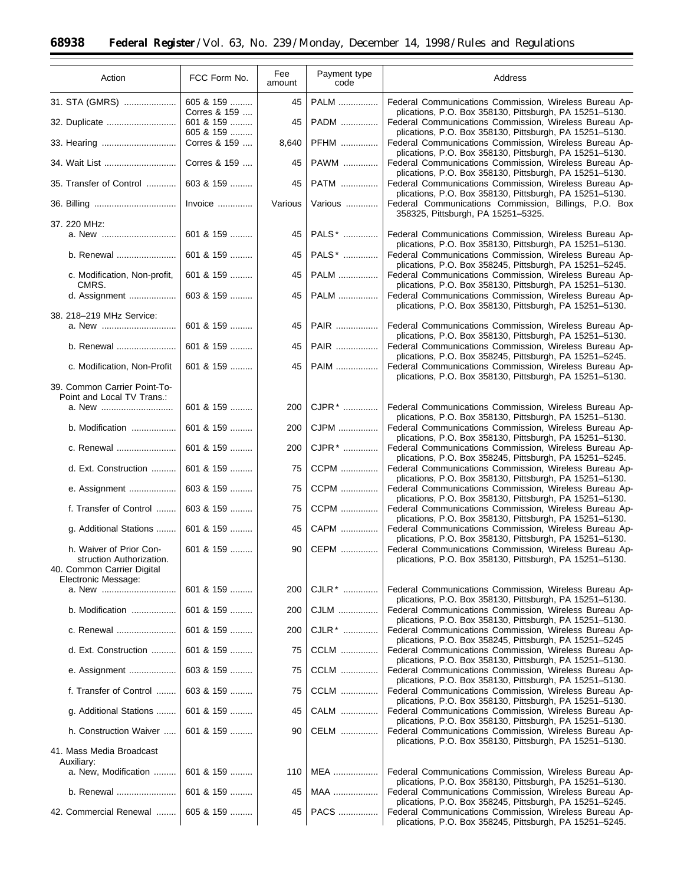| Action | FCC Form No. | Fee amount | Payment type code | Address |
|---|---|---|---|---|
| 31. STA (GMRS) | 605 & 159 Corres & 159 | 45 | PALM | Federal Communications Commission, Wireless Bureau Applications, P.O. Box 358130, Pittsburgh, PA 15251–5130. |
| 32. Duplicate | 601 & 159 605 & 159 | 45 | PADM | Federal Communications Commission, Wireless Bureau Applications, P.O. Box 358130, Pittsburgh, PA 15251–5130. |
| 33. Hearing | Corres & 159 | 8,640 | PFHM | Federal Communications Commission, Wireless Bureau Applications, P.O. Box 358130, Pittsburgh, PA 15251–5130. |
| 34. Wait List | Corres & 159 | 45 | PAWM | Federal Communications Commission, Wireless Bureau Applications, P.O. Box 358130, Pittsburgh, PA 15251–5130. |
| 35. Transfer of Control | 603 & 159 | 45 | PATM | Federal Communications Commission, Wireless Bureau Applications, P.O. Box 358130, Pittsburgh, PA 15251–5130. |
| 36. Billing | Invoice | Various | Various | Federal Communications Commission, Billings, P.O. Box 358325, Pittsburgh, PA 15251–5325. |
| 37. 220 MHz: | | | | |
| a. New | 601 & 159 | 45 | PALS* | Federal Communications Commission, Wireless Bureau Applications, P.O. Box 358130, Pittsburgh, PA 15251–5130. |
| b. Renewal | 601 & 159 | 45 | PALS* | Federal Communications Commission, Wireless Bureau Applications, P.O. Box 358245, Pittsburgh, PA 15251–5245. |
| c. Modification, Non-profit, CMRS. | 601 & 159 | 45 | PALM | Federal Communications Commission, Wireless Bureau Applications, P.O. Box 358130, Pittsburgh, PA 15251–5130. |
| d. Assignment | 603 & 159 | 45 | PALM | Federal Communications Commission, Wireless Bureau Applications, P.O. Box 358130, Pittsburgh, PA 15251–5130. |
| 38. 218–219 MHz Service: | | | | |
| a. New | 601 & 159 | 45 | PAIR | Federal Communications Commission, Wireless Bureau Applications, P.O. Box 358130, Pittsburgh, PA 15251–5130. |
| b. Renewal | 601 & 159 | 45 | PAIR | Federal Communications Commission, Wireless Bureau Applications, P.O. Box 358245, Pittsburgh, PA 15251–5245. |
| c. Modification, Non-Profit | 601 & 159 | 45 | PAIM | Federal Communications Commission, Wireless Bureau Applications, P.O. Box 358130, Pittsburgh, PA 15251–5130. |
| 39. Common Carrier Point-To-Point and Local TV Trans.: | | | | |
| a. New | 601 & 159 | 200 | CJPR* | Federal Communications Commission, Wireless Bureau Applications, P.O. Box 358130, Pittsburgh, PA 15251–5130. |
| b. Modification | 601 & 159 | 200 | CJPM | Federal Communications Commission, Wireless Bureau Applications, P.O. Box 358130, Pittsburgh, PA 15251–5130. |
| c. Renewal | 601 & 159 | 200 | CJPR* | Federal Communications Commission, Wireless Bureau Applications, P.O. Box 358245, Pittsburgh, PA 15251–5245. |
| d. Ext. Construction | 601 & 159 | 75 | CCPM | Federal Communications Commission, Wireless Bureau Applications, P.O. Box 358130, Pittsburgh, PA 15251–5130. |
| e. Assignment | 603 & 159 | 75 | CCPM | Federal Communications Commission, Wireless Bureau Applications, P.O. Box 358130, Pittsburgh, PA 15251–5130. |
| f. Transfer of Control | 603 & 159 | 75 | CCPM | Federal Communications Commission, Wireless Bureau Applications, P.O. Box 358130, Pittsburgh, PA 15251–5130. |
| g. Additional Stations | 601 & 159 | 45 | CAPM | Federal Communications Commission, Wireless Bureau Applications, P.O. Box 358130, Pittsburgh, PA 15251–5130. |
| h. Waiver of Prior Construction Authorization. | 601 & 159 | 90 | CEPM | Federal Communications Commission, Wireless Bureau Applications, P.O. Box 358130, Pittsburgh, PA 15251–5130. |
| 40. Common Carrier Digital Electronic Message: | | | | |
| a. New | 601 & 159 | 200 | CJLR* | Federal Communications Commission, Wireless Bureau Applications, P.O. Box 358130, Pittsburgh, PA 15251–5130. |
| b. Modification | 601 & 159 | 200 | CJLM | Federal Communications Commission, Wireless Bureau Applications, P.O. Box 358130, Pittsburgh, PA 15251–5130. |
| c. Renewal | 601 & 159 | 200 | CJLR* | Federal Communications Commission, Wireless Bureau Applications, P.O. Box 358245, Pittsburgh, PA 15251–5245 |
| d. Ext. Construction | 601 & 159 | 75 | CCLM | Federal Communications Commission, Wireless Bureau Applications, P.O. Box 358130, Pittsburgh, PA 15251–5130. |
| e. Assignment | 603 & 159 | 75 | CCLM | Federal Communications Commission, Wireless Bureau Applications, P.O. Box 358130, Pittsburgh, PA 15251–5130. |
| f. Transfer of Control | 603 & 159 | 75 | CCLM | Federal Communications Commission, Wireless Bureau Applications, P.O. Box 358130, Pittsburgh, PA 15251–5130. |
| g. Additional Stations | 601 & 159 | 45 | CALM | Federal Communications Commission, Wireless Bureau Applications, P.O. Box 358130, Pittsburgh, PA 15251–5130. |
| h. Construction Waiver | 601 & 159 | 90 | CELM | Federal Communications Commission, Wireless Bureau Applications, P.O. Box 358130, Pittsburgh, PA 15251–5130. |
| 41. Mass Media Broadcast Auxiliary: | | | | |
| a. New, Modification | 601 & 159 | 110 | MEA | Federal Communications Commission, Wireless Bureau Applications, P.O. Box 358130, Pittsburgh, PA 15251–5130. |
| b. Renewal | 601 & 159 | 45 | MAA | Federal Communications Commission, Wireless Bureau Applications, P.O. Box 358245, Pittsburgh, PA 15251–5245. |
| 42. Commercial Renewal | 605 & 159 | 45 | PACS | Federal Communications Commission, Wireless Bureau Applications, P.O. Box 358245, Pittsburgh, PA 15251–5245. |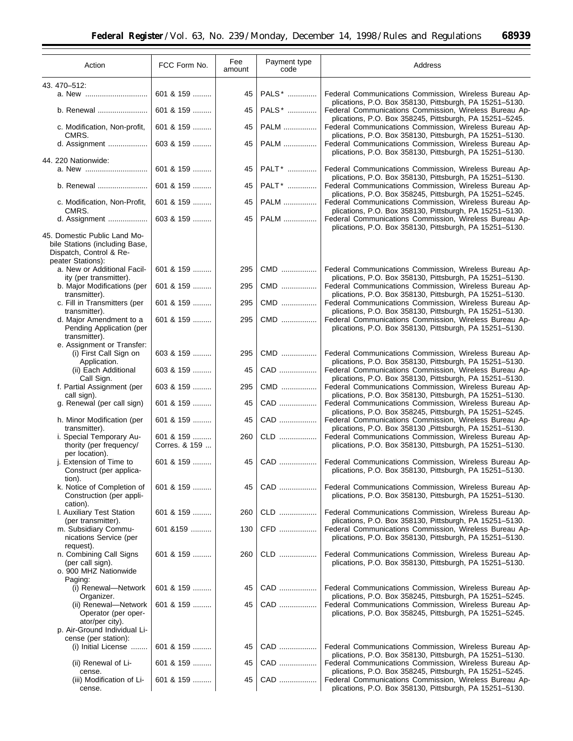| Action | FCC Form No. | Fee amount | Payment type code | Address |
|---|---|---|---|---|
| 43. 470–512: | | | | |
| a. New | 601 & 159 | 45 | PALS* | Federal Communications Commission, Wireless Bureau Applications, P.O. Box 358130, Pittsburgh, PA 15251–5130. |
| b. Renewal | 601 & 159 | 45 | PALS* | Federal Communications Commission, Wireless Bureau Applications, P.O. Box 358245, Pittsburgh, PA 15251–5245. |
| c. Modification, Non-profit, CMRS. | 601 & 159 | 45 | PALM | Federal Communications Commission, Wireless Bureau Applications, P.O. Box 358130, Pittsburgh, PA 15251–5130. |
| d. Assignment | 603 & 159 | 45 | PALM | Federal Communications Commission, Wireless Bureau Applications, P.O. Box 358130, Pittsburgh, PA 15251–5130. |
| 44. 220 Nationwide: | | | | |
| a. New | 601 & 159 | 45 | PALT* | Federal Communications Commission, Wireless Bureau Applications, P.O. Box 358130, Pittsburgh, PA 15251–5130. |
| b. Renewal | 601 & 159 | 45 | PALT* | Federal Communications Commission, Wireless Bureau Applications, P.O. Box 358245, Pittsburgh, PA 15251–5245. |
| c. Modification, Non-Profit, CMRS. | 601 & 159 | 45 | PALM | Federal Communications Commission, Wireless Bureau Applications, P.O. Box 358130, Pittsburgh, PA 15251–5130. |
| d. Assignment | 603 & 159 | 45 | PALM | Federal Communications Commission, Wireless Bureau Applications, P.O. Box 358130, Pittsburgh, PA 15251–5130. |
| 45. Domestic Public Land Mobile Stations (including Base, Dispatch, Control & Repeater Stations): | | | | |
| a. New or Additional Facility (per transmitter). | 601 & 159 | 295 | CMD | Federal Communications Commission, Wireless Bureau Applications, P.O. Box 358130, Pittsburgh, PA 15251–5130. |
| b. Major Modifications (per transmitter). | 601 & 159 | 295 | CMD | Federal Communications Commission, Wireless Bureau Applications, P.O. Box 358130, Pittsburgh, PA 15251–5130. |
| c. Fill in Transmitters (per transmitter). | 601 & 159 | 295 | CMD | Federal Communications Commission, Wireless Bureau Applications, P.O. Box 358130, Pittsburgh, PA 15251–5130. |
| d. Major Amendment to a Pending Application (per transmitter). | 601 & 159 | 295 | CMD | Federal Communications Commission, Wireless Bureau Applications, P.O. Box 358130, Pittsburgh, PA 15251–5130. |
| e. Assignment or Transfer: | | | | |
| (i) First Call Sign on Application. | 603 & 159 | 295 | CMD | Federal Communications Commission, Wireless Bureau Applications, P.O. Box 358130, Pittsburgh, PA 15251–5130. |
| (ii) Each Additional Call Sign. | 603 & 159 | 45 | CAD | Federal Communications Commission, Wireless Bureau Applications, P.O. Box 358130, Pittsburgh, PA 15251–5130. |
| f. Partial Assignment (per call sign). | 603 & 159 | 295 | CMD | Federal Communications Commission, Wireless Bureau Applications, P.O. Box 358130, Pittsburgh, PA 15251–5130. |
| g. Renewal (per call sign) | 601 & 159 | 45 | CAD | Federal Communications Commission, Wireless Bureau Applications, P.O. Box 358245, Pittsburgh, PA 15251–5245. |
| h. Minor Modification (per transmitter). | 601 & 159 | 45 | CAD | Federal Communications Commission, Wireless Bureau Applications, P.O. Box 358130 ,Pittsburgh, PA 15251–5130. |
| i. Special Temporary Authority (per frequency/per location). | 601 & 159 Corres. & 159 | 260 | CLD | Federal Communications Commission, Wireless Bureau Applications, P.O. Box 358130, Pittsburgh, PA 15251–5130. |
| j. Extension of Time to Construct (per application). | 601 & 159 | 45 | CAD | Federal Communications Commission, Wireless Bureau Applications, P.O. Box 358130, Pittsburgh, PA 15251–5130. |
| k. Notice of Completion of Construction (per application). | 601 & 159 | 45 | CAD | Federal Communications Commission, Wireless Bureau Applications, P.O. Box 358130, Pittsburgh, PA 15251–5130. |
| l. Auxiliary Test Station (per transmitter). | 601 & 159 | 260 | CLD | Federal Communications Commission, Wireless Bureau Applications, P.O. Box 358130, Pittsburgh, PA 15251–5130. |
| m. Subsidiary Communications Service (per request). | 601 &159 | 130 | CFD | Federal Communications Commission, Wireless Bureau Applications, P.O. Box 358130, Pittsburgh, PA 15251–5130. |
| n. Combining Call Signs (per call sign). | 601 & 159 | 260 | CLD | Federal Communications Commission, Wireless Bureau Applications, P.O. Box 358130, Pittsburgh, PA 15251–5130. |
| o. 900 MHZ Nationwide Paging: | | | | |
| (i) Renewal—Network Organizer. | 601 & 159 | 45 | CAD | Federal Communications Commission, Wireless Bureau Applications, P.O. Box 358245, Pittsburgh, PA 15251–5245. |
| (ii) Renewal—Network Operator (per operator/per city). | 601 & 159 | 45 | CAD | Federal Communications Commission, Wireless Bureau Applications, P.O. Box 358245, Pittsburgh, PA 15251–5245. |
| p. Air-Ground Individual License (per station): | | | | |
| (i) Initial License | 601 & 159 | 45 | CAD | Federal Communications Commission, Wireless Bureau Applications, P.O. Box 358130, Pittsburgh, PA 15251–5130. |
| (ii) Renewal of License. | 601 & 159 | 45 | CAD | Federal Communications Commission, Wireless Bureau Applications, P.O. Box 358245, Pittsburgh, PA 15251–5245. |
| (iii) Modification of License. | 601 & 159 | 45 | CAD | Federal Communications Commission, Wireless Bureau Applications, P.O. Box 358130, Pittsburgh, PA 15251–5130. |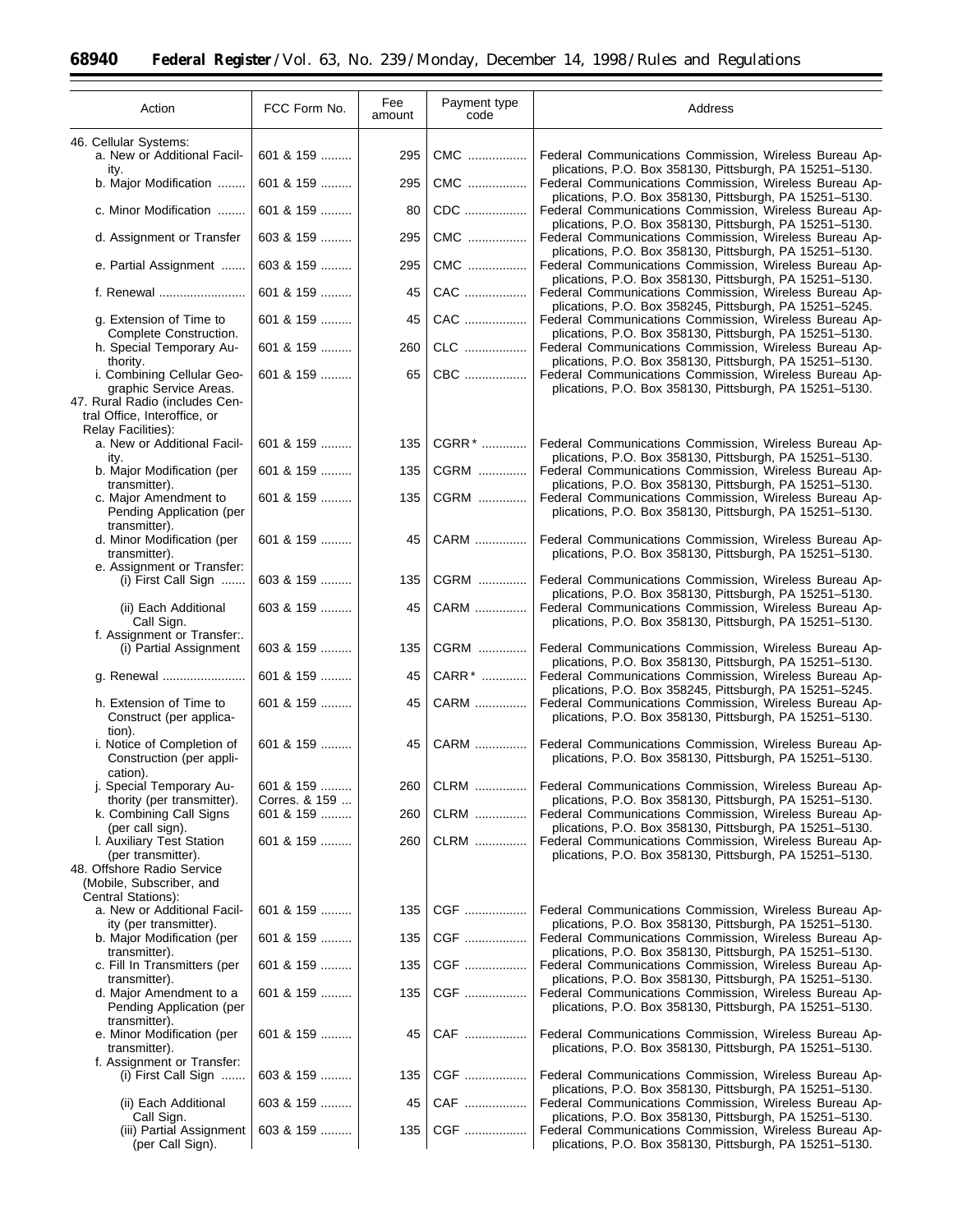| Action | FCC Form No. | Fee amount | Payment type code | Address |
| --- | --- | --- | --- | --- |
| 46. Cellular Systems: | | | | |
| a. New or Additional Facility. | 601 & 159 | 295 | CMC | Federal Communications Commission, Wireless Bureau Applications, P.O. Box 358130, Pittsburgh, PA 15251–5130. |
| b. Major Modification | 601 & 159 | 295 | CMC | Federal Communications Commission, Wireless Bureau Applications, P.O. Box 358130, Pittsburgh, PA 15251–5130. |
| c. Minor Modification | 601 & 159 | 80 | CDC | Federal Communications Commission, Wireless Bureau Applications, P.O. Box 358130, Pittsburgh, PA 15251–5130. |
| d. Assignment or Transfer | 603 & 159 | 295 | CMC | Federal Communications Commission, Wireless Bureau Applications, P.O. Box 358130, Pittsburgh, PA 15251–5130. |
| e. Partial Assignment | 603 & 159 | 295 | CMC | Federal Communications Commission, Wireless Bureau Applications, P.O. Box 358130, Pittsburgh, PA 15251–5130. |
| f. Renewal | 601 & 159 | 45 | CAC | Federal Communications Commission, Wireless Bureau Applications, P.O. Box 358245, Pittsburgh, PA 15251–5245. |
| g. Extension of Time to Complete Construction. | 601 & 159 | 45 | CAC | Federal Communications Commission, Wireless Bureau Applications, P.O. Box 358130, Pittsburgh, PA 15251–5130. |
| h. Special Temporary Authority. | 601 & 159 | 260 | CLC | Federal Communications Commission, Wireless Bureau Applications, P.O. Box 358130, Pittsburgh, PA 15251–5130. |
| i. Combining Cellular Geographic Service Areas. | 601 & 159 | 65 | CBC | Federal Communications Commission, Wireless Bureau Applications, P.O. Box 358130, Pittsburgh, PA 15251–5130. |
| 47. Rural Radio (includes Central Office, Interoffice, or Relay Facilities): | | | | |
| a. New or Additional Facility. | 601 & 159 | 135 | CGRR* | Federal Communications Commission, Wireless Bureau Applications, P.O. Box 358130, Pittsburgh, PA 15251–5130. |
| b. Major Modification (per transmitter). | 601 & 159 | 135 | CGRM | Federal Communications Commission, Wireless Bureau Applications, P.O. Box 358130, Pittsburgh, PA 15251–5130. |
| c. Major Amendment to Pending Application (per transmitter). | 601 & 159 | 135 | CGRM | Federal Communications Commission, Wireless Bureau Applications, P.O. Box 358130, Pittsburgh, PA 15251–5130. |
| d. Minor Modification (per transmitter). | 601 & 159 | 45 | CARM | Federal Communications Commission, Wireless Bureau Applications, P.O. Box 358130, Pittsburgh, PA 15251–5130. |
| e. Assignment or Transfer: | | | | |
| (i) First Call Sign | 603 & 159 | 135 | CGRM | Federal Communications Commission, Wireless Bureau Applications, P.O. Box 358130, Pittsburgh, PA 15251–5130. |
| (ii) Each Additional Call Sign. | 603 & 159 | 45 | CARM | Federal Communications Commission, Wireless Bureau Applications, P.O. Box 358130, Pittsburgh, PA 15251–5130. |
| f. Assignment or Transfer:. | | | | |
| (i) Partial Assignment | 603 & 159 | 135 | CGRM | Federal Communications Commission, Wireless Bureau Applications, P.O. Box 358130, Pittsburgh, PA 15251–5130. |
| g. Renewal | 601 & 159 | 45 | CARR* | Federal Communications Commission, Wireless Bureau Applications, P.O. Box 358245, Pittsburgh, PA 15251–5245. |
| h. Extension of Time to Construct (per application). | 601 & 159 | 45 | CARM | Federal Communications Commission, Wireless Bureau Applications, P.O. Box 358130, Pittsburgh, PA 15251–5130. |
| i. Notice of Completion of Construction (per application). | 601 & 159 | 45 | CARM | Federal Communications Commission, Wireless Bureau Applications, P.O. Box 358130, Pittsburgh, PA 15251–5130. |
| j. Special Temporary Authority (per transmitter). | 601 & 159 Corres. & 159 | 260 | CLRM | Federal Communications Commission, Wireless Bureau Applications, P.O. Box 358130, Pittsburgh, PA 15251–5130. |
| k. Combining Call Signs (per call sign). | 601 & 159 | 260 | CLRM | Federal Communications Commission, Wireless Bureau Applications, P.O. Box 358130, Pittsburgh, PA 15251–5130. |
| l. Auxiliary Test Station (per transmitter). | 601 & 159 | 260 | CLRM | Federal Communications Commission, Wireless Bureau Applications, P.O. Box 358130, Pittsburgh, PA 15251–5130. |
| 48. Offshore Radio Service (Mobile, Subscriber, and Central Stations): | | | | |
| a. New or Additional Facility (per transmitter). | 601 & 159 | 135 | CGF | Federal Communications Commission, Wireless Bureau Applications, P.O. Box 358130, Pittsburgh, PA 15251–5130. |
| b. Major Modification (per transmitter). | 601 & 159 | 135 | CGF | Federal Communications Commission, Wireless Bureau Applications, P.O. Box 358130, Pittsburgh, PA 15251–5130. |
| c. Fill In Transmitters (per transmitter). | 601 & 159 | 135 | CGF | Federal Communications Commission, Wireless Bureau Applications, P.O. Box 358130, Pittsburgh, PA 15251–5130. |
| d. Major Amendment to a Pending Application (per transmitter). | 601 & 159 | 135 | CGF | Federal Communications Commission, Wireless Bureau Applications, P.O. Box 358130, Pittsburgh, PA 15251–5130. |
| e. Minor Modification (per transmitter). | 601 & 159 | 45 | CAF | Federal Communications Commission, Wireless Bureau Applications, P.O. Box 358130, Pittsburgh, PA 15251–5130. |
| f. Assignment or Transfer: | | | | |
| (i) First Call Sign | 603 & 159 | 135 | CGF | Federal Communications Commission, Wireless Bureau Applications, P.O. Box 358130, Pittsburgh, PA 15251–5130. |
| (ii) Each Additional Call Sign. | 603 & 159 | 45 | CAF | Federal Communications Commission, Wireless Bureau Applications, P.O. Box 358130, Pittsburgh, PA 15251–5130. |
| (iii) Partial Assignment (per Call Sign). | 603 & 159 | 135 | CGF | Federal Communications Commission, Wireless Bureau Applications, P.O. Box 358130, Pittsburgh, PA 15251–5130. |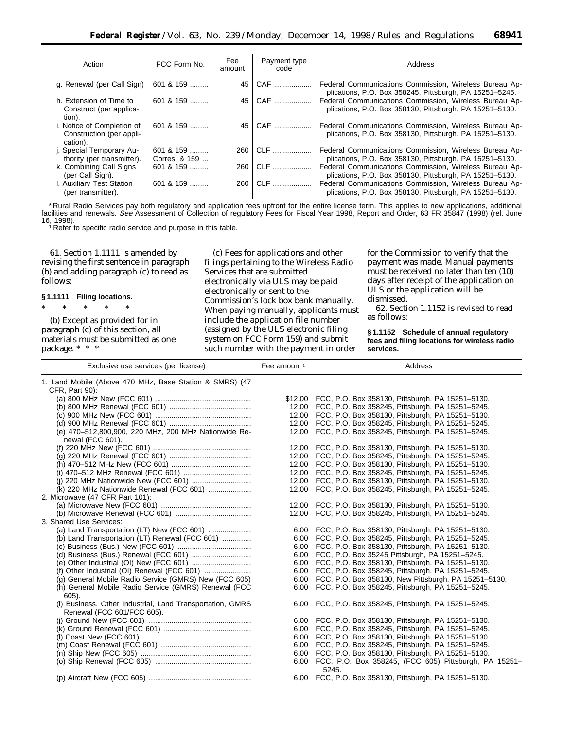| Action | FCC Form No. | Fee amount | Payment type code | Address |
|---|---|---|---|---|
| g. Renewal (per Call Sign) | 601 & 159 ......... | 45 | CAF .................. | Federal Communications Commission, Wireless Bureau Applications, P.O. Box 358245, Pittsburgh, PA 15251–5245. |
| h. Extension of Time to Construct (per application). | 601 & 159 ......... | 45 | CAF .................. | Federal Communications Commission, Wireless Bureau Applications, P.O. Box 358130, Pittsburgh, PA 15251–5130. |
| i. Notice of Completion of Construction (per application). | 601 & 159 ......... | 45 | CAF .................. | Federal Communications Commission, Wireless Bureau Applications, P.O. Box 358130, Pittsburgh, PA 15251–5130. |
| j. Special Temporary Authority (per transmitter). | 601 & 159 ......... Corres. & 159 ... | 260 | CLF .................. | Federal Communications Commission, Wireless Bureau Applications, P.O. Box 358130, Pittsburgh, PA 15251–5130. |
| k. Combining Call Signs (per Call Sign). | 601 & 159 ......... | 260 | CLF .................. | Federal Communications Commission, Wireless Bureau Applications, P.O. Box 358130, Pittsburgh, PA 15251–5130. |
| l. Auxiliary Test Station (per transmitter). | 601 & 159 ......... | 260 | CLF .................. | Federal Communications Commission, Wireless Bureau Applications, P.O. Box 358130, Pittsburgh, PA 15251–5130. |

* Rural Radio Services pay both regulatory and application fees upfront for the entire license term. This applies to new applications, additional facilities and renewals. *See* Assessment of Collection of regulatory Fees for Fiscal Year 1998, Report and Order, 63 FR 35847 (1998) (rel. June 16, 1998).

[1] Refer to specific radio service and purpose in this table.

61. Section 1.1111 is amended by revising the first sentence in paragraph (b) and adding paragraph (c) to read as follows:

**§ 1.1111 Filing locations.**

* * * * *

(b) Except as provided for in paragraph (c) of this section, all materials must be submitted as one package. * * *

(c) Fees for applications and other filings pertaining to the Wireless Radio Services that are submitted electronically via ULS may be paid electronically or sent to the Commission's lock box bank manually. When paying manually, applicants must include the application file number (assigned by the ULS electronic filing system on FCC Form 159) and submit such number with the payment in order for the Commission to verify that the payment was made. Manual payments must be received no later than ten (10) days after receipt of the application on ULS or the application will be dismissed.

62. Section 1.1152 is revised to read as follows:

**§ 1.1152 Schedule of annual regulatory fees and filing locations for wireless radio services.**

| Exclusive use services (per license) | Fee amount [1] | Address |
|---|---|---|
| 1. Land Mobile (Above 470 MHz, Base Station & SMRS) (47 CFR, Part 90): | | |
| (a) 800 MHz New (FCC 601) ............................................... | $12.00 | FCC, P.O. Box 358130, Pittsburgh, PA 15251–5130. |
| (b) 800 MHz Renewal (FCC 601) ........................................ | 12.00 | FCC, P.O. Box 358245, Pittsburgh, PA 15251–5245. |
| (c) 900 MHz New (FCC 601) ............................................... | 12.00 | FCC, P.O. Box 358130, Pittsburgh, PA 15251–5130. |
| (d) 900 MHz Renewal (FCC 601) ........................................ | 12.00 | FCC, P.O. Box 358245, Pittsburgh, PA 15251–5245. |
| (e) 470–512,800,900, 220 MHz, 200 MHz Nationwide Renewal (FCC 601). | 12.00 | FCC, P.O. Box 358245, Pittsburgh, PA 15251–5245. |
| (f) 220 MHz New (FCC 601) ................................................ | 12.00 | FCC, P.O. Box 358130, Pittsburgh, PA 15251–5130. |
| (g) 220 MHz Renewal (FCC 601) ........................................ | 12.00 | FCC, P.O. Box 358245, Pittsburgh, PA 15251–5245. |
| (h) 470–512 MHz New (FCC 601) ....................................... | 12.00 | FCC, P.O. Box 358130, Pittsburgh, PA 15251–5130. |
| (i) 470–512 MHz Renewal (FCC 601) ................................. | 12.00 | FCC, P.O. Box 358245, Pittsburgh, PA 15251–5245. |
| (j) 220 MHz Nationwide New (FCC 601) ............................. | 12.00 | FCC, P.O. Box 358130, Pittsburgh, PA 15251–5130. |
| (k) 220 MHz Nationwide Renewal (FCC 601) ..................... | 12.00 | FCC, P.O. Box 358245, Pittsburgh, PA 15251–5245. |
| 2. Microwave (47 CFR Part 101): | | |
| (a) Microwave New (FCC 601) ............................................ | 12.00 | FCC, P.O. Box 358130, Pittsburgh, PA 15251–5130. |
| (b) Microwave Renewal (FCC 601) ..................................... | 12.00 | FCC, P.O. Box 358245, Pittsburgh, PA 15251–5245. |
| 3. Shared Use Services: | | |
| (a) Land Transportation (LT) New (FCC 601) ..................... | 6.00 | FCC, P.O. Box 358130, Pittsburgh, PA 15251–5130. |
| (b) Land Transportation (LT) Renewal (FCC 601) ............. | 6.00 | FCC, P.O. Box 358245, Pittsburgh, PA 15251–5245. |
| (c) Business (Bus.) New (FCC 601) .................................... | 6.00 | FCC, P.O. Box 358130, Pittsburgh, PA 15251–5130. |
| (d) Business (Bus.) Renewal (FCC 601) ............................ | 6.00 | FCC, P.O. Box 35245 Pittsburgh, PA 15251–5245. |
| (e) Other Industrial (OI) New (FCC 601) ............................. | 6.00 | FCC, P.O. Box 358130, Pittsburgh, PA 15251–5130. |
| (f) Other Industrial (OI) Renewal (FCC 601) ....................... | 6.00 | FCC, P.O. Box 358245, Pittsburgh, PA 15251–5245. |
| (g) General Mobile Radio Service (GMRS) New (FCC 605) | 6.00 | FCC, P.O. Box 358130, New Pittsburgh, PA 15251–5130. |
| (h) General Mobile Radio Service (GMRS) Renewal (FCC 605). | 6.00 | FCC, P.O. Box 358245, Pittsburgh, PA 15251–5245. |
| (i) Business, Other Industrial, Land Transportation, GMRS Renewal (FCC 601/FCC 605). | 6.00 | FCC, P.O. Box 358245, Pittsburgh, PA 15251–5245. |
| (j) Ground New (FCC 601) .................................................. | 6.00 | FCC, P.O. Box 358130, Pittsburgh, PA 15251–5130. |
| (k) Ground Renewal (FCC 601) ........................................... | 6.00 | FCC, P.O. Box 358245, Pittsburgh, PA 15251–5245. |
| (l) Coast New (FCC 601) ..................................................... | 6.00 | FCC, P.O. Box 358130, Pittsburgh, PA 15251–5130. |
| (m) Coast Renewal (FCC 601) ............................................ | 6.00 | FCC, P.O. Box 358245, Pittsburgh, PA 15251–5245. |
| (n) Ship New (FCC 605) ...................................................... | 6.00 | FCC, P.O. Box 358130, Pittsburgh, PA 15251–5130. |
| (o) Ship Renewal (FCC 605) ............................................... | 6.00 | FCC, P.O. Box 358245, (FCC 605) Pittsburgh, PA 15251–5245. |
| (p) Aircraft New (FCC 605) .................................................. | 6.00 | FCC, P.O. Box 358130, Pittsburgh, PA 15251–5130. |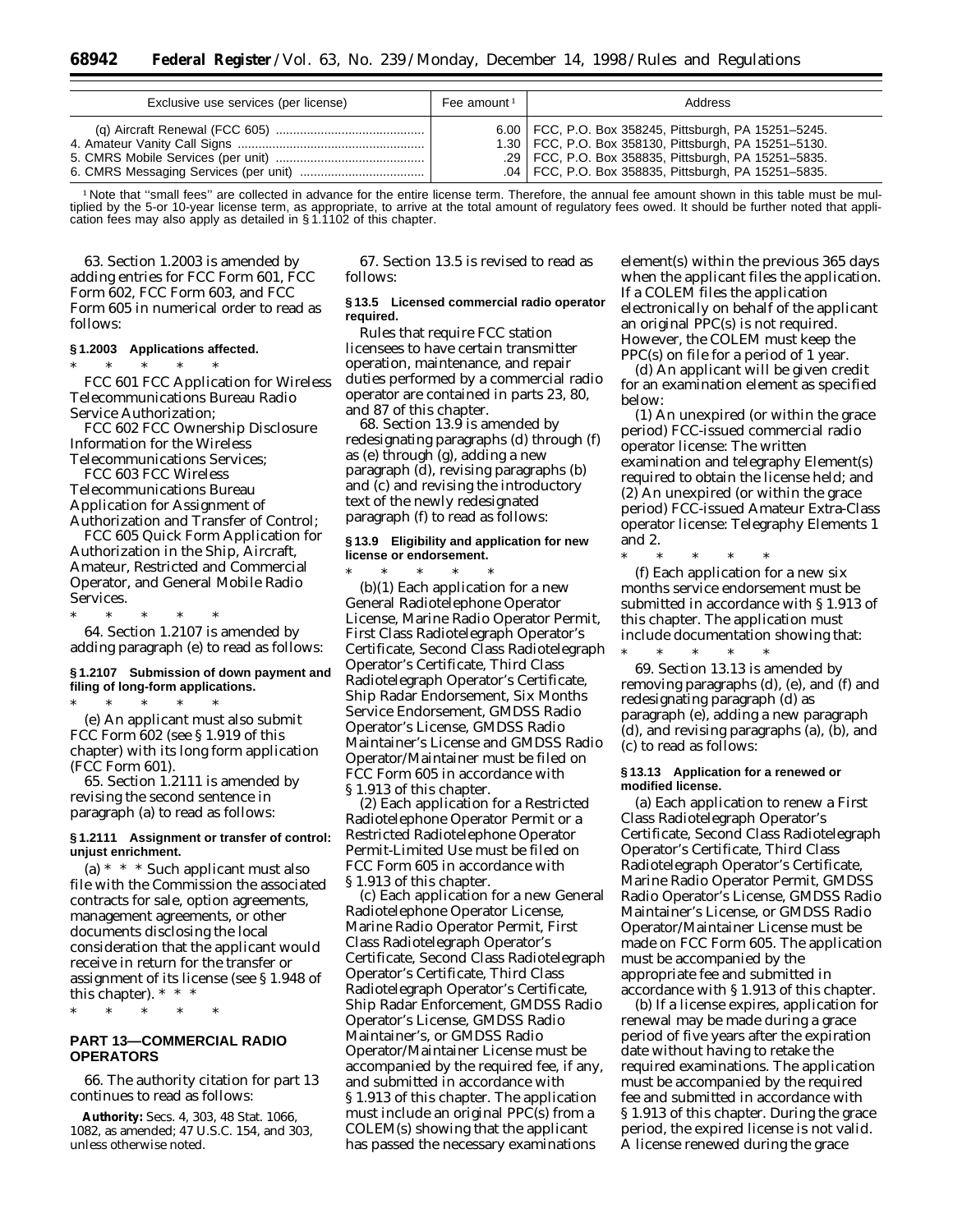| Exclusive use services (per license) | Fee amount [1] | Address |
|---|---|---|
| (q) Aircraft Renewal (FCC 605) | 6.00 | FCC, P.O. Box 358245, Pittsburgh, PA 15251–5245. |
| 4. Amateur Vanity Call Signs | 1.30 | FCC, P.O. Box 358130, Pittsburgh, PA 15251–5130. |
| 5. CMRS Mobile Services (per unit) | .29 | FCC, P.O. Box 358835, Pittsburgh, PA 15251–5835. |
| 6. CMRS Messaging Services (per unit) | .04 | FCC, P.O. Box 358835, Pittsburgh, PA 15251–5835. |

[1] Note that "small fees" are collected in advance for the entire license term. Therefore, the annual fee amount shown in this table must be multiplied by the 5-or 10-year license term, as appropriate, to arrive at the total amount of regulatory fees owed. It should be further noted that application fees may also apply as detailed in § 1.1102 of this chapter.

63. Section 1.2003 is amended by adding entries for FCC Form 601, FCC Form 602, FCC Form 603, and FCC Form 605 in numerical order to read as follows:

**§ 1.2003 Applications affected.**

\* \* \* \* \*

FCC 601 FCC Application for Wireless Telecommunications Bureau Radio Service Authorization;

FCC 602 FCC Ownership Disclosure Information for the Wireless Telecommunications Services;

FCC 603 FCC Wireless Telecommunications Bureau Application for Assignment of Authorization and Transfer of Control;

FCC 605 Quick Form Application for Authorization in the Ship, Aircraft, Amateur, Restricted and Commercial Operator, and General Mobile Radio Services.

\* \* \* \* \*

64. Section 1.2107 is amended by adding paragraph (e) to read as follows:

**§ 1.2107 Submission of down payment and filing of long-form applications.**

\* \* \* \* \*

(e) An applicant must also submit FCC Form 602 (see § 1.919 of this chapter) with its long form application (FCC Form 601).

65. Section 1.2111 is amended by revising the second sentence in paragraph (a) to read as follows:

**§ 1.2111 Assignment or transfer of control: unjust enrichment.**

(a) \* \* \* Such applicant must also file with the Commission the associated contracts for sale, option agreements, management agreements, or other documents disclosing the local consideration that the applicant would receive in return for the transfer or assignment of its license (see § 1.948 of this chapter). \* \* \*

\* \* \* \* \*

## PART 13—COMMERCIAL RADIO OPERATORS

66. The authority citation for part 13 continues to read as follows:

**Authority:** Secs. 4, 303, 48 Stat. 1066, 1082, as amended; 47 U.S.C. 154, and 303, unless otherwise noted.

67. Section 13.5 is revised to read as follows:

**§ 13.5 Licensed commercial radio operator required.**

Rules that require FCC station licensees to have certain transmitter operation, maintenance, and repair duties performed by a commercial radio operator are contained in parts 23, 80, and 87 of this chapter.

68. Section 13.9 is amended by redesignating paragraphs (d) through (f) as (e) through (g), adding a new paragraph (d), revising paragraphs (b) and (c) and revising the introductory text of the newly redesignated paragraph (f) to read as follows:

**§ 13.9 Eligibility and application for new license or endorsement.**

\* \* \* \* \*

(b)(1) Each application for a new General Radiotelephone Operator License, Marine Radio Operator Permit, First Class Radiotelegraph Operator's Certificate, Second Class Radiotelegraph Operator's Certificate, Third Class Radiotelegraph Operator's Certificate, Ship Radar Endorsement, Six Months Service Endorsement, GMDSS Radio Operator's License, GMDSS Radio Maintainer's License and GMDSS Radio Operator/Maintainer must be filed on FCC Form 605 in accordance with § 1.913 of this chapter.

(2) Each application for a Restricted Radiotelephone Operator Permit or a Restricted Radiotelephone Operator Permit-Limited Use must be filed on FCC Form 605 in accordance with § 1.913 of this chapter.

(c) Each application for a new General Radiotelephone Operator License, Marine Radio Operator Permit, First Class Radiotelegraph Operator's Certificate, Second Class Radiotelegraph Operator's Certificate, Third Class Radiotelegraph Operator's Certificate, Ship Radar Enforcement, GMDSS Radio Operator's License, GMDSS Radio Maintainer's, or GMDSS Radio Operator/Maintainer License must be accompanied by the required fee, if any, and submitted in accordance with § 1.913 of this chapter. The application must include an original PPC(s) from a COLEM(s) showing that the applicant has passed the necessary examinations element(s) within the previous 365 days when the applicant files the application. If a COLEM files the application electronically on behalf of the applicant an original PPC(s) is not required. However, the COLEM must keep the PPC(s) on file for a period of 1 year.

(d) An applicant will be given credit for an examination element as specified below:

(1) An unexpired (or within the grace period) FCC-issued commercial radio operator license: The written examination and telegraphy Element(s) required to obtain the license held; and

(2) An unexpired (or within the grace period) FCC-issued Amateur Extra-Class operator license: Telegraphy Elements 1 and 2.

\* \* \* \* \*

(f) Each application for a new six months service endorsement must be submitted in accordance with § 1.913 of this chapter. The application must include documentation showing that:

\* \* \* \* \*

69. Section 13.13 is amended by removing paragraphs (d), (e), and (f) and redesignating paragraph (d) as paragraph (e), adding a new paragraph (d), and revising paragraphs (a), (b), and (c) to read as follows:

**§ 13.13 Application for a renewed or modified license.**

(a) Each application to renew a First Class Radiotelegraph Operator's Certificate, Second Class Radiotelegraph Operator's Certificate, Third Class Radiotelegraph Operator's Certificate, Marine Radio Operator Permit, GMDSS Radio Operator's License, GMDSS Radio Maintainer's License, or GMDSS Radio Operator/Maintainer License must be made on FCC Form 605. The application must be accompanied by the appropriate fee and submitted in accordance with § 1.913 of this chapter.

(b) If a license expires, application for renewal may be made during a grace period of five years after the expiration date without having to retake the required examinations. The application must be accompanied by the required fee and submitted in accordance with § 1.913 of this chapter. During the grace period, the expired license is not valid. A license renewed during the grace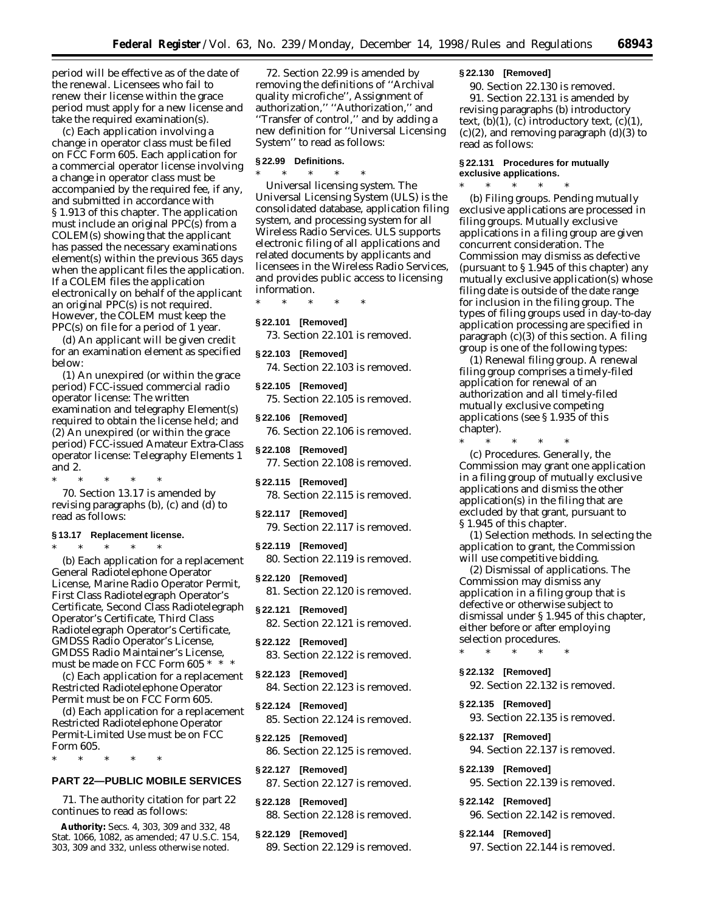period will be effective as of the date of the renewal. Licensees who fail to renew their license within the grace period must apply for a new license and take the required examination(s).

(c) Each application involving a change in operator class must be filed on FCC Form 605. Each application for a commercial operator license involving a change in operator class must be accompanied by the required fee, if any, and submitted in accordance with § 1.913 of this chapter. The application must include an original PPC(s) from a COLEM(s) showing that the applicant has passed the necessary examinations element(s) within the previous 365 days when the applicant files the application. If a COLEM files the application electronically on behalf of the applicant an original PPC(s) is not required. However, the COLEM must keep the PPC(s) on file for a period of 1 year.

(d) An applicant will be given credit for an examination element as specified below:

(1) An unexpired (or within the grace period) FCC-issued commercial radio operator license: The written examination and telegraphy Element(s) required to obtain the license held; and

(2) An unexpired (or within the grace period) FCC-issued Amateur Extra-Class operator license: Telegraphy Elements 1 and 2.

\* \* \* \* \*

70. Section 13.17 is amended by revising paragraphs (b), (c) and (d) to read as follows:

**§ 13.17 Replacement license.**

\* \* \* \* \*

(b) Each application for a replacement General Radiotelephone Operator License, Marine Radio Operator Permit, First Class Radiotelegraph Operator's Certificate, Second Class Radiotelegraph Operator's Certificate, Third Class Radiotelegraph Operator's Certificate, GMDSS Radio Operator's License, GMDSS Radio Maintainer's License, must be made on FCC Form 605 \* \* \*

(c) Each application for a replacement Restricted Radiotelephone Operator Permit must be on FCC Form 605.

(d) Each application for a replacement Restricted Radiotelephone Operator Permit-Limited Use must be on FCC Form 605.

\* \* \* \* \*

## PART 22—PUBLIC MOBILE SERVICES

71. The authority citation for part 22 continues to read as follows:

**Authority:** Secs. 4, 303, 309 and 332, 48 Stat. 1066, 1082, as amended; 47 U.S.C. 154, 303, 309 and 332, unless otherwise noted.

72. Section 22.99 is amended by removing the definitions of "Archival quality microfiche", Assignment of authorization," "Authorization," and "Transfer of control," and by adding a new definition for "Universal Licensing System" to read as follows:

**§ 22.99 Definitions.**

\* \* \* \* \*

*Universal licensing system.* The Universal Licensing System (ULS) is the consolidated database, application filing system, and processing system for all Wireless Radio Services. ULS supports electronic filing of all applications and related documents by applicants and licensees in the Wireless Radio Services, and provides public access to licensing information.

\* \* \* \* \*

**§ 22.101 [Removed]**

73. Section 22.101 is removed.

**§ 22.103 [Removed]**

74. Section 22.103 is removed.

**§ 22.105 [Removed]**

75. Section 22.105 is removed.

**§ 22.106 [Removed]**

76. Section 22.106 is removed.

**§ 22.108 [Removed]**

77. Section 22.108 is removed.

**§ 22.115 [Removed]**

78. Section 22.115 is removed.

**§ 22.117 [Removed]**

79. Section 22.117 is removed.

**§ 22.119 [Removed]**

80. Section 22.119 is removed.

**§ 22.120 [Removed]**

81. Section 22.120 is removed.

**§ 22.121 [Removed]**

82. Section 22.121 is removed.

**§ 22.122 [Removed]**

83. Section 22.122 is removed.

**§ 22.123 [Removed]**

84. Section 22.123 is removed.

**§ 22.124 [Removed]**

85. Section 22.124 is removed.

**§ 22.125 [Removed]**

86. Section 22.125 is removed.

**§ 22.127 [Removed]**

87. Section 22.127 is removed.

**§ 22.128 [Removed]**

88. Section 22.128 is removed.

**§ 22.129 [Removed]**

89. Section 22.129 is removed.

**§ 22.130 [Removed]**

90. Section 22.130 is removed.

91. Section 22.131 is amended by revising paragraphs (b) introductory text, (b)(1), (c) introductory text, (c)(1), (c)(2), and removing paragraph (d)(3) to read as follows:

**§ 22.131 Procedures for mutually exclusive applications.**

\* \* \* \* \*

(b) *Filing groups.* Pending mutually exclusive applications are processed in filing groups. Mutually exclusive applications in a filing group are given concurrent consideration. The Commission may dismiss as defective (pursuant to § 1.945 of this chapter) any mutually exclusive application(s) whose filing date is outside of the date range for inclusion in the filing group. The types of filing groups used in day-to-day application processing are specified in paragraph (c)(3) of this section. A filing group is one of the following types:

(1) *Renewal filing group.* A renewal filing group comprises a timely-filed application for renewal of an authorization and all timely-filed mutually exclusive competing applications (see § 1.935 of this chapter).

\* \* \* \* \*

(c) *Procedures.* Generally, the Commission may grant one application in a filing group of mutually exclusive applications and dismiss the other application(s) in the filing that are excluded by that grant, pursuant to § 1.945 of this chapter.

(1) *Selection methods.* In selecting the application to grant, the Commission will use competitive bidding.

(2) *Dismissal of applications.* The Commission may dismiss any application in a filing group that is defective or otherwise subject to dismissal under § 1.945 of this chapter, either before or after employing selection procedures.

\* \* \* \* \*

**§ 22.132 [Removed]**

92. Section 22.132 is removed.

**§ 22.135 [Removed]**

93. Section 22.135 is removed.

**§ 22.137 [Removed]**

94. Section 22.137 is removed.

**§ 22.139 [Removed]**

95. Section 22.139 is removed.

**§ 22.142 [Removed]**

96. Section 22.142 is removed.

**§ 22.144 [Removed]**

97. Section 22.144 is removed.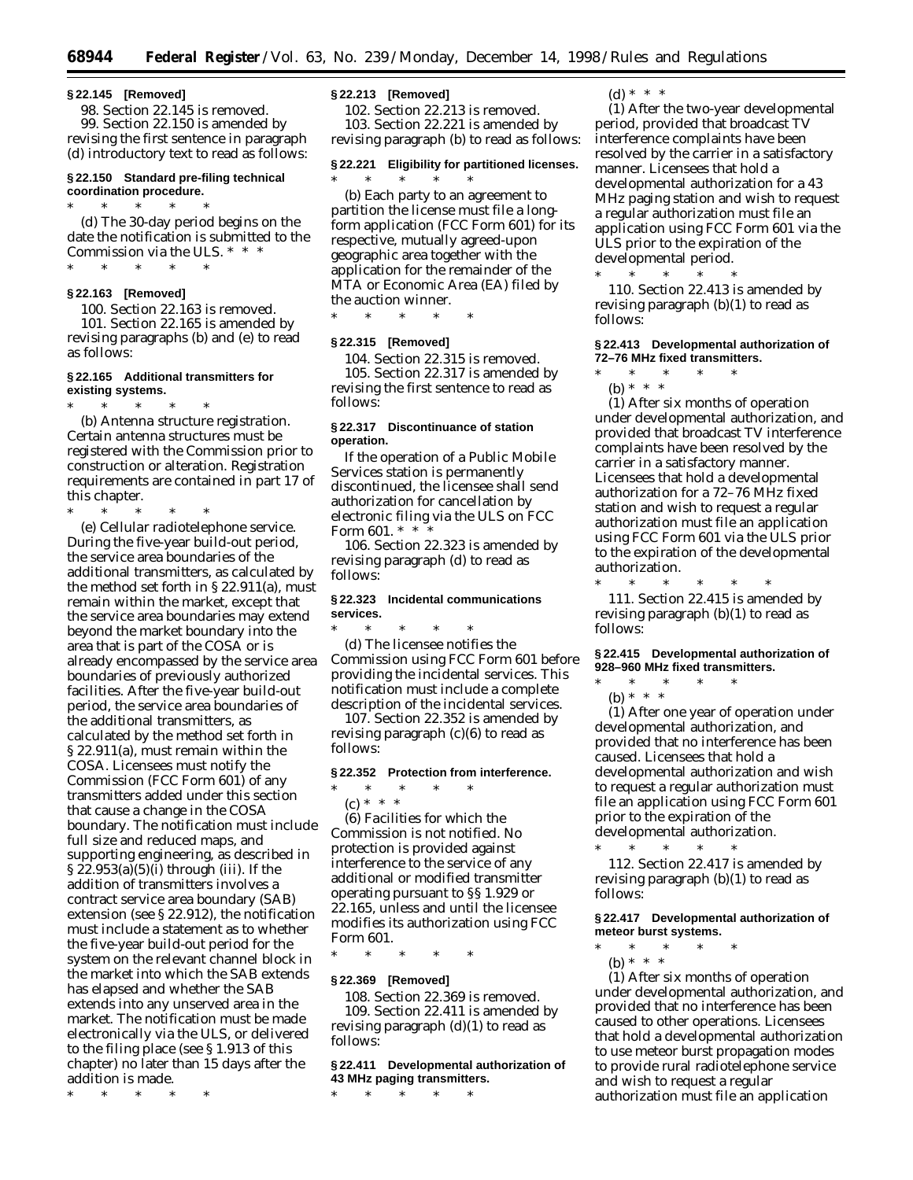**§ 22.145 [Removed]**

98. Section 22.145 is removed.

99. Section 22.150 is amended by revising the first sentence in paragraph (d) introductory text to read as follows:

**§ 22.150 Standard pre-filing technical coordination procedure.**

\* \* \* \* \*

(d) The 30-day period begins on the date the notification is submitted to the Commission via the ULS. \* \* \*

\* \* \* \* \*

**§ 22.163 [Removed]**

100. Section 22.163 is removed.

101. Section 22.165 is amended by revising paragraphs (b) and (e) to read as follows:

**§ 22.165 Additional transmitters for existing systems.**

\* \* \* \* \*

(b) *Antenna structure registration.* Certain antenna structures must be registered with the Commission prior to construction or alteration. Registration requirements are contained in part 17 of this chapter.

\* \* \* \* \*

(e) *Cellular radiotelephone service.* During the five-year build-out period, the service area boundaries of the additional transmitters, as calculated by the method set forth in § 22.911(a), must remain within the market, except that the service area boundaries may extend beyond the market boundary into the area that is part of the COSA or is already encompassed by the service area boundaries of previously authorized facilities. After the five-year build-out period, the service area boundaries of the additional transmitters, as calculated by the method set forth in § 22.911(a), must remain within the COSA. Licensees must notify the Commission (FCC Form 601) of any transmitters added under this section that cause a change in the COSA boundary. The notification must include full size and reduced maps, and supporting engineering, as described in § 22.953(a)(5)(i) through (iii). If the addition of transmitters involves a contract service area boundary (SAB) extension (see § 22.912), the notification must include a statement as to whether the five-year build-out period for the system on the relevant channel block in the market into which the SAB extends has elapsed and whether the SAB extends into any unserved area in the market. The notification must be made electronically via the ULS, or delivered to the filing place (see § 1.913 of this chapter) no later than 15 days after the addition is made.

\* \* \* \* \*

**§ 22.213 [Removed]**

102. Section 22.213 is removed.

103. Section 22.221 is amended by revising paragraph (b) to read as follows:

**§ 22.221 Eligibility for partitioned licenses.**

\* \* \* \* \*

(b) Each party to an agreement to partition the license must file a long-form application (FCC Form 601) for its respective, mutually agreed-upon geographic area together with the application for the remainder of the MTA or Economic Area (EA) filed by the auction winner.

\* \* \* \* \*

**§ 22.315 [Removed]**

104. Section 22.315 is removed.

105. Section 22.317 is amended by revising the first sentence to read as follows:

**§ 22.317 Discontinuance of station operation.**

If the operation of a Public Mobile Services station is permanently discontinued, the licensee shall send authorization for cancellation by electronic filing via the ULS on FCC Form 601. \* \* \*

106. Section 22.323 is amended by revising paragraph (d) to read as follows:

**§ 22.323 Incidental communications services.**

\* \* \* \* \*

(d) The licensee notifies the Commission using FCC Form 601 before providing the incidental services. This notification must include a complete description of the incidental services.

107. Section 22.352 is amended by revising paragraph (c)(6) to read as follows:

**§ 22.352 Protection from interference.**

\* \* \* \* \*

(c) \* \* \*

(6) *Facilities for which the Commission is not notified.* No protection is provided against interference to the service of any additional or modified transmitter operating pursuant to §§ 1.929 or 22.165, unless and until the licensee modifies its authorization using FCC Form 601.

\* \* \* \* \*

**§ 22.369 [Removed]**

108. Section 22.369 is removed.

109. Section 22.411 is amended by revising paragraph (d)(1) to read as follows:

**§ 22.411 Developmental authorization of 43 MHz paging transmitters.**

\* \* \* \* \*

(d) \* \* \*

(1) After the two-year developmental period, provided that broadcast TV interference complaints have been resolved by the carrier in a satisfactory manner. Licensees that hold a developmental authorization for a 43 MHz paging station and wish to request a regular authorization must file an application using FCC Form 601 via the ULS prior to the expiration of the developmental period.

\* \* \* \* \*

110. Section 22.413 is amended by revising paragraph (b)(1) to read as follows:

**§ 22.413 Developmental authorization of 72–76 MHz fixed transmitters.**

\* \* \* \* \*

(b) \* \* \*

(1) After six months of operation under developmental authorization, and provided that broadcast TV interference complaints have been resolved by the carrier in a satisfactory manner. Licensees that hold a developmental authorization for a 72–76 MHz fixed station and wish to request a regular authorization must file an application using FCC Form 601 via the ULS prior to the expiration of the developmental authorization.

\* \* \* \* \* \*

111. Section 22.415 is amended by revising paragraph (b)(1) to read as follows:

**§ 22.415 Developmental authorization of 928–960 MHz fixed transmitters.**

\* \* \* \* \*

(b) \* \* \*

(1) After one year of operation under developmental authorization, and provided that no interference has been caused. Licensees that hold a developmental authorization and wish to request a regular authorization must file an application using FCC Form 601 prior to the expiration of the developmental authorization.

\* \* \* \* \*

112. Section 22.417 is amended by revising paragraph (b)(1) to read as follows:

**§ 22.417 Developmental authorization of meteor burst systems.**

\* \* \* \* \*

(b) \* \* \*

(1) After six months of operation under developmental authorization, and provided that no interference has been caused to other operations. Licensees that hold a developmental authorization to use meteor burst propagation modes to provide rural radiotelephone service and wish to request a regular authorization must file an application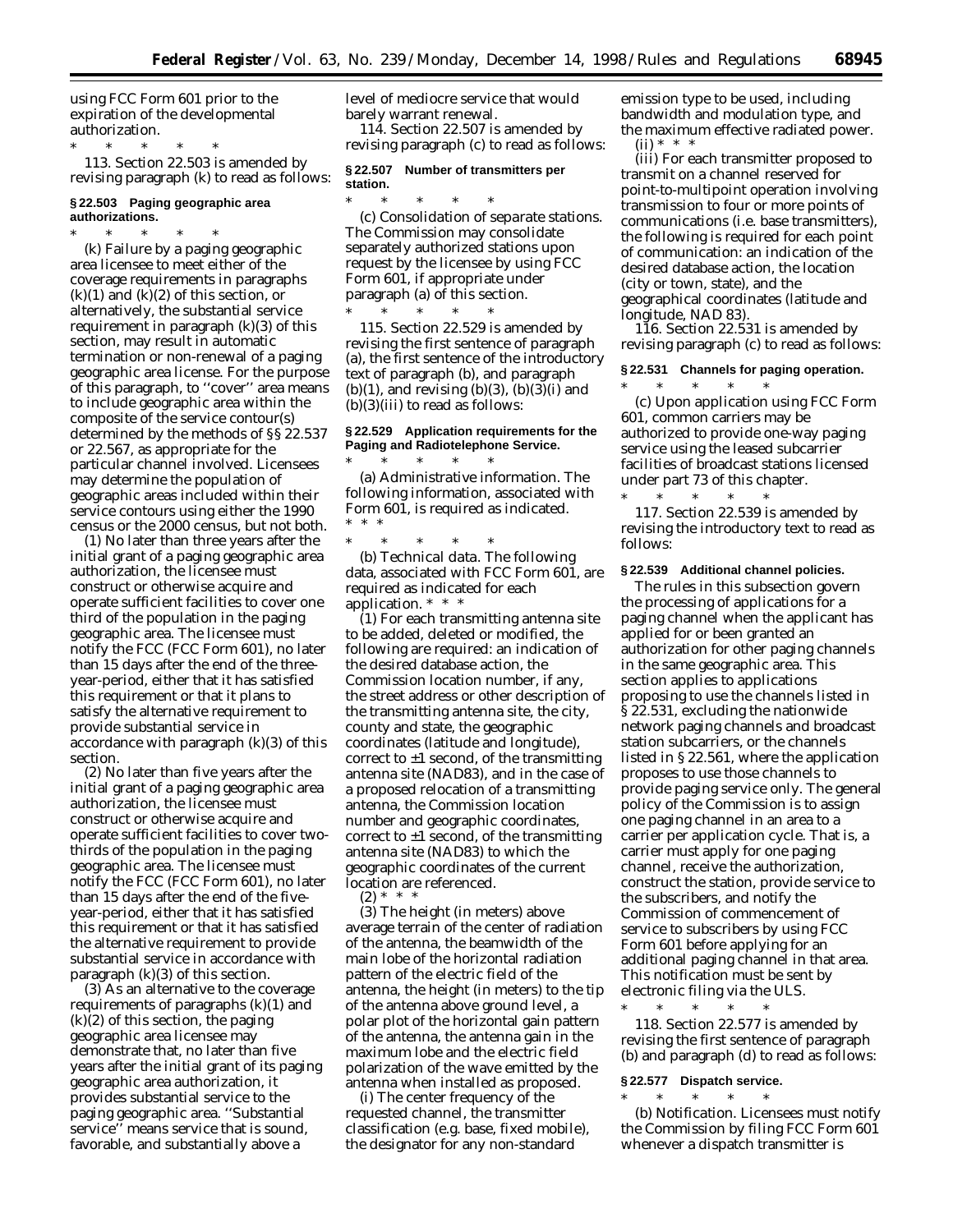using FCC Form 601 prior to the expiration of the developmental authorization.

\* \* \* \* \*

113. Section 22.503 is amended by revising paragraph (k) to read as follows:

### § 22.503 Paging geographic area authorizations.

\* \* \* \* \*

(k) Failure by a paging geographic area licensee to meet either of the coverage requirements in paragraphs (k)(1) and (k)(2) of this section, or alternatively, the substantial service requirement in paragraph (k)(3) of this section, may result in automatic termination or non-renewal of a paging geographic area license. For the purpose of this paragraph, to ''cover'' area means to include geographic area within the composite of the service contour(s) determined by the methods of §§ 22.537 or 22.567, as appropriate for the particular channel involved. Licensees may determine the population of geographic areas included within their service contours using either the 1990 census or the 2000 census, but not both.

(1) No later than three years after the initial grant of a paging geographic area authorization, the licensee must construct or otherwise acquire and operate sufficient facilities to cover one third of the population in the paging geographic area. The licensee must notify the FCC (FCC Form 601), no later than 15 days after the end of the three-year-period, either that it has satisfied this requirement or that it plans to satisfy the alternative requirement to provide substantial service in accordance with paragraph (k)(3) of this section.

(2) No later than five years after the initial grant of a paging geographic area authorization, the licensee must construct or otherwise acquire and operate sufficient facilities to cover two-thirds of the population in the paging geographic area. The licensee must notify the FCC (FCC Form 601), no later than 15 days after the end of the five-year-period, either that it has satisfied this requirement or that it has satisfied the alternative requirement to provide substantial service in accordance with paragraph (k)(3) of this section.

(3) As an alternative to the coverage requirements of paragraphs (k)(1) and (k)(2) of this section, the paging geographic area licensee may demonstrate that, no later than five years after the initial grant of its paging geographic area authorization, it provides substantial service to the paging geographic area. ''Substantial service'' means service that is sound, favorable, and substantially above a level of mediocre service that would barely warrant renewal.

114. Section 22.507 is amended by revising paragraph (c) to read as follows:

### § 22.507 Number of transmitters per station.

\* \* \* \* \*

(c) *Consolidation of separate stations.* The Commission may consolidate separately authorized stations upon request by the licensee by using FCC Form 601, if appropriate under paragraph (a) of this section.

\* \* \* \* \*

115. Section 22.529 is amended by revising the first sentence of paragraph (a), the first sentence of the introductory text of paragraph (b), and paragraph (b)(1), and revising (b)(3), (b)(3)(i) and (b)(3)(iii) to read as follows:

### § 22.529 Application requirements for the Paging and Radiotelephone Service.

\* \* \* \* \*

(a) *Administrative information.* The following information, associated with Form 601, is required as indicated. \* \* \*

\* \* \* \* \*

(b) *Technical data.* The following data, associated with FCC Form 601, are required as indicated for each application. \* \* \*

(1) For each transmitting antenna site to be added, deleted or modified, the following are required: an indication of the desired database action, the Commission location number, if any, the street address or other description of the transmitting antenna site, the city, county and state, the geographic coordinates (latitude and longitude), correct to ±1 second, of the transmitting antenna site (NAD83), and in the case of a proposed relocation of a transmitting antenna, the Commission location number and geographic coordinates, correct to ±1 second, of the transmitting antenna site (NAD83) to which the geographic coordinates of the current location are referenced.

(2) \* \* \*

(3) The height (in meters) above average terrain of the center of radiation of the antenna, the beamwidth of the main lobe of the horizontal radiation pattern of the electric field of the antenna, the height (in meters) to the tip of the antenna above ground level, a polar plot of the horizontal gain pattern of the antenna, the antenna gain in the maximum lobe and the electric field polarization of the wave emitted by the antenna when installed as proposed.

(i) The center frequency of the requested channel, the transmitter classification (e.g. base, fixed mobile), the designator for any non-standard emission type to be used, including bandwidth and modulation type, and the maximum effective radiated power.

(ii) \* \* \*

(iii) For each transmitter proposed to transmit on a channel reserved for point-to-multipoint operation involving transmission to four or more points of communications (i.e. base transmitters), the following is required for each point of communication: an indication of the desired database action, the location (city or town, state), and the geographical coordinates (latitude and longitude, NAD 83).

116. Section 22.531 is amended by revising paragraph (c) to read as follows:

### § 22.531 Channels for paging operation.

\* \* \* \* \*

(c) Upon application using FCC Form 601, common carriers may be authorized to provide one-way paging service using the leased subcarrier facilities of broadcast stations licensed under part 73 of this chapter.

\* \* \* \* \*

117. Section 22.539 is amended by revising the introductory text to read as follows:

### § 22.539 Additional channel policies.

The rules in this subsection govern the processing of applications for a paging channel when the applicant has applied for or been granted an authorization for other paging channels in the same geographic area. This section applies to applications proposing to use the channels listed in § 22.531, excluding the nationwide network paging channels and broadcast station subcarriers, or the channels listed in § 22.561, where the application proposes to use those channels to provide paging service only. The general policy of the Commission is to assign one paging channel in an area to a carrier per application cycle. That is, a carrier must apply for one paging channel, receive the authorization, construct the station, provide service to the subscribers, and notify the Commission of commencement of service to subscribers by using FCC Form 601 before applying for an additional paging channel in that area. This notification must be sent by electronic filing via the ULS.

\* \* \* \* \*

118. Section 22.577 is amended by revising the first sentence of paragraph (b) and paragraph (d) to read as follows:

### § 22.577 Dispatch service.

\* \* \* \* \*

(b) *Notification.* Licensees must notify the Commission by filing FCC Form 601 whenever a dispatch transmitter is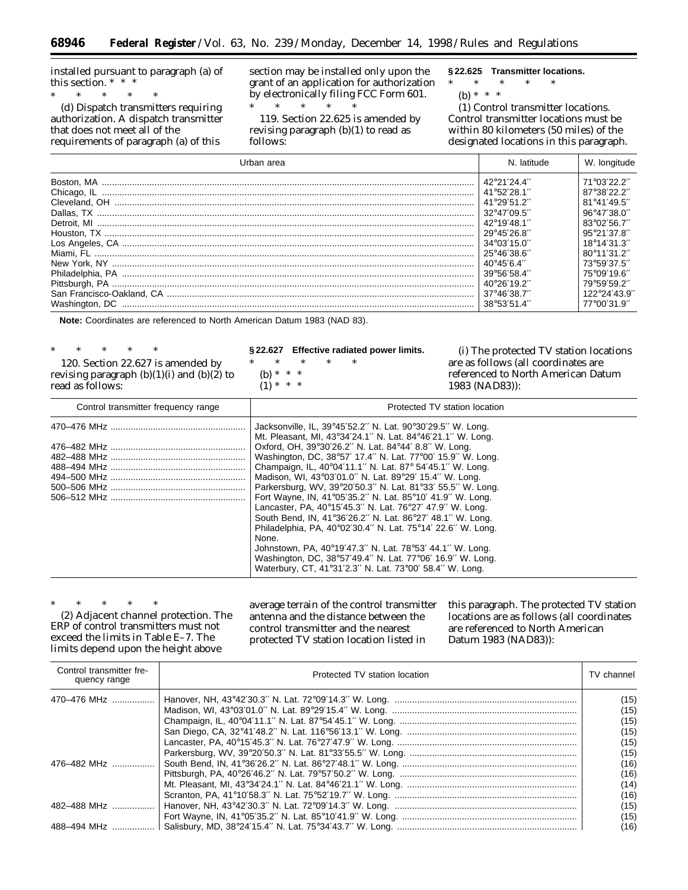installed pursuant to paragraph (a) of this section. * * *

\* \* \* \* \*

(d) Dispatch transmitters requiring authorization. A dispatch transmitter that does not meet all of the requirements of paragraph (a) of this section may be installed only upon the grant of an application for authorization by electronically filing FCC Form 601.

\* \* \* \* \*

119. Section 22.625 is amended by revising paragraph (b)(1) to read as follows:

**§ 22.625 Transmitter locations.**

\* \* \* \* \*

(b) * * *

(1) Control transmitter locations. Control transmitter locations must be within 80 kilometers (50 miles) of the designated locations in this paragraph.

| Urban area | N. latitude | W. longitude |
|---|---|---|
| Boston, MA | 42°21′24.4″ | 71°03′22.2″ |
| Chicago, IL | 41°52′28.1″ | 87°38′22.2″ |
| Cleveland, OH | 41°29′51.2″ | 81°41′49.5″ |
| Dallas, TX | 32°47′09.5″ | 96°47′38.0″ |
| Detroit, MI | 42°19′48.1″ | 83°02′56.7″ |
| Houston, TX | 29°45′26.8″ | 95°21′37.8″ |
| Los Angeles, CA | 34°03′15.0″ | 18°14′31.3″ |
| Miami, FL | 25°46′38.6″ | 80°11′31.2″ |
| New York, NY | 40°45′6.4″ | 73°59′37.5″ |
| Philadelphia, PA | 39°56′58.4″ | 75°09′19.6″ |
| Pittsburgh, PA | 40°26′19.2″ | 79°59′59.2″ |
| San Francisco-Oakland, CA | 37°46′38.7″ | 122°24′43.9″ |
| Washington, DC | 38°53′51.4″ | 77°00′31.9″ |

**Note:** Coordinates are referenced to North American Datum 1983 (NAD 83).

\* \* \* \* \*

120. Section 22.627 is amended by revising paragraph (b)(1)(i) and (b)(2) to read as follows:

**§ 22.627 Effective radiated power limits.**

\* \* \* \* \*

(b) * * *

(1) * * *

(i) The protected TV station locations are as follows (all coordinates are referenced to North American Datum 1983 (NAD83)):

| Control transmitter frequency range | Protected TV station location |
|---|---|
| 470–476 MHz | Jacksonville, IL, 39°45′52.2″ N. Lat. 90°30′29.5″ W. Long. |
| | Mt. Pleasant, MI, 43°34′24.1″ N. Lat. 84°46′21.1″ W. Long. |
| 476–482 MHz | Oxford, OH, 39°30′26.2″ N. Lat. 84°44′ 8.8″ W. Long. |
| 482–488 MHz | Washington, DC, 38°57′ 17.4″ N. Lat. 77°00′ 15.9″ W. Long. |
| 488–494 MHz | Champaign, IL, 40°04′11.1″ N. Lat. 87° 54′45.1″ W. Long. |
| 494–500 MHz | Madison, WI, 43°03′01.0″ N. Lat. 89°29′ 15.4″ W. Long. |
| 500–506 MHz | Parkersburg, WV, 39°20′50.3″ N. Lat. 81°33′ 55.5″ W. Long. |
| 506–512 MHz | Fort Wayne, IN, 41°05′35.2″ N. Lat. 85°10′ 41.9″ W. Long. |
| | Lancaster, PA, 40°15′45.3″ N. Lat. 76°27′ 47.9″ W. Long. |
| | South Bend, IN, 41°36′26.2″ N. Lat. 86°27′ 48.1″ W. Long. |
| | Philadelphia, PA, 40°02′30.4″ N. Lat. 75°14′ 22.6″ W. Long. |
| | None. |
| | Johnstown, PA, 40°19′47.3″ N. Lat. 78°53′ 44.1″ W. Long. |
| | Washington, DC, 38°57′49.4″ N. Lat. 77°06′ 16.9″ W. Long. |
| | Waterbury, CT, 41°31′2.3″ N. Lat. 73°00′ 58.4″ W. Long. |

\* \* \* \* \*

(2) Adjacent channel protection. The ERP of control transmitters must not exceed the limits in Table E–7. The limits depend upon the height above average terrain of the control transmitter antenna and the distance between the control transmitter and the nearest protected TV station location listed in this paragraph. The protected TV station locations are as follows (all coordinates are referenced to North American Datum 1983 (NAD83)):

| Control transmitter frequency range | Protected TV station location | TV channel |
|---|---|---|
| 470–476 MHz | Hanover, NH, 43°42′30.3″ N. Lat. 72°09′14.3″ W. Long. | (15) |
| | Madison, WI, 43°03′01.0″ N. Lat. 89°29′15.4″ W. Long. | (15) |
| | Champaign, IL, 40°04′11.1″ N. Lat. 87°54′45.1″ W. Long. | (15) |
| | San Diego, CA, 32°41′48.2″ N. Lat. 116°56′13.1″ W. Long. | (15) |
| | Lancaster, PA, 40°15′45.3″ N. Lat. 76°27′47.9″ W. Long. | (15) |
| | Parkersburg, WV, 39°20′50.3″ N. Lat. 81°33′55.5″ W. Long. | (15) |
| 476–482 MHz | South Bend, IN, 41°36′26.2″ N. Lat. 86°27′48.1″ W. Long. | (16) |
| | Pittsburgh, PA, 40°26′46.2″ N. Lat. 79°57′50.2″ W. Long. | (16) |
| | Mt. Pleasant, MI, 43°34′24.1″ N. Lat. 84°46′21.1″ W. Long. | (14) |
| | Scranton, PA, 41°10′58.3″ N. Lat. 75°52′19.7″ W. Long. | (16) |
| 482–488 MHz | Hanover, NH, 43°42′30.3″ N. Lat. 72°09′14.3″ W. Long. | (15) |
| | Fort Wayne, IN, 41°05′35.2″ N. Lat. 85°10′41.9″ W. Long. | (15) |
| 488–494 MHz | Salisbury, MD, 38°24′15.4″ N. Lat. 75°34′43.7″ W. Long. | (16) |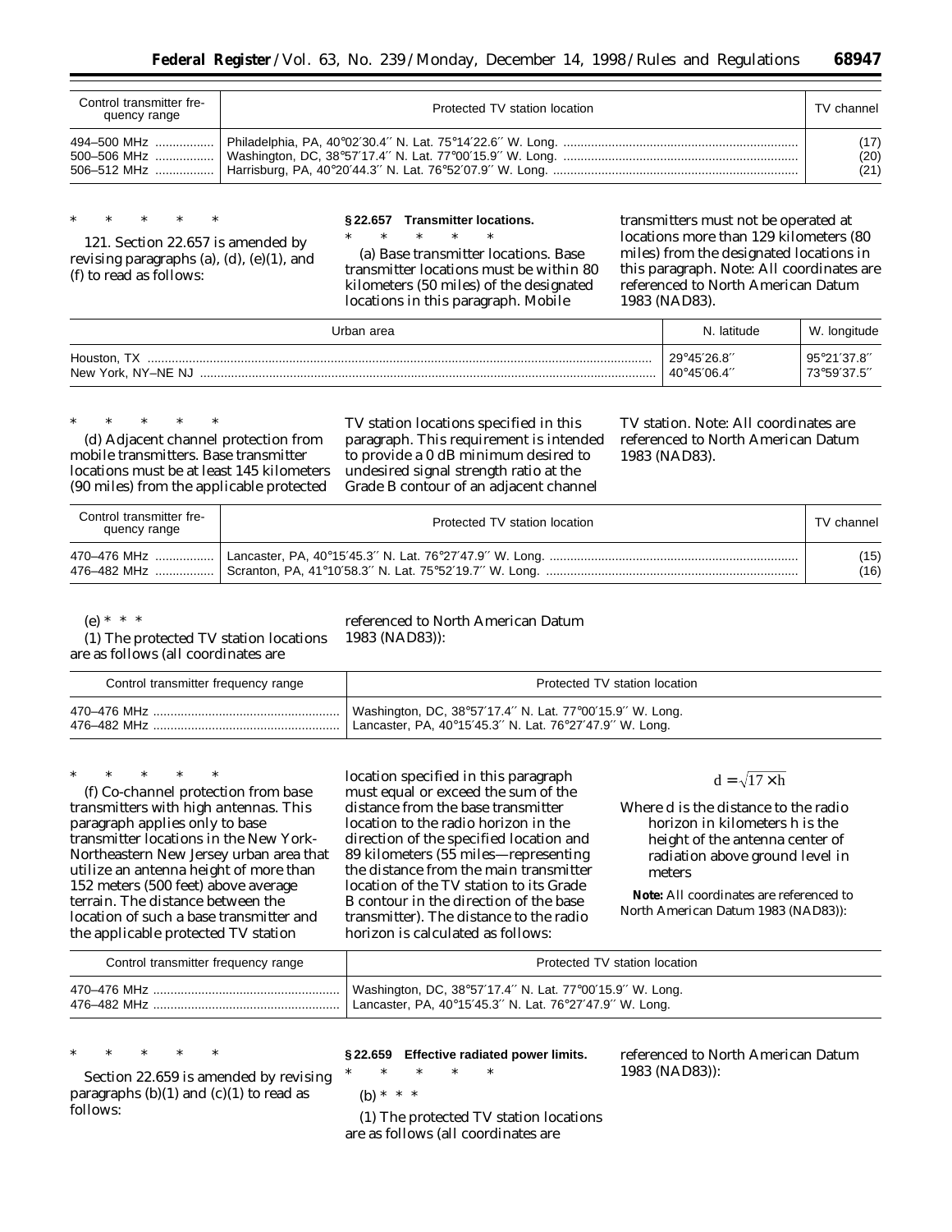| Control transmitter frequency range | Protected TV station location | TV channel |
|---|---|---|
| 494–500 MHz | Philadelphia, PA, 40°02′30.4″ N. Lat. 75°14′22.6″ W. Long. | (17) |
| 500–506 MHz | Washington, DC, 38°57′17.4″ N. Lat. 77°00′15.9″ W. Long. | (20) |
| 506–512 MHz | Harrisburg, PA, 40°20′44.3″ N. Lat. 76°52′07.9″ W. Long. | (21) |

* * * * *

121. Section 22.657 is amended by revising paragraphs (a), (d), (e)(1), and (f) to read as follows:

**§ 22.657 Transmitter locations.**

* * * * *

(a) *Base transmitter locations.* Base transmitter locations must be within 80 kilometers (50 miles) of the designated locations in this paragraph. Mobile transmitters must not be operated at locations more than 129 kilometers (80 miles) from the designated locations in this paragraph. Note: All coordinates are referenced to North American Datum 1983 (NAD83).

| Urban area | N. latitude | W. longitude |
|---|---|---|
| Houston, TX | 29°45′26.8″ | 95°21′37.8″ |
| New York, NY–NE NJ | 40°45′06.4″ | 73°59′37.5″ |

* * * * *

(d) *Adjacent channel protection from mobile transmitters.* Base transmitter locations must be at least 145 kilometers (90 miles) from the applicable protected TV station locations specified in this paragraph. This requirement is intended to provide a 0 dB minimum desired to undesired signal strength ratio at the Grade B contour of an adjacent channel TV station. Note: All coordinates are referenced to North American Datum 1983 (NAD83).

| Control transmitter frequency range | Protected TV station location | TV channel |
|---|---|---|
| 470–476 MHz | Lancaster, PA, 40°15′45.3″ N. Lat. 76°27′47.9″ W. Long. | (15) |
| 476–482 MHz | Scranton, PA, 41°10′58.3″ N. Lat. 75°52′19.7″ W. Long. | (16) |

(e) * * *

(1) The protected TV station locations are as follows (all coordinates are referenced to North American Datum 1983 (NAD83)):

| Control transmitter frequency range | Protected TV station location |
|---|---|
| 470–476 MHz | Washington, DC, 38°57′17.4″ N. Lat. 77°00′15.9″ W. Long. |
| 476–482 MHz | Lancaster, PA, 40°15′45.3″ N. Lat. 76°27′47.9″ W. Long. |

* * * * *

(f) *Co-channel protection from base transmitters with high antennas.* This paragraph applies only to base transmitter locations in the New York-Northeastern New Jersey urban area that utilize an antenna height of more than 152 meters (500 feet) above average terrain. The distance between the location of such a base transmitter and the applicable protected TV station location specified in this paragraph must equal or exceed the sum of the distance from the base transmitter location to the radio horizon in the direction of the specified location and 89 kilometers (55 miles—representing the distance from the main transmitter location of the TV station to its Grade B contour in the direction of the base transmitter). The distance to the radio horizon is calculated as follows:

$$d = \sqrt{17 \times h}$$

Where d is the distance to the radio horizon in kilometers h is the height of the antenna center of radiation above ground level in meters

**Note:** All coordinates are referenced to North American Datum 1983 (NAD83)):

| Control transmitter frequency range | Protected TV station location |
|---|---|
| 470–476 MHz | Washington, DC, 38°57′17.4″ N. Lat. 77°00′15.9″ W. Long. |
| 476–482 MHz | Lancaster, PA, 40°15′45.3″ N. Lat. 76°27′47.9″ W. Long. |

* * * * *

Section 22.659 is amended by revising paragraphs (b)(1) and (c)(1) to read as follows:

**§ 22.659 Effective radiated power limits.**

* * * * *

(b) * * *

(1) The protected TV station locations are as follows (all coordinates are referenced to North American Datum 1983 (NAD83)):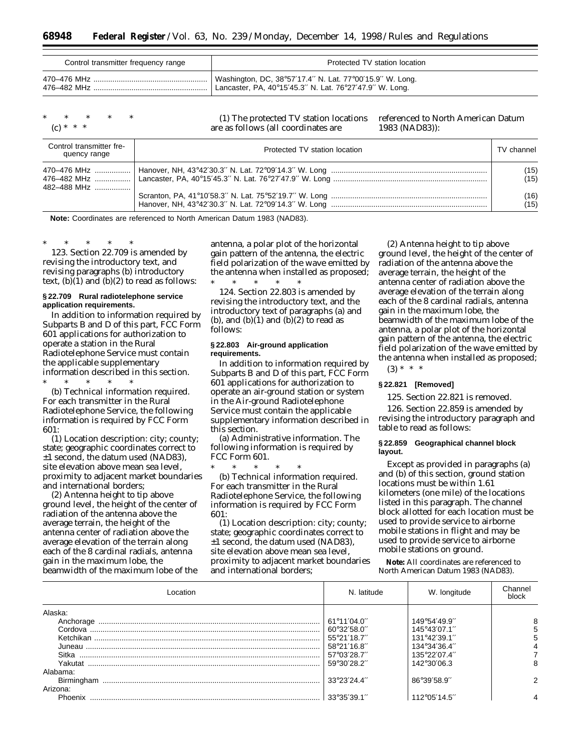| Control transmitter frequency range | Protected TV station location |
| --- | --- |
| 470–476 MHz ...................................................... | Washington, DC, 38°57′17.4″ N. Lat. 77°00′15.9″ W. Long. |
| 476–482 MHz ...................................................... | Lancaster, PA, 40°15′45.3″ N. Lat. 76°27′47.9″ W. Long. |

\* \* \* \* \*

(c) \* \* \*

(1) The protected TV station locations are as follows (all coordinates are referenced to North American Datum 1983 (NAD83)):

| Control transmitter frequency range | Protected TV station location | TV channel |
| --- | --- | --- |
| 470–476 MHz ................. | Hanover, NH, 43°42′30.3″ N. Lat. 72°09′14.3″ W. Long ......................................................................... | (15) |
| 476–482 MHz ................. | Lancaster, PA, 40°15′45.3″ N. Lat. 76°27′47.9″ W. Long ........................................................................ | (15) |
| 482–488 MHz ................. | | |
| | Scranton, PA, 41°10′58.3″ N. Lat. 75°52′19.7″ W. Long ......................................................................... | (16) |
| | Hanover, NH, 43°42′30.3″ N. Lat. 72°09′14.3″ W. Long ......................................................................... | (15) |

**Note:** Coordinates are referenced to North American Datum 1983 (NAD83).

\* \* \* \* \*

123. Section 22.709 is amended by revising the introductory text, and revising paragraphs (b) introductory text, (b)(1) and (b)(2) to read as follows:

**§ 22.709 Rural radiotelephone service application requirements.**

In addition to information required by Subparts B and D of this part, FCC Form 601 applications for authorization to operate a station in the Rural Radiotelephone Service must contain the applicable supplementary information described in this section.

\* \* \* \* \*

(b) *Technical information required.* For each transmitter in the Rural Radiotelephone Service, the following information is required by FCC Form 601:

(1) Location description: city; county; state; geographic coordinates correct to ±1 second, the datum used (NAD83), site elevation above mean sea level, proximity to adjacent market boundaries and international borders;

(2) Antenna height to tip above ground level, the height of the center of radiation of the antenna above the average terrain, the height of the antenna center of radiation above the average elevation of the terrain along each of the 8 cardinal radials, antenna gain in the maximum lobe, the beamwidth of the maximum lobe of the antenna, a polar plot of the horizontal gain pattern of the antenna, the electric field polarization of the wave emitted by the antenna when installed as proposed;

\* \* \* \* \*

124. Section 22.803 is amended by revising the introductory text, and the introductory text of paragraphs (a) and (b), and (b)(1) and (b)(2) to read as follows:

**§ 22.803 Air-ground application requirements.**

In addition to information required by Subparts B and D of this part, FCC Form 601 applications for authorization to operate an air-ground station or system in the Air-ground Radiotelephone Service must contain the applicable supplementary information described in this section.

(a) *Administrative information.* The following information is required by FCC Form 601.

\* \* \* \* \*

(b) *Technical information required.* For each transmitter in the Rural Radiotelephone Service, the following information is required by FCC Form 601:

(1) Location description: city; county; state; geographic coordinates correct to ±1 second, the datum used (NAD83), site elevation above mean sea level, proximity to adjacent market boundaries and international borders;

(2) Antenna height to tip above ground level, the height of the center of radiation of the antenna above the average terrain, the height of the antenna center of radiation above the average elevation of the terrain along each of the 8 cardinal radials, antenna gain in the maximum lobe, the beamwidth of the maximum lobe of the antenna, a polar plot of the horizontal gain pattern of the antenna, the electric field polarization of the wave emitted by the antenna when installed as proposed;

(3) \* \* \*

**§ 22.821 [Removed]**

125. Section 22.821 is removed.

126. Section 22.859 is amended by revising the introductory paragraph and table to read as follows:

**§ 22.859 Geographical channel block layout.**

Except as provided in paragraphs (a) and (b) of this section, ground station locations must be within 1.61 kilometers (one mile) of the locations listed in this paragraph. The channel block allotted for each location must be used to provide service to airborne mobile stations in flight and may be used to provide service to airborne mobile stations on ground.

**Note:** All coordinates are referenced to North American Datum 1983 (NAD83).

| Location | N. latitude | W. longitude | Channel block |
| --- | --- | --- | --- |
| Alaska: | | | |
| Anchorage ........................................................................................................ | 61°11′04.0″ | 149°54′49.9″ | 8 |
| Cordova ........................................................................................................... | 60°32′58.0″ | 145°43′07.1″ | 5 |
| Ketchikan ......................................................................................................... | 55°21′18.7″ | 131°42′39.1″ | 5 |
| Juneau ............................................................................................................. | 58°21′16.8″ | 134°34′36.4″ | 4 |
| Sitka ................................................................................................................ | 57°03′28.7″ | 135°22′07.4″ | 7 |
| Yakutat ............................................................................................................ | 59°30′28.2″ | 142°30′06.3 | 8 |
| Alabama: | | | |
| Birmingham ...................................................................................................... | 33°23′24.4″ | 86°39′58.9″ | 2 |
| Arizona: | | | |
| Phoenix ............................................................................................................ | 33°35′39.1″ | 112°05′14.5″ | 4 |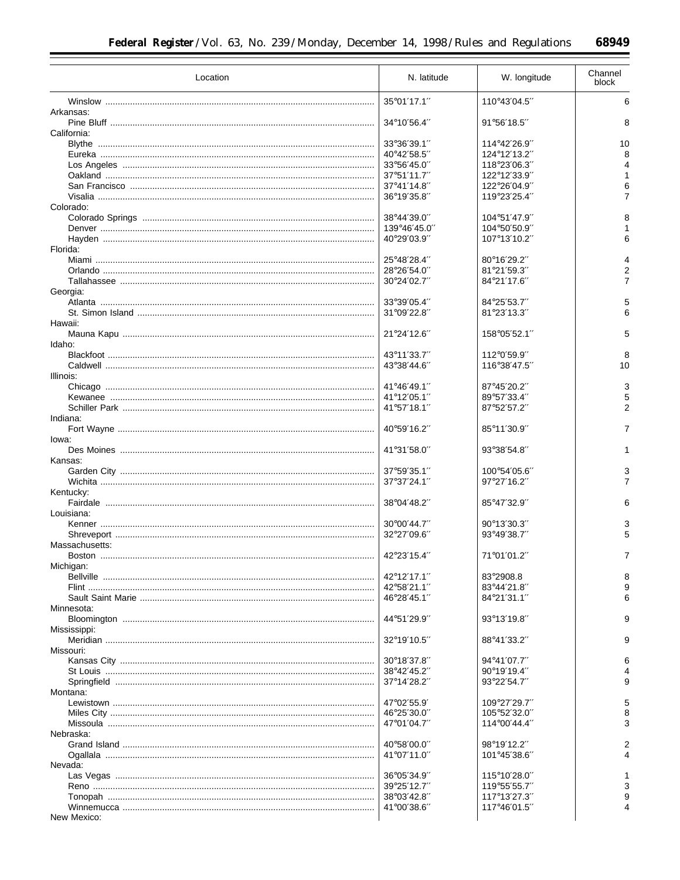| Location | N. latitude | W. longitude | Channel block |
|---|---|---|---|
| Winslow | 35°01′17.1″ | 110°43′04.5″ | 6 |
| Arkansas: | | | |
| Pine Bluff | 34°10′56.4″ | 91°56′18.5″ | 8 |
| California: | | | |
| Blythe | 33°36′39.1″ | 114°42′26.9″ | 10 |
| Eureka | 40°42′58.5″ | 124°12′13.2″ | 8 |
| Los Angeles | 33°56′45.0″ | 118°23′06.3″ | 4 |
| Oakland | 37°51′11.7″ | 122°12′33.9″ | 1 |
| San Francisco | 37°41′14.8″ | 122°26′04.9″ | 6 |
| Visalia | 36°19′35.8″ | 119°23′25.4″ | 7 |
| Colorado: | | | |
| Colorado Springs | 38°44′39.0″ | 104°51′47.9″ | 8 |
| Denver | 139°46′45.0″ | 104°50′50.9″ | 1 |
| Hayden | 40°29′03.9″ | 107°13′10.2″ | 6 |
| Florida: | | | |
| Miami | 25°48′28.4″ | 80°16′29.2″ | 4 |
| Orlando | 28°26′54.0″ | 81°21′59.3″ | 2 |
| Tallahassee | 30°24′02.7″ | 84°21′17.6″ | 7 |
| Georgia: | | | |
| Atlanta | 33°39′05.4″ | 84°25′53.7″ | 5 |
| St. Simon Island | 31°09′22.8″ | 81°23′13.3″ | 6 |
| Hawaii: | | | |
| Mauna Kapu | 21°24′12.6″ | 158°05′52.1″ | 5 |
| Idaho: | | | |
| Blackfoot | 43°11′33.7″ | 112°0′59.9″ | 8 |
| Caldwell | 43°38′44.6″ | 116°38′47.5″ | 10 |
| Illinois: | | | |
| Chicago | 41°46′49.1″ | 87°45′20.2″ | 3 |
| Kewanee | 41°12′05.1″ | 89°57′33.4″ | 5 |
| Schiller Park | 41°57′18.1″ | 87°52′57.2″ | 2 |
| Indiana: | | | |
| Fort Wayne | 40°59′16.2″ | 85°11′30.9″ | 7 |
| Iowa: | | | |
| Des Moines | 41°31′58.0″ | 93°38′54.8″ | 1 |
| Kansas: | | | |
| Garden City | 37°59′35.1″ | 100°54′05.6″ | 3 |
| Wichita | 37°37′24.1″ | 97°27′16.2″ | 7 |
| Kentucky: | | | |
| Fairdale | 38°04′48.2″ | 85°47′32.9″ | 6 |
| Louisiana: | | | |
| Kenner | 30°00′44.7″ | 90°13′30.3″ | 3 |
| Shreveport | 32°27′09.6″ | 93°49′38.7″ | 5 |
| Massachusetts: | | | |
| Boston | 42°23′15.4″ | 71°01′01.2″ | 7 |
| Michigan: | | | |
| Bellville | 42°12′17.1″ | 83°2908.8 | 8 |
| Flint | 42°58′21.1″ | 83°44′21.8″ | 9 |
| Sault Saint Marie | 46°28′45.1″ | 84°21′31.1″ | 6 |
| Minnesota: | | | |
| Bloomington | 44°51′29.9″ | 93°13′19.8″ | 9 |
| Mississippi: | | | |
| Meridian | 32°19′10.5″ | 88°41′33.2″ | 9 |
| Missouri: | | | |
| Kansas City | 30°18′37.8″ | 94°41′07.7″ | 6 |
| St Louis | 38°42′45.2″ | 90°19′19.4″ | 4 |
| Springfield | 37°14′28.2″ | 93°22′54.7″ | 9 |
| Montana: | | | |
| Lewistown | 47°02′55.9′ | 109°27′29.7″ | 5 |
| Miles City | 46°25′30.0″ | 105°52′32.0″ | 8 |
| Missoula | 47°01′04.7″ | 114°00′44.4″ | 3 |
| Nebraska: | | | |
| Grand Island | 40°58′00.0″ | 98°19′12.2″ | 2 |
| Ogallala | 41°07′11.0″ | 101°45′38.6″ | 4 |
| Nevada: | | | |
| Las Vegas | 36°05′34.9″ | 115°10′28.0″ | 1 |
| Reno | 39°25′12.7″ | 119°55′55.7″ | 3 |
| Tonopah | 38°03′42.8″ | 117°13′27.3″ | 9 |
| Winnemucca | 41°00′38.6″ | 117°46′01.5″ | 4 |
| New Mexico: | | | |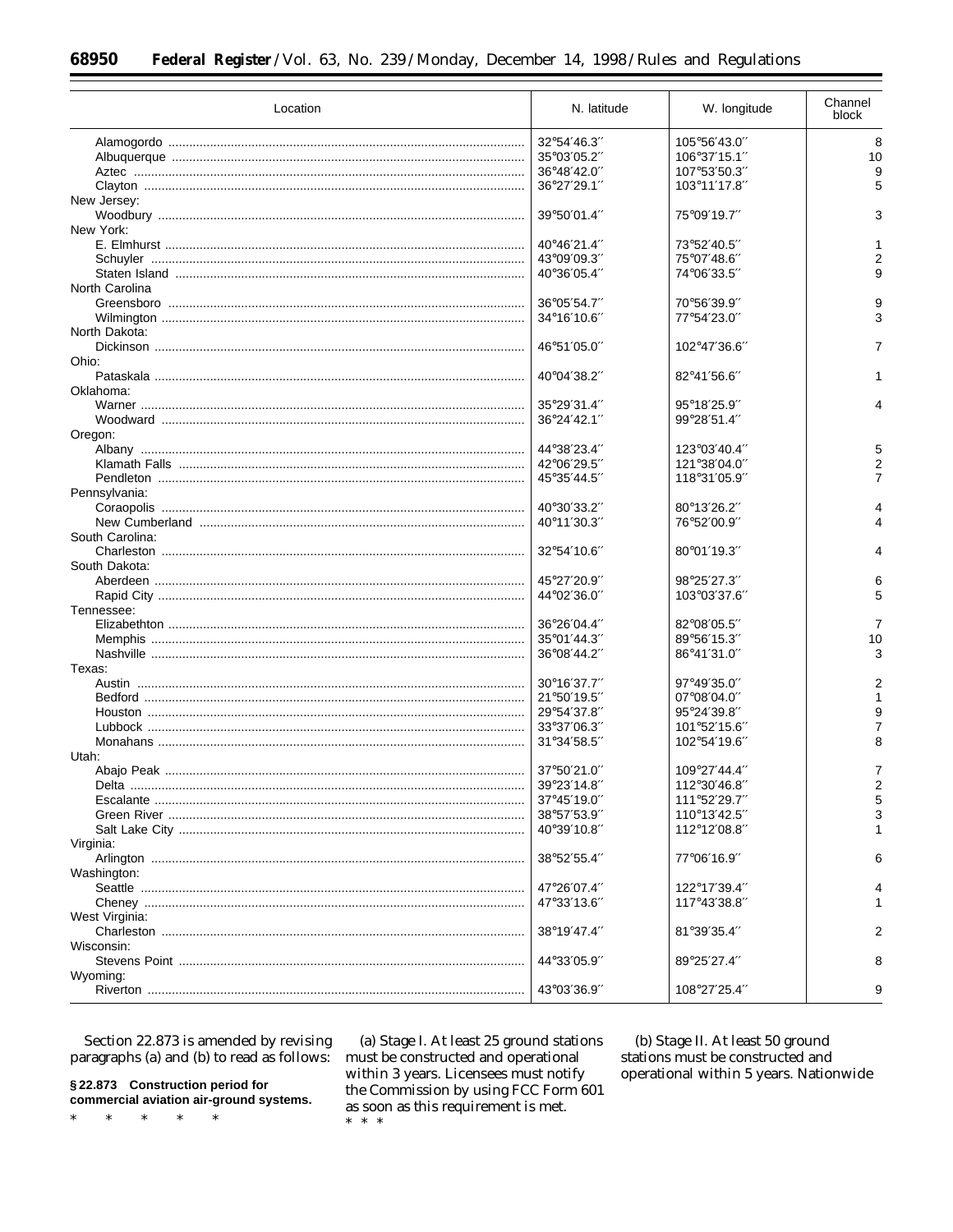| Location | N. latitude | W. longitude | Channel block |
|---|---|---|---|
| Alamogordo | 32°54′46.3″ | 105°56′43.0″ | 8 |
| Albuquerque | 35°03′05.2″ | 106°37′15.1″ | 10 |
| Aztec | 36°48′42.0″ | 107°53′50.3″ | 9 |
| Clayton | 36°27′29.1″ | 103°11′17.8″ | 5 |
| New Jersey: | | | |
| Woodbury | 39°50′01.4″ | 75°09′19.7″ | 3 |
| New York: | | | |
| E. Elmhurst | 40°46′21.4″ | 73°52′40.5″ | 1 |
| Schuyler | 43°09′09.3″ | 75°07′48.6″ | 2 |
| Staten Island | 40°36′05.4″ | 74°06′33.5″ | 9 |
| North Carolina | | | |
| Greensboro | 36°05′54.7″ | 70°56′39.9″ | 9 |
| Wilmington | 34°16′10.6″ | 77°54′23.0″ | 3 |
| North Dakota: | | | |
| Dickinson | 46°51′05.0″ | 102°47′36.6″ | 7 |
| Ohio: | | | |
| Pataskala | 40°04′38.2″ | 82°41′56.6″ | 1 |
| Oklahoma: | | | |
| Warner | 35°29′31.4″ | 95°18′25.9″ | 4 |
| Woodward | 36°24′42.1″ | 99°28′51.4″ | |
| Oregon: | | | |
| Albany | 44°38′23.4″ | 123°03′40.4″ | 5 |
| Klamath Falls | 42°06′29.5″ | 121°38′04.0″ | 2 |
| Pendleton | 45°35′44.5″ | 118°31′05.9″ | 7 |
| Pennsylvania: | | | |
| Coraopolis | 40°30′33.2″ | 80°13′26.2″ | 4 |
| New Cumberland | 40°11′30.3″ | 76°52′00.9″ | 4 |
| South Carolina: | | | |
| Charleston | 32°54′10.6″ | 80°01′19.3″ | 4 |
| South Dakota: | | | |
| Aberdeen | 45°27′20.9″ | 98°25′27.3″ | 6 |
| Rapid City | 44°02′36.0″ | 103°03′37.6″ | 5 |
| Tennessee: | | | |
| Elizabethton | 36°26′04.4″ | 82°08′05.5″ | 7 |
| Memphis | 35°01′44.3″ | 89°56′15.3″ | 10 |
| Nashville | 36°08′44.2″ | 86°41′31.0″ | 3 |
| Texas: | | | |
| Austin | 30°16′37.7″ | 97°49′35.0″ | 2 |
| Bedford | 21°50′19.5″ | 07°08′04.0″ | 1 |
| Houston | 29°54′37.8″ | 95°24′39.8″ | 9 |
| Lubbock | 33°37′06.3″ | 101°52′15.6″ | 7 |
| Monahans | 31°34′58.5″ | 102°54′19.6″ | 8 |
| Utah: | | | |
| Abajo Peak | 37°50′21.0″ | 109°27′44.4″ | 7 |
| Delta | 39°23′14.8″ | 112°30′46.8″ | 2 |
| Escalante | 37°45′19.0″ | 111°52′29.7″ | 5 |
| Green River | 38°57′53.9″ | 110°13′42.5″ | 3 |
| Salt Lake City | 40°39′10.8″ | 112°12′08.8″ | 1 |
| Virginia: | | | |
| Arlington | 38°52′55.4″ | 77°06′16.9″ | 6 |
| Washington: | | | |
| Seattle | 47°26′07.4″ | 122°17′39.4″ | 4 |
| Cheney | 47°33′13.6″ | 117°43′38.8″ | 1 |
| West Virginia: | | | |
| Charleston | 38°19′47.4″ | 81°39′35.4″ | 2 |
| Wisconsin: | | | |
| Stevens Point | 44°33′05.9″ | 89°25′27.4″ | 8 |
| Wyoming: | | | |
| Riverton | 43°03′36.9″ | 108°27′25.4″ | 9 |

Section 22.873 is amended by revising paragraphs (a) and (b) to read as follows:

**§ 22.873 Construction period for commercial aviation air-ground systems.**

\* \* \* \* \*

(a) *Stage I.* At least 25 ground stations must be constructed and operational within 3 years. Licensees must notify the Commission by using FCC Form 601 as soon as this requirement is met.

\* \* \*

(b) *Stage II.* At least 50 ground stations must be constructed and operational within 5 years. Nationwide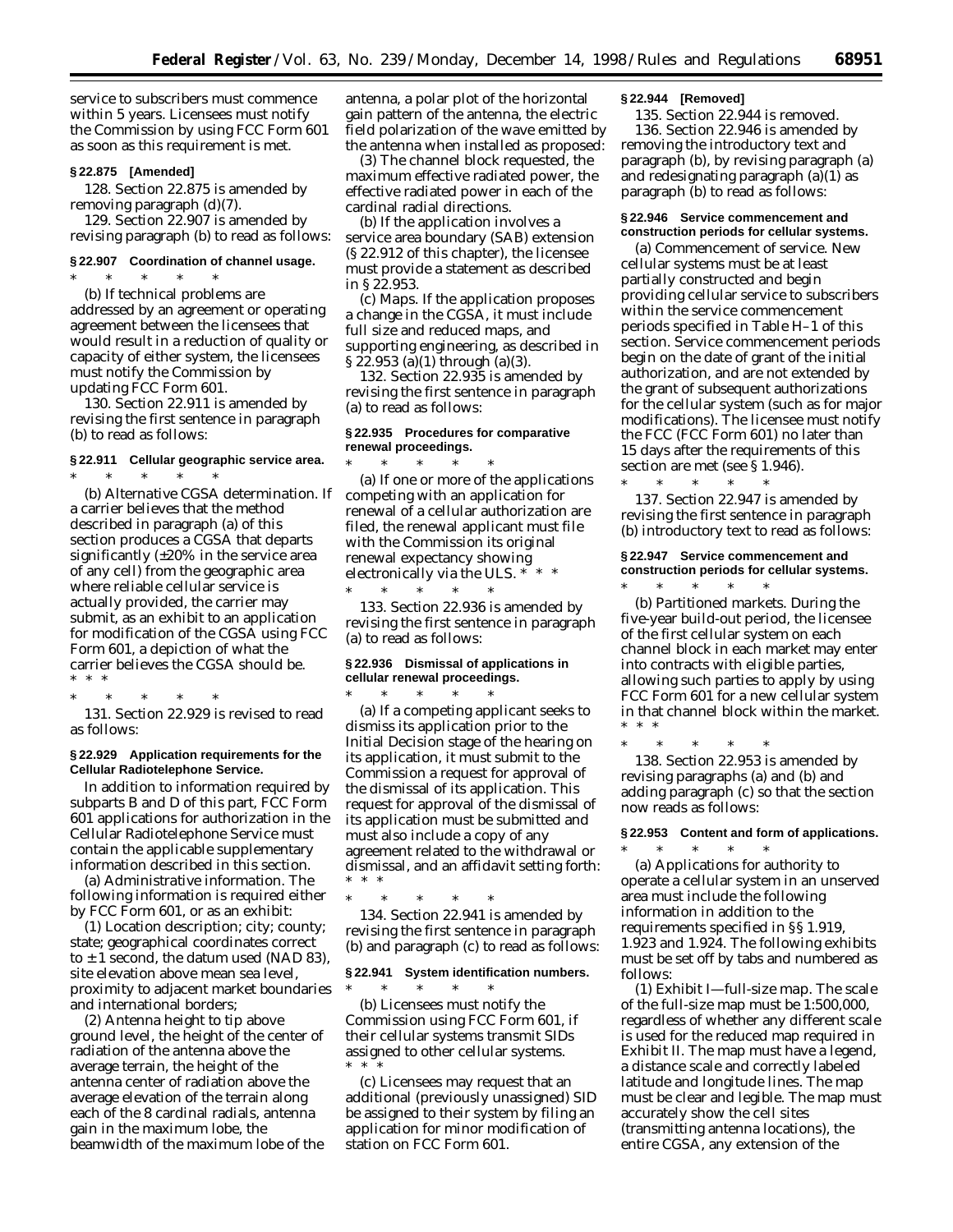service to subscribers must commence within 5 years. Licensees must notify the Commission by using FCC Form 601 as soon as this requirement is met.

**§ 22.875 [Amended]**

128. Section 22.875 is amended by removing paragraph (d)(7).

129. Section 22.907 is amended by revising paragraph (b) to read as follows:

**§ 22.907 Coordination of channel usage.**

\* \* \* \* \*

(b) If technical problems are addressed by an agreement or operating agreement between the licensees that would result in a reduction of quality or capacity of either system, the licensees must notify the Commission by updating FCC Form 601.

130. Section 22.911 is amended by revising the first sentence in paragraph (b) to read as follows:

**§ 22.911 Cellular geographic service area.**

\* \* \* \* \*

(b) *Alternative CGSA determination.* If a carrier believes that the method described in paragraph (a) of this section produces a CGSA that departs significantly (±20% in the service area of any cell) from the geographic area where reliable cellular service is actually provided, the carrier may submit, as an exhibit to an application for modification of the CGSA using FCC Form 601, a depiction of what the carrier believes the CGSA should be. \* \* \*

\* \* \* \* \*

131. Section 22.929 is revised to read as follows:

**§ 22.929 Application requirements for the Cellular Radiotelephone Service.**

In addition to information required by subparts B and D of this part, FCC Form 601 applications for authorization in the Cellular Radiotelephone Service must contain the applicable supplementary information described in this section.

(a) *Administrative information.* The following information is required either by FCC Form 601, or as an exhibit:

(1) Location description; city; county; state; geographical coordinates correct to ± 1 second, the datum used (NAD 83), site elevation above mean sea level, proximity to adjacent market boundaries and international borders;

(2) Antenna height to tip above ground level, the height of the center of radiation of the antenna above the average terrain, the height of the antenna center of radiation above the average elevation of the terrain along each of the 8 cardinal radials, antenna gain in the maximum lobe, the beamwidth of the maximum lobe of the antenna, a polar plot of the horizontal gain pattern of the antenna, the electric field polarization of the wave emitted by the antenna when installed as proposed:

(3) The channel block requested, the maximum effective radiated power, the effective radiated power in each of the cardinal radial directions.

(b) If the application involves a service area boundary (SAB) extension (§ 22.912 of this chapter), the licensee must provide a statement as described in § 22.953.

(c) *Maps.* If the application proposes a change in the CGSA, it must include full size and reduced maps, and supporting engineering, as described in § 22.953 (a)(1) through (a)(3).

132. Section 22.935 is amended by revising the first sentence in paragraph (a) to read as follows:

**§ 22.935 Procedures for comparative renewal proceedings.**

\* \* \* \* \*

(a) If one or more of the applications competing with an application for renewal of a cellular authorization are filed, the renewal applicant must file with the Commission its original renewal expectancy showing electronically via the ULS. \* \* \*

\* \* \* \* \*

133. Section 22.936 is amended by revising the first sentence in paragraph (a) to read as follows:

**§ 22.936 Dismissal of applications in cellular renewal proceedings.**

\* \* \* \* \*

(a) If a competing applicant seeks to dismiss its application prior to the Initial Decision stage of the hearing on its application, it must submit to the Commission a request for approval of the dismissal of its application. This request for approval of the dismissal of its application must be submitted and must also include a copy of any agreement related to the withdrawal or dismissal, and an affidavit setting forth: \* \* \*

\* \* \* \* \*

134. Section 22.941 is amended by revising the first sentence in paragraph (b) and paragraph (c) to read as follows:

**§ 22.941 System identification numbers.**

\* \* \* \* \*

(b) Licensees must notify the Commission using FCC Form 601, if their cellular systems transmit SIDs assigned to other cellular systems. \* \* \*

(c) Licensees may request that an additional (previously unassigned) SID be assigned to their system by filing an application for minor modification of station on FCC Form 601.

**§ 22.944 [Removed]**

135. Section 22.944 is removed.

136. Section 22.946 is amended by removing the introductory text and paragraph (b), by revising paragraph (a) and redesignating paragraph (a)(1) as paragraph (b) to read as follows:

**§ 22.946 Service commencement and construction periods for cellular systems.**

(a) *Commencement of service.* New cellular systems must be at least partially constructed and begin providing cellular service to subscribers within the service commencement periods specified in Table H–1 of this section. Service commencement periods begin on the date of grant of the initial authorization, and are not extended by the grant of subsequent authorizations for the cellular system (such as for major modifications). The licensee must notify the FCC (FCC Form 601) no later than 15 days after the requirements of this section are met (see § 1.946).

\* \* \* \* \*

137. Section 22.947 is amended by revising the first sentence in paragraph (b) introductory text to read as follows:

**§ 22.947 Service commencement and construction periods for cellular systems.**

\* \* \* \* \*

(b) *Partitioned markets.* During the five-year build-out period, the licensee of the first cellular system on each channel block in each market may enter into contracts with eligible parties, allowing such parties to apply by using FCC Form 601 for a new cellular system in that channel block within the market. \* \* \*

\* \* \* \* \*

138. Section 22.953 is amended by revising paragraphs (a) and (b) and adding paragraph (c) so that the section now reads as follows:

**§ 22.953 Content and form of applications.**

\* \* \* \* \*

(a) Applications for authority to operate a cellular system in an unserved area must include the following information in addition to the requirements specified in §§ 1.919, 1.923 and 1.924. The following exhibits must be set off by tabs and numbered as follows:

(1) *Exhibit I—full-size map.* The scale of the full-size map must be 1:500,000, regardless of whether any different scale is used for the reduced map required in Exhibit II. The map must have a legend, a distance scale and correctly labeled latitude and longitude lines. The map must be clear and legible. The map must accurately show the cell sites (transmitting antenna locations), the entire CGSA, any extension of the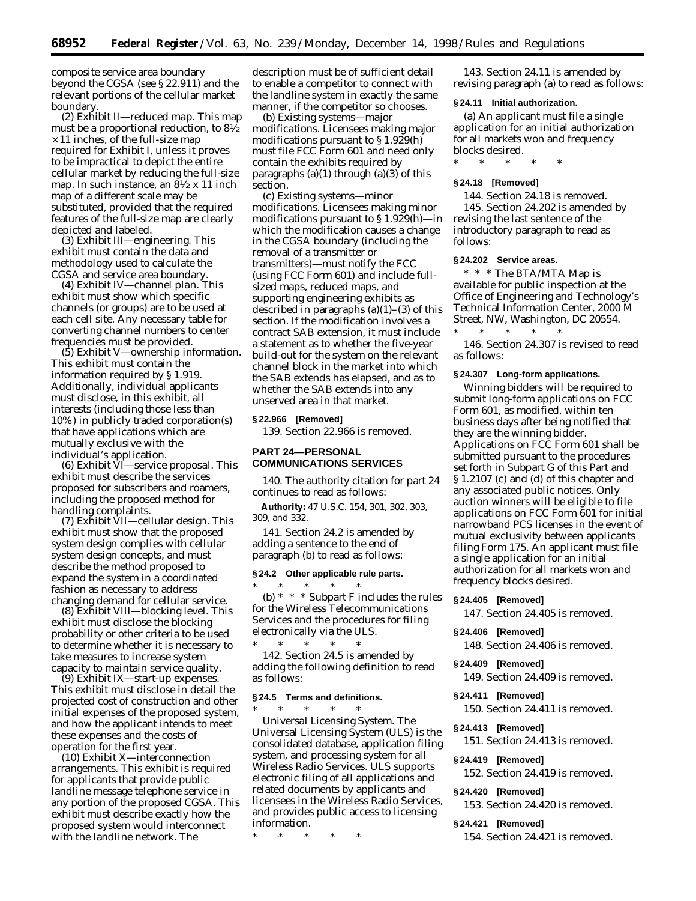composite service area boundary beyond the CGSA (see § 22.911) and the relevant portions of the cellular market boundary.

(2) *Exhibit II—reduced map.* This map must be a proportional reduction, to 8½ × 11 inches, of the full-size map required for Exhibit I, unless it proves to be impractical to depict the entire cellular market by reducing the full-size map. In such instance, an 8½ x 11 inch map of a different scale may be substituted, provided that the required features of the full-size map are clearly depicted and labeled.

(3) *Exhibit III—engineering.* This exhibit must contain the data and methodology used to calculate the CGSA and service area boundary.

(4) *Exhibit IV—channel plan.* This exhibit must show which specific channels (or groups) are to be used at each cell site. Any necessary table for converting channel numbers to center frequencies must be provided.

(5) *Exhibit V—ownership information.* This exhibit must contain the information required by § 1.919. Additionally, individual applicants must disclose, in this exhibit, all interests (including those less than 10%) in publicly traded corporation(s) that have applications which are mutually exclusive with the individual's application.

(6) *Exhibit VI—service proposal.* This exhibit must describe the services proposed for subscribers and roamers, including the proposed method for handling complaints.

(7) *Exhibit VII—cellular design.* This exhibit must show that the proposed system design complies with cellular system design concepts, and must describe the method proposed to expand the system in a coordinated fashion as necessary to address changing demand for cellular service.

(8) *Exhibit VIII—blocking level.* This exhibit must disclose the blocking probability or other criteria to be used to determine whether it is necessary to take measures to increase system capacity to maintain service quality.

(9) *Exhibit IX—start-up expenses.* This exhibit must disclose in detail the projected cost of construction and other initial expenses of the proposed system, and how the applicant intends to meet these expenses and the costs of operation for the first year.

(10) *Exhibit X—interconnection arrangements.* This exhibit is required for applicants that provide public landline message telephone service in any portion of the proposed CGSA. This exhibit must describe exactly how the proposed system would interconnect with the landline network. The description must be of sufficient detail to enable a competitor to connect with the landline system in exactly the same manner, if the competitor so chooses.

(b) *Existing systems—major modifications.* Licensees making major modifications pursuant to § 1.929(h) must file FCC Form 601 and need only contain the exhibits required by paragraphs (a)(1) through (a)(3) of this section.

(c) *Existing systems—minor modifications.* Licensees making minor modifications pursuant to § 1.929(h)—in which the modification causes a change in the CGSA boundary (including the removal of a transmitter or transmitters)—must notify the FCC (using FCC Form 601) and include full-sized maps, reduced maps, and supporting engineering exhibits as described in paragraphs (a)(1)–(3) of this section. If the modification involves a contract SAB extension, it must include a statement as to whether the five-year build-out for the system on the relevant channel block in the market into which the SAB extends has elapsed, and as to whether the SAB extends into any unserved area in that market.

**§ 22.966 [Removed]**

139. Section 22.966 is removed.

## PART 24—PERSONAL COMMUNICATIONS SERVICES

140. The authority citation for part 24 continues to read as follows:

**Authority:** 47 U.S.C. 154, 301, 302, 303, 309, and 332.

141. Section 24.2 is amended by adding a sentence to the end of paragraph (b) to read as follows:

**§ 24.2 Other applicable rule parts.**

\* \* \* \* \*

(b) \* \* \* Subpart F includes the rules for the Wireless Telecommunications Services and the procedures for filing electronically via the ULS.

\* \* \* \* \*

142. Section 24.5 is amended by adding the following definition to read as follows:

**§ 24.5 Terms and definitions.**

\* \* \* \* \*

*Universal Licensing System.* The Universal Licensing System (ULS) is the consolidated database, application filing system, and processing system for all Wireless Radio Services. ULS supports electronic filing of all applications and related documents by applicants and licensees in the Wireless Radio Services, and provides public access to licensing information.

\* \* \* \* \*

143. Section 24.11 is amended by revising paragraph (a) to read as follows:

**§ 24.11 Initial authorization.**

(a) An applicant must file a single application for an initial authorization for all markets won and frequency blocks desired.

\* \* \* \* \*

**§ 24.18 [Removed]**

144. Section 24.18 is removed.

145. Section 24.202 is amended by revising the last sentence of the introductory paragraph to read as follows:

**§ 24.202 Service areas.**

\* \* \* The BTA/MTA Map is available for public inspection at the Office of Engineering and Technology's Technical Information Center, 2000 M Street, NW, Washington, DC 20554.

\* \* \* \* \*

146. Section 24.307 is revised to read as follows:

**§ 24.307 Long-form applications.**

Winning bidders will be required to submit long-form applications on FCC Form 601, as modified, within ten business days after being notified that they are the winning bidder. Applications on FCC Form 601 shall be submitted pursuant to the procedures set forth in Subpart G of this Part and § 1.2107 (c) and (d) of this chapter and any associated public notices. Only auction winners will be eligible to file applications on FCC Form 601 for initial narrowband PCS licenses in the event of mutual exclusivity between applicants filing Form 175. An applicant must file a single application for an initial authorization for all markets won and frequency blocks desired.

**§ 24.405 [Removed]**

147. Section 24.405 is removed.

**§ 24.406 [Removed]**

148. Section 24.406 is removed.

**§ 24.409 [Removed]**

149. Section 24.409 is removed.

**§ 24.411 [Removed]**

150. Section 24.411 is removed.

**§ 24.413 [Removed]**

151. Section 24.413 is removed.

**§ 24.419 [Removed]**

152. Section 24.419 is removed.

**§ 24.420 [Removed]**

153. Section 24.420 is removed.

**§ 24.421 [Removed]**

154. Section 24.421 is removed.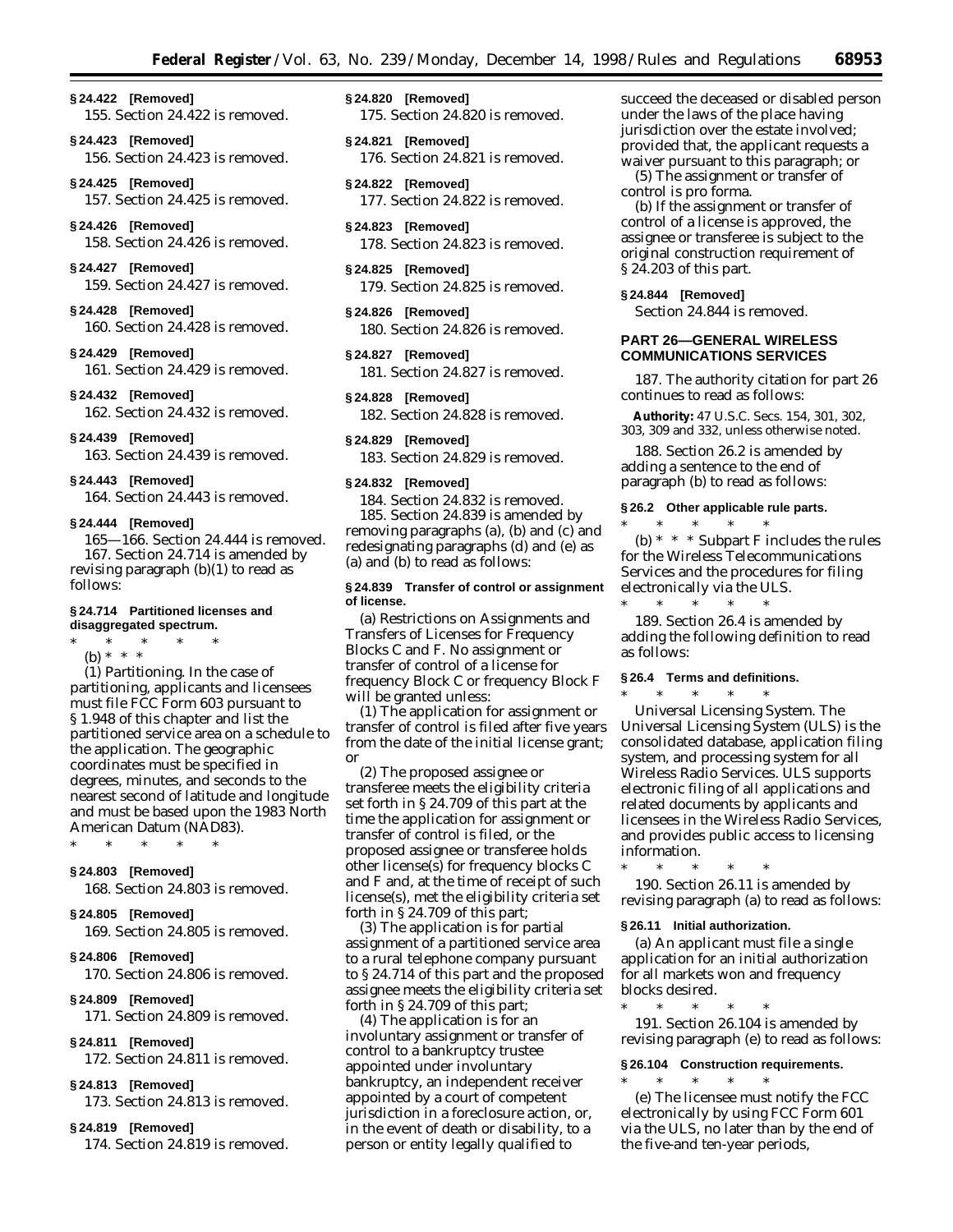**§ 24.422 [Removed]**

155. Section 24.422 is removed.

**§ 24.423 [Removed]**

156. Section 24.423 is removed.

**§ 24.425 [Removed]**

157. Section 24.425 is removed.

**§ 24.426 [Removed]**

158. Section 24.426 is removed.

**§ 24.427 [Removed]**

159. Section 24.427 is removed.

**§ 24.428 [Removed]**

160. Section 24.428 is removed.

**§ 24.429 [Removed]**

161. Section 24.429 is removed.

**§ 24.432 [Removed]**

162. Section 24.432 is removed.

**§ 24.439 [Removed]**

163. Section 24.439 is removed.

**§ 24.443 [Removed]**

164. Section 24.443 is removed.

**§ 24.444 [Removed]**

165—166. Section 24.444 is removed.

167. Section 24.714 is amended by revising paragraph (b)(1) to read as follows:

**§ 24.714 Partitioned licenses and disaggregated spectrum.**

\* \* \* \* \*

(b) \* \* \*

(1) *Partitioning.* In the case of partitioning, applicants and licensees must file FCC Form 603 pursuant to § 1.948 of this chapter and list the partitioned service area on a schedule to the application. The geographic coordinates must be specified in degrees, minutes, and seconds to the nearest second of latitude and longitude and must be based upon the 1983 North American Datum (NAD83).

\* \* \* \* \*

**§ 24.803 [Removed]**

168. Section 24.803 is removed.

**§ 24.805 [Removed]**

169. Section 24.805 is removed.

**§ 24.806 [Removed]**

170. Section 24.806 is removed.

**§ 24.809 [Removed]**

171. Section 24.809 is removed.

**§ 24.811 [Removed]**

172. Section 24.811 is removed.

**§ 24.813 [Removed]**

173. Section 24.813 is removed.

**§ 24.819 [Removed]**

174. Section 24.819 is removed.

**§ 24.820 [Removed]**

175. Section 24.820 is removed.

**§ 24.821 [Removed]**

176. Section 24.821 is removed.

**§ 24.822 [Removed]**

177. Section 24.822 is removed.

**§ 24.823 [Removed]**

178. Section 24.823 is removed.

**§ 24.825 [Removed]**

179. Section 24.825 is removed.

**§ 24.826 [Removed]**

180. Section 24.826 is removed.

**§ 24.827 [Removed]**

181. Section 24.827 is removed.

**§ 24.828 [Removed]**

182. Section 24.828 is removed.

**§ 24.829 [Removed]**

183. Section 24.829 is removed.

**§ 24.832 [Removed]**

184. Section 24.832 is removed.

185. Section 24.839 is amended by removing paragraphs (a), (b) and (c) and redesignating paragraphs (d) and (e) as (a) and (b) to read as follows:

**§ 24.839 Transfer of control or assignment of license.**

(a) Restrictions on Assignments and Transfers of Licenses for Frequency Blocks C and F. No assignment or transfer of control of a license for frequency Block C or frequency Block F will be granted unless:

(1) The application for assignment or transfer of control is filed after five years from the date of the initial license grant; or

(2) The proposed assignee or transferee meets the eligibility criteria set forth in § 24.709 of this part at the time the application for assignment or transfer of control is filed, or the proposed assignee or transferee holds other license(s) for frequency blocks C and F and, at the time of receipt of such license(s), met the eligibility criteria set forth in § 24.709 of this part;

(3) The application is for partial assignment of a partitioned service area to a rural telephone company pursuant to § 24.714 of this part and the proposed assignee meets the eligibility criteria set forth in § 24.709 of this part;

(4) The application is for an involuntary assignment or transfer of control to a bankruptcy trustee appointed under involuntary bankruptcy, an independent receiver appointed by a court of competent jurisdiction in a foreclosure action, or, in the event of death or disability, to a person or entity legally qualified to succeed the deceased or disabled person under the laws of the place having jurisdiction over the estate involved; provided that, the applicant requests a waiver pursuant to this paragraph; or

(5) The assignment or transfer of control is pro forma.

(b) If the assignment or transfer of control of a license is approved, the assignee or transferee is subject to the original construction requirement of § 24.203 of this part.

**§ 24.844 [Removed]**

Section 24.844 is removed.

## PART 26—GENERAL WIRELESS COMMUNICATIONS SERVICES

187. The authority citation for part 26 continues to read as follows:

**Authority:** 47 U.S.C. Secs. 154, 301, 302, 303, 309 and 332, unless otherwise noted.

188. Section 26.2 is amended by adding a sentence to the end of paragraph (b) to read as follows:

**§ 26.2 Other applicable rule parts.**

\* \* \* \* \*

(b) \* \* \* Subpart F includes the rules for the Wireless Telecommunications Services and the procedures for filing electronically via the ULS.

\* \* \* \* \*

189. Section 26.4 is amended by adding the following definition to read as follows:

**§ 26.4 Terms and definitions.**

\* \* \* \* \*

*Universal Licensing System.* The Universal Licensing System (ULS) is the consolidated database, application filing system, and processing system for all Wireless Radio Services. ULS supports electronic filing of all applications and related documents by applicants and licensees in the Wireless Radio Services, and provides public access to licensing information.

\* \* \* \* \*

190. Section 26.11 is amended by revising paragraph (a) to read as follows:

**§ 26.11 Initial authorization.**

(a) An applicant must file a single application for an initial authorization for all markets won and frequency blocks desired.

\* \* \* \* \*

191. Section 26.104 is amended by revising paragraph (e) to read as follows:

**§ 26.104 Construction requirements.**

\* \* \* \* \*

(e) The licensee must notify the FCC electronically by using FCC Form 601 via the ULS, no later than by the end of the five-and ten-year periods,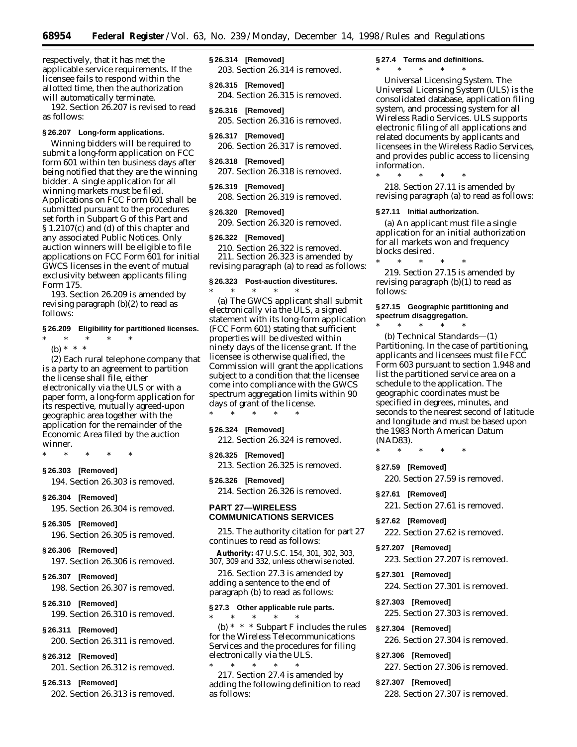respectively, that it has met the applicable service requirements. If the licensee fails to respond within the allotted time, then the authorization will automatically terminate.

192. Section 26.207 is revised to read as follows:

**§ 26.207 Long-form applications.**

Winning bidders will be required to submit a long-form application on FCC form 601 within ten business days after being notified that they are the winning bidder. A single application for all winning markets must be filed. Applications on FCC Form 601 shall be submitted pursuant to the procedures set forth in Subpart G of this Part and § 1.2107(c) and (d) of this chapter and any associated Public Notices. Only auction winners will be eligible to file applications on FCC Form 601 for initial GWCS licenses in the event of mutual exclusivity between applicants filing Form 175.

193. Section 26.209 is amended by revising paragraph (b)(2) to read as follows:

**§ 26.209 Eligibility for partitioned licenses.**

\* \* \* \* \*

(b) \* \* \*

(2) Each rural telephone company that is a party to an agreement to partition the license shall file, either electronically via the ULS or with a paper form, a long-form application for its respective, mutually agreed-upon geographic area together with the application for the remainder of the Economic Area filed by the auction winner.

\* \* \* \* \*

**§ 26.303 [Removed]**

194. Section 26.303 is removed.

**§ 26.304 [Removed]**

195. Section 26.304 is removed.

**§ 26.305 [Removed]**

196. Section 26.305 is removed.

**§ 26.306 [Removed]**

197. Section 26.306 is removed.

**§ 26.307 [Removed]**

198. Section 26.307 is removed.

**§ 26.310 [Removed]**

199. Section 26.310 is removed.

**§ 26.311 [Removed]**

200. Section 26.311 is removed.

**§ 26.312 [Removed]**

201. Section 26.312 is removed.

**§ 26.313 [Removed]**

202. Section 26.313 is removed.

**§ 26.314 [Removed]**

203. Section 26.314 is removed.

**§ 26.315 [Removed]**

204. Section 26.315 is removed.

**§ 26.316 [Removed]**

205. Section 26.316 is removed.

**§ 26.317 [Removed]**

206. Section 26.317 is removed.

**§ 26.318 [Removed]**

207. Section 26.318 is removed.

**§ 26.319 [Removed]**

208. Section 26.319 is removed.

**§ 26.320 [Removed]**

209. Section 26.320 is removed.

**§ 26.322 [Removed]**

210. Section 26.322 is removed.

211. Section 26.323 is amended by revising paragraph (a) to read as follows:

**§ 26.323 Post-auction divestitures.**

\* \* \* \* \*

(a) The GWCS applicant shall submit electronically via the ULS, a signed statement with its long-form application (FCC Form 601) stating that sufficient properties will be divested within ninety days of the license grant. If the licensee is otherwise qualified, the Commission will grant the applications subject to a condition that the licensee come into compliance with the GWCS spectrum aggregation limits within 90 days of grant of the license.

\* \* \* \* \*

**§ 26.324 [Removed]**

212. Section 26.324 is removed.

**§ 26.325 [Removed]**

213. Section 26.325 is removed.

**§ 26.326 [Removed]**

214. Section 26.326 is removed.

## PART 27—WIRELESS COMMUNICATIONS SERVICES

215. The authority citation for part 27 continues to read as follows:

**Authority:** 47 U.S.C. 154, 301, 302, 303, 307, 309 and 332, unless otherwise noted.

216. Section 27.3 is amended by adding a sentence to the end of paragraph (b) to read as follows:

**§ 27.3 Other applicable rule parts.**

\* \* \* \* \*

(b) \* \* \* Subpart F includes the rules for the Wireless Telecommunications Services and the procedures for filing electronically via the ULS.

\* \* \* \* \*

217. Section 27.4 is amended by adding the following definition to read as follows:

**§ 27.4 Terms and definitions.**

\* \* \* \* \*

*Universal Licensing System.* The Universal Licensing System (ULS) is the consolidated database, application filing system, and processing system for all Wireless Radio Services. ULS supports electronic filing of all applications and related documents by applicants and licensees in the Wireless Radio Services, and provides public access to licensing information.

\* \* \* \* \*

218. Section 27.11 is amended by revising paragraph (a) to read as follows:

**§ 27.11 Initial authorization.**

(a) An applicant must file a single application for an initial authorization for all markets won and frequency blocks desired.

\* \* \* \* \*

219. Section 27.15 is amended by revising paragraph (b)(1) to read as follows:

**§ 27.15 Geographic partitioning and spectrum disaggregation.**

\* \* \* \* \*

(b) *Technical Standards*—(1) *Partitioning.* In the case of partitioning, applicants and licensees must file FCC Form 603 pursuant to section 1.948 and list the partitioned service area on a schedule to the application. The geographic coordinates must be specified in degrees, minutes, and seconds to the nearest second of latitude and longitude and must be based upon the 1983 North American Datum (NAD83).

\* \* \* \* \*

**§ 27.59 [Removed]**

220. Section 27.59 is removed.

**§ 27.61 [Removed]**

221. Section 27.61 is removed.

**§ 27.62 [Removed]**

222. Section 27.62 is removed.

**§ 27.207 [Removed]**

223. Section 27.207 is removed.

**§ 27.301 [Removed]**

224. Section 27.301 is removed.

**§ 27.303 [Removed]**

225. Section 27.303 is removed.

**§ 27.304 [Removed]**

226. Section 27.304 is removed.

**§ 27.306 [Removed]**

227. Section 27.306 is removed.

**§ 27.307 [Removed]**

228. Section 27.307 is removed.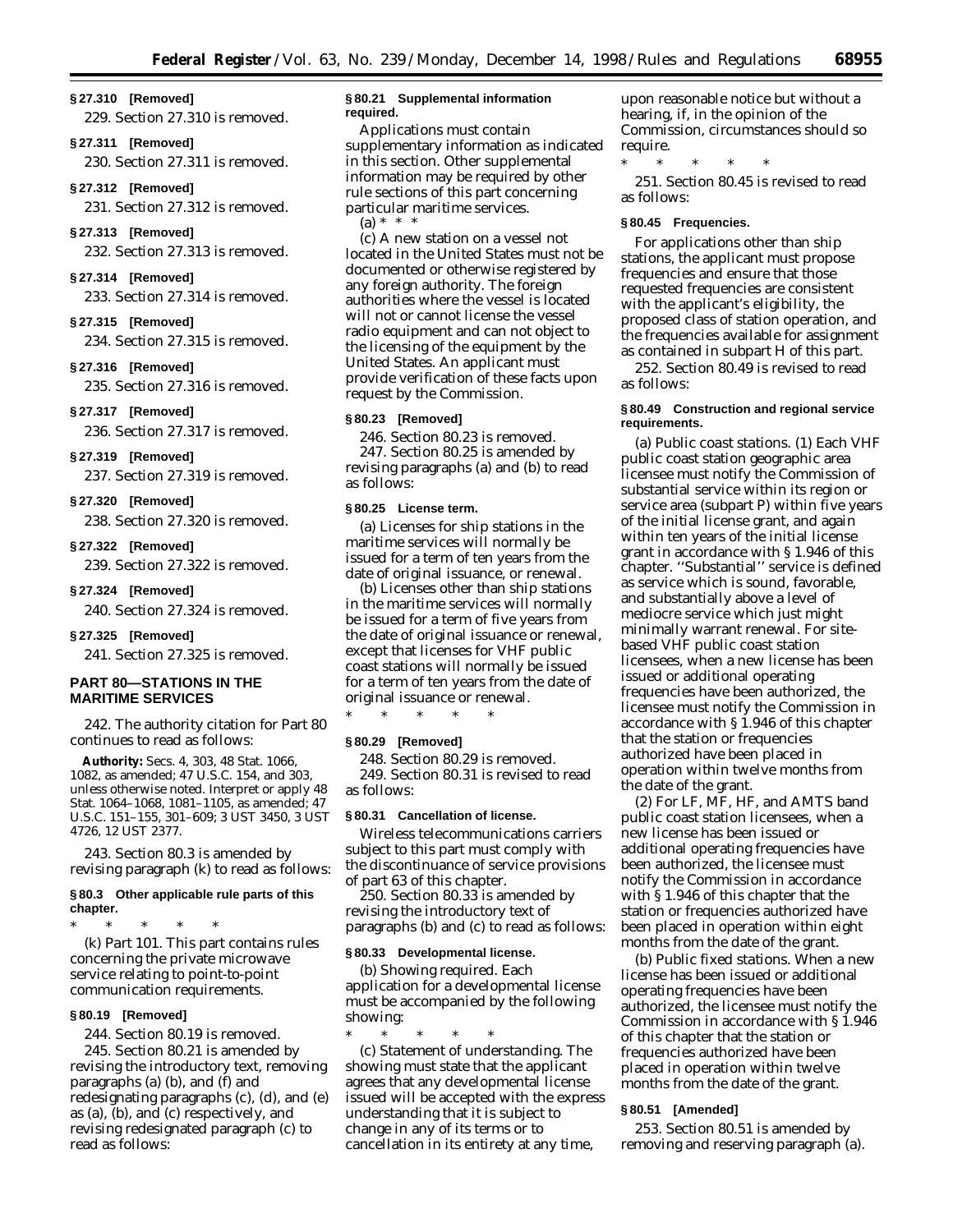**§ 27.310 [Removed]**

229. Section 27.310 is removed.

**§ 27.311 [Removed]**

230. Section 27.311 is removed.

**§ 27.312 [Removed]**

231. Section 27.312 is removed.

**§ 27.313 [Removed]**

232. Section 27.313 is removed.

**§ 27.314 [Removed]**

233. Section 27.314 is removed.

**§ 27.315 [Removed]**

234. Section 27.315 is removed.

**§ 27.316 [Removed]**

235. Section 27.316 is removed.

**§ 27.317 [Removed]**

236. Section 27.317 is removed.

**§ 27.319 [Removed]**

237. Section 27.319 is removed.

**§ 27.320 [Removed]**

238. Section 27.320 is removed.

**§ 27.322 [Removed]**

239. Section 27.322 is removed.

**§ 27.324 [Removed]**

240. Section 27.324 is removed.

**§ 27.325 [Removed]**

241. Section 27.325 is removed.

## PART 80—STATIONS IN THE MARITIME SERVICES

242. The authority citation for Part 80 continues to read as follows:

**Authority:** Secs. 4, 303, 48 Stat. 1066, 1082, as amended; 47 U.S.C. 154, and 303, unless otherwise noted. Interpret or apply 48 Stat. 1064–1068, 1081–1105, as amended; 47 U.S.C. 151–155, 301–609; 3 UST 3450, 3 UST 4726, 12 UST 2377.

243. Section 80.3 is amended by revising paragraph (k) to read as follows:

**§ 80.3 Other applicable rule parts of this chapter.**

\* \* \* \* \*

(k) *Part 101.* This part contains rules concerning the private microwave service relating to point-to-point communication requirements.

**§ 80.19 [Removed]**

244. Section 80.19 is removed.

245. Section 80.21 is amended by revising the introductory text, removing paragraphs (a) (b), and (f) and redesignating paragraphs (c), (d), and (e) as (a), (b), and (c) respectively, and revising redesignated paragraph (c) to read as follows:

**§ 80.21 Supplemental information required.**

Applications must contain supplementary information as indicated in this section. Other supplemental information may be required by other rule sections of this part concerning particular maritime services.

(a) \* \* \*

(c) A new station on a vessel not located in the United States must not be documented or otherwise registered by any foreign authority. The foreign authorities where the vessel is located will not or cannot license the vessel radio equipment and can not object to the licensing of the equipment by the United States. An applicant must provide verification of these facts upon request by the Commission.

**§ 80.23 [Removed]**

246. Section 80.23 is removed.

247. Section 80.25 is amended by revising paragraphs (a) and (b) to read as follows:

**§ 80.25 License term.**

(a) Licenses for ship stations in the maritime services will normally be issued for a term of ten years from the date of original issuance, or renewal.

(b) Licenses other than ship stations in the maritime services will normally be issued for a term of five years from the date of original issuance or renewal, except that licenses for VHF public coast stations will normally be issued for a term of ten years from the date of original issuance or renewal.

\* \* \* \* \*

**§ 80.29 [Removed]**

248. Section 80.29 is removed.

249. Section 80.31 is revised to read as follows:

**§ 80.31 Cancellation of license.**

Wireless telecommunications carriers subject to this part must comply with the discontinuance of service provisions of part 63 of this chapter.

250. Section 80.33 is amended by revising the introductory text of paragraphs (b) and (c) to read as follows:

**§ 80.33 Developmental license.**

(b) *Showing required.* Each application for a developmental license must be accompanied by the following showing:

\* \* \* \* \*

(c) *Statement of understanding.* The showing must state that the applicant agrees that any developmental license issued will be accepted with the express understanding that it is subject to change in any of its terms or to cancellation in its entirety at any time, upon reasonable notice but without a hearing, if, in the opinion of the Commission, circumstances should so require.

\* \* \* \* \*

251. Section 80.45 is revised to read as follows:

**§ 80.45 Frequencies.**

For applications other than ship stations, the applicant must propose frequencies and ensure that those requested frequencies are consistent with the applicant's eligibility, the proposed class of station operation, and the frequencies available for assignment as contained in subpart H of this part.

252. Section 80.49 is revised to read as follows:

**§ 80.49 Construction and regional service requirements.**

(a) *Public coast stations.* (1) Each VHF public coast station geographic area licensee must notify the Commission of substantial service within its region or service area (subpart P) within five years of the initial license grant, and again within ten years of the initial license grant in accordance with § 1.946 of this chapter. ''Substantial'' service is defined as service which is sound, favorable, and substantially above a level of mediocre service which just might minimally warrant renewal. For site-based VHF public coast station licensees, when a new license has been issued or additional operating frequencies have been authorized, the licensee must notify the Commission in accordance with § 1.946 of this chapter that the station or frequencies authorized have been placed in operation within twelve months from the date of the grant.

(2) For LF, MF, HF, and AMTS band public coast station licensees, when a new license has been issued or additional operating frequencies have been authorized, the licensee must notify the Commission in accordance with § 1.946 of this chapter that the station or frequencies authorized have been placed in operation within eight months from the date of the grant.

(b) *Public fixed stations.* When a new license has been issued or additional operating frequencies have been authorized, the licensee must notify the Commission in accordance with § 1.946 of this chapter that the station or frequencies authorized have been placed in operation within twelve months from the date of the grant.

**§ 80.51 [Amended]**

253. Section 80.51 is amended by removing and reserving paragraph (a).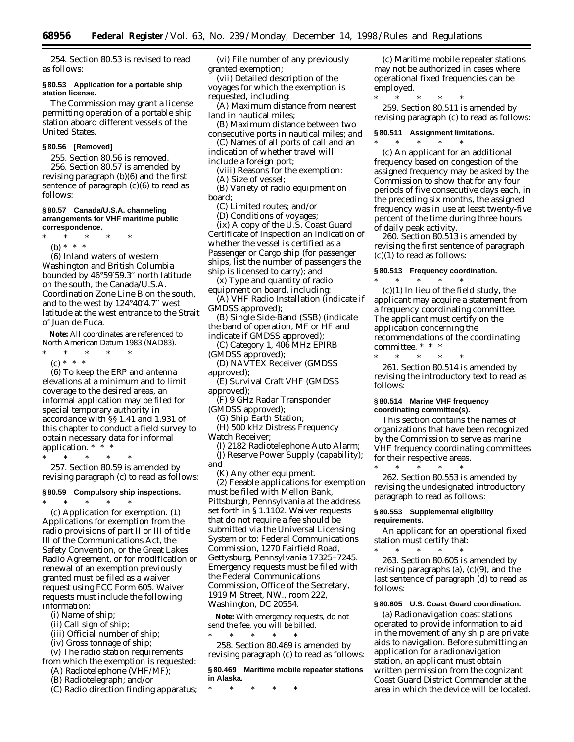254. Section 80.53 is revised to read as follows:

**§ 80.53 Application for a portable ship station license.**

The Commission may grant a license permitting operation of a portable ship station aboard different vessels of the United States.

**§ 80.56 [Removed]**

255. Section 80.56 is removed.

256. Section 80.57 is amended by revising paragraph (b)(6) and the first sentence of paragraph (c)(6) to read as follows:

**§ 80.57 Canada/U.S.A. channeling arrangements for VHF maritime public correspondence.**

\* \* \* \* \*

(b) \* \* \*

(6) Inland waters of western Washington and British Columbia bounded by 46°59′59.3″ north latitude on the south, the Canada/U.S.A. Coordination Zone Line B on the south, and to the west by 124°40′4.7″ west latitude at the west entrance to the Strait of Juan de Fuca.

**Note:** All coordinates are referenced to North American Datum 1983 (NAD83).

\* \* \* \* \*

(c) \* \* \*

(6) To keep the ERP and antenna elevations at a minimum and to limit coverage to the desired areas, an informal application may be filed for special temporary authority in accordance with §§ 1.41 and 1.931 of this chapter to conduct a field survey to obtain necessary data for informal application. \* \* \*

\* \* \* \* \*

257. Section 80.59 is amended by revising paragraph (c) to read as follows:

**§ 80.59 Compulsory ship inspections.**

\* \* \* \* \*

(c) *Application for exemption.* (1) Applications for exemption from the radio provisions of part II or III of title III of the Communications Act, the Safety Convention, or the Great Lakes Radio Agreement, or for modification or renewal of an exemption previously granted must be filed as a waiver request using FCC Form 605. Waiver requests must include the following information:

(i) Name of ship;

(ii) Call sign of ship;

(iii) Official number of ship;

(iv) Gross tonnage of ship;

(v) The radio station requirements from which the exemption is requested:

(A) Radiotelephone (VHF/MF);

(B) Radiotelegraph; and/or

(C) Radio direction finding apparatus;

(vi) File number of any previously granted exemption;

(vii) Detailed description of the voyages for which the exemption is requested, including:

(A) Maximum distance from nearest land in nautical miles;

(B) Maximum distance between two consecutive ports in nautical miles; and

(C) Names of all ports of call and an indication of whether travel will include a foreign port;

(viii) Reasons for the exemption:

(A) Size of vessel;

(B) Variety of radio equipment on board;

(C) Limited routes; and/or

(D) Conditions of voyages;

(ix) A copy of the U.S. Coast Guard Certificate of Inspection an indication of whether the vessel is certified as a Passenger or Cargo ship (for passenger ships, list the number of passengers the ship is licensed to carry); and

(x) Type and quantity of radio equipment on board, including:

(A) VHF Radio Installation (indicate if GMDSS approved);

(B) Single Side-Band (SSB) (indicate the band of operation, MF or HF and indicate if GMDSS approved);

(C) Category 1, 406 MHz EPIRB (GMDSS approved);

(D) NAVTEX Receiver (GMDSS approved);

(E) Survival Craft VHF (GMDSS approved);

(F) 9 GHz Radar Transponder (GMDSS approved);

(G) Ship Earth Station;

(H) 500 kHz Distress Frequency Watch Receiver;

(I) 2182 Radiotelephone Auto Alarm;

(J) Reserve Power Supply (capability); and

(K) Any other equipment.

(2) Feeable applications for exemption must be filed with Mellon Bank, Pittsburgh, Pennsylvania at the address set forth in § 1.1102. Waiver requests that do not require a fee should be submitted via the Universal Licensing System or to: Federal Communications Commission, 1270 Fairfield Road, Gettysburg, Pennsylvania 17325–7245. Emergency requests must be filed with the Federal Communications Commission, Office of the Secretary, 1919 M Street, NW., room 222, Washington, DC 20554.

**Note:** With emergency requests, do not send the fee, you will be billed.

\* \* \* \* \*

258. Section 80.469 is amended by revising paragraph (c) to read as follows:

**§ 80.469 Maritime mobile repeater stations in Alaska.**

\* \* \* \* \*

(c) Maritime mobile repeater stations may not be authorized in cases where operational fixed frequencies can be employed.

\* \* \* \* \*

259. Section 80.511 is amended by revising paragraph (c) to read as follows:

**§ 80.511 Assignment limitations.**

\* \* \* \* \*

(c) An applicant for an additional frequency based on congestion of the assigned frequency may be asked by the Commission to show that for any four periods of five consecutive days each, in the preceding six months, the assigned frequency was in use at least twenty-five percent of the time during three hours of daily peak activity.

260. Section 80.513 is amended by revising the first sentence of paragraph (c)(1) to read as follows:

**§ 80.513 Frequency coordination.**

\* \* \* \* \*

(c)(1) In lieu of the field study, the applicant may acquire a statement from a frequency coordinating committee. The applicant must certify on the application concerning the recommendations of the coordinating committee. \* \* \*

\* \* \* \* \*

261. Section 80.514 is amended by revising the introductory text to read as follows:

**§ 80.514 Marine VHF frequency coordinating committee(s).**

This section contains the names of organizations that have been recognized by the Commission to serve as marine VHF frequency coordinating committees for their respective areas.

\* \* \* \* \*

262. Section 80.553 is amended by revising the undesignated introductory paragraph to read as follows:

**§ 80.553 Supplemental eligibility requirements.**

An applicant for an operational fixed station must certify that:

\* \* \* \* \*

263. Section 80.605 is amended by revising paragraphs (a), (c)(9), and the last sentence of paragraph (d) to read as follows:

**§ 80.605 U.S. Coast Guard coordination.**

(a) Radionavigation coast stations operated to provide information to aid in the movement of any ship are private aids to navigation. Before submitting an application for a radionavigation station, an applicant must obtain written permission from the cognizant Coast Guard District Commander at the area in which the device will be located.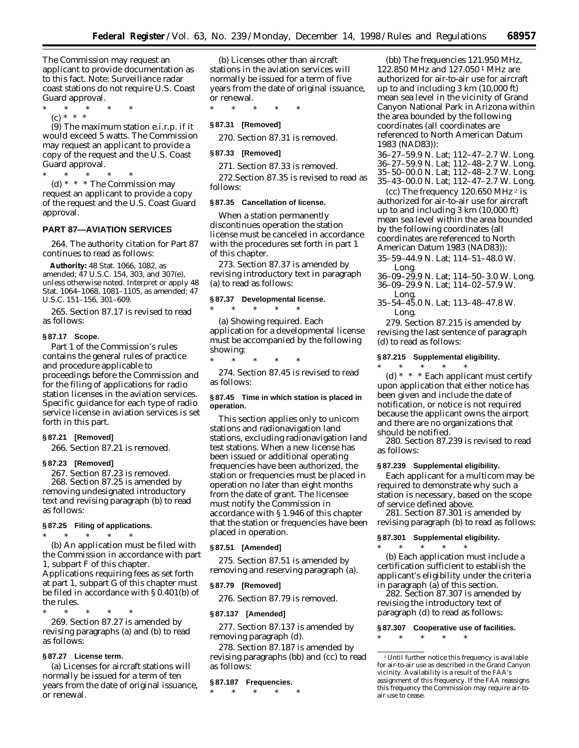The Commission may request an applicant to provide documentation as to this fact. Note: Surveillance radar coast stations do not require U.S. Coast Guard approval.

\* \* \* \* \*

(c) \* \* \*

(9) The maximum station e.i.r.p. if it would exceed 5 watts. The Commission may request an applicant to provide a copy of the request and the U.S. Coast Guard approval.

\* \* \* \* \*

(d) \* \* \* The Commission may request an applicant to provide a copy of the request and the U.S. Coast Guard approval.

## PART 87—AVIATION SERVICES

264. The authority citation for Part 87 continues to read as follows:

**Authority:** 48 Stat. 1066, 1082, as amended; 47 U.S.C. 154, 303, and 307(e), unless otherwise noted. Interpret or apply 48 Stat. 1064–1068, 1081–1105, as amended; 47 U.S.C. 151–156, 301–609.

265. Section 87.17 is revised to read as follows:

### § 87.17 Scope.

Part 1 of the Commission's rules contains the general rules of practice and procedure applicable to proceedings before the Commission and for the filing of applications for radio station licenses in the aviation services. Specific guidance for each type of radio service license in aviation services is set forth in this part.

### § 87.21 [Removed]

266. Section 87.21 is removed.

### § 87.23 [Removed]

267. Section 87.23 is removed.

268. Section 87.25 is amended by removing undesignated introductory text and revising paragraph (b) to read as follows:

### § 87.25 Filing of applications.

\* \* \* \* \*

(b) An application must be filed with the Commission in accordance with part 1, subpart F of this chapter. Applications requiring fees as set forth at part 1, subpart G of this chapter must be filed in accordance with § 0.401(b) of the rules.

\* \* \* \* \*

269. Section 87.27 is amended by revising paragraphs (a) and (b) to read as follows:

### § 87.27 License term.

(a) Licenses for aircraft stations will normally be issued for a term of ten years from the date of original issuance, or renewal.

(b) Licenses other than aircraft stations in the aviation services will normally be issued for a term of five years from the date of original issuance, or renewal.

\* \* \* \* \*

### § 87.31 [Removed]

270. Section 87.31 is removed.

### § 87.33 [Removed]

271. Section 87.33 is removed.

272. Section 87.35 is revised to read as follows:

### § 87.35 Cancellation of license.

When a station permanently discontinues operation the station license must be canceled in accordance with the procedures set forth in part 1 of this chapter.

273. Section 87.37 is amended by revising introductory text in paragraph (a) to read as follows:

### § 87.37 Developmental license.

\* \* \* \* \*

(a) Showing required. Each application for a developmental license must be accompanied by the following showing:

\* \* \* \* \*

274. Section 87.45 is revised to read as follows:

### § 87.45 Time in which station is placed in operation.

This section applies only to unicom stations and radionavigation land stations, excluding radionavigation land test stations. When a new license has been issued or additional operating frequencies have been authorized, the station or frequencies must be placed in operation no later than eight months from the date of grant. The licensee must notify the Commission in accordance with § 1.946 of this chapter that the station or frequencies have been placed in operation.

### § 87.51 [Amended]

275. Section 87.51 is amended by removing and reserving paragraph (a).

### § 87.79 [Removed]

276. Section 87.79 is removed.

### § 87.137 [Amended]

277. Section 87.137 is amended by removing paragraph (d).

278. Section 87.187 is amended by revising paragraphs (bb) and (cc) to read as follows:

### § 87.187 Frequencies.

\* \* \* \* \*

(bb) The frequencies 121.950 MHz, 122.850 MHz and 127.050 [1] MHz are authorized for air-to-air use for aircraft up to and including 3 km (10,000 ft) mean sea level in the vicinity of Grand Canyon National Park in Arizona within the area bounded by the following coordinates (all coordinates are referenced to North American Datum 1983 (NAD83)):

36–27–59.9 N. Lat; 112–47–2.7 W. Long.
36–27–59.9 N. Lat; 112–48–2.7 W. Long.
35–50–00.0 N. Lat; 112–48–2.7 W. Long.
35–43–00.0 N. Lat; 112–47–2.7 W. Long.

(cc) The frequency 120.650 MHz [2] is authorized for air-to-air use for aircraft up to and including 3 km (10,000 ft) mean sea level within the area bounded by the following coordinates (all coordinates are referenced to North American Datum 1983 (NAD83)):

35–59–44.9 N. Lat; 114–51–48.0 W. Long.
36–09–29.9 N. Lat; 114–50–3.0 W. Long.
36–09–29.9 N. Lat; 114–02–57.9 W. Long.
35–54–45.0 N. Lat; 113–48–47.8 W. Long.

279. Section 87.215 is amended by revising the last sentence of paragraph (d) to read as follows:

### § 87.215 Supplemental eligibility.

\* \* \* \* \*

(d) \* \* \* Each applicant must certify upon application that either notice has been given and include the date of notification, or notice is not required because the applicant owns the airport and there are no organizations that should be notified.

280. Section 87.239 is revised to read as follows:

### § 87.239 Supplemental eligibility.

Each applicant for a multicom may be required to demonstrate why such a station is necessary, based on the scope of service defined above.

281. Section 87.301 is amended by revising paragraph (b) to read as follows:

### § 87.301 Supplemental eligibility.

\* \* \* \* \*

(b) Each application must include a certification sufficient to establish the applicant's eligibility under the criteria in paragraph (a) of this section.

282. Section 87.307 is amended by revising the introductory text of paragraph (d) to read as follows:

### § 87.307 Cooperative use of facilities.

\* \* \* \* \*

[1] Until further notice this frequency is available for air-to-air use as described in the Grand Canyon vicinity. Availability is a result of the FAA's assignment of this frequency. If the FAA reassigns this frequency the Commission may require air-to-air use to cease.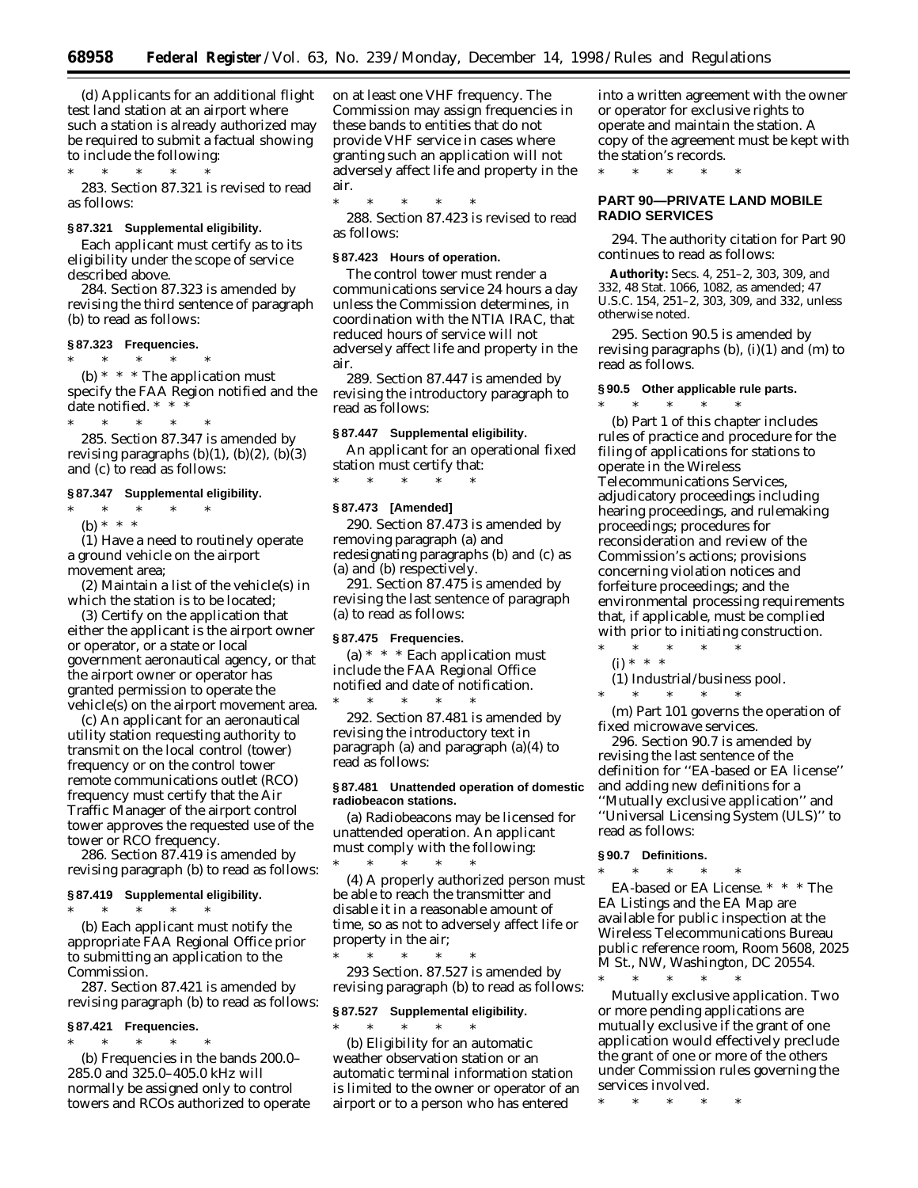(d) Applicants for an additional flight test land station at an airport where such a station is already authorized may be required to submit a factual showing to include the following:

\* \* \* \* \*

283. Section 87.321 is revised to read as follows:

**§ 87.321 Supplemental eligibility.**

Each applicant must certify as to its eligibility under the scope of service described above.

284. Section 87.323 is amended by revising the third sentence of paragraph (b) to read as follows:

**§ 87.323 Frequencies.**

\* \* \* \* \*

(b) \* \* \* The application must specify the FAA Region notified and the date notified. \* \* \*

\* \* \* \* \*

285. Section 87.347 is amended by revising paragraphs (b)(1), (b)(2), (b)(3) and (c) to read as follows:

**§ 87.347 Supplemental eligibility.**

\* \* \* \* \*

(b) \* \* \*

(1) Have a need to routinely operate a ground vehicle on the airport movement area;

(2) Maintain a list of the vehicle(s) in which the station is to be located;

(3) Certify on the application that either the applicant is the airport owner or operator, or a state or local government aeronautical agency, or that the airport owner or operator has granted permission to operate the vehicle(s) on the airport movement area.

(c) An applicant for an aeronautical utility station requesting authority to transmit on the local control (tower) frequency or on the control tower remote communications outlet (RCO) frequency must certify that the Air Traffic Manager of the airport control tower approves the requested use of the tower or RCO frequency.

286. Section 87.419 is amended by revising paragraph (b) to read as follows:

**§ 87.419 Supplemental eligibility.**

\* \* \* \* \*

(b) Each applicant must notify the appropriate FAA Regional Office prior to submitting an application to the Commission.

287. Section 87.421 is amended by revising paragraph (b) to read as follows:

**§ 87.421 Frequencies.**

\* \* \* \* \*

(b) Frequencies in the bands 200.0–285.0 and 325.0–405.0 kHz will normally be assigned only to control towers and RCOs authorized to operate on at least one VHF frequency. The Commission may assign frequencies in these bands to entities that do not provide VHF service in cases where granting such an application will not adversely affect life and property in the air.

\* \* \* \* \*

288. Section 87.423 is revised to read as follows:

**§ 87.423 Hours of operation.**

The control tower must render a communications service 24 hours a day unless the Commission determines, in coordination with the NTIA IRAC, that reduced hours of service will not adversely affect life and property in the air.

289. Section 87.447 is amended by revising the introductory paragraph to read as follows:

**§ 87.447 Supplemental eligibility.**

An applicant for an operational fixed station must certify that:

\* \* \* \* \*

**§ 87.473 [Amended]**

290. Section 87.473 is amended by removing paragraph (a) and redesignating paragraphs (b) and (c) as (a) and (b) respectively.

291. Section 87.475 is amended by revising the last sentence of paragraph (a) to read as follows:

**§ 87.475 Frequencies.**

(a) \* \* \* Each application must include the FAA Regional Office notified and date of notification.

\* \* \* \* \*

292. Section 87.481 is amended by revising the introductory text in paragraph (a) and paragraph (a)(4) to read as follows:

**§ 87.481 Unattended operation of domestic radiobeacon stations.**

(a) Radiobeacons may be licensed for unattended operation. An applicant must comply with the following:

\* \* \* \* \*

(4) A properly authorized person must be able to reach the transmitter and disable it in a reasonable amount of time, so as not to adversely affect life or property in the air;

\* \* \* \* \*

293 Section. 87.527 is amended by revising paragraph (b) to read as follows:

**§ 87.527 Supplemental eligibility.**

\* \* \* \* \*

(b) Eligibility for an automatic weather observation station or an automatic terminal information station is limited to the owner or operator of an airport or to a person who has entered into a written agreement with the owner or operator for exclusive rights to operate and maintain the station. A copy of the agreement must be kept with the station's records.

\* \* \* \* \*

## PART 90—PRIVATE LAND MOBILE RADIO SERVICES

294. The authority citation for Part 90 continues to read as follows:

**Authority:** Secs. 4, 251–2, 303, 309, and 332, 48 Stat. 1066, 1082, as amended; 47 U.S.C. 154, 251–2, 303, 309, and 332, unless otherwise noted.

295. Section 90.5 is amended by revising paragraphs (b), (i)(1) and (m) to read as follows.

**§ 90.5 Other applicable rule parts.**

\* \* \* \* \*

(b) Part 1 of this chapter includes rules of practice and procedure for the filing of applications for stations to operate in the Wireless Telecommunications Services, adjudicatory proceedings including hearing proceedings, and rulemaking proceedings; procedures for reconsideration and review of the Commission's actions; provisions concerning violation notices and forfeiture proceedings; and the environmental processing requirements that, if applicable, must be complied with prior to initiating construction.

\* \* \* \* \*

(i) \* \* \*

(1) Industrial/business pool.

\* \* \* \* \*

(m) Part 101 governs the operation of fixed microwave services.

296. Section 90.7 is amended by revising the last sentence of the definition for ''EA-based or EA license'' and adding new definitions for a ''Mutually exclusive application'' and ''Universal Licensing System (ULS)'' to read as follows:

**§ 90.7 Definitions.**

\* \* \* \* \*

*EA-based or EA License.* \* \* \* The EA Listings and the EA Map are available for public inspection at the Wireless Telecommunications Bureau public reference room, Room 5608, 2025 M St., NW, Washington, DC 20554.

\* \* \* \* \*

*Mutually exclusive application.* Two or more pending applications are mutually exclusive if the grant of one application would effectively preclude the grant of one or more of the others under Commission rules governing the services involved.

\* \* \* \* \*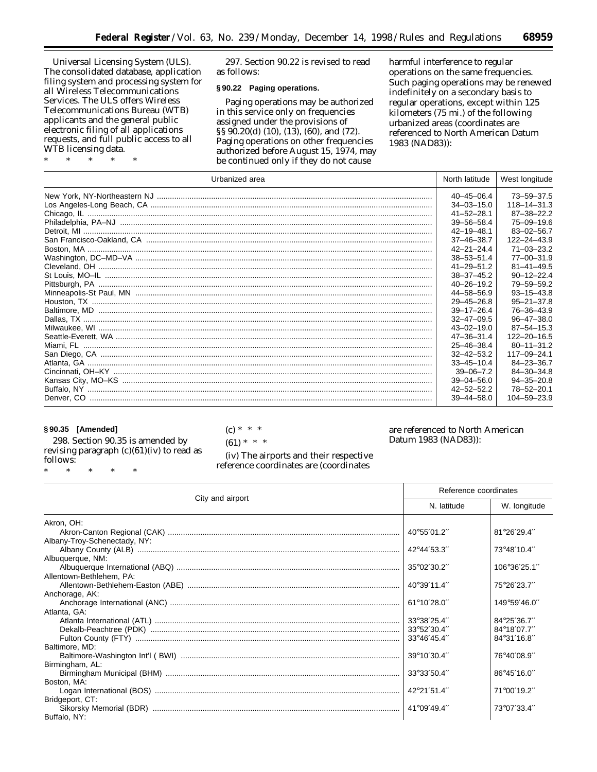Universal Licensing System (ULS). The consolidated database, application filing system and processing system for all Wireless Telecommunications Services. The ULS offers Wireless Telecommunications Bureau (WTB) applicants and the general public electronic filing of all applications requests, and full public access to all WTB licensing data.

\* \* \* \* \*

297. Section 90.22 is revised to read as follows:

### § 90.22 Paging operations.

Paging operations may be authorized in this service only on frequencies assigned under the provisions of §§ 90.20(d) (10), (13), (60), and (72). Paging operations on other frequencies authorized before August 15, 1974, may be continued only if they do not cause harmful interference to regular operations on the same frequencies. Such paging operations may be renewed indefinitely on a secondary basis to regular operations, except within 125 kilometers (75 mi.) of the following urbanized areas (coordinates are referenced to North American Datum 1983 (NAD83)):

| Urbanized area | North latitude | West longitude |
|---|---|---|
| New York, NY-Northeastern NJ | 40–45–06.4 | 73–59–37.5 |
| Los Angeles-Long Beach, CA | 34–03–15.0 | 118–14–31.3 |
| Chicago, IL | 41–52–28.1 | 87–38–22.2 |
| Philadelphia, PA–NJ | 39–56–58.4 | 75–09–19.6 |
| Detroit, MI | 42–19–48.1 | 83–02–56.7 |
| San Francisco-Oakland, CA | 37–46–38.7 | 122–24–43.9 |
| Boston, MA | 42–21–24.4 | 71–03–23.2 |
| Washington, DC–MD–VA | 38–53–51.4 | 77–00–31.9 |
| Cleveland, OH | 41–29–51.2 | 81–41–49.5 |
| St Louis, MO–IL | 38–37–45.2 | 90–12–22.4 |
| Pittsburgh, PA | 40–26–19.2 | 79–59–59.2 |
| Minneapolis-St Paul, MN | 44–58–56.9 | 93–15–43.8 |
| Houston, TX | 29–45–26.8 | 95–21–37.8 |
| Baltimore, MD | 39–17–26.4 | 76–36–43.9 |
| Dallas, TX | 32–47–09.5 | 96–47–38.0 |
| Milwaukee, WI | 43–02–19.0 | 87–54–15.3 |
| Seattle-Everett, WA | 47–36–31.4 | 122–20–16.5 |
| Miami, FL | 25–46–38.4 | 80–11–31.2 |
| San Diego, CA | 32–42–53.2 | 117–09–24.1 |
| Atlanta, GA | 33–45–10.4 | 84–23–36.7 |
| Cincinnati, OH–KY | 39–06–7.2 | 84–30–34.8 |
| Kansas City, MO–KS | 39–04–56.0 | 94–35–20.8 |
| Buffalo, NY | 42–52–52.2 | 78–52–20.1 |
| Denver, CO | 39–44–58.0 | 104–59–23.9 |

### § 90.35 [Amended]

298. Section 90.35 is amended by revising paragraph (c)(61)(iv) to read as follows:

\* \* \* \* \*

(c) \* \* \*

(61) \* \* \*

(iv) The airports and their respective reference coordinates are (coordinates are referenced to North American Datum 1983 (NAD83)):

| City and airport | Reference coordinates | |
|---|---|---|
| | N. latitude | W. longitude |
| Akron, OH: | | |
| Akron-Canton Regional (CAK) | 40°55′01.2″ | 81°26′29.4″ |
| Albany-Troy-Schenectady, NY: | | |
| Albany County (ALB) | 42°44′53.3″ | 73°48′10.4″ |
| Albuquerque, NM: | | |
| Albuquerque International (ABQ) | 35°02′30.2″ | 106°36′25.1″ |
| Allentown-Bethlehem, PA: | | |
| Allentown-Bethlehem-Easton (ABE) | 40°39′11.4″ | 75°26′23.7″ |
| Anchorage, AK: | | |
| Anchorage International (ANC) | 61°10′28.0″ | 149°59′46.0″ |
| Atlanta, GA: | | |
| Atlanta International (ATL) | 33°38′25.4″ | 84°25′36.7″ |
| Dekalb-Peachtree (PDK) | 33°52′30.4″ | 84°18′07.7″ |
| Fulton County (FTY) | 33°46′45.4″ | 84°31′16.8″ |
| Baltimore, MD: | | |
| Baltimore-Washington Int'l ( BWI) | 39°10′30.4″ | 76°40′08.9″ |
| Birmingham, AL: | | |
| Birmingham Municipal (BHM) | 33°33′50.4″ | 86°45′16.0″ |
| Boston, MA: | | |
| Logan International (BOS) | 42°21′51.4″ | 71°00′19.2″ |
| Bridgeport, CT: | | |
| Sikorsky Memorial (BDR) | 41°09′49.4″ | 73°07′33.4″ |
| Buffalo, NY: | | |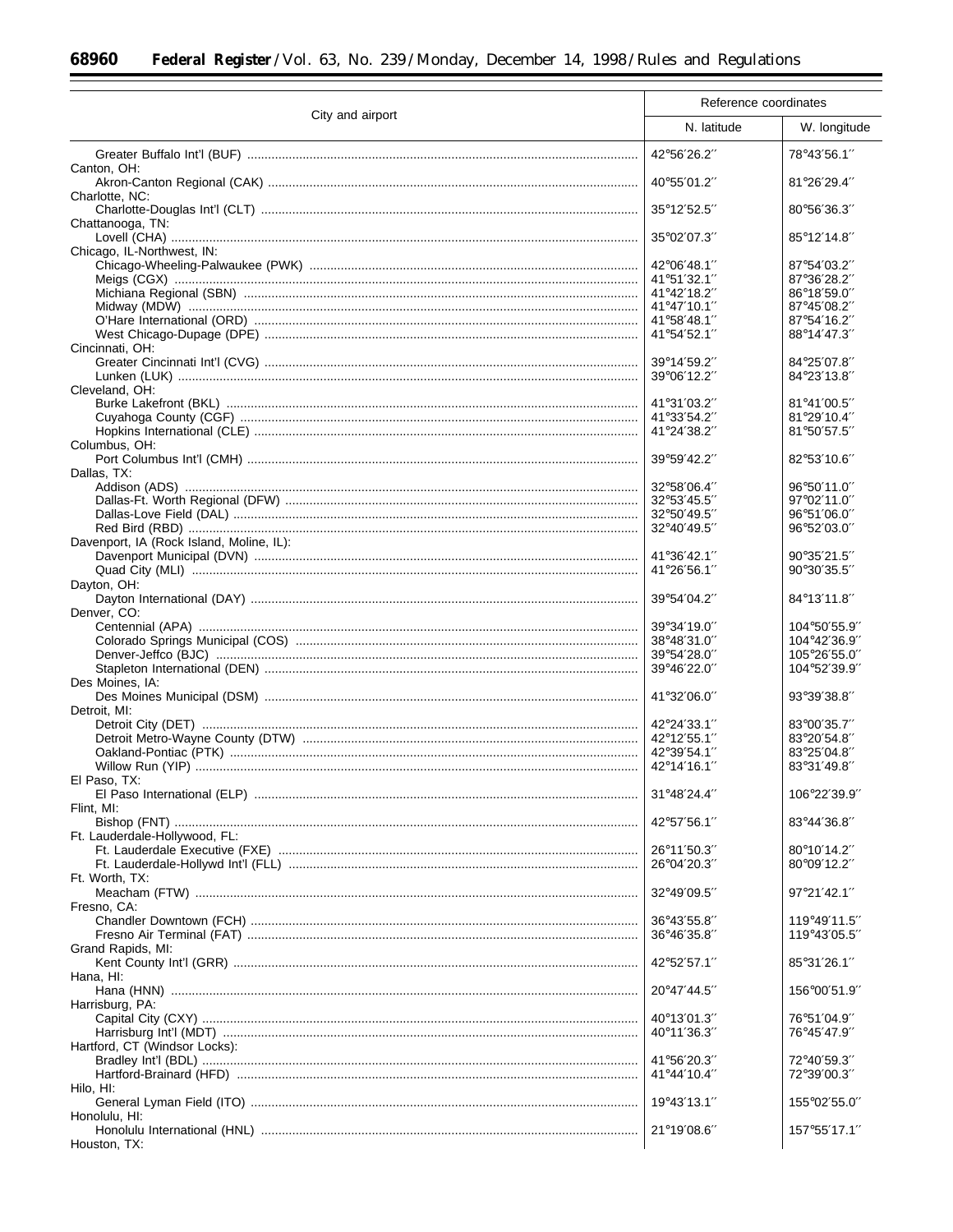| City and airport | Reference coordinates | |
|---|---|---|
| | N. latitude | W. longitude |
| Greater Buffalo Int'l (BUF) | 42°56′26.2″ | 78°43′56.1″ |
| Canton, OH: | | |
| Akron-Canton Regional (CAK) | 40°55′01.2″ | 81°26′29.4″ |
| Charlotte, NC: | | |
| Charlotte-Douglas Int'l (CLT) | 35°12′52.5″ | 80°56′36.3″ |
| Chattanooga, TN: | | |
| Lovell (CHA) | 35°02′07.3″ | 85°12′14.8″ |
| Chicago, IL-Northwest, IN: | | |
| Chicago-Wheeling-Palwaukee (PWK) | 42°06′48.1″ | 87°54′03.2″ |
| Meigs (CGX) | 41°51′32.1″ | 87°36′28.2″ |
| Michiana Regional (SBN) | 41°42′18.2″ | 86°18′59.0″ |
| Midway (MDW) | 41°47′10.1″ | 87°45′08.2″ |
| O'Hare International (ORD) | 41°58′48.1″ | 87°54′16.2″ |
| West Chicago-Dupage (DPE) | 41°54′52.1″ | 88°14′47.3″ |
| Cincinnati, OH: | | |
| Greater Cincinnati Int'l (CVG) | 39°14′59.2″ | 84°25′07.8″ |
| Lunken (LUK) | 39°06′12.2″ | 84°23′13.8″ |
| Cleveland, OH: | | |
| Burke Lakefront (BKL) | 41°31′03.2″ | 81°41′00.5″ |
| Cuyahoga County (CGF) | 41°33′54.2″ | 81°29′10.4″ |
| Hopkins International (CLE) | 41°24′38.2″ | 81°50′57.5″ |
| Columbus, OH: | | |
| Port Columbus Int'l (CMH) | 39°59′42.2″ | 82°53′10.6″ |
| Dallas, TX: | | |
| Addison (ADS) | 32°58′06.4″ | 96°50′11.0″ |
| Dallas-Ft. Worth Regional (DFW) | 32°53′45.5″ | 97°02′11.0″ |
| Dallas-Love Field (DAL) | 32°50′49.5″ | 96°51′06.0″ |
| Red Bird (RBD) | 32°40′49.5″ | 96°52′03.0″ |
| Davenport, IA (Rock Island, Moline, IL): | | |
| Davenport Municipal (DVN) | 41°36′42.1″ | 90°35′21.5″ |
| Quad City (MLI) | 41°26′56.1″ | 90°30′35.5″ |
| Dayton, OH: | | |
| Dayton International (DAY) | 39°54′04.2″ | 84°13′11.8″ |
| Denver, CO: | | |
| Centennial (APA) | 39°34′19.0″ | 104°50′55.9″ |
| Colorado Springs Municipal (COS) | 38°48′31.0″ | 104°42′36.9″ |
| Denver-Jeffco (BJC) | 39°54′28.0″ | 105°26′55.0″ |
| Stapleton International (DEN) | 39°46′22.0″ | 104°52′39.9″ |
| Des Moines, IA: | | |
| Des Moines Municipal (DSM) | 41°32′06.0″ | 93°39′38.8″ |
| Detroit, MI: | | |
| Detroit City (DET) | 42°24′33.1″ | 83°00′35.7″ |
| Detroit Metro-Wayne County (DTW) | 42°12′55.1″ | 83°20′54.8″ |
| Oakland-Pontiac (PTK) | 42°39′54.1″ | 83°25′04.8″ |
| Willow Run (YIP) | 42°14′16.1″ | 83°31′49.8″ |
| El Paso, TX: | | |
| El Paso International (ELP) | 31°48′24.4″ | 106°22′39.9″ |
| Flint, MI: | | |
| Bishop (FNT) | 42°57′56.1″ | 83°44′36.8″ |
| Ft. Lauderdale-Hollywood, FL: | | |
| Ft. Lauderdale Executive (FXE) | 26°11′50.3″ | 80°10′14.2″ |
| Ft. Lauderdale-Hollywd Int'l (FLL) | 26°04′20.3″ | 80°09′12.2″ |
| Ft. Worth, TX: | | |
| Meacham (FTW) | 32°49′09.5″ | 97°21′42.1″ |
| Fresno, CA: | | |
| Chandler Downtown (FCH) | 36°43′55.8″ | 119°49′11.5″ |
| Fresno Air Terminal (FAT) | 36°46′35.8″ | 119°43′05.5″ |
| Grand Rapids, MI: | | |
| Kent County Int'l (GRR) | 42°52′57.1″ | 85°31′26.1″ |
| Hana, HI: | | |
| Hana (HNN) | 20°47′44.5″ | 156°00′51.9″ |
| Harrisburg, PA: | | |
| Capital City (CXY) | 40°13′01.3″ | 76°51′04.9″ |
| Harrisburg Int'l (MDT) | 40°11′36.3″ | 76°45′47.9″ |
| Hartford, CT (Windsor Locks): | | |
| Bradley Int'l (BDL) | 41°56′20.3″ | 72°40′59.3″ |
| Hartford-Brainard (HFD) | 41°44′10.4″ | 72°39′00.3″ |
| Hilo, HI: | | |
| General Lyman Field (ITO) | 19°43′13.1″ | 155°02′55.0″ |
| Honolulu, HI: | | |
| Honolulu International (HNL) | 21°19′08.6″ | 157°55′17.1″ |
| Houston, TX: | | |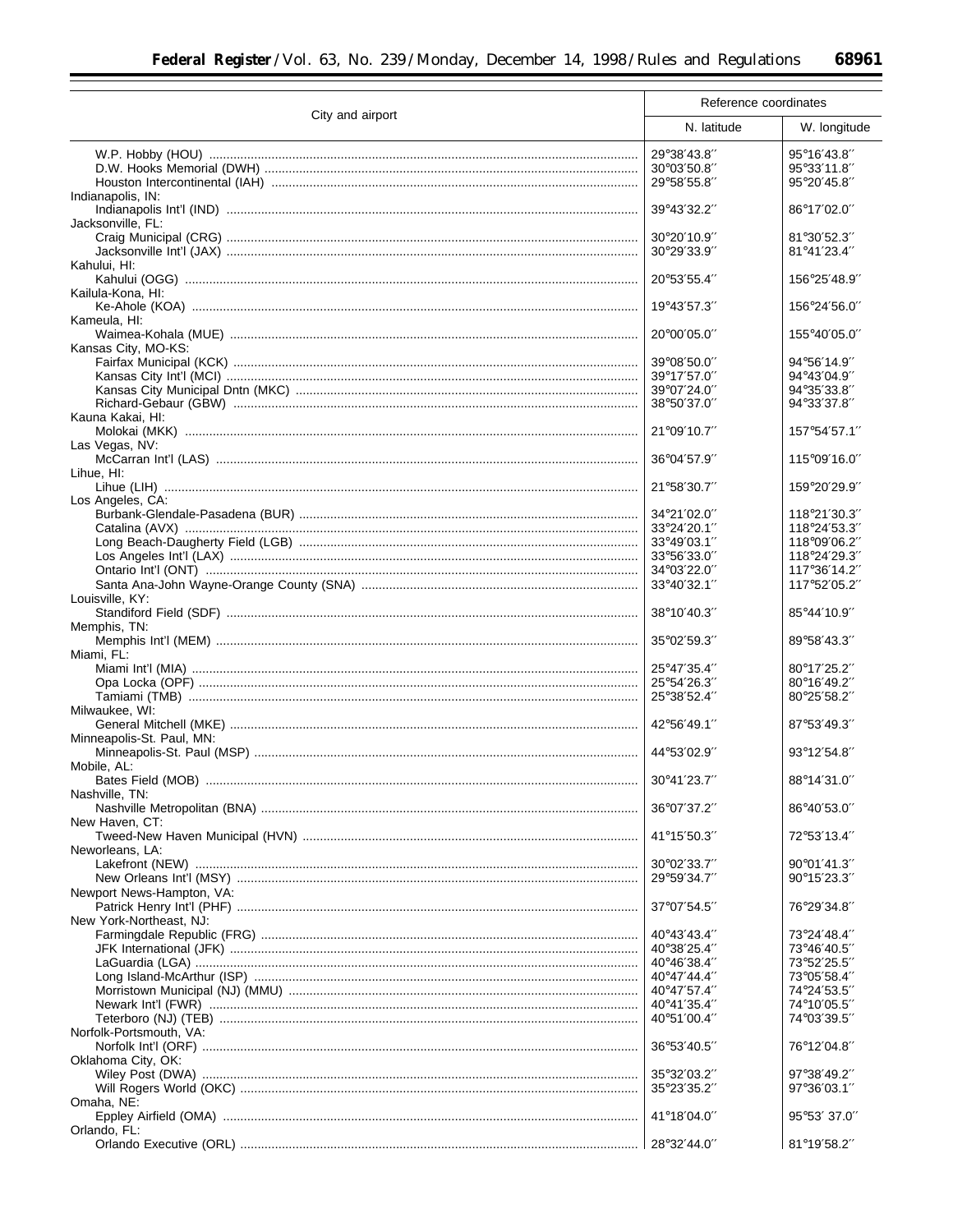| City and airport | Reference coordinates | |
|---|---|---|
| | N. latitude | W. longitude |
| W.P. Hobby (HOU) | 29°38′43.8″ | 95°16′43.8″ |
| D.W. Hooks Memorial (DWH) | 30°03′50.8″ | 95°33′11.8″ |
| Houston Intercontinental (IAH) | 29°58′55.8″ | 95°20′45.8″ |
| Indianapolis, IN: | | |
| Indianapolis Int'l (IND) | 39°43′32.2″ | 86°17′02.0″ |
| Jacksonville, FL: | | |
| Craig Municipal (CRG) | 30°20′10.9″ | 81°30′52.3″ |
| Jacksonville Int'l (JAX) | 30°29′33.9″ | 81°41′23.4″ |
| Kahului, HI: | | |
| Kahului (OGG) | 20°53′55.4″ | 156°25′48.9″ |
| Kailula-Kona, HI: | | |
| Ke-Ahole (KOA) | 19°43′57.3″ | 156°24′56.0″ |
| Kameula, HI: | | |
| Waimea-Kohala (MUE) | 20°00′05.0″ | 155°40′05.0″ |
| Kansas City, MO-KS: | | |
| Fairfax Municipal (KCK) | 39°08′50.0″ | 94°56′14.9″ |
| Kansas City Int'l (MCI) | 39°17′57.0″ | 94°43′04.9″ |
| Kansas City Municipal Dntn (MKC) | 39°07′24.0″ | 94°35′33.8″ |
| Richard-Gebaur (GBW) | 38°50′37.0″ | 94°33′37.8″ |
| Kauna Kakai, HI: | | |
| Molokai (MKK) | 21°09′10.7″ | 157°54′57.1″ |
| Las Vegas, NV: | | |
| McCarran Int'l (LAS) | 36°04′57.9″ | 115°09′16.0″ |
| Lihue, HI: | | |
| Lihue (LIH) | 21°58′30.7″ | 159°20′29.9″ |
| Los Angeles, CA: | | |
| Burbank-Glendale-Pasadena (BUR) | 34°21′02.0″ | 118°21′30.3″ |
| Catalina (AVX) | 33°24′20.1″ | 118°24′53.3″ |
| Long Beach-Daugherty Field (LGB) | 33°49′03.1″ | 118°09′06.2″ |
| Los Angeles Int'l (LAX) | 33°56′33.0″ | 118°24′29.3″ |
| Ontario Int'l (ONT) | 34°03′22.0″ | 117°36′14.2″ |
| Santa Ana-John Wayne-Orange County (SNA) | 33°40′32.1″ | 117°52′05.2″ |
| Louisville, KY: | | |
| Standiford Field (SDF) | 38°10′40.3″ | 85°44′10.9″ |
| Memphis, TN: | | |
| Memphis Int'l (MEM) | 35°02′59.3″ | 89°58′43.3″ |
| Miami, FL: | | |
| Miami Int'l (MIA) | 25°47′35.4″ | 80°17′25.2″ |
| Opa Locka (OPF) | 25°54′26.3″ | 80°16′49.2″ |
| Tamiami (TMB) | 25°38′52.4″ | 80°25′58.2″ |
| Milwaukee, WI: | | |
| General Mitchell (MKE) | 42°56′49.1″ | 87°53′49.3″ |
| Minneapolis-St. Paul, MN: | | |
| Minneapolis-St. Paul (MSP) | 44°53′02.9″ | 93°12′54.8″ |
| Mobile, AL: | | |
| Bates Field (MOB) | 30°41′23.7″ | 88°14′31.0″ |
| Nashville, TN: | | |
| Nashville Metropolitan (BNA) | 36°07′37.2″ | 86°40′53.0″ |
| New Haven, CT: | | |
| Tweed-New Haven Municipal (HVN) | 41°15′50.3″ | 72°53′13.4″ |
| Neworleans, LA: | | |
| Lakefront (NEW) | 30°02′33.7″ | 90°01′41.3″ |
| New Orleans Int'l (MSY) | 29°59′34.7″ | 90°15′23.3″ |
| Newport News-Hampton, VA: | | |
| Patrick Henry Int'l (PHF) | 37°07′54.5″ | 76°29′34.8″ |
| New York-Northeast, NJ: | | |
| Farmingdale Republic (FRG) | 40°43′43.4″ | 73°24′48.4″ |
| JFK International (JFK) | 40°38′25.4″ | 73°46′40.5″ |
| LaGuardia (LGA) | 40°46′38.4″ | 73°52′25.5″ |
| Long Island-McArthur (ISP) | 40°47′44.4″ | 73°05′58.4″ |
| Morristown Municipal (NJ) (MMU) | 40°47′57.4″ | 74°24′53.5″ |
| Newark Int'l (FWR) | 40°41′35.4″ | 74°10′05.5″ |
| Teterboro (NJ) (TEB) | 40°51′00.4″ | 74°03′39.5″ |
| Norfolk-Portsmouth, VA: | | |
| Norfolk Int'l (ORF) | 36°53′40.5″ | 76°12′04.8″ |
| Oklahoma City, OK: | | |
| Wiley Post (DWA) | 35°32′03.2″ | 97°38′49.2″ |
| Will Rogers World (OKC) | 35°23′35.2″ | 97°36′03.1″ |
| Omaha, NE: | | |
| Eppley Airfield (OMA) | 41°18′04.0″ | 95°53′ 37.0″ |
| Orlando, FL: | | |
| Orlando Executive (ORL) | 28°32′44.0″ | 81°19′58.2″ |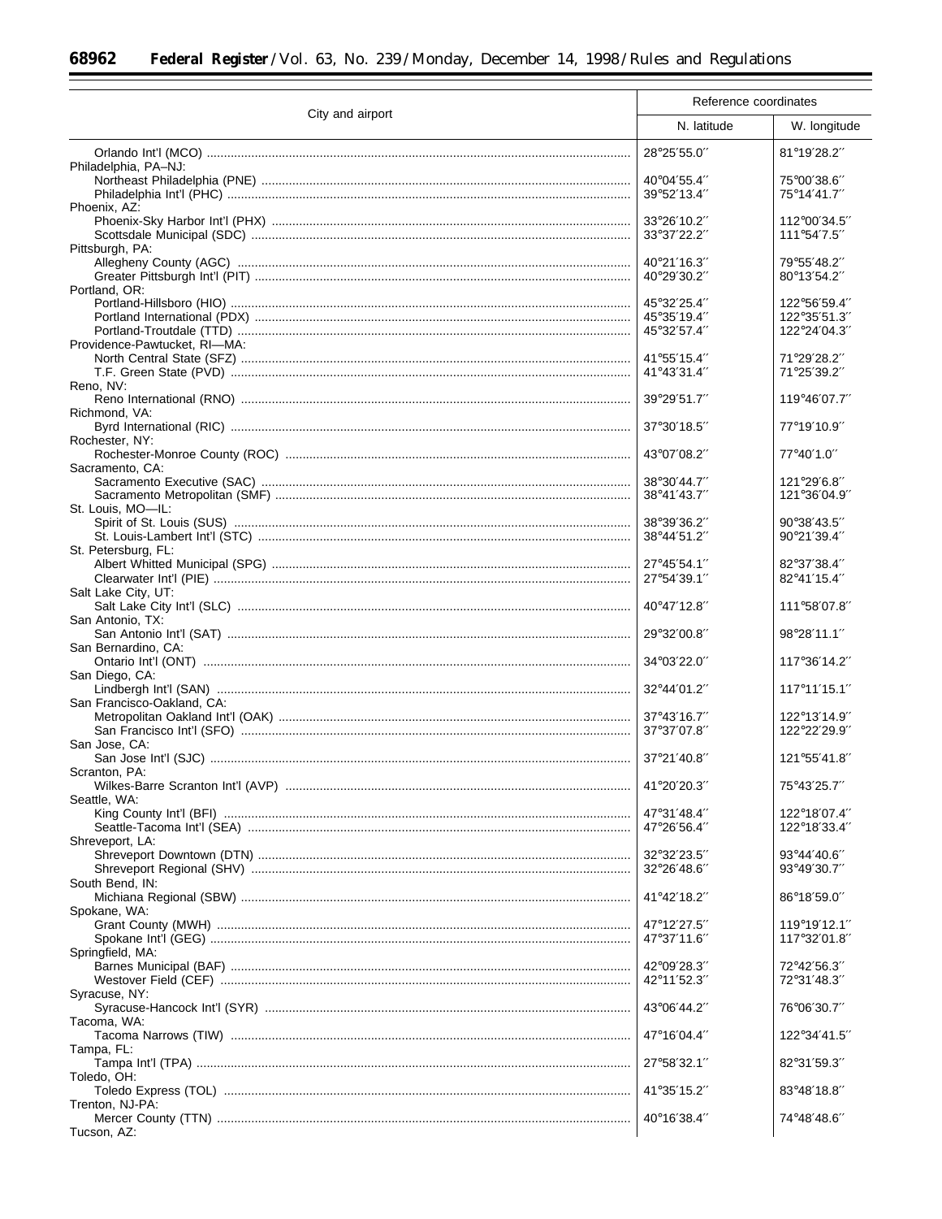| City and airport | Reference coordinates | |
|---|---|---|
| | N. latitude | W. longitude |
| Orlando Int'l (MCO) | 28°25′55.0″ | 81°19′28.2″ |
| Philadelphia, PA–NJ: | | |
| Northeast Philadelphia (PNE) | 40°04′55.4″ | 75°00′38.6″ |
| Philadelphia Int'l (PHC) | 39°52′13.4″ | 75°14′41.7″ |
| Phoenix, AZ: | | |
| Phoenix-Sky Harbor Int'l (PHX) | 33°26′10.2″ | 112°00′34.5″ |
| Scottsdale Municipal (SDC) | 33°37′22.2″ | 111°54′7.5″ |
| Pittsburgh, PA: | | |
| Allegheny County (AGC) | 40°21′16.3″ | 79°55′48.2″ |
| Greater Pittsburgh Int'l (PIT) | 40°29′30.2″ | 80°13′54.2″ |
| Portland, OR: | | |
| Portland-Hillsboro (HIO) | 45°32′25.4″ | 122°56′59.4″ |
| Portland International (PDX) | 45°35′19.4″ | 122°35′51.3″ |
| Portland-Troutdale (TTD) | 45°32′57.4″ | 122°24′04.3″ |
| Providence-Pawtucket, RI—MA: | | |
| North Central State (SFZ) | 41°55′15.4″ | 71°29′28.2″ |
| T.F. Green State (PVD) | 41°43′31.4″ | 71°25′39.2″ |
| Reno, NV: | | |
| Reno International (RNO) | 39°29′51.7″ | 119°46′07.7″ |
| Richmond, VA: | | |
| Byrd International (RIC) | 37°30′18.5″ | 77°19′10.9″ |
| Rochester, NY: | | |
| Rochester-Monroe County (ROC) | 43°07′08.2″ | 77°40′1.0″ |
| Sacramento, CA: | | |
| Sacramento Executive (SAC) | 38°30′44.7″ | 121°29′6.8″ |
| Sacramento Metropolitan (SMF) | 38°41′43.7″ | 121°36′04.9″ |
| St. Louis, MO—IL: | | |
| Spirit of St. Louis (SUS) | 38°39′36.2″ | 90°38′43.5″ |
| St. Louis-Lambert Int'l (STC) | 38°44′51.2″ | 90°21′39.4″ |
| St. Petersburg, FL: | | |
| Albert Whitted Municipal (SPG) | 27°45′54.1″ | 82°37′38.4″ |
| Clearwater Int'l (PIE) | 27°54′39.1″ | 82°41′15.4″ |
| Salt Lake City, UT: | | |
| Salt Lake City Int'l (SLC) | 40°47′12.8″ | 111°58′07.8″ |
| San Antonio, TX: | | |
| San Antonio Int'l (SAT) | 29°32′00.8″ | 98°28′11.1″ |
| San Bernardino, CA: | | |
| Ontario Int'l (ONT) | 34°03′22.0″ | 117°36′14.2″ |
| San Diego, CA: | | |
| Lindbergh Int'l (SAN) | 32°44′01.2″ | 117°11′15.1″ |
| San Francisco-Oakland, CA: | | |
| Metropolitan Oakland Int'l (OAK) | 37°43′16.7″ | 122°13′14.9″ |
| San Francisco Int'l (SFO) | 37°37′07.8″ | 122°22′29.9″ |
| San Jose, CA: | | |
| San Jose Int'l (SJC) | 37°21′40.8″ | 121°55′41.8″ |
| Scranton, PA: | | |
| Wilkes-Barre Scranton Int'l (AVP) | 41°20′20.3″ | 75°43′25.7″ |
| Seattle, WA: | | |
| King County Int'l (BFI) | 47°31′48.4″ | 122°18′07.4″ |
| Seattle-Tacoma Int'l (SEA) | 47°26′56.4″ | 122°18′33.4″ |
| Shreveport, LA: | | |
| Shreveport Downtown (DTN) | 32°32′23.5″ | 93°44′40.6″ |
| Shreveport Regional (SHV) | 32°26′48.6″ | 93°49′30.7″ |
| South Bend, IN: | | |
| Michiana Regional (SBW) | 41°42′18.2″ | 86°18′59.0″ |
| Spokane, WA: | | |
| Grant County (MWH) | 47°12′27.5″ | 119°19′12.1″ |
| Spokane Int'l (GEG) | 47°37′11.6″ | 117°32′01.8″ |
| Springfield, MA: | | |
| Barnes Municipal (BAF) | 42°09′28.3″ | 72°42′56.3″ |
| Westover Field (CEF) | 42°11′52.3″ | 72°31′48.3″ |
| Syracuse, NY: | | |
| Syracuse-Hancock Int'l (SYR) | 43°06′44.2″ | 76°06′30.7″ |
| Tacoma, WA: | | |
| Tacoma Narrows (TIW) | 47°16′04.4″ | 122°34′41.5″ |
| Tampa, FL: | | |
| Tampa Int'l (TPA) | 27°58′32.1″ | 82°31′59.3″ |
| Toledo, OH: | | |
| Toledo Express (TOL) | 41°35′15.2″ | 83°48′18.8″ |
| Trenton, NJ-PA: | | |
| Mercer County (TTN) | 40°16′38.4″ | 74°48′48.6″ |
| Tucson, AZ: | | |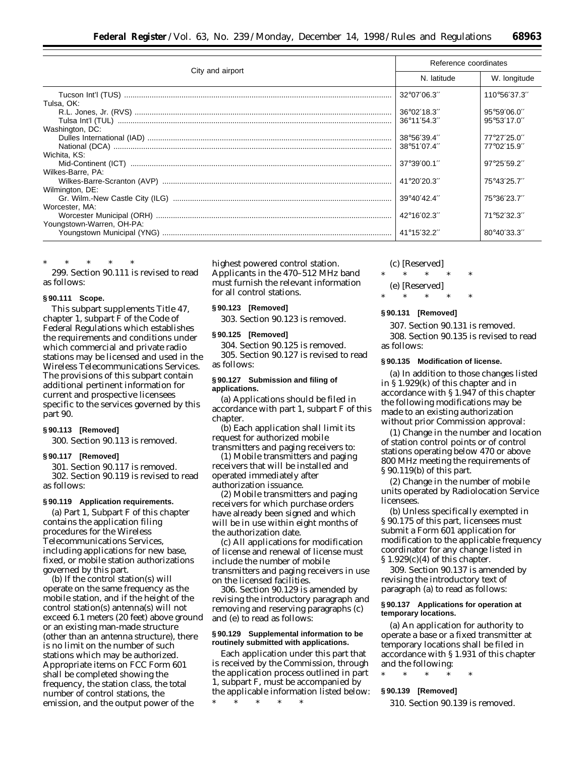| City and airport | Reference coordinates | |
|---|---|---|
| | N. latitude | W. longitude |
| Tucson Int'l (TUS) | 32°07′06.3″ | 110°56′37.3″ |
| Tulsa, OK: | | |
| R.L. Jones, Jr. (RVS) | 36°02′18.3″ | 95°59′06.0″ |
| Tulsa Int'l (TUL) | 36°11′54.3″ | 95°53′17.0″ |
| Washington, DC: | | |
| Dulles International (IAD) | 38°56′39.4″ | 77°27′25.0″ |
| National (DCA) | 38°51′07.4″ | 77°02′15.9″ |
| Wichita, KS: | | |
| Mid-Continent (ICT) | 37°39′00.1″ | 97°25′59.2″ |
| Wilkes-Barre, PA: | | |
| Wilkes-Barre-Scranton (AVP) | 41°20′20.3″ | 75°43′25.7″ |
| Wilmington, DE: | | |
| Gr. Wilm.-New Castle City (ILG) | 39°40′42.4″ | 75°36′23.7″ |
| Worcester, MA: | | |
| Worcester Municipal (ORH) | 42°16′02.3″ | 71°52′32.3″ |
| Youngstown-Warren, OH-PA: | | |
| Youngstown Municipal (YNG) | 41°15′32.2″ | 80°40′33.3″ |

\* \* \* \* \*

299. Section 90.111 is revised to read as follows:

**§ 90.111 Scope.**

This subpart supplements Title 47, chapter 1, subpart F of the Code of Federal Regulations which establishes the requirements and conditions under which commercial and private radio stations may be licensed and used in the Wireless Telecommunications Services. The provisions of this subpart contain additional pertinent information for current and prospective licensees specific to the services governed by this part 90.

**§ 90.113 [Removed]**

300. Section 90.113 is removed.

**§ 90.117 [Removed]**

301. Section 90.117 is removed.

302. Section 90.119 is revised to read as follows:

**§ 90.119 Application requirements.**

(a) Part 1, Subpart F of this chapter contains the application filing procedures for the Wireless Telecommunications Services, including applications for new base, fixed, or mobile station authorizations governed by this part.

(b) If the control station(s) will operate on the same frequency as the mobile station, and if the height of the control station(s) antenna(s) will not exceed 6.1 meters (20 feet) above ground or an existing man-made structure (other than an antenna structure), there is no limit on the number of such stations which may be authorized. Appropriate items on FCC Form 601 shall be completed showing the frequency, the station class, the total number of control stations, the emission, and the output power of the highest powered control station. Applicants in the 470–512 MHz band must furnish the relevant information for all control stations.

**§ 90.123 [Removed]**

303. Section 90.123 is removed.

**§ 90.125 [Removed]**

304. Section 90.125 is removed.

305. Section 90.127 is revised to read as follows:

**§ 90.127 Submission and filing of applications.**

(a) Applications should be filed in accordance with part 1, subpart F of this chapter.

(b) Each application shall limit its request for authorized mobile transmitters and paging receivers to:

(1) Mobile transmitters and paging receivers that will be installed and operated immediately after authorization issuance.

(2) Mobile transmitters and paging receivers for which purchase orders have already been signed and which will be in use within eight months of the authorization date.

(c) All applications for modification of license and renewal of license must include the number of mobile transmitters and paging receivers in use on the licensed facilities.

306. Section 90.129 is amended by revising the introductory paragraph and removing and reserving paragraphs (c) and (e) to read as follows:

**§ 90.129 Supplemental information to be routinely submitted with applications.**

Each application under this part that is received by the Commission, through the application process outlined in part 1, subpart F, must be accompanied by the applicable information listed below:

\* \* \* \* \*

(c) [Reserved]

\* \* \* \* \*

(e) [Reserved]

\* \* \* \* \*

**§ 90.131 [Removed]**

307. Section 90.131 is removed.

308. Section 90.135 is revised to read as follows:

**§ 90.135 Modification of license.**

(a) In addition to those changes listed in § 1.929(k) of this chapter and in accordance with § 1.947 of this chapter the following modifications may be made to an existing authorization without prior Commission approval:

(1) Change in the number and location of station control points or of control stations operating below 470 or above 800 MHz meeting the requirements of § 90.119(b) of this part.

(2) Change in the number of mobile units operated by Radiolocation Service licensees.

(b) Unless specifically exempted in § 90.175 of this part, licensees must submit a Form 601 application for modification to the applicable frequency coordinator for any change listed in § 1.929(c)(4) of this chapter.

309. Section 90.137 is amended by revising the introductory text of paragraph (a) to read as follows:

**§ 90.137 Applications for operation at temporary locations.**

(a) An application for authority to operate a base or a fixed transmitter at temporary locations shall be filed in accordance with § 1.931 of this chapter and the following:

\* \* \* \* \*

**§ 90.139 [Removed]**

310. Section 90.139 is removed.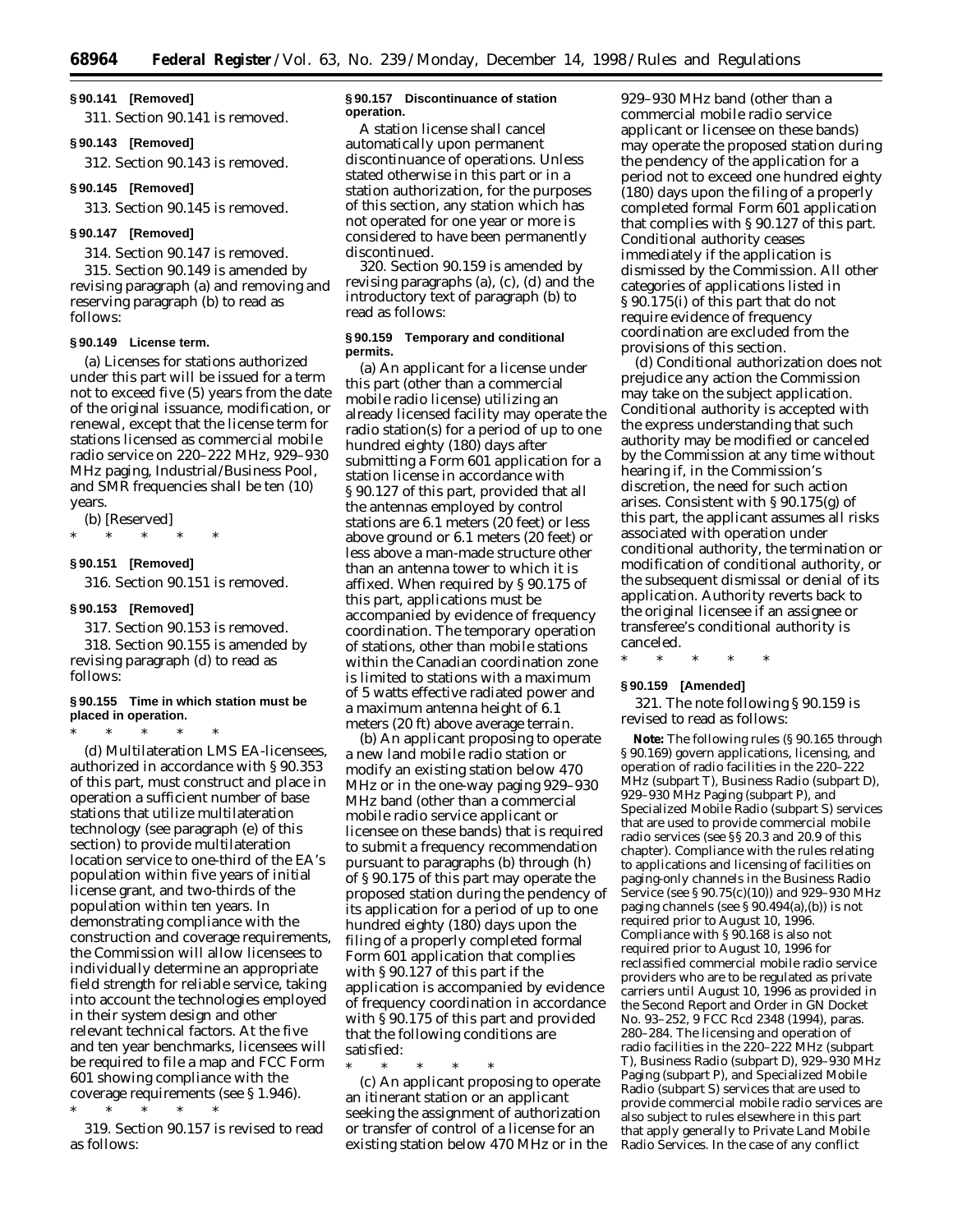**§ 90.141 [Removed]**

311. Section 90.141 is removed.

**§ 90.143 [Removed]**

312. Section 90.143 is removed.

**§ 90.145 [Removed]**

313. Section 90.145 is removed.

**§ 90.147 [Removed]**

314. Section 90.147 is removed.

315. Section 90.149 is amended by revising paragraph (a) and removing and reserving paragraph (b) to read as follows:

**§ 90.149 License term.**

(a) Licenses for stations authorized under this part will be issued for a term not to exceed five (5) years from the date of the original issuance, modification, or renewal, except that the license term for stations licensed as commercial mobile radio service on 220–222 MHz, 929–930 MHz paging, Industrial/Business Pool, and SMR frequencies shall be ten (10) years.

(b) [Reserved]

\* \* \* \* \*

**§ 90.151 [Removed]**

316. Section 90.151 is removed.

**§ 90.153 [Removed]**

317. Section 90.153 is removed.

318. Section 90.155 is amended by revising paragraph (d) to read as follows:

**§ 90.155 Time in which station must be placed in operation.**

\* \* \* \* \*

(d) Multilateration LMS EA-licensees, authorized in accordance with § 90.353 of this part, must construct and place in operation a sufficient number of base stations that utilize multilateration technology (see paragraph (e) of this section) to provide multilateration location service to one-third of the EA's population within five years of initial license grant, and two-thirds of the population within ten years. In demonstrating compliance with the construction and coverage requirements, the Commission will allow licensees to individually determine an appropriate field strength for reliable service, taking into account the technologies employed in their system design and other relevant technical factors. At the five and ten year benchmarks, licensees will be required to file a map and FCC Form 601 showing compliance with the coverage requirements (see § 1.946).

\* \* \* \* \*

319. Section 90.157 is revised to read as follows:

**§ 90.157 Discontinuance of station operation.**

A station license shall cancel automatically upon permanent discontinuance of operations. Unless stated otherwise in this part or in a station authorization, for the purposes of this section, any station which has not operated for one year or more is considered to have been permanently discontinued.

320. Section 90.159 is amended by revising paragraphs (a), (c), (d) and the introductory text of paragraph (b) to read as follows:

**§ 90.159 Temporary and conditional permits.**

(a) An applicant for a license under this part (other than a commercial mobile radio license) utilizing an already licensed facility may operate the radio station(s) for a period of up to one hundred eighty (180) days after submitting a Form 601 application for a station license in accordance with § 90.127 of this part, provided that all the antennas employed by control stations are 6.1 meters (20 feet) or less above ground or 6.1 meters (20 feet) or less above a man-made structure other than an antenna tower to which it is affixed. When required by § 90.175 of this part, applications must be accompanied by evidence of frequency coordination. The temporary operation of stations, other than mobile stations within the Canadian coordination zone is limited to stations with a maximum of 5 watts effective radiated power and a maximum antenna height of 6.1 meters (20 ft) above average terrain.

(b) An applicant proposing to operate a new land mobile radio station or modify an existing station below 470 MHz or in the one-way paging 929–930 MHz band (other than a commercial mobile radio service applicant or licensee on these bands) that is required to submit a frequency recommendation pursuant to paragraphs (b) through (h) of § 90.175 of this part may operate the proposed station during the pendency of its application for a period of up to one hundred eighty (180) days upon the filing of a properly completed formal Form 601 application that complies with § 90.127 of this part if the application is accompanied by evidence of frequency coordination in accordance with § 90.175 of this part and provided that the following conditions are satisfied:

\* \* \* \* \*

(c) An applicant proposing to operate an itinerant station or an applicant seeking the assignment of authorization or transfer of control of a license for an existing station below 470 MHz or in the 929–930 MHz band (other than a commercial mobile radio service applicant or licensee on these bands) may operate the proposed station during the pendency of the application for a period not to exceed one hundred eighty (180) days upon the filing of a properly completed formal Form 601 application that complies with § 90.127 of this part. Conditional authority ceases immediately if the application is dismissed by the Commission. All other categories of applications listed in § 90.175(i) of this part that do not require evidence of frequency coordination are excluded from the provisions of this section.

(d) Conditional authorization does not prejudice any action the Commission may take on the subject application. Conditional authority is accepted with the express understanding that such authority may be modified or canceled by the Commission at any time without hearing if, in the Commission's discretion, the need for such action arises. Consistent with § 90.175(g) of this part, the applicant assumes all risks associated with operation under conditional authority, the termination or modification of conditional authority, or the subsequent dismissal or denial of its application. Authority reverts back to the original licensee if an assignee or transferee's conditional authority is canceled.

\* \* \* \* \*

**§ 90.159 [Amended]**

321. The note following § 90.159 is revised to read as follows:

**Note:** The following rules (§ 90.165 through § 90.169) govern applications, licensing, and operation of radio facilities in the 220–222 MHz (subpart T), Business Radio (subpart D), 929–930 MHz Paging (subpart P), and Specialized Mobile Radio (subpart S) services that are used to provide commercial mobile radio services (see §§ 20.3 and 20.9 of this chapter). Compliance with the rules relating to applications and licensing of facilities on paging-only channels in the Business Radio Service (see § 90.75(c)(10)) and 929–930 MHz paging channels (see § 90.494(a),(b)) is not required prior to August 10, 1996. Compliance with § 90.168 is also not required prior to August 10, 1996 for reclassified commercial mobile radio service providers who are to be regulated as private carriers until August 10, 1996 as provided in the Second Report and Order in GN Docket No. 93–252, 9 FCC Rcd 2348 (1994), paras. 280–284. The licensing and operation of radio facilities in the 220–222 MHz (subpart T), Business Radio (subpart D), 929–930 MHz Paging (subpart P), and Specialized Mobile Radio (subpart S) services that are used to provide commercial mobile radio services are also subject to rules elsewhere in this part that apply generally to Private Land Mobile Radio Services. In the case of any conflict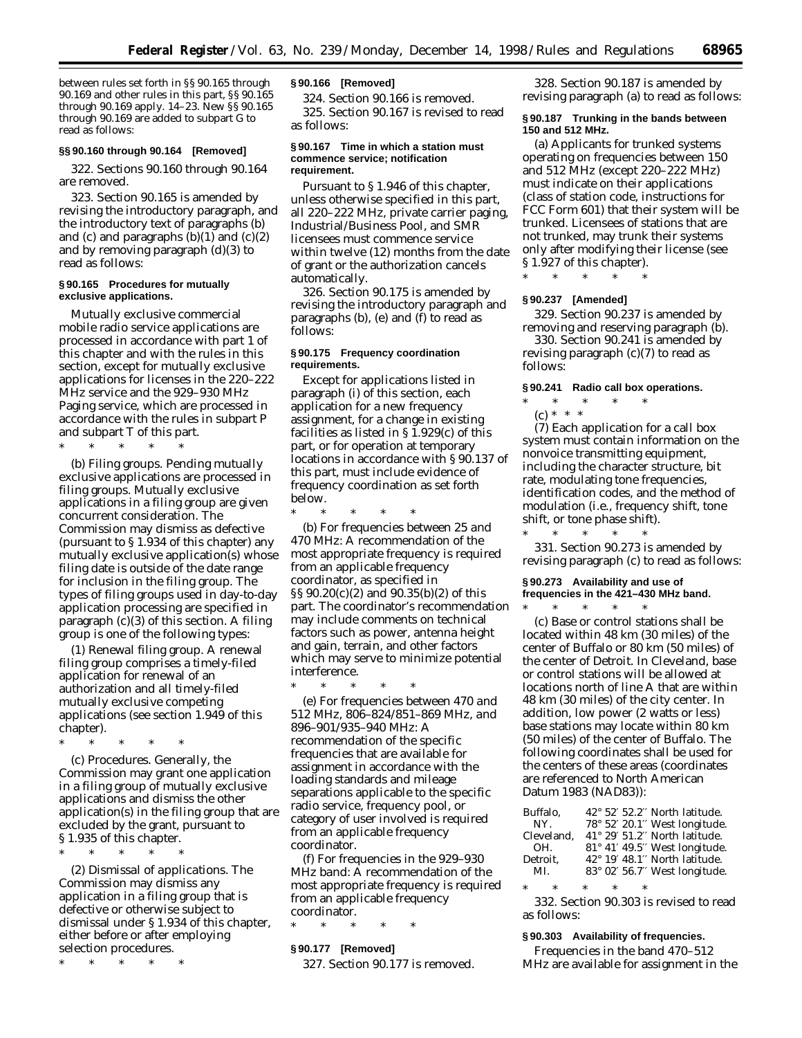between rules set forth in §§ 90.165 through 90.169 and other rules in this part, §§ 90.165 through 90.169 apply. 14–23. New §§ 90.165 through 90.169 are added to subpart G to read as follows:

### §§ 90.160 through 90.164 [Removed]

322. Sections 90.160 through 90.164 are removed.

323. Section 90.165 is amended by revising the introductory paragraph, and the introductory text of paragraphs (b) and (c) and paragraphs (b)(1) and (c)(2) and by removing paragraph (d)(3) to read as follows:

### § 90.165 Procedures for mutually exclusive applications.

Mutually exclusive commercial mobile radio service applications are processed in accordance with part 1 of this chapter and with the rules in this section, except for mutually exclusive applications for licenses in the 220–222 MHz service and the 929–930 MHz Paging service, which are processed in accordance with the rules in subpart P and subpart T of this part.

\* \* \* \* \*

(b) *Filing groups.* Pending mutually exclusive applications are processed in filing groups. Mutually exclusive applications in a filing group are given concurrent consideration. The Commission may dismiss as defective (pursuant to § 1.934 of this chapter) any mutually exclusive application(s) whose filing date is outside of the date range for inclusion in the filing group. The types of filing groups used in day-to-day application processing are specified in paragraph (c)(3) of this section. A filing group is one of the following types:

(1) *Renewal filing group.* A renewal filing group comprises a timely-filed application for renewal of an authorization and all timely-filed mutually exclusive competing applications (see section 1.949 of this chapter).

\* \* \* \* \*

(c) *Procedures.* Generally, the Commission may grant one application in a filing group of mutually exclusive applications and dismiss the other application(s) in the filing group that are excluded by the grant, pursuant to § 1.935 of this chapter.

\* \* \* \* \*

(2) *Dismissal of applications.* The Commission may dismiss any application in a filing group that is defective or otherwise subject to dismissal under § 1.934 of this chapter, either before or after employing selection procedures.

\* \* \* \* \*

### § 90.166 [Removed]

324. Section 90.166 is removed.

325. Section 90.167 is revised to read as follows:

### § 90.167 Time in which a station must commence service; notification requirement.

Pursuant to § 1.946 of this chapter, unless otherwise specified in this part, all 220–222 MHz, private carrier paging, Industrial/Business Pool, and SMR licensees must commence service within twelve (12) months from the date of grant or the authorization cancels automatically.

326. Section 90.175 is amended by revising the introductory paragraph and paragraphs (b), (e) and (f) to read as follows:

### § 90.175 Frequency coordination requirements.

Except for applications listed in paragraph (i) of this section, each application for a new frequency assignment, for a change in existing facilities as listed in § 1.929(c) of this part, or for operation at temporary locations in accordance with § 90.137 of this part, must include evidence of frequency coordination as set forth below.

\* \* \* \* \*

(b) For frequencies between 25 and 470 MHz: A recommendation of the most appropriate frequency is required from an applicable frequency coordinator, as specified in §§ 90.20(c)(2) and 90.35(b)(2) of this part. The coordinator's recommendation may include comments on technical factors such as power, antenna height and gain, terrain, and other factors which may serve to minimize potential interference.

\* \* \* \* \*

(e) For frequencies between 470 and 512 MHz, 806–824/851–869 MHz, and 896–901/935–940 MHz: A recommendation of the specific frequencies that are available for assignment in accordance with the loading standards and mileage separations applicable to the specific radio service, frequency pool, or category of user involved is required from an applicable frequency coordinator.

(f) For frequencies in the 929–930 MHz band: A recommendation of the most appropriate frequency is required from an applicable frequency coordinator.

\* \* \* \* \*

### § 90.177 [Removed]

327. Section 90.177 is removed.

328. Section 90.187 is amended by revising paragraph (a) to read as follows:

### § 90.187 Trunking in the bands between 150 and 512 MHz.

(a) Applicants for trunked systems operating on frequencies between 150 and 512 MHz (except 220–222 MHz) must indicate on their applications (class of station code, instructions for FCC Form 601) that their system will be trunked. Licensees of stations that are not trunked, may trunk their systems only after modifying their license (see § 1.927 of this chapter).

\* \* \* \* \*

### § 90.237 [Amended]

329. Section 90.237 is amended by removing and reserving paragraph (b).

330. Section 90.241 is amended by revising paragraph (c)(7) to read as follows:

### § 90.241 Radio call box operations.

\* \* \* \* \*

(c) \* \* \*

(7) Each application for a call box system must contain information on the nonvoice transmitting equipment, including the character structure, bit rate, modulating tone frequencies, identification codes, and the method of modulation (i.e., frequency shift, tone shift, or tone phase shift).

\* \* \* \* \*

331. Section 90.273 is amended by revising paragraph (c) to read as follows:

### § 90.273 Availability and use of frequencies in the 421–430 MHz band.

\* \* \* \* \*

(c) Base or control stations shall be located within 48 km (30 miles) of the center of Buffalo or 80 km (50 miles) of the center of Detroit. In Cleveland, base or control stations will be allowed at locations north of line A that are within 48 km (30 miles) of the city center. In addition, low power (2 watts or less) base stations may locate within 80 km (50 miles) of the center of Buffalo. The following coordinates shall be used for the centers of these areas (coordinates are referenced to North American Datum 1983 (NAD83)):

| | |
|---|---|
| Buffalo, NY. | 42° 52′ 52.2″ North latitude. 78° 52′ 20.1″ West longitude. |
| Cleveland, OH. | 41° 29′ 51.2″ North latitude. 81° 41′ 49.5″ West longitude. |
| Detroit, MI. | 42° 19′ 48.1″ North latitude. 83° 02′ 56.7″ West longitude. |

\* \* \* \* \*

332. Section 90.303 is revised to read as follows:

### § 90.303 Availability of frequencies.

Frequencies in the band 470–512 MHz are available for assignment in the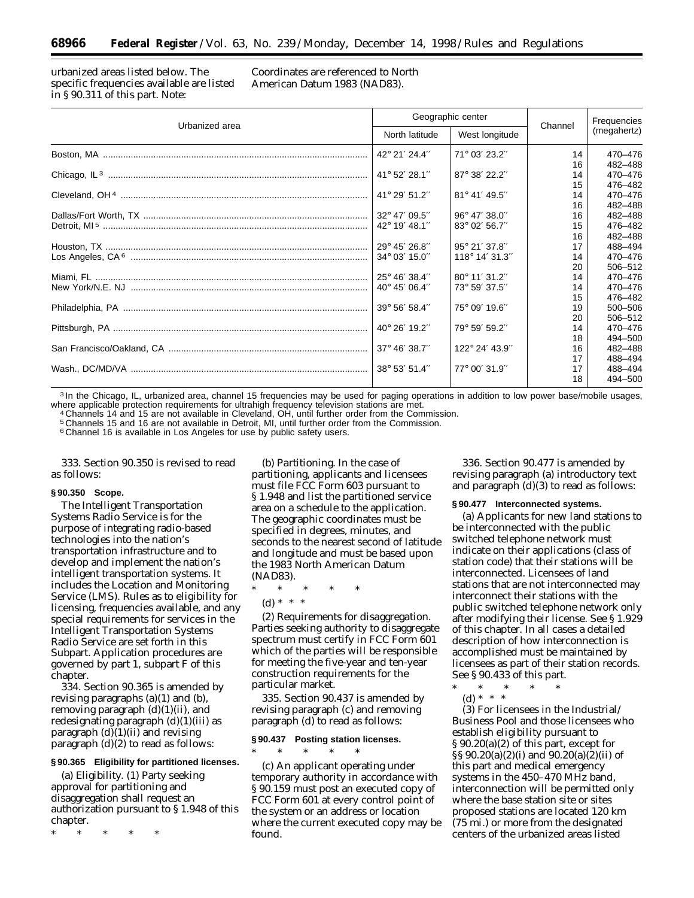urbanized areas listed below. The specific frequencies available are listed in § 90.311 of this part. Note: Coordinates are referenced to North American Datum 1983 (NAD83).

| Urbanized area | Geographic center | | Channel | Frequencies (megahertz) |
|---|---|---|---|---|
| | North latitude | West longitude | | |
| Boston, MA | 42° 21′ 24.4″ | 71° 03′ 23.2″ | 14 | 470–476 |
| | | | 16 | 482–488 |
| Chicago, IL [3] | 41° 52′ 28.1″ | 87° 38′ 22.2″ | 14 | 470–476 |
| | | | 15 | 476–482 |
| Cleveland, OH [4] | 41° 29′ 51.2″ | 81° 41′ 49.5″ | 14 | 470–476 |
| | | | 16 | 482–488 |
| Dallas/Fort Worth, TX | 32° 47′ 09.5″ | 96° 47′ 38.0″ | 16 | 482–488 |
| Detroit, MI [5] | 42° 19′ 48.1″ | 83° 02′ 56.7″ | 15 | 476–482 |
| | | | 16 | 482–488 |
| Houston, TX | 29° 45′ 26.8″ | 95° 21′ 37.8″ | 17 | 488–494 |
| Los Angeles, CA [6] | 34° 03′ 15.0″ | 118° 14′ 31.3″ | 14 | 470–476 |
| | | | 20 | 506–512 |
| Miami, FL | 25° 46′ 38.4″ | 80° 11′ 31.2″ | 14 | 470–476 |
| New York/N.E. NJ | 40° 45′ 06.4″ | 73° 59′ 37.5″ | 14 | 470–476 |
| | | | 15 | 476–482 |
| Philadelphia, PA | 39° 56′ 58.4″ | 75° 09′ 19.6″ | 19 | 500–506 |
| | | | 20 | 506–512 |
| Pittsburgh, PA | 40° 26′ 19.2″ | 79° 59′ 59.2″ | 14 | 470–476 |
| | | | 18 | 494–500 |
| San Francisco/Oakland, CA | 37° 46′ 38.7″ | 122° 24′ 43.9″ | 16 | 482–488 |
| | | | 17 | 488–494 |
| Wash., DC/MD/VA | 38° 53′ 51.4″ | 77° 00′ 31.9″ | 17 | 488–494 |
| | | | 18 | 494–500 |

[3] In the Chicago, IL, urbanized area, channel 15 frequencies may be used for paging operations in addition to low power base/mobile usages, where applicable protection requirements for ultrahigh frequency television stations are met.

[4] Channels 14 and 15 are not available in Cleveland, OH, until further order from the Commission.

[5] Channels 15 and 16 are not available in Detroit, MI, until further order from the Commission.

[6] Channel 16 is available in Los Angeles for use by public safety users.

333. Section 90.350 is revised to read as follows:

**§ 90.350 Scope.**

The Intelligent Transportation Systems Radio Service is for the purpose of integrating radio-based technologies into the nation's transportation infrastructure and to develop and implement the nation's intelligent transportation systems. It includes the Location and Monitoring Service (LMS). Rules as to eligibility for licensing, frequencies available, and any special requirements for services in the Intelligent Transportation Systems Radio Service are set forth in this Subpart. Application procedures are governed by part 1, subpart F of this chapter.

334. Section 90.365 is amended by revising paragraphs (a)(1) and (b), removing paragraph (d)(1)(ii), and redesignating paragraph (d)(1)(iii) as paragraph (d)(1)(ii) and revising paragraph (d)(2) to read as follows:

**§ 90.365 Eligibility for partitioned licenses.**

(a) *Eligibility.* (1) Party seeking approval for partitioning and disaggregation shall request an authorization pursuant to § 1.948 of this chapter.

\* \* \* \* \*

(b) *Partitioning.* In the case of partitioning, applicants and licensees must file FCC Form 603 pursuant to § 1.948 and list the partitioned service area on a schedule to the application. The geographic coordinates must be specified in degrees, minutes, and seconds to the nearest second of latitude and longitude and must be based upon the 1983 North American Datum (NAD83).

\* \* \* \* \*

(d) \* \* \*

(2) *Requirements for disaggregation.* Parties seeking authority to disaggregate spectrum must certify in FCC Form 601 which of the parties will be responsible for meeting the five-year and ten-year construction requirements for the particular market.

335. Section 90.437 is amended by revising paragraph (c) and removing paragraph (d) to read as follows:

**§ 90.437 Posting station licenses.**

\* \* \* \* \*

(c) An applicant operating under temporary authority in accordance with § 90.159 must post an executed copy of FCC Form 601 at every control point of the system or an address or location where the current executed copy may be found.

336. Section 90.477 is amended by revising paragraph (a) introductory text and paragraph (d)(3) to read as follows:

**§ 90.477 Interconnected systems.**

(a) Applicants for new land stations to be interconnected with the public switched telephone network must indicate on their applications (class of station code) that their stations will be interconnected. Licensees of land stations that are not interconnected may interconnect their stations with the public switched telephone network only after modifying their license. See § 1.929 of this chapter. In all cases a detailed description of how interconnection is accomplished must be maintained by licensees as part of their station records. See § 90.433 of this part.

\* \* \* \* \*

(d) \* \* \*

(3) For licensees in the Industrial/Business Pool and those licensees who establish eligibility pursuant to § 90.20(a)(2) of this part, except for §§ 90.20(a)(2)(i) and 90.20(a)(2)(ii) of this part and medical emergency systems in the 450–470 MHz band, interconnection will be permitted only where the base station site or sites proposed stations are located 120 km (75 mi.) or more from the designated centers of the urbanized areas listed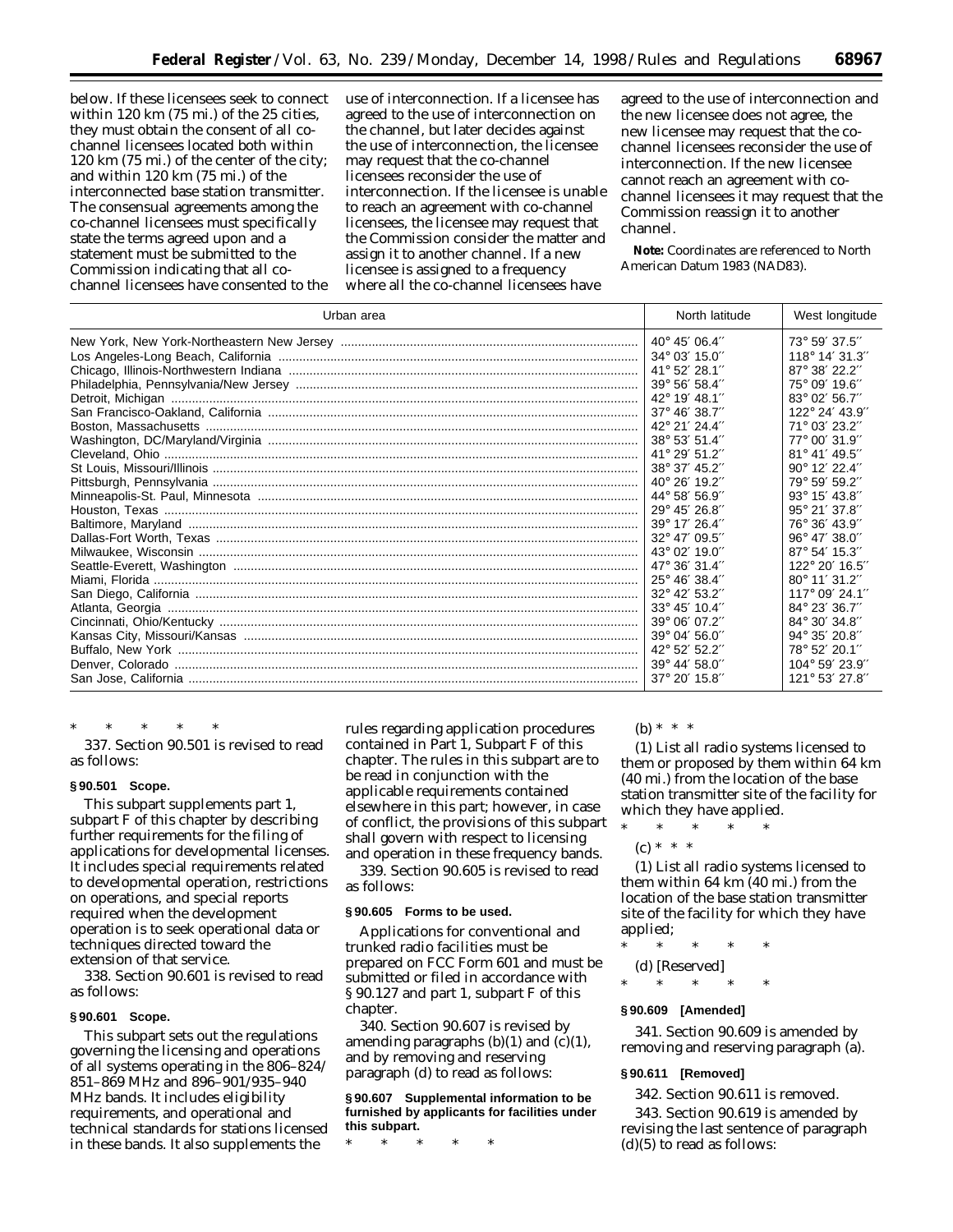below. If these licensees seek to connect within 120 km (75 mi.) of the 25 cities, they must obtain the consent of all co-channel licensees located both within 120 km (75 mi.) of the center of the city; and within 120 km (75 mi.) of the interconnected base station transmitter. The consensual agreements among the co-channel licensees must specifically state the terms agreed upon and a statement must be submitted to the Commission indicating that all co-channel licensees have consented to the use of interconnection. If a licensee has agreed to the use of interconnection on the channel, but later decides against the use of interconnection, the licensee may request that the co-channel licensees reconsider the use of interconnection. If the licensee is unable to reach an agreement with co-channel licensees, the licensee may request that the Commission consider the matter and assign it to another channel. If a new licensee is assigned to a frequency where all the co-channel licensees have agreed to the use of interconnection and the new licensee does not agree, the new licensee may request that the co-channel licensees reconsider the use of interconnection. If the new licensee cannot reach an agreement with co-channel licensees it may request that the Commission reassign it to another channel.

**Note:** Coordinates are referenced to North American Datum 1983 (NAD83).

| Urban area | North latitude | West longitude |
|---|---|---|
| New York, New York-Northeastern New Jersey | 40° 45′ 06.4″ | 73° 59′ 37.5″ |
| Los Angeles-Long Beach, California | 34° 03′ 15.0″ | 118° 14′ 31.3″ |
| Chicago, Illinois-Northwestern Indiana | 41° 52′ 28.1″ | 87° 38′ 22.2″ |
| Philadelphia, Pennsylvania/New Jersey | 39° 56′ 58.4″ | 75° 09′ 19.6″ |
| Detroit, Michigan | 42° 19′ 48.1″ | 83° 02′ 56.7″ |
| San Francisco-Oakland, California | 37° 46′ 38.7″ | 122° 24′ 43.9″ |
| Boston, Massachusetts | 42° 21′ 24.4″ | 71° 03′ 23.2″ |
| Washington, DC/Maryland/Virginia | 38° 53′ 51.4″ | 77° 00′ 31.9″ |
| Cleveland, Ohio | 41° 29′ 51.2″ | 81° 41′ 49.5″ |
| St Louis, Missouri/Illinois | 38° 37′ 45.2″ | 90° 12′ 22.4″ |
| Pittsburgh, Pennsylvania | 40° 26′ 19.2″ | 79° 59′ 59.2″ |
| Minneapolis-St. Paul, Minnesota | 44° 58′ 56.9″ | 93° 15′ 43.8″ |
| Houston, Texas | 29° 45′ 26.8″ | 95° 21′ 37.8″ |
| Baltimore, Maryland | 39° 17′ 26.4″ | 76° 36′ 43.9″ |
| Dallas-Fort Worth, Texas | 32° 47′ 09.5″ | 96° 47′ 38.0″ |
| Milwaukee, Wisconsin | 43° 02′ 19.0″ | 87° 54′ 15.3″ |
| Seattle-Everett, Washington | 47° 36′ 31.4″ | 122° 20′ 16.5″ |
| Miami, Florida | 25° 46′ 38.4″ | 80° 11′ 31.2″ |
| San Diego, California | 32° 42′ 53.2″ | 117° 09′ 24.1″ |
| Atlanta, Georgia | 33° 45′ 10.4″ | 84° 23′ 36.7″ |
| Cincinnati, Ohio/Kentucky | 39° 06′ 07.2″ | 84° 30′ 34.8″ |
| Kansas City, Missouri/Kansas | 39° 04′ 56.0″ | 94° 35′ 20.8″ |
| Buffalo, New York | 42° 52′ 52.2″ | 78° 52′ 20.1″ |
| Denver, Colorado | 39° 44′ 58.0″ | 104° 59′ 23.9″ |
| San Jose, California | 37° 20′ 15.8″ | 121° 53′ 27.8″ |

\* \* \* \* \*

337. Section 90.501 is revised to read as follows:

**§ 90.501 Scope.**

This subpart supplements part 1, subpart F of this chapter by describing further requirements for the filing of applications for developmental licenses. It includes special requirements related to developmental operation, restrictions on operations, and special reports required when the development operation is to seek operational data or techniques directed toward the extension of that service.

338. Section 90.601 is revised to read as follows:

**§ 90.601 Scope.**

This subpart sets out the regulations governing the licensing and operations of all systems operating in the 806–824/851–869 MHz and 896–901/935–940 MHz bands. It includes eligibility requirements, and operational and technical standards for stations licensed in these bands. It also supplements the rules regarding application procedures contained in Part 1, Subpart F of this chapter. The rules in this subpart are to be read in conjunction with the applicable requirements contained elsewhere in this part; however, in case of conflict, the provisions of this subpart shall govern with respect to licensing and operation in these frequency bands.

339. Section 90.605 is revised to read as follows:

**§ 90.605 Forms to be used.**

Applications for conventional and trunked radio facilities must be prepared on FCC Form 601 and must be submitted or filed in accordance with § 90.127 and part 1, subpart F of this chapter.

340. Section 90.607 is revised by amending paragraphs (b)(1) and (c)(1), and by removing and reserving paragraph (d) to read as follows:

**§ 90.607 Supplemental information to be furnished by applicants for facilities under this subpart.**

\* \* \* \* \*

(b) \* \* \*

(1) List all radio systems licensed to them or proposed by them within 64 km (40 mi.) from the location of the base station transmitter site of the facility for which they have applied.

\* \* \* \* \*

(c) \* \* \*

(1) List all radio systems licensed to them within 64 km (40 mi.) from the location of the base station transmitter site of the facility for which they have applied;

\* \* \* \* \*

(d) [Reserved]

\* \* \* \* \*

**§ 90.609 [Amended]**

341. Section 90.609 is amended by removing and reserving paragraph (a).

**§ 90.611 [Removed]**

342. Section 90.611 is removed.

343. Section 90.619 is amended by revising the last sentence of paragraph (d)(5) to read as follows: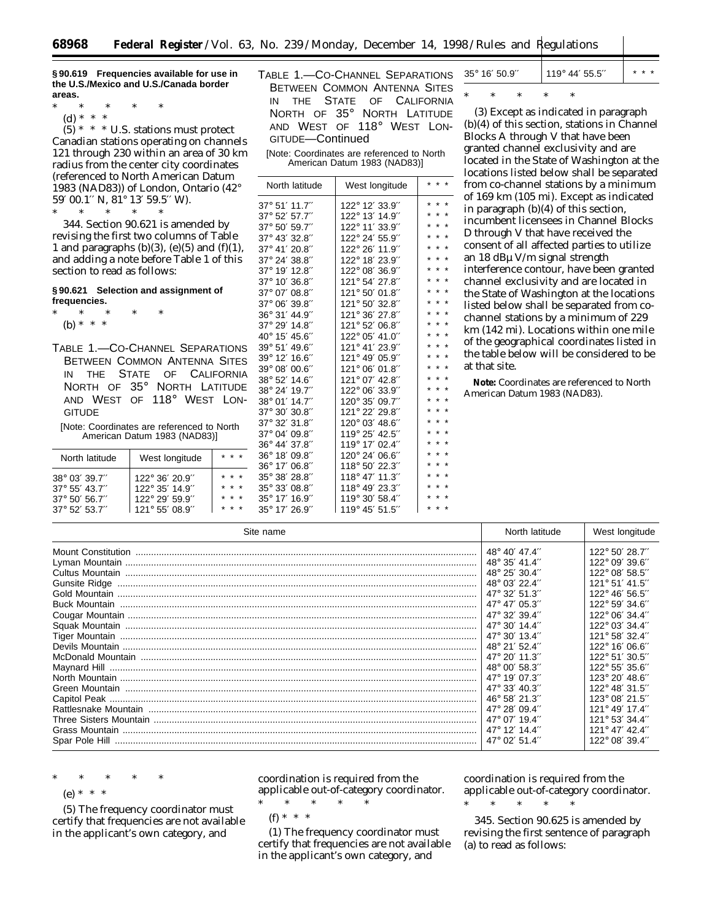**§ 90.619 Frequencies available for use in the U.S./Mexico and U.S./Canada border areas.**

\* \* \* \* \*

(d) \* \* \*

(5) \* \* \* U.S. stations must protect Canadian stations operating on channels 121 through 230 within an area of 30 km radius from the center city coordinates (referenced to North American Datum 1983 (NAD83)) of London, Ontario (42° 59′ 00.1″ N, 81° 13′ 59.5″ W).

\* \* \* \* \*

344. Section 90.621 is amended by revising the first two columns of Table 1 and paragraphs (b)(3), (e)(5) and (f)(1), and adding a note before Table 1 of this section to read as follows:

**§ 90.621 Selection and assignment of frequencies.**

\* \* \* \* \*

(b) \* \* \*

TABLE 1.—CO-CHANNEL SEPARATIONS BETWEEN COMMON ANTENNA SITES IN THE STATE OF CALIFORNIA NORTH OF 35° NORTH LATITUDE AND WEST OF 118° WEST LONGITUDE

[Note: Coordinates are referenced to North American Datum 1983 (NAD83)]

| North latitude | West longitude | \* \* \* |
|---|---|---|
| 38° 03′ 39.7″ | 122° 36′ 20.9″ | \* \* \* |
| 37° 55′ 43.7″ | 122° 35′ 14.9″ | \* \* \* |
| 37° 50′ 56.7″ | 122° 29′ 59.9″ | \* \* \* |
| 37° 52′ 53.7″ | 121° 55′ 08.9″ | \* \* \* |
| 37° 51′ 11.7″ | 122° 12′ 33.9″ | \* \* \* |
| 37° 52′ 57.7″ | 122° 13′ 14.9″ | \* \* \* |
| 37° 50′ 59.7″ | 122° 11′ 33.9″ | \* \* \* |
| 37° 43′ 32.8″ | 122° 24′ 55.9″ | \* \* \* |
| 37° 41′ 20.8″ | 122° 26′ 11.9″ | \* \* \* |
| 37° 24′ 38.8″ | 122° 18′ 23.9″ | \* \* \* |
| 37° 19′ 12.8″ | 122° 08′ 36.9″ | \* \* \* |
| 37° 10′ 36.8″ | 121° 54′ 27.8″ | \* \* \* |
| 37° 07′ 08.8″ | 121° 50′ 01.8″ | \* \* \* |
| 37° 06′ 39.8″ | 121° 50′ 32.8″ | \* \* \* |
| 36° 31′ 44.9″ | 121° 36′ 27.8″ | \* \* \* |
| 37° 29′ 14.8″ | 121° 52′ 06.8″ | \* \* \* |
| 40° 15′ 45.6″ | 122° 05′ 41.0″ | \* \* \* |
| 39° 51′ 49.6″ | 121° 41′ 23.9″ | \* \* \* |
| 39° 12′ 16.6″ | 121° 49′ 05.9″ | \* \* \* |
| 39° 08′ 00.6″ | 121° 06′ 01.8″ | \* \* \* |
| 38° 52′ 14.6″ | 121° 07′ 42.8″ | \* \* \* |
| 38° 24′ 19.7″ | 122° 06′ 33.9″ | \* \* \* |
| 38° 01′ 14.7″ | 120° 35′ 09.7″ | \* \* \* |
| 37° 30′ 30.8″ | 121° 22′ 29.8″ | \* \* \* |
| 37° 32′ 31.8″ | 120° 03′ 48.6″ | \* \* \* |
| 37° 04′ 09.8″ | 119° 25′ 42.5″ | \* \* \* |
| 36° 44′ 37.8″ | 119° 17′ 02.4″ | \* \* \* |
| 36° 18′ 09.8″ | 120° 24′ 06.6″ | \* \* \* |
| 36° 17′ 06.8″ | 118° 50′ 22.3″ | \* \* \* |
| 35° 38′ 28.8″ | 118° 47′ 11.3″ | \* \* \* |
| 35° 33′ 08.8″ | 118° 49′ 23.3″ | \* \* \* |
| 35° 17′ 16.9″ | 119° 30′ 58.4″ | \* \* \* |
| 35° 17′ 26.9″ | 119° 45′ 51.5″ | \* \* \* |
| 35° 16′ 50.9″ | 119° 44′ 55.5″ | \* \* \* |

\* \* \* \* \*

(3) Except as indicated in paragraph (b)(4) of this section, stations in Channel Blocks A through V that have been granted channel exclusivity and are located in the State of Washington at the locations listed below shall be separated from co-channel stations by a minimum of 169 km (105 mi). Except as indicated in paragraph (b)(4) of this section, incumbent licensees in Channel Blocks D through V that have received the consent of all affected parties to utilize an 18 dBμ V/m signal strength interference contour, have been granted channel exclusivity and are located in the State of Washington at the locations listed below shall be separated from co-channel stations by a minimum of 229 km (142 mi). Locations within one mile of the geographical coordinates listed in the table below will be considered to be at that site.

**Note:** Coordinates are referenced to North American Datum 1983 (NAD83).

| Site name | North latitude | West longitude |
|---|---|---|
| Mount Constitution | 48° 40′ 47.4″ | 122° 50′ 28.7″ |
| Lyman Mountain | 48° 35′ 41.4″ | 122° 09′ 39.6″ |
| Cultus Mountain | 48° 25′ 30.4″ | 122° 08′ 58.5″ |
| Gunsite Ridge | 48° 03′ 22.4″ | 121° 51′ 41.5″ |
| Gold Mountain | 47° 32′ 51.3″ | 122° 46′ 56.5″ |
| Buck Mountain | 47° 47′ 05.3″ | 122° 59′ 34.6″ |
| Cougar Mountain | 47° 32′ 39.4″ | 122° 06′ 34.4″ |
| Squak Mountain | 47° 30′ 14.4″ | 122° 03′ 34.4″ |
| Tiger Mountain | 47° 30′ 13.4″ | 121° 58′ 32.4″ |
| Devils Mountain | 48° 21′ 52.4″ | 122° 16′ 06.6″ |
| McDonald Mountain | 47° 20′ 11.3″ | 122° 51′ 30.5″ |
| Maynard Hill | 48° 00′ 58.3″ | 122° 55′ 35.6″ |
| North Mountain | 47° 19′ 07.3″ | 123° 20′ 48.6″ |
| Green Mountain | 47° 33′ 40.3″ | 122° 48′ 31.5″ |
| Capitol Peak | 46° 58′ 21.3″ | 123° 08′ 21.5″ |
| Rattlesnake Mountain | 47° 28′ 09.4″ | 121° 49′ 17.4″ |
| Three Sisters Mountain | 47° 07′ 19.4″ | 121° 53′ 34.4″ |
| Grass Mountain | 47° 12′ 14.4″ | 121° 47′ 42.4″ |
| Spar Pole Hill | 47° 02′ 51.4″ | 122° 08′ 39.4″ |

\* \* \* \* \*

(e) \* \* \*

(5) The frequency coordinator must certify that frequencies are not available in the applicant's own category, and coordination is required from the applicable out-of-category coordinator.

\* \* \* \* \*

(f) \* \* \*

(1) The frequency coordinator must certify that frequencies are not available in the applicant's own category, and coordination is required from the applicable out-of-category coordinator.

\* \* \* \* \*

345. Section 90.625 is amended by revising the first sentence of paragraph (a) to read as follows: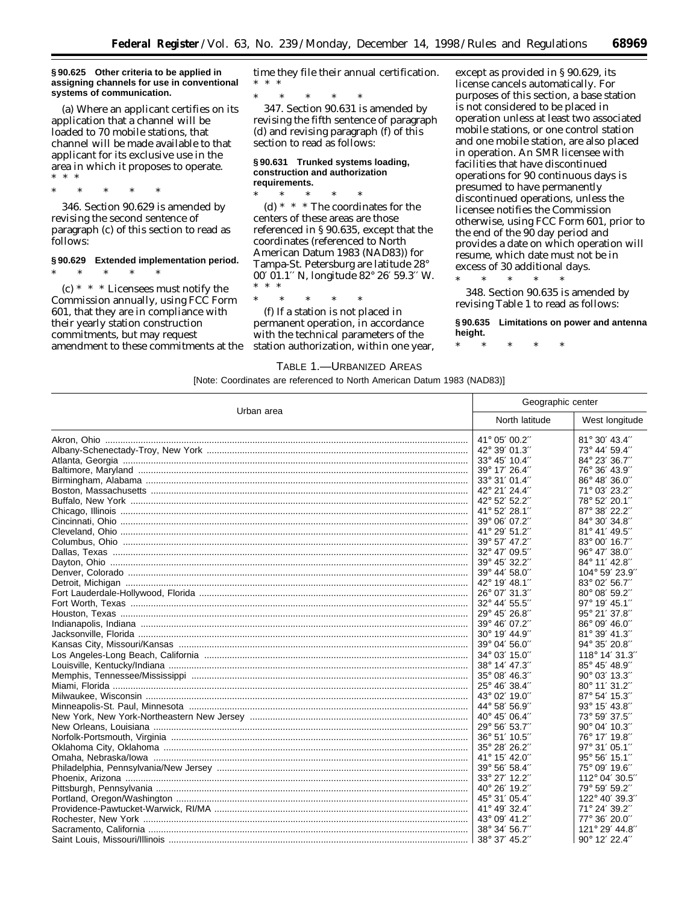**§ 90.625 Other criteria to be applied in assigning channels for use in conventional systems of communication.**

(a) Where an applicant certifies on its application that a channel will be loaded to 70 mobile stations, that channel will be made available to that applicant for its exclusive use in the area in which it proposes to operate. * * *

\* \* \* \* \*

346. Section 90.629 is amended by revising the second sentence of paragraph (c) of this section to read as follows:

**§ 90.629 Extended implementation period.**

\* \* \* \* \*

(c) * * * Licensees must notify the Commission annually, using FCC Form 601, that they are in compliance with their yearly station construction commitments, but may request amendment to these commitments at the time they file their annual certification. * * *

\* \* \* \* \*

347. Section 90.631 is amended by revising the fifth sentence of paragraph (d) and revising paragraph (f) of this section to read as follows:

**§ 90.631 Trunked systems loading, construction and authorization requirements.**

\* \* \* \* \*

(d) * * * The coordinates for the centers of these areas are those referenced in § 90.635, except that the coordinates (referenced to North American Datum 1983 (NAD83)) for Tampa-St. Petersburg are latitude 28° 00′ 01.1″ N, longitude 82° 26′ 59.3″ W. * * *

\* \* \* \* \*

(f) If a station is not placed in permanent operation, in accordance with the technical parameters of the station authorization, within one year, except as provided in § 90.629, its license cancels automatically. For purposes of this section, a base station is not considered to be placed in operation unless at least two associated mobile stations, or one control station and one mobile station, are also placed in operation. An SMR licensee with facilities that have discontinued operations for 90 continuous days is presumed to have permanently discontinued operations, unless the licensee notifies the Commission otherwise, using FCC Form 601, prior to the end of the 90 day period and provides a date on which operation will resume, which date must not be in excess of 30 additional days.

\* \* \* \* \*

348. Section 90.635 is amended by revising Table 1 to read as follows:

**§ 90.635 Limitations on power and antenna height.**

\* \* \* \* \*

TABLE 1.—URBANIZED AREAS

[Note: Coordinates are referenced to North American Datum 1983 (NAD83)]

| Urban area | Geographic center | |
|---|---|---|
| | North latitude | West longitude |
| Akron, Ohio | 41° 05′ 00.2″ | 81° 30′ 43.4″ |
| Albany-Schenectady-Troy, New York | 42° 39′ 01.3″ | 73° 44′ 59.4″ |
| Atlanta, Georgia | 33° 45′ 10.4″ | 84° 23′ 36.7″ |
| Baltimore, Maryland | 39° 17′ 26.4″ | 76° 36′ 43.9″ |
| Birmingham, Alabama | 33° 31′ 01.4″ | 86° 48′ 36.0″ |
| Boston, Massachusetts | 42° 21′ 24.4″ | 71° 03′ 23.2″ |
| Buffalo, New York | 42° 52′ 52.2″ | 78° 52′ 20.1″ |
| Chicago, Illinois | 41° 52′ 28.1″ | 87° 38′ 22.2″ |
| Cincinnati, Ohio | 39° 06′ 07.2″ | 84° 30′ 34.8″ |
| Cleveland, Ohio | 41° 29′ 51.2″ | 81° 41′ 49.5″ |
| Columbus, Ohio | 39° 57′ 47.2″ | 83° 00′ 16.7″ |
| Dallas, Texas | 32° 47′ 09.5″ | 96° 47′ 38.0″ |
| Dayton, Ohio | 39° 45′ 32.2″ | 84° 11′ 42.8″ |
| Denver, Colorado | 39° 44′ 58.0″ | 104° 59′ 23.9″ |
| Detroit, Michigan | 42° 19′ 48.1″ | 83° 02′ 56.7″ |
| Fort Lauderdale-Hollywood, Florida | 26° 07′ 31.3″ | 80° 08′ 59.2″ |
| Fort Worth, Texas | 32° 44′ 55.5″ | 97° 19′ 45.1″ |
| Houston, Texas | 29° 45′ 26.8″ | 95° 21′ 37.8″ |
| Indianapolis, Indiana | 39° 46′ 07.2″ | 86° 09′ 46.0″ |
| Jacksonville, Florida | 30° 19′ 44.9″ | 81° 39′ 41.3″ |
| Kansas City, Missouri/Kansas | 39° 04′ 56.0″ | 94° 35′ 20.8″ |
| Los Angeles-Long Beach, California | 34° 03′ 15.0″ | 118° 14′ 31.3″ |
| Louisville, Kentucky/Indiana | 38° 14′ 47.3″ | 85° 45′ 48.9″ |
| Memphis, Tennessee/Mississippi | 35° 08′ 46.3″ | 90° 03′ 13.3″ |
| Miami, Florida | 25° 46′ 38.4″ | 80° 11′ 31.2″ |
| Milwaukee, Wisconsin | 43° 02′ 19.0″ | 87° 54′ 15.3″ |
| Minneapolis-St. Paul, Minnesota | 44° 58′ 56.9″ | 93° 15′ 43.8″ |
| New York, New York-Northeastern New Jersey | 40° 45′ 06.4″ | 73° 59′ 37.5″ |
| New Orleans, Louisiana | 29° 56′ 53.7″ | 90° 04′ 10.3″ |
| Norfolk-Portsmouth, Virginia | 36° 51′ 10.5″ | 76° 17′ 19.8″ |
| Oklahoma City, Oklahoma | 35° 28′ 26.2″ | 97° 31′ 05.1″ |
| Omaha, Nebraska/Iowa | 41° 15′ 42.0″ | 95° 56′ 15.1″ |
| Philadelphia, Pennsylvania/New Jersey | 39° 56′ 58.4″ | 75° 09′ 19.6″ |
| Phoenix, Arizona | 33° 27′ 12.2″ | 112° 04′ 30.5″ |
| Pittsburgh, Pennsylvania | 40° 26′ 19.2″ | 79° 59′ 59.2″ |
| Portland, Oregon/Washington | 45° 31′ 05.4″ | 122° 40′ 39.3″ |
| Providence-Pawtucket-Warwick, RI/MA | 41° 49′ 32.4″ | 71° 24′ 39.2″ |
| Rochester, New York | 43° 09′ 41.2″ | 77° 36′ 20.0″ |
| Sacramento, California | 38° 34′ 56.7″ | 121° 29′ 44.8″ |
| Saint Louis, Missouri/Illinois | 38° 37′ 45.2″ | 90° 12′ 22.4″ |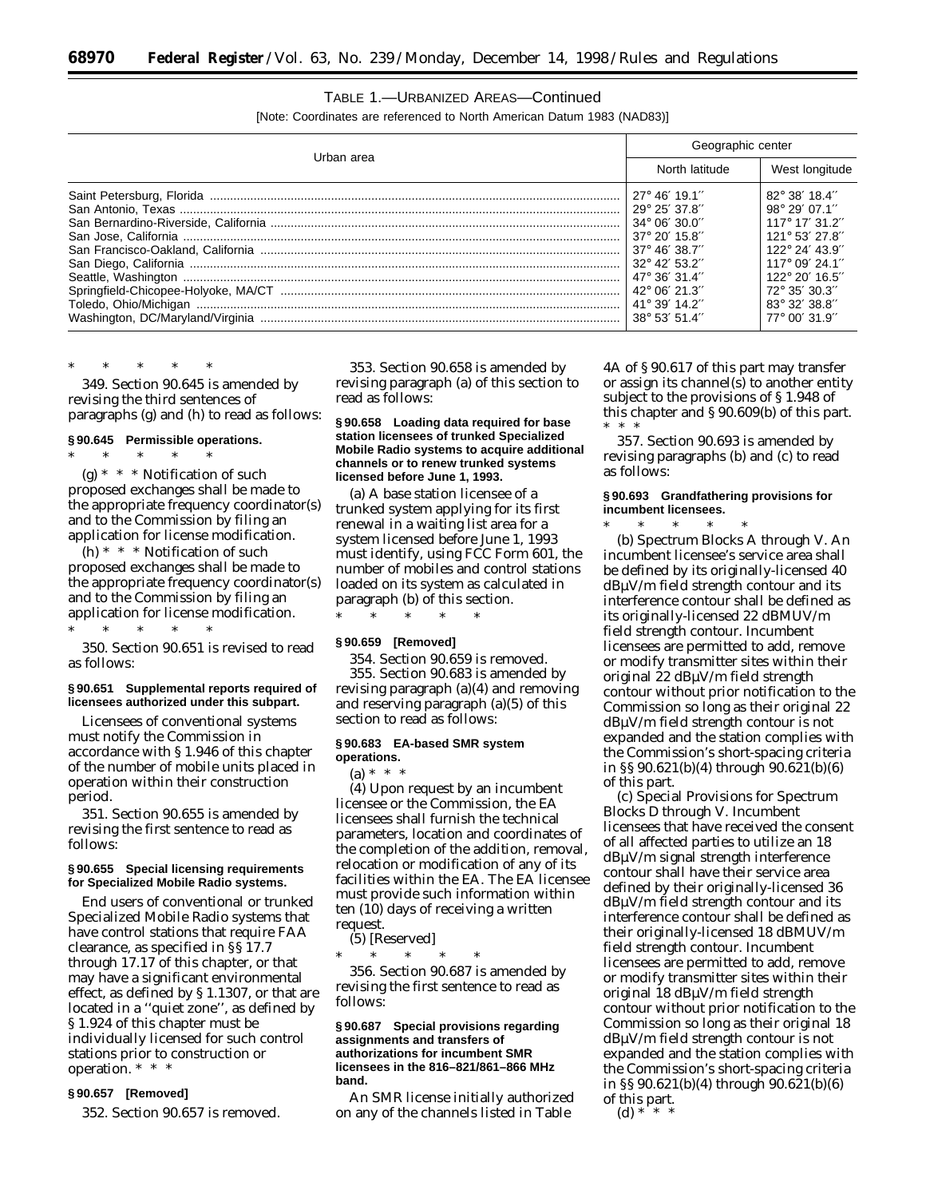TABLE 1.—URBANIZED AREAS—Continued

[Note: Coordinates are referenced to North American Datum 1983 (NAD83)]

| Urban area | Geographic center | |
|---|---|---|
| | North latitude | West longitude |
| Saint Petersburg, Florida | 27° 46′ 19.1″ | 82° 38′ 18.4″ |
| San Antonio, Texas | 29° 25′ 37.8″ | 98° 29′ 07.1″ |
| San Bernardino-Riverside, California | 34° 06′ 30.0″ | 117° 17′ 31.2″ |
| San Jose, California | 37° 20′ 15.8″ | 121° 53′ 27.8″ |
| San Francisco-Oakland, California | 37° 46′ 38.7″ | 122° 24′ 43.9″ |
| San Diego, California | 32° 42′ 53.2″ | 117° 09′ 24.1″ |
| Seattle, Washington | 47° 36′ 31.4″ | 122° 20′ 16.5″ |
| Springfield-Chicopee-Holyoke, MA/CT | 42° 06′ 21.3″ | 72° 35′ 30.3″ |
| Toledo, Ohio/Michigan | 41° 39′ 14.2″ | 83° 32′ 38.8″ |
| Washington, DC/Maryland/Virginia | 38° 53′ 51.4″ | 77° 00′ 31.9″ |

\* \* \* \* \*

349. Section 90.645 is amended by revising the third sentences of paragraphs (g) and (h) to read as follows:

**§ 90.645 Permissible operations.**

\* \* \* \* \*

(g) * * * Notification of such proposed exchanges shall be made to the appropriate frequency coordinator(s) and to the Commission by filing an application for license modification.

(h) * * * Notification of such proposed exchanges shall be made to the appropriate frequency coordinator(s) and to the Commission by filing an application for license modification.

\* \* \* \* \*

350. Section 90.651 is revised to read as follows:

**§ 90.651 Supplemental reports required of licensees authorized under this subpart.**

Licensees of conventional systems must notify the Commission in accordance with § 1.946 of this chapter of the number of mobile units placed in operation within their construction period.

351. Section 90.655 is amended by revising the first sentence to read as follows:

**§ 90.655 Special licensing requirements for Specialized Mobile Radio systems.**

End users of conventional or trunked Specialized Mobile Radio systems that have control stations that require FAA clearance, as specified in §§ 17.7 through 17.17 of this chapter, or that may have a significant environmental effect, as defined by § 1.1307, or that are located in a ''quiet zone'', as defined by § 1.924 of this chapter must be individually licensed for such control stations prior to construction or operation. * * *

**§ 90.657 [Removed]**

352. Section 90.657 is removed.

353. Section 90.658 is amended by revising paragraph (a) of this section to read as follows:

**§ 90.658 Loading data required for base station licensees of trunked Specialized Mobile Radio systems to acquire additional channels or to renew trunked systems licensed before June 1, 1993.**

(a) A base station licensee of a trunked system applying for its first renewal in a waiting list area for a system licensed before June 1, 1993 must identify, using FCC Form 601, the number of mobiles and control stations loaded on its system as calculated in paragraph (b) of this section.

\* \* \* \* \*

**§ 90.659 [Removed]**

354. Section 90.659 is removed.

355. Section 90.683 is amended by revising paragraph (a)(4) and removing and reserving paragraph (a)(5) of this section to read as follows:

**§ 90.683 EA-based SMR system operations.**

(a) * * *

(4) Upon request by an incumbent licensee or the Commission, the EA licensees shall furnish the technical parameters, location and coordinates of the completion of the addition, removal, relocation or modification of any of its facilities within the EA. The EA licensee must provide such information within ten (10) days of receiving a written request.

(5) [Reserved]

\* \* \* \* \*

356. Section 90.687 is amended by revising the first sentence to read as follows:

**§ 90.687 Special provisions regarding assignments and transfers of authorizations for incumbent SMR licensees in the 816–821/861–866 MHz band.**

An SMR license initially authorized on any of the channels listed in Table 4A of § 90.617 of this part may transfer or assign its channel(s) to another entity subject to the provisions of § 1.948 of this chapter and § 90.609(b) of this part. * * *

357. Section 90.693 is amended by revising paragraphs (b) and (c) to read as follows:

**§ 90.693 Grandfathering provisions for incumbent licensees.**

\* \* \* \* \*

(b) Spectrum Blocks A through V. An incumbent licensee's service area shall be defined by its originally-licensed 40 dBμV/m field strength contour and its interference contour shall be defined as its originally-licensed 22 dBMUV/m field strength contour. Incumbent licensees are permitted to add, remove or modify transmitter sites within their original 22 dBμV/m field strength contour without prior notification to the Commission so long as their original 22 dBμV/m field strength contour is not expanded and the station complies with the Commission's short-spacing criteria in §§ 90.621(b)(4) through 90.621(b)(6) of this part.

(c) Special Provisions for Spectrum Blocks D through V. Incumbent licensees that have received the consent of all affected parties to utilize an 18 dBμV/m signal strength interference contour shall have their service area defined by their originally-licensed 36 dBμV/m field strength contour and its interference contour shall be defined as their originally-licensed 18 dBMUV/m field strength contour. Incumbent licensees are permitted to add, remove or modify transmitter sites within their original 18 dBμV/m field strength contour without prior notification to the Commission so long as their original 18 dBμV/m field strength contour is not expanded and the station complies with the Commission's short-spacing criteria in §§ 90.621(b)(4) through 90.621(b)(6) of this part.

(d) * * *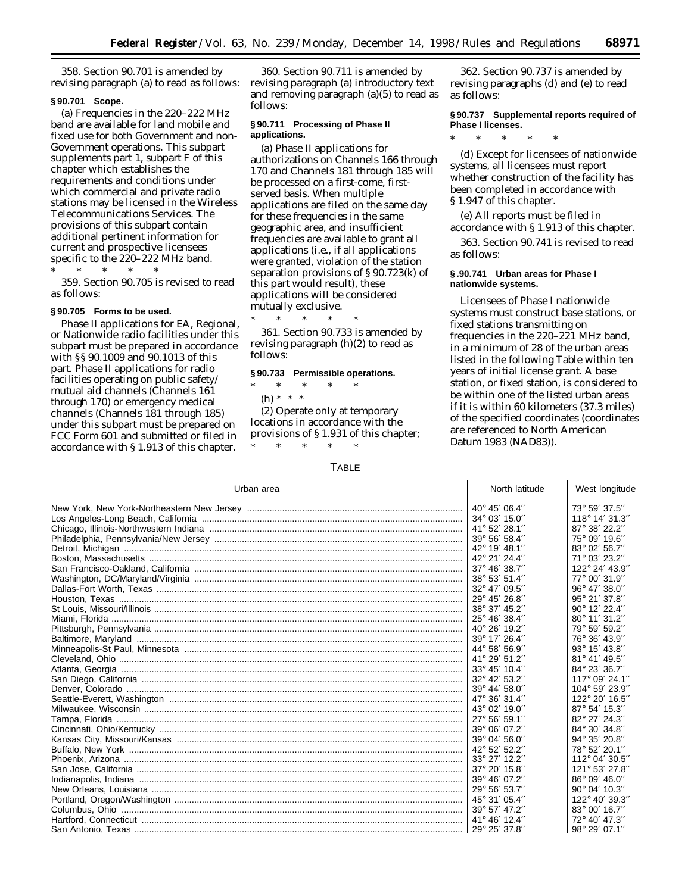358. Section 90.701 is amended by revising paragraph (a) to read as follows:

**§ 90.701 Scope.**

(a) Frequencies in the 220–222 MHz band are available for land mobile and fixed use for both Government and non-Government operations. This subpart supplements part 1, subpart F of this chapter which establishes the requirements and conditions under which commercial and private radio stations may be licensed in the Wireless Telecommunications Services. The provisions of this subpart contain additional pertinent information for current and prospective licensees specific to the 220–222 MHz band.

\* \* \* \* \*

359. Section 90.705 is revised to read as follows:

**§ 90.705 Forms to be used.**

Phase II applications for EA, Regional, or Nationwide radio facilities under this subpart must be prepared in accordance with §§ 90.1009 and 90.1013 of this part. Phase II applications for radio facilities operating on public safety/ mutual aid channels (Channels 161 through 170) or emergency medical channels (Channels 181 through 185) under this subpart must be prepared on FCC Form 601 and submitted or filed in accordance with § 1.913 of this chapter.

360. Section 90.711 is amended by revising paragraph (a) introductory text and removing paragraph (a)(5) to read as follows:

**§ 90.711 Processing of Phase II applications.**

(a) Phase II applications for authorizations on Channels 166 through 170 and Channels 181 through 185 will be processed on a first-come, first-served basis. When multiple applications are filed on the same day for these frequencies in the same geographic area, and insufficient frequencies are available to grant all applications (i.e., if all applications were granted, violation of the station separation provisions of § 90.723(k) of this part would result), these applications will be considered mutually exclusive.

\* \* \* \* \*

361. Section 90.733 is amended by revising paragraph (h)(2) to read as follows:

**§ 90.733 Permissible operations.**

\* \* \* \* \*

(h) \* \* \*

(2) Operate only at temporary locations in accordance with the provisions of § 1.931 of this chapter;

\* \* \* \* \*

362. Section 90.737 is amended by revising paragraphs (d) and (e) to read as follows:

**§ 90.737 Supplemental reports required of Phase I licenses.**

\* \* \* \* \*

(d) Except for licensees of nationwide systems, all licensees must report whether construction of the facility has been completed in accordance with § 1.947 of this chapter.

(e) All reports must be filed in accordance with § 1.913 of this chapter.

363. Section 90.741 is revised to read as follows:

**§ .90.741 Urban areas for Phase I nationwide systems.**

Licensees of Phase I nationwide systems must construct base stations, or fixed stations transmitting on frequencies in the 220–221 MHz band, in a minimum of 28 of the urban areas listed in the following Table within ten years of initial license grant. A base station, or fixed station, is considered to be within one of the listed urban areas if it is within 60 kilometers (37.3 miles) of the specified coordinates (coordinates are referenced to North American Datum 1983 (NAD83)).

TABLE

| Urban area | North latitude | West longitude |
|---|---|---|
| New York, New York-Northeastern New Jersey | 40° 45′ 06.4″ | 73° 59′ 37.5″ |
| Los Angeles-Long Beach, California | 34° 03′ 15.0″ | 118° 14′ 31.3″ |
| Chicago, Illinois-Northwestern Indiana | 41° 52′ 28.1″ | 87° 38′ 22.2″ |
| Philadelphia, Pennsylvania/New Jersey | 39° 56′ 58.4″ | 75° 09′ 19.6″ |
| Detroit, Michigan | 42° 19′ 48.1″ | 83° 02′ 56.7″ |
| Boston, Massachusetts | 42° 21′ 24.4″ | 71° 03′ 23.2″ |
| San Francisco-Oakland, California | 37° 46′ 38.7″ | 122° 24′ 43.9″ |
| Washington, DC/Maryland/Virginia | 38° 53′ 51.4″ | 77° 00′ 31.9″ |
| Dallas-Fort Worth, Texas | 32° 47′ 09.5″ | 96° 47′ 38.0″ |
| Houston, Texas | 29° 45′ 26.8″ | 95° 21′ 37.8″ |
| St Louis, Missouri/Illinois | 38° 37′ 45.2″ | 90° 12′ 22.4″ |
| Miami, Florida | 25° 46′ 38.4″ | 80° 11′ 31.2″ |
| Pittsburgh, Pennsylvania | 40° 26′ 19.2″ | 79° 59′ 59.2″ |
| Baltimore, Maryland | 39° 17′ 26.4″ | 76° 36′ 43.9″ |
| Minneapolis-St Paul, Minnesota | 44° 58′ 56.9″ | 93° 15′ 43.8″ |
| Cleveland, Ohio | 41° 29′ 51.2″ | 81° 41′ 49.5″ |
| Atlanta, Georgia | 33° 45′ 10.4″ | 84° 23′ 36.7″ |
| San Diego, California | 32° 42′ 53.2″ | 117° 09′ 24.1″ |
| Denver, Colorado | 39° 44′ 58.0″ | 104° 59′ 23.9″ |
| Seattle-Everett, Washington | 47° 36′ 31.4″ | 122° 20′ 16.5″ |
| Milwaukee, Wisconsin | 43° 02′ 19.0″ | 87° 54′ 15.3″ |
| Tampa, Florida | 27° 56′ 59.1″ | 82° 27′ 24.3″ |
| Cincinnati, Ohio/Kentucky | 39° 06′ 07.2″ | 84° 30′ 34.8″ |
| Kansas City, Missouri/Kansas | 39° 04′ 56.0″ | 94° 35′ 20.8″ |
| Buffalo, New York | 42° 52′ 52.2″ | 78° 52′ 20.1″ |
| Phoenix, Arizona | 33° 27′ 12.2″ | 112° 04′ 30.5″ |
| San Jose, California | 37° 20′ 15.8″ | 121° 53′ 27.8″ |
| Indianapolis, Indiana | 39° 46′ 07.2″ | 86° 09′ 46.0″ |
| New Orleans, Louisiana | 29° 56′ 53.7″ | 90° 04′ 10.3″ |
| Portland, Oregon/Washington | 45° 31′ 05.4″ | 122° 40′ 39.3″ |
| Columbus, Ohio | 39° 57′ 47.2″ | 83° 00′ 16.7″ |
| Hartford, Connecticut | 41° 46′ 12.4″ | 72° 40′ 47.3″ |
| San Antonio, Texas | 29° 25′ 37.8″ | 98° 29′ 07.1″ |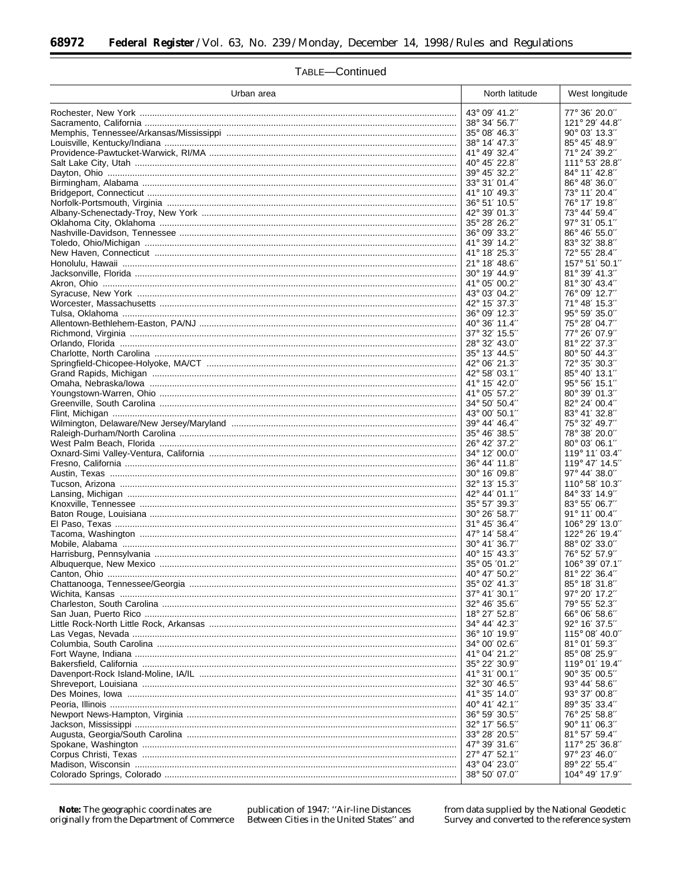TABLE—Continued

| Urban area | North latitude | West longitude |
|---|---|---|
| Rochester, New York | 43° 09′ 41.2″ | 77° 36′ 20.0″ |
| Sacramento, California | 38° 34′ 56.7″ | 121° 29′ 44.8″ |
| Memphis, Tennessee/Arkansas/Mississippi | 35° 08′ 46.3″ | 90° 03′ 13.3″ |
| Louisville, Kentucky/Indiana | 38° 14′ 47.3″ | 85° 45′ 48.9″ |
| Providence-Pawtucket-Warwick, RI/MA | 41° 49′ 32.4″ | 71° 24′ 39.2″ |
| Salt Lake City, Utah | 40° 45′ 22.8″ | 111° 53′ 28.8″ |
| Dayton, Ohio | 39° 45′ 32.2″ | 84° 11′ 42.8″ |
| Birmingham, Alabama | 33° 31′ 01.4″ | 86° 48′ 36.0″ |
| Bridgeport, Connecticut | 41° 10′ 49.3″ | 73° 11′ 20.4″ |
| Norfolk-Portsmouth, Virginia | 36° 51′ 10.5″ | 76° 17′ 19.8″ |
| Albany-Schenectady-Troy, New York | 42° 39′ 01.3″ | 73° 44′ 59.4″ |
| Oklahoma City, Oklahoma | 35° 28′ 26.2″ | 97° 31′ 05.1″ |
| Nashville-Davidson, Tennessee | 36° 09′ 33.2″ | 86° 46′ 55.0″ |
| Toledo, Ohio/Michigan | 41° 39′ 14.2″ | 83° 32′ 38.8″ |
| New Haven, Connecticut | 41° 18′ 25.3″ | 72° 55′ 28.4″ |
| Honolulu, Hawaii | 21° 18′ 48.6″ | 157° 51′ 50.1″ |
| Jacksonville, Florida | 30° 19′ 44.9″ | 81° 39′ 41.3″ |
| Akron, Ohio | 41° 05′ 00.2″ | 81° 30′ 43.4″ |
| Syracuse, New York | 43° 03′ 04.2″ | 76° 09′ 12.7″ |
| Worcester, Massachusetts | 42° 15′ 37.3″ | 71° 48′ 15.3″ |
| Tulsa, Oklahoma | 36° 09′ 12.3″ | 95° 59′ 35.0″ |
| Allentown-Bethlehem-Easton, PA/NJ | 40° 36′ 11.4″ | 75° 28′ 04.7″ |
| Richmond, Virginia | 37° 32′ 15.5″ | 77° 26′ 07.9″ |
| Orlando, Florida | 28° 32′ 43.0″ | 81° 22′ 37.3″ |
| Charlotte, North Carolina | 35° 13′ 44.5″ | 80° 50′ 44.3″ |
| Springfield-Chicopee-Holyoke, MA/CT | 42° 06′ 21.3″ | 72° 35′ 30.3″ |
| Grand Rapids, Michigan | 42° 58′ 03.1″ | 85° 40′ 13.1″ |
| Omaha, Nebraska/Iowa | 41° 15′ 42.0″ | 95° 56′ 15.1″ |
| Youngstown-Warren, Ohio | 41° 05′ 57.2″ | 80° 39′ 01.3″ |
| Greenville, South Carolina | 34° 50′ 50.4″ | 82° 24′ 00.4″ |
| Flint, Michigan | 43° 00′ 50.1″ | 83° 41′ 32.8″ |
| Wilmington, Delaware/New Jersey/Maryland | 39° 44′ 46.4″ | 75° 32′ 49.7″ |
| Raleigh-Durham/North Carolina | 35° 46′ 38.5″ | 78° 38′ 20.0″ |
| West Palm Beach, Florida | 26° 42′ 37.2″ | 80° 03′ 06.1″ |
| Oxnard-Simi Valley-Ventura, California | 34° 12′ 00.0″ | 119° 11′ 03.4″ |
| Fresno, California | 36° 44′ 11.8″ | 119° 47′ 14.5″ |
| Austin, Texas | 30° 16′ 09.8″ | 97° 44′ 38.0″ |
| Tucson, Arizona | 32° 13′ 15.3″ | 110° 58′ 10.3″ |
| Lansing, Michigan | 42° 44′ 01.1″ | 84° 33′ 14.9″ |
| Knoxville, Tennessee | 35° 57′ 39.3″ | 83° 55′ 06.7″ |
| Baton Rouge, Louisiana | 30° 26′ 58.7″ | 91° 11′ 00.4″ |
| El Paso, Texas | 31° 45′ 36.4″ | 106° 29′ 13.0″ |
| Tacoma, Washington | 47° 14′ 58.4″ | 122° 26′ 19.4″ |
| Mobile, Alabama | 30° 41′ 36.7″ | 88° 02′ 33.0″ |
| Harrisburg, Pennsylvania | 40° 15′ 43.3″ | 76° 52′ 57.9″ |
| Albuquerque, New Mexico | 35° 05 ′01.2″ | 106° 39′ 07.1″ |
| Canton, Ohio | 40° 47′ 50.2″ | 81° 22′ 36.4″ |
| Chattanooga, Tennessee/Georgia | 35° 02′ 41.3″ | 85° 18′ 31.8″ |
| Wichita, Kansas | 37° 41′ 30.1″ | 97° 20′ 17.2″ |
| Charleston, South Carolina | 32° 46′ 35.6″ | 79° 55′ 52.3″ |
| San Juan, Puerto Rico | 18° 27′ 52.8″ | 66° 06′ 58.6″ |
| Little Rock-North Little Rock, Arkansas | 34° 44′ 42.3″ | 92° 16′ 37.5″ |
| Las Vegas, Nevada | 36° 10′ 19.9″ | 115° 08′ 40.0″ |
| Columbia, South Carolina | 34° 00′ 02.6″ | 81° 01′ 59.3″ |
| Fort Wayne, Indiana | 41° 04′ 21.2″ | 85° 08′ 25.9″ |
| Bakersfield, California | 35° 22′ 30.9″ | 119° 01′ 19.4″ |
| Davenport-Rock Island-Moline, IA/IL | 41° 31′ 00.1″ | 90° 35′ 00.5″ |
| Shreveport, Louisiana | 32° 30′ 46.5″ | 93° 44′ 58.6″ |
| Des Moines, Iowa | 41° 35′ 14.0″ | 93° 37′ 00.8″ |
| Peoria, Illinois | 40° 41′ 42.1″ | 89° 35′ 33.4″ |
| Newport News-Hampton, Virginia | 36° 59′ 30.5″ | 76° 25′ 58.8″ |
| Jackson, Mississippi | 32° 17′ 56.5″ | 90° 11′ 06.3″ |
| Augusta, Georgia/South Carolina | 33° 28′ 20.5″ | 81° 57′ 59.4″ |
| Spokane, Washington | 47° 39′ 31.6″ | 117° 25′ 36.8″ |
| Corpus Christi, Texas | 27° 47′ 52.1″ | 97° 23′ 46.0″ |
| Madison, Wisconsin | 43° 04′ 23.0″ | 89° 22′ 55.4″ |
| Colorado Springs, Colorado | 38° 50′ 07.0″ | 104° 49′ 17.9″ |

**Note:** The geographic coordinates are originally from the Department of Commerce publication of 1947: ''Air-line Distances Between Cities in the United States'' and from data supplied by the National Geodetic Survey and converted to the reference system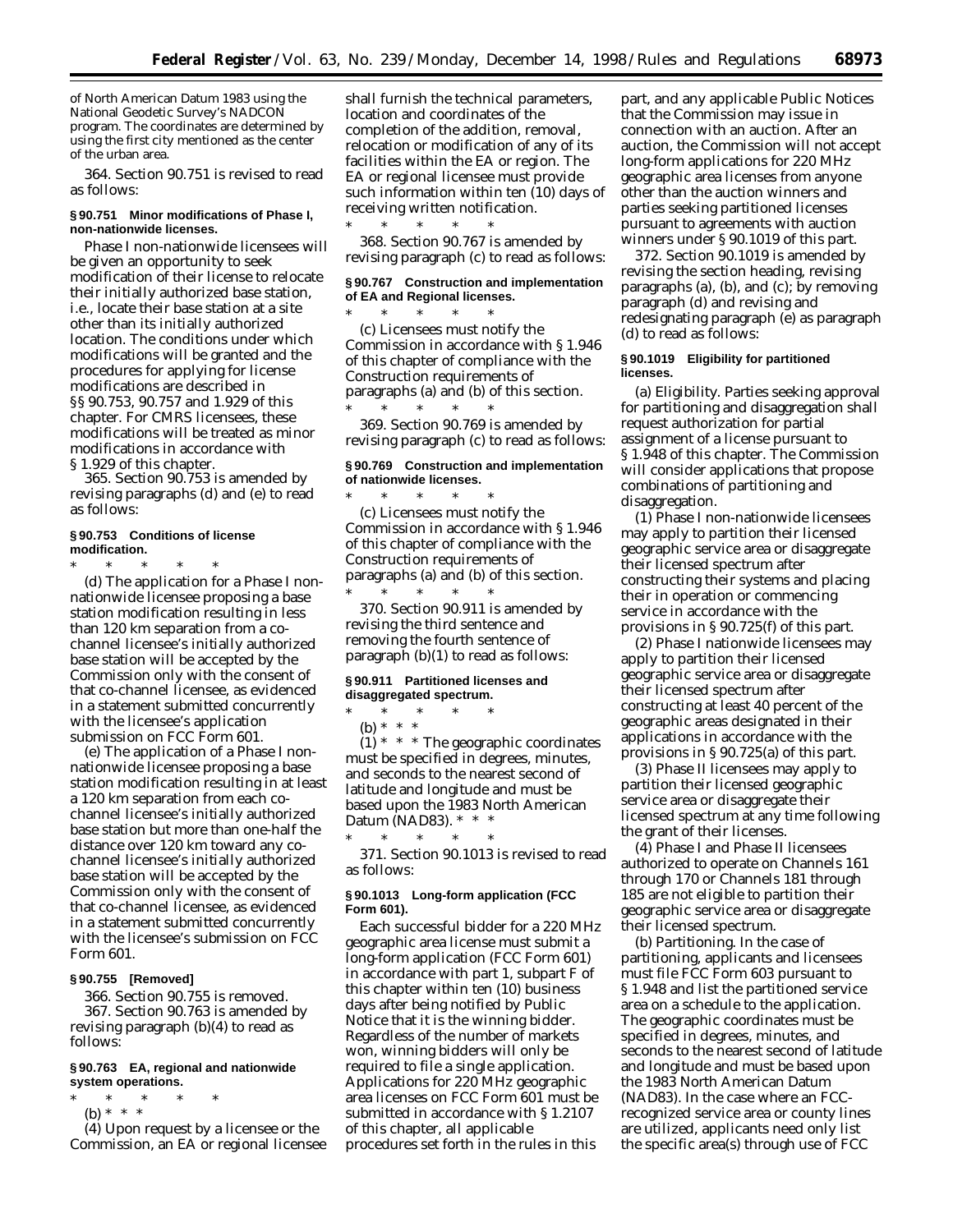of North American Datum 1983 using the National Geodetic Survey's NADCON program. The coordinates are determined by using the first city mentioned as the center of the urban area.

364. Section 90.751 is revised to read as follows:

**§ 90.751 Minor modifications of Phase I, non-nationwide licenses.**

Phase I non-nationwide licensees will be given an opportunity to seek modification of their license to relocate their initially authorized base station, i.e., locate their base station at a site other than its initially authorized location. The conditions under which modifications will be granted and the procedures for applying for license modifications are described in §§ 90.753, 90.757 and 1.929 of this chapter. For CMRS licensees, these modifications will be treated as minor modifications in accordance with § 1.929 of this chapter.

365. Section 90.753 is amended by revising paragraphs (d) and (e) to read as follows:

**§ 90.753 Conditions of license modification.**

\* \* \* \* \*

(d) The application for a Phase I non-nationwide licensee proposing a base station modification resulting in less than 120 km separation from a co-channel licensee's initially authorized base station will be accepted by the Commission only with the consent of that co-channel licensee, as evidenced in a statement submitted concurrently with the licensee's application submission on FCC Form 601.

(e) The application of a Phase I non-nationwide licensee proposing a base station modification resulting in at least a 120 km separation from each co-channel licensee's initially authorized base station but more than one-half the distance over 120 km toward any co-channel licensee's initially authorized base station will be accepted by the Commission only with the consent of that co-channel licensee, as evidenced in a statement submitted concurrently with the licensee's submission on FCC Form 601.

**§ 90.755 [Removed]**

366. Section 90.755 is removed.

367. Section 90.763 is amended by revising paragraph (b)(4) to read as follows:

**§ 90.763 EA, regional and nationwide system operations.**

\* \* \* \* \*

(b) \* \* \*

(4) Upon request by a licensee or the Commission, an EA or regional licensee shall furnish the technical parameters, location and coordinates of the completion of the addition, removal, relocation or modification of any of its facilities within the EA or region. The EA or regional licensee must provide such information within ten (10) days of receiving written notification.

\* \* \* \* \*

368. Section 90.767 is amended by revising paragraph (c) to read as follows:

**§ 90.767 Construction and implementation of EA and Regional licenses.**

\* \* \* \* \*

(c) Licensees must notify the Commission in accordance with § 1.946 of this chapter of compliance with the Construction requirements of paragraphs (a) and (b) of this section.

\* \* \* \* \*

369. Section 90.769 is amended by revising paragraph (c) to read as follows:

**§ 90.769 Construction and implementation of nationwide licenses.**

\* \* \* \* \*

(c) Licensees must notify the Commission in accordance with § 1.946 of this chapter of compliance with the Construction requirements of paragraphs (a) and (b) of this section.

\* \* \* \* \*

370. Section 90.911 is amended by revising the third sentence and removing the fourth sentence of paragraph (b)(1) to read as follows:

**§ 90.911 Partitioned licenses and disaggregated spectrum.**

\* \* \* \* \*

(b) \* \* \*

(1) \* \* \* The geographic coordinates must be specified in degrees, minutes, and seconds to the nearest second of latitude and longitude and must be based upon the 1983 North American Datum (NAD83). \* \* \*

\* \* \* \* \*

371. Section 90.1013 is revised to read as follows:

**§ 90.1013 Long-form application (FCC Form 601).**

Each successful bidder for a 220 MHz geographic area license must submit a long-form application (FCC Form 601) in accordance with part 1, subpart F of this chapter within ten (10) business days after being notified by Public Notice that it is the winning bidder. Regardless of the number of markets won, winning bidders will only be required to file a single application. Applications for 220 MHz geographic area licenses on FCC Form 601 must be submitted in accordance with § 1.2107 of this chapter, all applicable procedures set forth in the rules in this part, and any applicable Public Notices that the Commission may issue in connection with an auction. After an auction, the Commission will not accept long-form applications for 220 MHz geographic area licenses from anyone other than the auction winners and parties seeking partitioned licenses pursuant to agreements with auction winners under § 90.1019 of this part.

372. Section 90.1019 is amended by revising the section heading, revising paragraphs (a), (b), and (c); by removing paragraph (d) and revising and redesignating paragraph (e) as paragraph (d) to read as follows:

**§ 90.1019 Eligibility for partitioned licenses.**

(a) *Eligibility.* Parties seeking approval for partitioning and disaggregation shall request authorization for partial assignment of a license pursuant to § 1.948 of this chapter. The Commission will consider applications that propose combinations of partitioning and disaggregation.

(1) Phase I non-nationwide licensees may apply to partition their licensed geographic service area or disaggregate their licensed spectrum after constructing their systems and placing their in operation or commencing service in accordance with the provisions in § 90.725(f) of this part.

(2) Phase I nationwide licensees may apply to partition their licensed geographic service area or disaggregate their licensed spectrum after constructing at least 40 percent of the geographic areas designated in their applications in accordance with the provisions in § 90.725(a) of this part.

(3) Phase II licensees may apply to partition their licensed geographic service area or disaggregate their licensed spectrum at any time following the grant of their licenses.

(4) Phase I and Phase II licensees authorized to operate on Channels 161 through 170 or Channels 181 through 185 are not eligible to partition their geographic service area or disaggregate their licensed spectrum.

(b) *Partitioning.* In the case of partitioning, applicants and licensees must file FCC Form 603 pursuant to § 1.948 and list the partitioned service area on a schedule to the application. The geographic coordinates must be specified in degrees, minutes, and seconds to the nearest second of latitude and longitude and must be based upon the 1983 North American Datum (NAD83). In the case where an FCC-recognized service area or county lines are utilized, applicants need only list the specific area(s) through use of FCC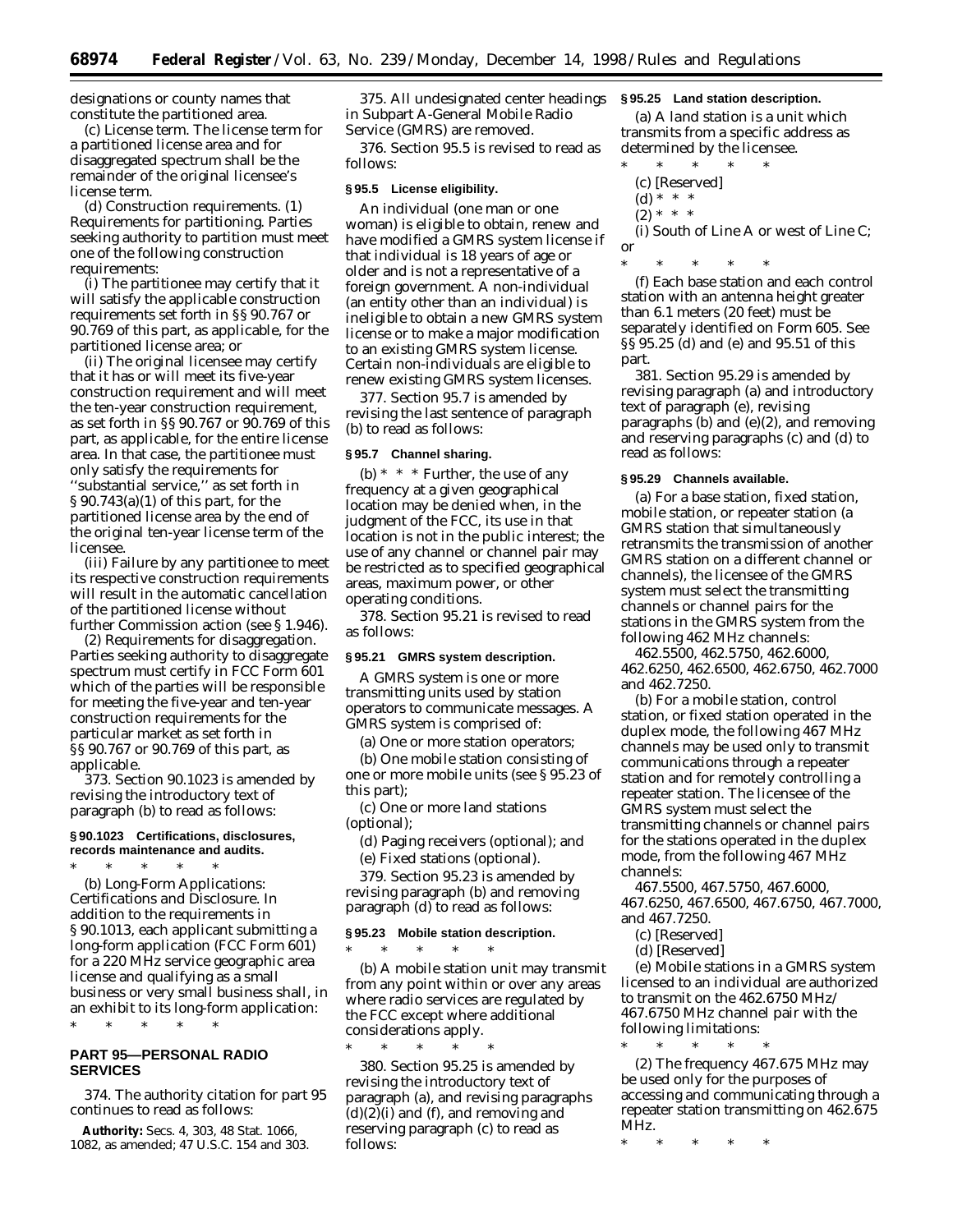designations or county names that constitute the partitioned area.

(c) *License term.* The license term for a partitioned license area and for disaggregated spectrum shall be the remainder of the original licensee's license term.

(d) *Construction requirements.* (1) *Requirements for partitioning.* Parties seeking authority to partition must meet one of the following construction requirements:

(i) The partitionee may certify that it will satisfy the applicable construction requirements set forth in §§ 90.767 or 90.769 of this part, as applicable, for the partitioned license area; or

(ii) The original licensee may certify that it has or will meet its five-year construction requirement and will meet the ten-year construction requirement, as set forth in §§ 90.767 or 90.769 of this part, as applicable, for the entire license area. In that case, the partitionee must only satisfy the requirements for ''substantial service,'' as set forth in § 90.743(a)(1) of this part, for the partitioned license area by the end of the original ten-year license term of the licensee.

(iii) Failure by any partitionee to meet its respective construction requirements will result in the automatic cancellation of the partitioned license without further Commission action (see § 1.946).

(2) *Requirements for disaggregation.* Parties seeking authority to disaggregate spectrum must certify in FCC Form 601 which of the parties will be responsible for meeting the five-year and ten-year construction requirements for the particular market as set forth in §§ 90.767 or 90.769 of this part, as applicable.

373. Section 90.1023 is amended by revising the introductory text of paragraph (b) to read as follows:

**§ 90.1023 Certifications, disclosures, records maintenance and audits.**

\* \* \* \* \*

(b) *Long-Form Applications: Certifications and Disclosure.* In addition to the requirements in § 90.1013, each applicant submitting a long-form application (FCC Form 601) for a 220 MHz service geographic area license and qualifying as a small business or very small business shall, in an exhibit to its long-form application:

\* \* \* \* \*

## PART 95—PERSONAL RADIO SERVICES

374. The authority citation for part 95 continues to read as follows:

**Authority:** Secs. 4, 303, 48 Stat. 1066, 1082, as amended; 47 U.S.C. 154 and 303.

375. All undesignated center headings in Subpart A-General Mobile Radio Service (GMRS) are removed.

376. Section 95.5 is revised to read as follows:

**§ 95.5 License eligibility.**

An individual (one man or one woman) is eligible to obtain, renew and have modified a GMRS system license if that individual is 18 years of age or older and is not a representative of a foreign government. A non-individual (an entity other than an individual) is ineligible to obtain a new GMRS system license or to make a major modification to an existing GMRS system license. Certain non-individuals are eligible to renew existing GMRS system licenses.

377. Section 95.7 is amended by revising the last sentence of paragraph (b) to read as follows:

**§ 95.7 Channel sharing.**

(b) \* \* \* Further, the use of any frequency at a given geographical location may be denied when, in the judgment of the FCC, its use in that location is not in the public interest; the use of any channel or channel pair may be restricted as to specified geographical areas, maximum power, or other operating conditions.

378. Section 95.21 is revised to read as follows:

**§ 95.21 GMRS system description.**

A GMRS system is one or more transmitting units used by station operators to communicate messages. A GMRS system is comprised of:

(a) One or more station operators;

(b) One mobile station consisting of one or more mobile units (see § 95.23 of this part);

(c) One or more land stations (optional);

(d) Paging receivers (optional); and

(e) Fixed stations (optional).

379. Section 95.23 is amended by revising paragraph (b) and removing paragraph (d) to read as follows:

**§ 95.23 Mobile station description.**

\* \* \* \* \*

(b) A mobile station unit may transmit from any point within or over any areas where radio services are regulated by the FCC except where additional considerations apply.

\* \* \* \* \*

380. Section 95.25 is amended by revising the introductory text of paragraph (a), and revising paragraphs (d)(2)(i) and (f), and removing and reserving paragraph (c) to read as follows:

**§ 95.25 Land station description.**

(a) A land station is a unit which transmits from a specific address as determined by the licensee.

\* \* \* \* \*

(c) [Reserved]

(d) \* \* \*

(2) \* \* \*

(i) South of Line A or west of Line C; or

\* \* \* \* \*

(f) Each base station and each control station with an antenna height greater than 6.1 meters (20 feet) must be separately identified on Form 605. See §§ 95.25 (d) and (e) and 95.51 of this part.

381. Section 95.29 is amended by revising paragraph (a) and introductory text of paragraph (e), revising paragraphs (b) and (e)(2), and removing and reserving paragraphs (c) and (d) to read as follows:

**§ 95.29 Channels available.**

(a) For a base station, fixed station, mobile station, or repeater station (a GMRS station that simultaneously retransmits the transmission of another GMRS station on a different channel or channels), the licensee of the GMRS system must select the transmitting channels or channel pairs for the stations in the GMRS system from the following 462 MHz channels:

462.5500, 462.5750, 462.6000, 462.6250, 462.6500, 462.6750, 462.7000 and 462.7250.

(b) For a mobile station, control station, or fixed station operated in the duplex mode, the following 467 MHz channels may be used only to transmit communications through a repeater station and for remotely controlling a repeater station. The licensee of the GMRS system must select the transmitting channels or channel pairs for the stations operated in the duplex mode, from the following 467 MHz channels:

467.5500, 467.5750, 467.6000, 467.6250, 467.6500, 467.6750, 467.7000, and 467.7250.

(c) [Reserved]

(d) [Reserved]

(e) Mobile stations in a GMRS system licensed to an individual are authorized to transmit on the 462.6750 MHz/ 467.6750 MHz channel pair with the following limitations:

\* \* \* \* \*

(2) The frequency 467.675 MHz may be used only for the purposes of accessing and communicating through a repeater station transmitting on 462.675 MHz.

\* \* \* \* \*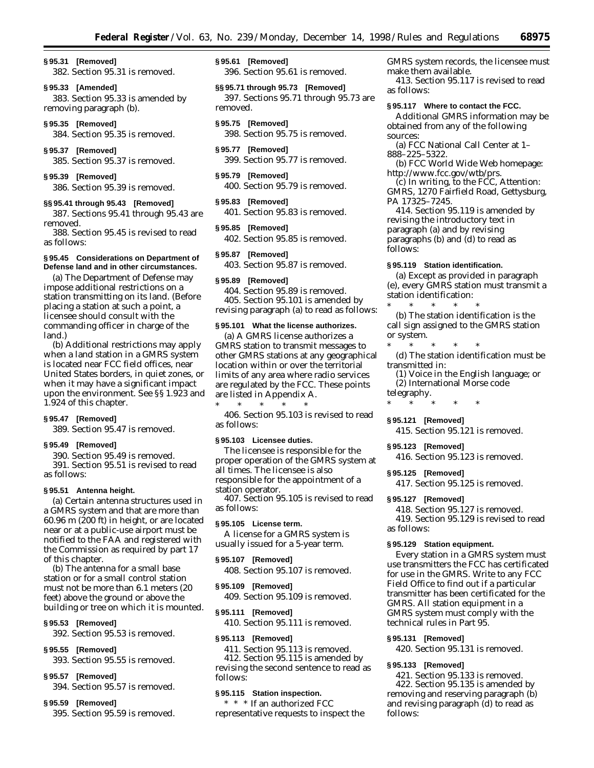**§ 95.31 [Removed]**

382. Section 95.31 is removed.

**§ 95.33 [Amended]**

383. Section 95.33 is amended by removing paragraph (b).

**§ 95.35 [Removed]**

384. Section 95.35 is removed.

**§ 95.37 [Removed]**

385. Section 95.37 is removed.

**§ 95.39 [Removed]**

386. Section 95.39 is removed.

**§§ 95.41 through 95.43 [Removed]**

387. Sections 95.41 through 95.43 are removed.

388. Section 95.45 is revised to read as follows:

**§ 95.45 Considerations on Department of Defense land and in other circumstances.**

(a) The Department of Defense may impose additional restrictions on a station transmitting on its land. (Before placing a station at such a point, a licensee should consult with the commanding officer in charge of the land.)

(b) Additional restrictions may apply when a land station in a GMRS system is located near FCC field offices, near United States borders, in quiet zones, or when it may have a significant impact upon the environment. See §§ 1.923 and 1.924 of this chapter.

**§ 95.47 [Removed]**

389. Section 95.47 is removed.

**§ 95.49 [Removed]**

390. Section 95.49 is removed.

391. Section 95.51 is revised to read as follows:

**§ 95.51 Antenna height.**

(a) Certain antenna structures used in a GMRS system and that are more than 60.96 m (200 ft) in height, or are located near or at a public-use airport must be notified to the FAA and registered with the Commission as required by part 17 of this chapter.

(b) The antenna for a small base station or for a small control station must not be more than 6.1 meters (20 feet) above the ground or above the building or tree on which it is mounted.

**§ 95.53 [Removed]**

392. Section 95.53 is removed.

**§ 95.55 [Removed]**

393. Section 95.55 is removed.

**§ 95.57 [Removed]**

394. Section 95.57 is removed.

**§ 95.59 [Removed]**

395. Section 95.59 is removed.

**§ 95.61 [Removed]**

396. Section 95.61 is removed.

**§§ 95.71 through 95.73 [Removed]**

397. Sections 95.71 through 95.73 are removed.

**§ 95.75 [Removed]**

398. Section 95.75 is removed.

**§ 95.77 [Removed]**

399. Section 95.77 is removed.

**§ 95.79 [Removed]**

400. Section 95.79 is removed.

**§ 95.83 [Removed]**

401. Section 95.83 is removed.

**§ 95.85 [Removed]**

402. Section 95.85 is removed.

**§ 95.87 [Removed]**

403. Section 95.87 is removed.

**§ 95.89 [Removed]**

404. Section 95.89 is removed.

405. Section 95.101 is amended by revising paragraph (a) to read as follows:

**§ 95.101 What the license authorizes.**

(a) A GMRS license authorizes a GMRS station to transmit messages to other GMRS stations at any geographical location within or over the territorial limits of any area where radio services are regulated by the FCC. These points are listed in Appendix A.

\* \* \* \* \*

406. Section 95.103 is revised to read as follows:

**§ 95.103 Licensee duties.**

The licensee is responsible for the proper operation of the GMRS system at all times. The licensee is also responsible for the appointment of a station operator.

407. Section 95.105 is revised to read as follows:

**§ 95.105 License term.**

A license for a GMRS system is usually issued for a 5-year term.

**§ 95.107 [Removed]**

408. Section 95.107 is removed.

**§ 95.109 [Removed]**

409. Section 95.109 is removed.

**§ 95.111 [Removed]**

410. Section 95.111 is removed.

**§ 95.113 [Removed]**

411. Section 95.113 is removed.

412. Section 95.115 is amended by revising the second sentence to read as follows:

**§ 95.115 Station inspection.**

\* \* \* If an authorized FCC representative requests to inspect the GMRS system records, the licensee must make them available.

413. Section 95.117 is revised to read as follows:

**§ 95.117 Where to contact the FCC.**

Additional GMRS information may be obtained from any of the following sources:

(a) FCC National Call Center at 1–888–225–5322.

(b) FCC World Wide Web homepage: http://www.fcc.gov/wtb/prs.

(c) In writing, to the FCC, Attention: GMRS, 1270 Fairfield Road, Gettysburg, PA 17325–7245.

414. Section 95.119 is amended by revising the introductory text in paragraph (a) and by revising paragraphs (b) and (d) to read as follows:

**§ 95.119 Station identification.**

(a) Except as provided in paragraph (e), every GMRS station must transmit a station identification:

\* \* \* \* \*

(b) The station identification is the call sign assigned to the GMRS station or system.

\* \* \* \* \*

(d) The station identification must be transmitted in:

(1) Voice in the English language; or

(2) International Morse code telegraphy.

\* \* \* \* \*

**§ 95.121 [Removed]**

415. Section 95.121 is removed.

**§ 95.123 [Removed]**

416. Section 95.123 is removed.

**§ 95.125 [Removed]**

417. Section 95.125 is removed.

**§ 95.127 [Removed]**

418. Section 95.127 is removed.

419. Section 95.129 is revised to read as follows:

**§ 95.129 Station equipment.**

Every station in a GMRS system must use transmitters the FCC has certificated for use in the GMRS. Write to any FCC Field Office to find out if a particular transmitter has been certificated for the GMRS. All station equipment in a GMRS system must comply with the technical rules in Part 95.

**§ 95.131 [Removed]**

420. Section 95.131 is removed.

**§ 95.133 [Removed]**

421. Section 95.133 is removed.

422. Section 95.135 is amended by removing and reserving paragraph (b) and revising paragraph (d) to read as follows: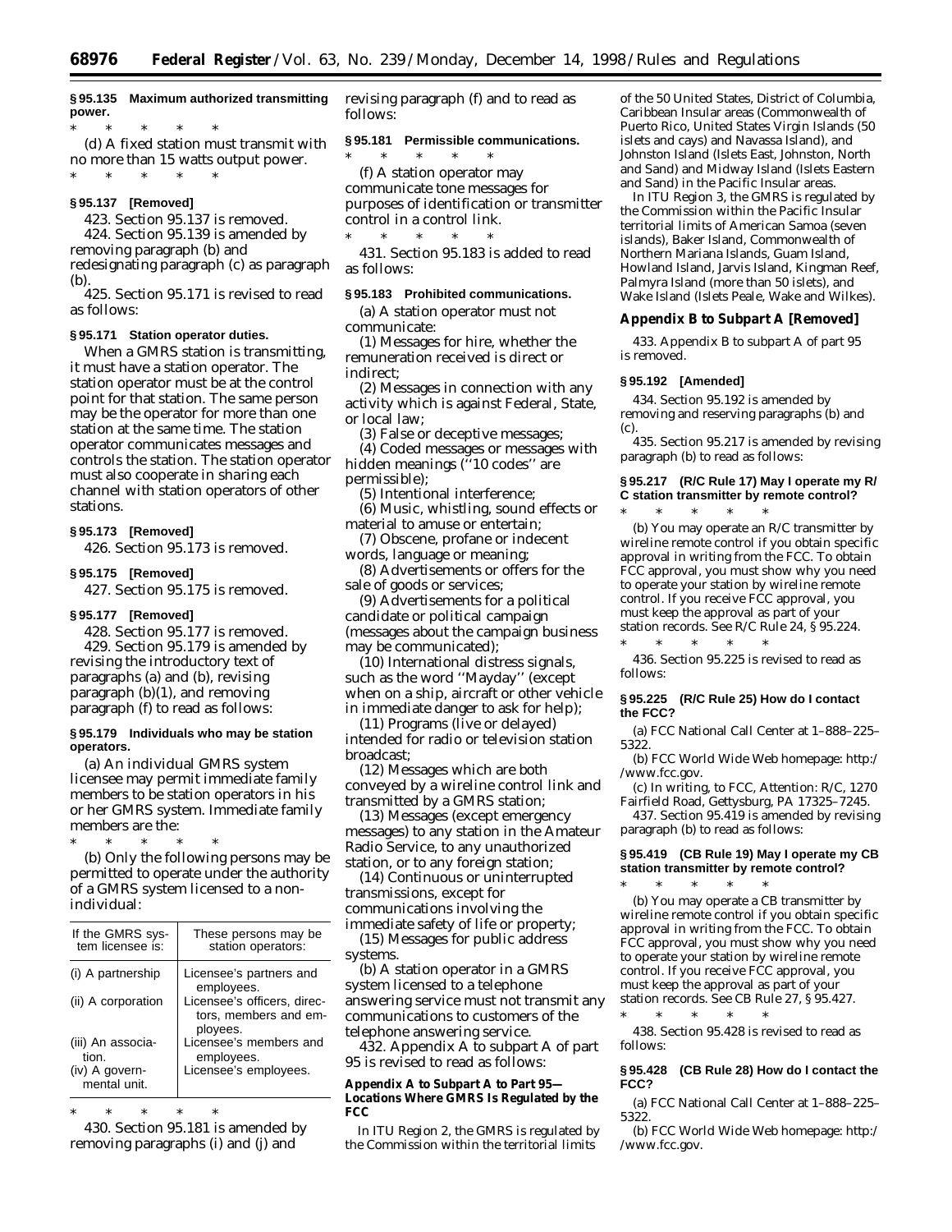**§ 95.135 Maximum authorized transmitting power.**

* * * * *

(d) A fixed station must transmit with no more than 15 watts output power.

* * * * *

**§ 95.137 [Removed]**

423. Section 95.137 is removed.

424. Section 95.139 is amended by removing paragraph (b) and redesignating paragraph (c) as paragraph (b).

425. Section 95.171 is revised to read as follows:

**§ 95.171 Station operator duties.**

When a GMRS station is transmitting, it must have a station operator. The station operator must be at the control point for that station. The same person may be the operator for more than one station at the same time. The station operator communicates messages and controls the station. The station operator must also cooperate in sharing each channel with station operators of other stations.

**§ 95.173 [Removed]**

426. Section 95.173 is removed.

**§ 95.175 [Removed]**

427. Section 95.175 is removed.

**§ 95.177 [Removed]**

428. Section 95.177 is removed.

429. Section 95.179 is amended by revising the introductory text of paragraphs (a) and (b), revising paragraph (b)(1), and removing paragraph (f) to read as follows:

**§ 95.179 Individuals who may be station operators.**

(a) An individual GMRS system licensee may permit immediate family members to be station operators in his or her GMRS system. Immediate family members are the:

* * * * *

(b) Only the following persons may be permitted to operate under the authority of a GMRS system licensed to a non-individual:

| If the GMRS system licensee is: | These persons may be station operators: |
|---|---|
| (i) A partnership | Licensee's partners and employees. |
| (ii) A corporation | Licensee's officers, directors, members and employees. |
| (iii) An association. | Licensee's members and employees. |
| (iv) A governmental unit. | Licensee's employees. |

* * * * *

430. Section 95.181 is amended by removing paragraphs (i) and (j) and revising paragraph (f) and to read as follows:

**§ 95.181 Permissible communications.**

* * * * *

(f) A station operator may communicate tone messages for purposes of identification or transmitter control in a control link.

* * * * *

431. Section 95.183 is added to read as follows:

**§ 95.183 Prohibited communications.**

(a) A station operator must not communicate:

(1) Messages for hire, whether the remuneration received is direct or indirect;

(2) Messages in connection with any activity which is against Federal, State, or local law;

(3) False or deceptive messages;

(4) Coded messages or messages with hidden meanings ("10 codes" are permissible);

(5) Intentional interference;

(6) Music, whistling, sound effects or material to amuse or entertain;

(7) Obscene, profane or indecent words, language or meaning;

(8) Advertisements or offers for the sale of goods or services;

(9) Advertisements for a political candidate or political campaign (messages about the campaign business may be communicated);

(10) International distress signals, such as the word "Mayday" (except when on a ship, aircraft or other vehicle in immediate danger to ask for help);

(11) Programs (live or delayed) intended for radio or television station broadcast;

(12) Messages which are both conveyed by a wireline control link and transmitted by a GMRS station;

(13) Messages (except emergency messages) to any station in the Amateur Radio Service, to any unauthorized station, or to any foreign station;

(14) Continuous or uninterrupted transmissions, except for communications involving the immediate safety of life or property;

(15) Messages for public address systems.

(b) A station operator in a GMRS system licensed to a telephone answering service must not transmit any communications to customers of the telephone answering service.

432. Appendix A to subpart A of part 95 is revised to read as follows:

**Appendix A to Subpart A to Part 95—Locations Where GMRS Is Regulated by the FCC**

In ITU Region 2, the GMRS is regulated by the Commission within the territorial limits of the 50 United States, District of Columbia, Caribbean Insular areas (Commonwealth of Puerto Rico, United States Virgin Islands (50 islets and cays) and Navassa Island), and Johnston Island (Islets East, Johnston, North and Sand) and Midway Island (Islets Eastern and Sand) in the Pacific Insular areas.

In ITU Region 3, the GMRS is regulated by the Commission within the Pacific Insular territorial limits of American Samoa (seven islands), Baker Island, Commonwealth of Northern Mariana Islands, Guam Island, Howland Island, Jarvis Island, Kingman Reef, Palmyra Island (more than 50 islets), and Wake Island (Islets Peale, Wake and Wilkes).

**Appendix B to Subpart A [Removed]**

433. Appendix B to subpart A of part 95 is removed.

**§ 95.192 [Amended]**

434. Section 95.192 is amended by removing and reserving paragraphs (b) and (c).

435. Section 95.217 is amended by revising paragraph (b) to read as follows:

**§ 95.217 (R/C Rule 17) May I operate my R/C station transmitter by remote control?**

* * * * *

(b) You may operate an R/C transmitter by wireline remote control if you obtain specific approval in writing from the FCC. To obtain FCC approval, you must show why you need to operate your station by wireline remote control. If you receive FCC approval, you must keep the approval as part of your station records. See R/C Rule 24, § 95.224.

* * * * *

436. Section 95.225 is revised to read as follows:

**§ 95.225 (R/C Rule 25) How do I contact the FCC?**

(a) FCC National Call Center at 1–888–225–5322.

(b) FCC World Wide Web homepage: http://www.fcc.gov.

(c) In writing, to FCC, Attention: R/C, 1270 Fairfield Road, Gettysburg, PA 17325–7245.

437. Section 95.419 is amended by revising paragraph (b) to read as follows:

**§ 95.419 (CB Rule 19) May I operate my CB station transmitter by remote control?**

* * * * *

(b) You may operate a CB transmitter by wireline remote control if you obtain specific approval in writing from the FCC. To obtain FCC approval, you must show why you need to operate your station by wireline remote control. If you receive FCC approval, you must keep the approval as part of your station records. See CB Rule 27, § 95.427.

* * * * *

438. Section 95.428 is revised to read as follows:

**§ 95.428 (CB Rule 28) How do I contact the FCC?**

(a) FCC National Call Center at 1–888–225–5322.

(b) FCC World Wide Web homepage: http://www.fcc.gov.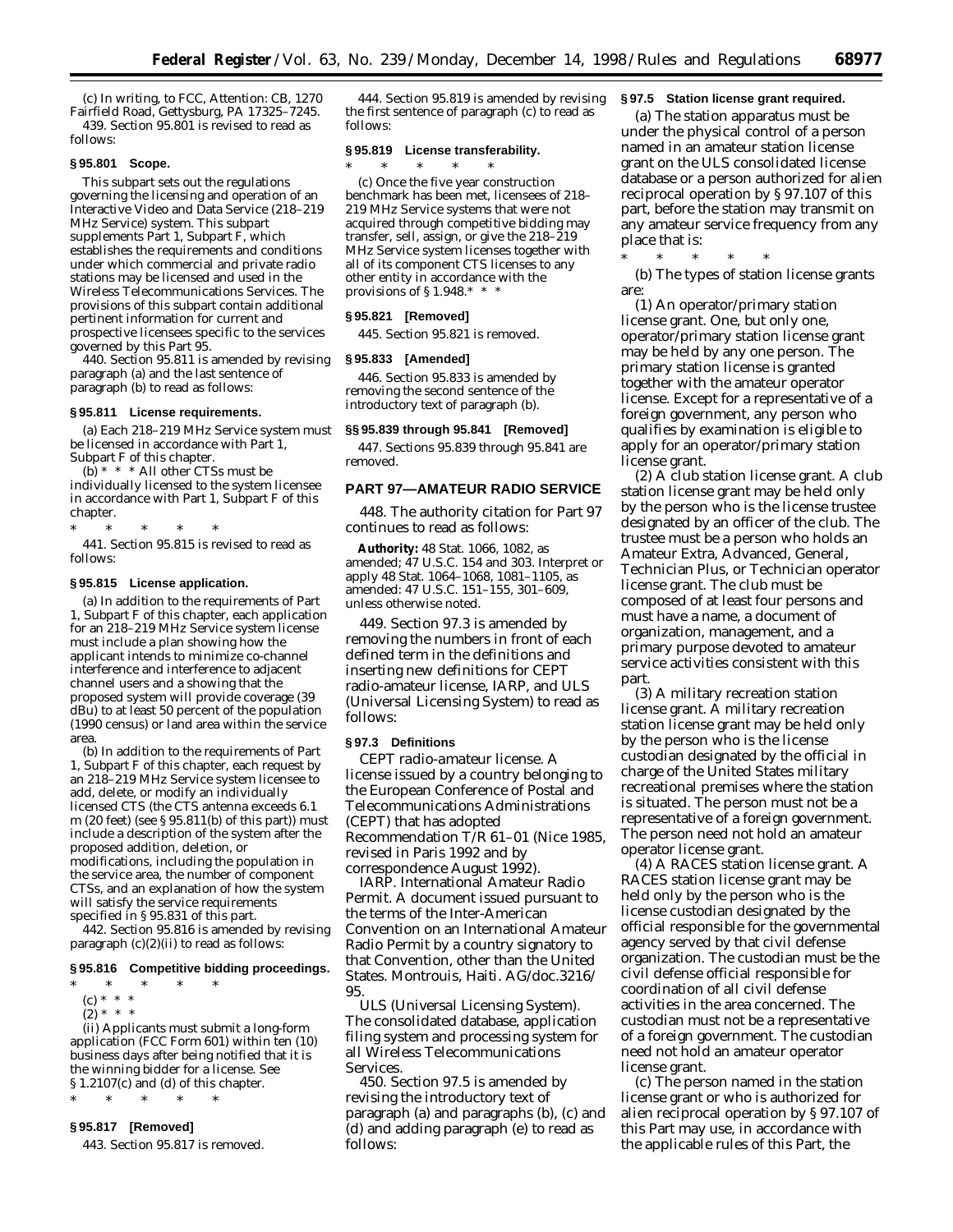(c) In writing, to FCC, Attention: CB, 1270 Fairfield Road, Gettysburg, PA 17325–7245.

439. Section 95.801 is revised to read as follows:

**§ 95.801 Scope.**

This subpart sets out the regulations governing the licensing and operation of an Interactive Video and Data Service (218–219 MHz Service) system. This subpart supplements Part 1, Subpart F, which establishes the requirements and conditions under which commercial and private radio stations may be licensed and used in the Wireless Telecommunications Services. The provisions of this subpart contain additional pertinent information for current and prospective licensees specific to the services governed by this Part 95.

440. Section 95.811 is amended by revising paragraph (a) and the last sentence of paragraph (b) to read as follows:

**§ 95.811 License requirements.**

(a) Each 218–219 MHz Service system must be licensed in accordance with Part 1, Subpart F of this chapter.

(b) * * * All other CTSs must be individually licensed to the system licensee in accordance with Part 1, Subpart F of this chapter.

\* \* \* \* \*

441. Section 95.815 is revised to read as follows:

**§ 95.815 License application.**

(a) In addition to the requirements of Part 1, Subpart F of this chapter, each application for an 218–219 MHz Service system license must include a plan showing how the applicant intends to minimize co-channel interference and interference to adjacent channel users and a showing that the proposed system will provide coverage (39 dBu) to at least 50 percent of the population (1990 census) or land area within the service area.

(b) In addition to the requirements of Part 1, Subpart F of this chapter, each request by an 218–219 MHz Service system licensee to add, delete, or modify an individually licensed CTS (the CTS antenna exceeds 6.1 m (20 feet) (see § 95.811(b) of this part)) must include a description of the system after the proposed addition, deletion, or modifications, including the population in the service area, the number of component CTSs, and an explanation of how the system will satisfy the service requirements specified in § 95.831 of this part.

442. Section 95.816 is amended by revising paragraph (c)(2)(ii) to read as follows:

**§ 95.816 Competitive bidding proceedings.**

\* \* \* \* \*

(c) * * *

(2) * * *

(ii) Applicants must submit a long-form application (FCC Form 601) within ten (10) business days after being notified that it is the winning bidder for a license. See § 1.2107(c) and (d) of this chapter.

\* \* \* \* \*

**§ 95.817 [Removed]**

443. Section 95.817 is removed.

444. Section 95.819 is amended by revising the first sentence of paragraph (c) to read as follows:

**§ 95.819 License transferability.**

\* \* \* \* \*

(c) Once the five year construction benchmark has been met, licensees of 218–219 MHz Service systems that were not acquired through competitive bidding may transfer, sell, assign, or give the 218–219 MHz Service system licenses together with all of its component CTS licenses to any other entity in accordance with the provisions of § 1.948.* * *

**§ 95.821 [Removed]**

445. Section 95.821 is removed.

**§ 95.833 [Amended]**

446. Section 95.833 is amended by removing the second sentence of the introductory text of paragraph (b).

**§§ 95.839 through 95.841 [Removed]**

447. Sections 95.839 through 95.841 are removed.

## PART 97—AMATEUR RADIO SERVICE

448. The authority citation for Part 97 continues to read as follows:

**Authority:** 48 Stat. 1066, 1082, as amended; 47 U.S.C. 154 and 303. Interpret or apply 48 Stat. 1064–1068, 1081–1105, as amended: 47 U.S.C. 151–155, 301–609, unless otherwise noted.

449. Section 97.3 is amended by removing the numbers in front of each defined term in the definitions and inserting new definitions for CEPT radio-amateur license, IARP, and ULS (Universal Licensing System) to read as follows:

**§ 97.3 Definitions**

*CEPT radio-amateur license.* A license issued by a country belonging to the European Conference of Postal and Telecommunications Administrations (CEPT) that has adopted Recommendation T/R 61–01 (Nice 1985, revised in Paris 1992 and by correspondence August 1992).

*IARP.* International Amateur Radio Permit. A document issued pursuant to the terms of the Inter-American Convention on an International Amateur Radio Permit by a country signatory to that Convention, other than the United States. Montrouis, Haiti. AG/doc.3216/95.

*ULS (Universal Licensing System).* The consolidated database, application filing system and processing system for all Wireless Telecommunications Services.

450. Section 97.5 is amended by revising the introductory text of paragraph (a) and paragraphs (b), (c) and (d) and adding paragraph (e) to read as follows:

**§ 97.5 Station license grant required.**

(a) The station apparatus must be under the physical control of a person named in an amateur station license grant on the ULS consolidated license database or a person authorized for alien reciprocal operation by § 97.107 of this part, before the station may transmit on any amateur service frequency from any place that is:

\* \* \* \* \*

(b) The types of station license grants are:

(1) An operator/primary station license grant. One, but only one, operator/primary station license grant may be held by any one person. The primary station license is granted together with the amateur operator license. Except for a representative of a foreign government, any person who qualifies by examination is eligible to apply for an operator/primary station license grant.

(2) A club station license grant. A club station license grant may be held only by the person who is the license trustee designated by an officer of the club. The trustee must be a person who holds an Amateur Extra, Advanced, General, Technician Plus, or Technician operator license grant. The club must be composed of at least four persons and must have a name, a document of organization, management, and a primary purpose devoted to amateur service activities consistent with this part.

(3) A military recreation station license grant. A military recreation station license grant may be held only by the person who is the license custodian designated by the official in charge of the United States military recreational premises where the station is situated. The person must not be a representative of a foreign government. The person need not hold an amateur operator license grant.

(4) A RACES station license grant. A RACES station license grant may be held only by the person who is the license custodian designated by the official responsible for the governmental agency served by that civil defense organization. The custodian must be the civil defense official responsible for coordination of all civil defense activities in the area concerned. The custodian must not be a representative of a foreign government. The custodian need not hold an amateur operator license grant.

(c) The person named in the station license grant or who is authorized for alien reciprocal operation by § 97.107 of this Part may use, in accordance with the applicable rules of this Part, the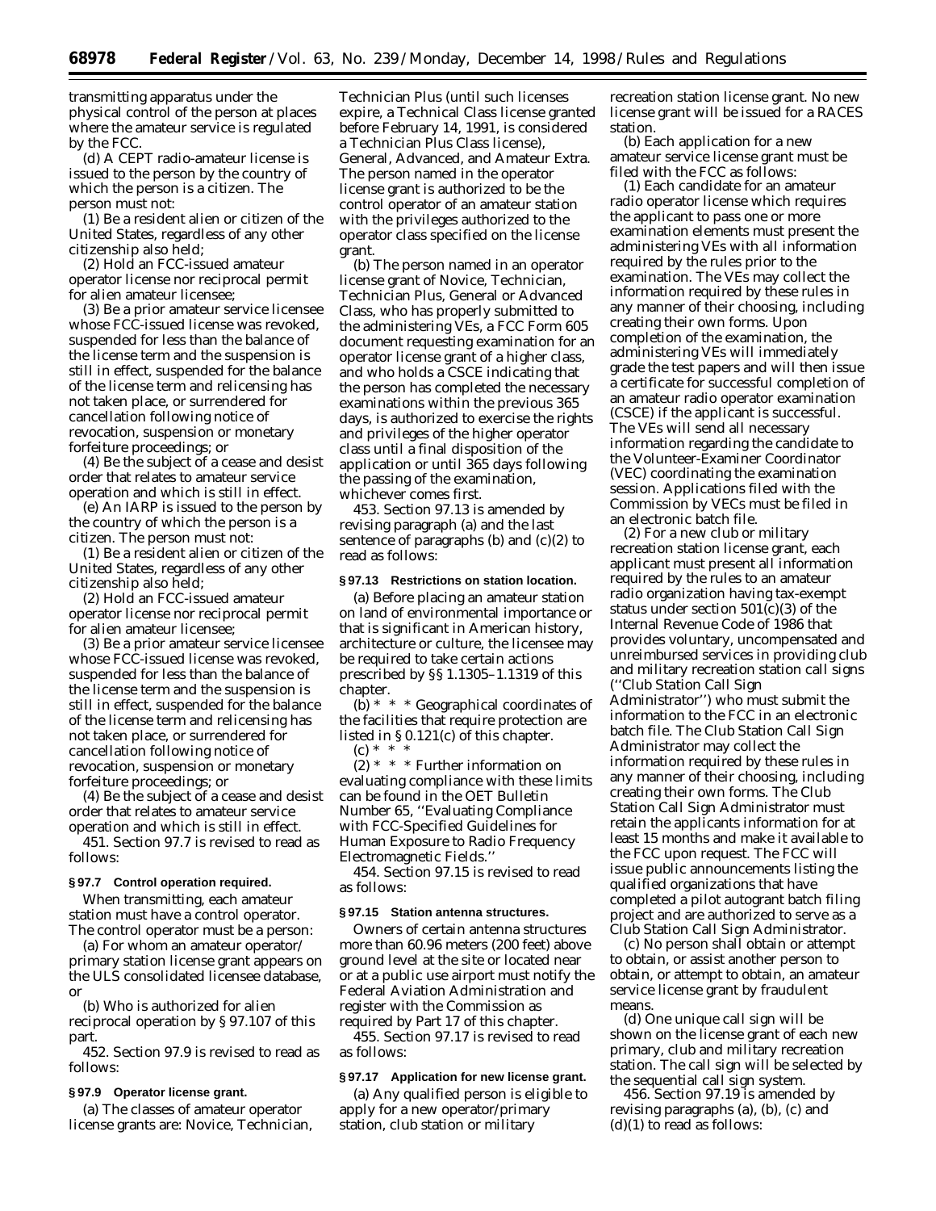transmitting apparatus under the physical control of the person at places where the amateur service is regulated by the FCC.

(d) A CEPT radio-amateur license is issued to the person by the country of which the person is a citizen. The person must not:

(1) Be a resident alien or citizen of the United States, regardless of any other citizenship also held;

(2) Hold an FCC-issued amateur operator license nor reciprocal permit for alien amateur licensee;

(3) Be a prior amateur service licensee whose FCC-issued license was revoked, suspended for less than the balance of the license term and the suspension is still in effect, suspended for the balance of the license term and relicensing has not taken place, or surrendered for cancellation following notice of revocation, suspension or monetary forfeiture proceedings; or

(4) Be the subject of a cease and desist order that relates to amateur service operation and which is still in effect.

(e) An IARP is issued to the person by the country of which the person is a citizen. The person must not:

(1) Be a resident alien or citizen of the United States, regardless of any other citizenship also held;

(2) Hold an FCC-issued amateur operator license nor reciprocal permit for alien amateur licensee;

(3) Be a prior amateur service licensee whose FCC-issued license was revoked, suspended for less than the balance of the license term and the suspension is still in effect, suspended for the balance of the license term and relicensing has not taken place, or surrendered for cancellation following notice of revocation, suspension or monetary forfeiture proceedings; or

(4) Be the subject of a cease and desist order that relates to amateur service operation and which is still in effect.

451. Section 97.7 is revised to read as follows:

**§ 97.7 Control operation required.**

When transmitting, each amateur station must have a control operator. The control operator must be a person:

(a) For whom an amateur operator/primary station license grant appears on the ULS consolidated licensee database, or

(b) Who is authorized for alien reciprocal operation by § 97.107 of this part.

452. Section 97.9 is revised to read as follows:

**§ 97.9 Operator license grant.**

(a) The classes of amateur operator license grants are: Novice, Technician, Technician Plus (until such licenses expire, a Technical Class license granted before February 14, 1991, is considered a Technician Plus Class license), General, Advanced, and Amateur Extra. The person named in the operator license grant is authorized to be the control operator of an amateur station with the privileges authorized to the operator class specified on the license grant.

(b) The person named in an operator license grant of Novice, Technician, Technician Plus, General or Advanced Class, who has properly submitted to the administering VEs, a FCC Form 605 document requesting examination for an operator license grant of a higher class, and who holds a CSCE indicating that the person has completed the necessary examinations within the previous 365 days, is authorized to exercise the rights and privileges of the higher operator class until a final disposition of the application or until 365 days following the passing of the examination, whichever comes first.

453. Section 97.13 is amended by revising paragraph (a) and the last sentence of paragraphs (b) and (c)(2) to read as follows:

**§ 97.13 Restrictions on station location.**

(a) Before placing an amateur station on land of environmental importance or that is significant in American history, architecture or culture, the licensee may be required to take certain actions prescribed by §§ 1.1305–1.1319 of this chapter.

(b) * * * Geographical coordinates of the facilities that require protection are listed in § 0.121(c) of this chapter.

(c) * * *

(2) * * * Further information on evaluating compliance with these limits can be found in the OET Bulletin Number 65, ''Evaluating Compliance with FCC-Specified Guidelines for Human Exposure to Radio Frequency Electromagnetic Fields.''

454. Section 97.15 is revised to read as follows:

**§ 97.15 Station antenna structures.**

Owners of certain antenna structures more than 60.96 meters (200 feet) above ground level at the site or located near or at a public use airport must notify the Federal Aviation Administration and register with the Commission as required by Part 17 of this chapter.

455. Section 97.17 is revised to read as follows:

**§ 97.17 Application for new license grant.**

(a) Any qualified person is eligible to apply for a new operator/primary station, club station or military recreation station license grant. No new license grant will be issued for a RACES station.

(b) Each application for a new amateur service license grant must be filed with the FCC as follows:

(1) Each candidate for an amateur radio operator license which requires the applicant to pass one or more examination elements must present the administering VEs with all information required by the rules prior to the examination. The VEs may collect the information required by these rules in any manner of their choosing, including creating their own forms. Upon completion of the examination, the administering VEs will immediately grade the test papers and will then issue a certificate for successful completion of an amateur radio operator examination (CSCE) if the applicant is successful. The VEs will send all necessary information regarding the candidate to the Volunteer-Examiner Coordinator (VEC) coordinating the examination session. Applications filed with the Commission by VECs must be filed in an electronic batch file.

(2) For a new club or military recreation station license grant, each applicant must present all information required by the rules to an amateur radio organization having tax-exempt status under section 501(c)(3) of the Internal Revenue Code of 1986 that provides voluntary, uncompensated and unreimbursed services in providing club and military recreation station call signs (''Club Station Call Sign Administrator'') who must submit the information to the FCC in an electronic batch file. The Club Station Call Sign Administrator may collect the information required by these rules in any manner of their choosing, including creating their own forms. The Club Station Call Sign Administrator must retain the applicants information for at least 15 months and make it available to the FCC upon request. The FCC will issue public announcements listing the qualified organizations that have completed a pilot autogrant batch filing project and are authorized to serve as a Club Station Call Sign Administrator.

(c) No person shall obtain or attempt to obtain, or assist another person to obtain, or attempt to obtain, an amateur service license grant by fraudulent means.

(d) One unique call sign will be shown on the license grant of each new primary, club and military recreation station. The call sign will be selected by the sequential call sign system.

456. Section 97.19 is amended by revising paragraphs (a), (b), (c) and (d)(1) to read as follows: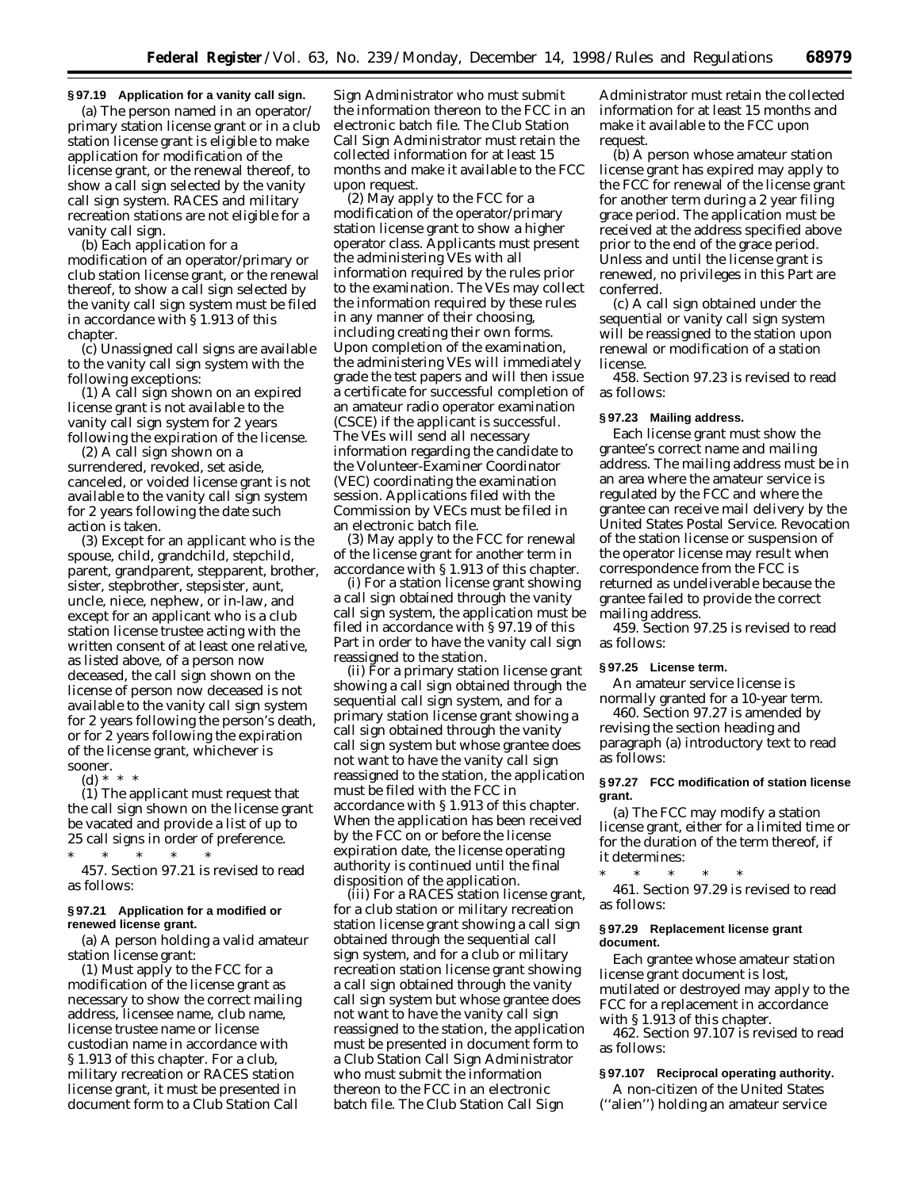**§ 97.19 Application for a vanity call sign.**

(a) The person named in an operator/primary station license grant or in a club station license grant is eligible to make application for modification of the license grant, or the renewal thereof, to show a call sign selected by the vanity call sign system. RACES and military recreation stations are not eligible for a vanity call sign.

(b) Each application for a modification of an operator/primary or club station license grant, or the renewal thereof, to show a call sign selected by the vanity call sign system must be filed in accordance with § 1.913 of this chapter.

(c) Unassigned call signs are available to the vanity call sign system with the following exceptions:

(1) A call sign shown on an expired license grant is not available to the vanity call sign system for 2 years following the expiration of the license.

(2) A call sign shown on a surrendered, revoked, set aside, canceled, or voided license grant is not available to the vanity call sign system for 2 years following the date such action is taken.

(3) Except for an applicant who is the spouse, child, grandchild, stepchild, parent, grandparent, stepparent, brother, sister, stepbrother, stepsister, aunt, uncle, niece, nephew, or in-law, and except for an applicant who is a club station license trustee acting with the written consent of at least one relative, as listed above, of a person now deceased, the call sign shown on the license of person now deceased is not available to the vanity call sign system for 2 years following the person's death, or for 2 years following the expiration of the license grant, whichever is sooner.

(d) * * *

(1) The applicant must request that the call sign shown on the license grant be vacated and provide a list of up to 25 call signs in order of preference.

\* \* \* \* \*

457. Section 97.21 is revised to read as follows:

**§ 97.21 Application for a modified or renewed license grant.**

(a) A person holding a valid amateur station license grant:

(1) Must apply to the FCC for a modification of the license grant as necessary to show the correct mailing address, licensee name, club name, license trustee name or license custodian name in accordance with § 1.913 of this chapter. For a club, military recreation or RACES station license grant, it must be presented in document form to a Club Station Call Sign Administrator who must submit the information thereon to the FCC in an electronic batch file. The Club Station Call Sign Administrator must retain the collected information for at least 15 months and make it available to the FCC upon request.

(2) May apply to the FCC for a modification of the operator/primary station license grant to show a higher operator class. Applicants must present the administering VEs with all information required by the rules prior to the examination. The VEs may collect the information required by these rules in any manner of their choosing, including creating their own forms. Upon completion of the examination, the administering VEs will immediately grade the test papers and will then issue a certificate for successful completion of an amateur radio operator examination (CSCE) if the applicant is successful. The VEs will send all necessary information regarding the candidate to the Volunteer-Examiner Coordinator (VEC) coordinating the examination session. Applications filed with the Commission by VECs must be filed in an electronic batch file.

(3) May apply to the FCC for renewal of the license grant for another term in accordance with § 1.913 of this chapter.

(i) For a station license grant showing a call sign obtained through the vanity call sign system, the application must be filed in accordance with § 97.19 of this Part in order to have the vanity call sign reassigned to the station.

(ii) For a primary station license grant showing a call sign obtained through the sequential call sign system, and for a primary station license grant showing a call sign obtained through the vanity call sign system but whose grantee does not want to have the vanity call sign reassigned to the station, the application must be filed with the FCC in accordance with § 1.913 of this chapter. When the application has been received by the FCC on or before the license expiration date, the license operating authority is continued until the final disposition of the application.

(iii) For a RACES station license grant, for a club station or military recreation station license grant showing a call sign obtained through the sequential call sign system, and for a club or military recreation station license grant showing a call sign obtained through the vanity call sign system but whose grantee does not want to have the vanity call sign reassigned to the station, the application must be presented in document form to a Club Station Call Sign Administrator who must submit the information thereon to the FCC in an electronic batch file. The Club Station Call Sign Administrator must retain the collected information for at least 15 months and make it available to the FCC upon request.

(b) A person whose amateur station license grant has expired may apply to the FCC for renewal of the license grant for another term during a 2 year filing grace period. The application must be received at the address specified above prior to the end of the grace period. Unless and until the license grant is renewed, no privileges in this Part are conferred.

(c) A call sign obtained under the sequential or vanity call sign system will be reassigned to the station upon renewal or modification of a station license.

458. Section 97.23 is revised to read as follows:

**§ 97.23 Mailing address.**

Each license grant must show the grantee's correct name and mailing address. The mailing address must be in an area where the amateur service is regulated by the FCC and where the grantee can receive mail delivery by the United States Postal Service. Revocation of the station license or suspension of the operator license may result when correspondence from the FCC is returned as undeliverable because the grantee failed to provide the correct mailing address.

459. Section 97.25 is revised to read as follows:

**§ 97.25 License term.**

An amateur service license is normally granted for a 10-year term.

460. Section 97.27 is amended by revising the section heading and paragraph (a) introductory text to read as follows:

**§ 97.27 FCC modification of station license grant.**

(a) The FCC may modify a station license grant, either for a limited time or for the duration of the term thereof, if it determines:

\* \* \* \* \*

461. Section 97.29 is revised to read as follows:

**§ 97.29 Replacement license grant document.**

Each grantee whose amateur station license grant document is lost, mutilated or destroyed may apply to the FCC for a replacement in accordance with § 1.913 of this chapter.

462. Section 97.107 is revised to read as follows:

**§ 97.107 Reciprocal operating authority.**

A non-citizen of the United States (''alien'') holding an amateur service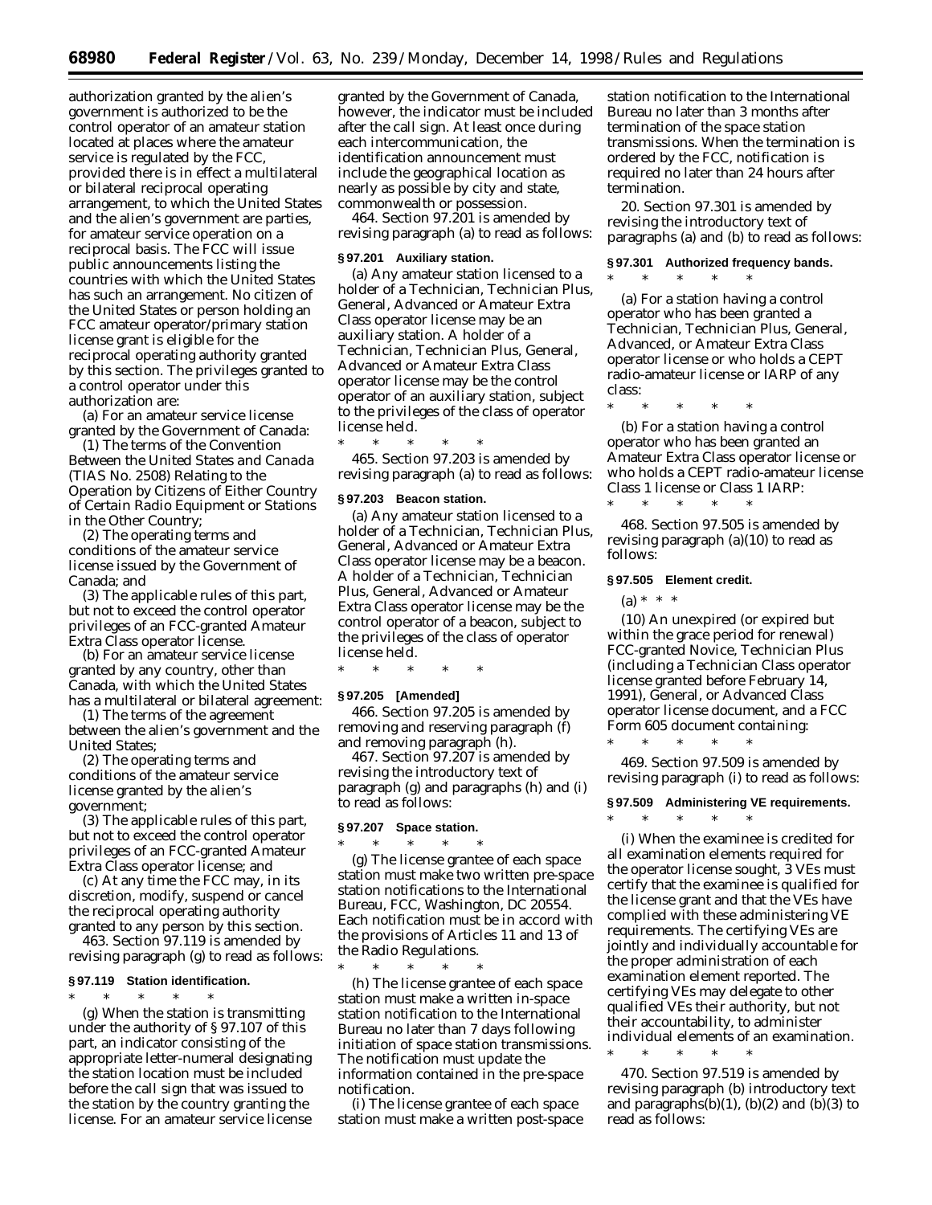authorization granted by the alien's government is authorized to be the control operator of an amateur station located at places where the amateur service is regulated by the FCC, provided there is in effect a multilateral or bilateral reciprocal operating arrangement, to which the United States and the alien's government are parties, for amateur service operation on a reciprocal basis. The FCC will issue public announcements listing the countries with which the United States has such an arrangement. No citizen of the United States or person holding an FCC amateur operator/primary station license grant is eligible for the reciprocal operating authority granted by this section. The privileges granted to a control operator under this authorization are:

(a) For an amateur service license granted by the Government of Canada:

(1) The terms of the *Convention Between the United States and Canada* (TIAS No. 2508) *Relating to the Operation by Citizens of Either Country of Certain Radio Equipment or Stations in the Other Country;*

(2) The operating terms and conditions of the amateur service license issued by the Government of Canada; and

(3) The applicable rules of this part, but not to exceed the control operator privileges of an FCC-granted Amateur Extra Class operator license.

(b) For an amateur service license granted by any country, other than Canada, with which the United States has a multilateral or bilateral agreement:

(1) The terms of the agreement between the alien's government and the United States;

(2) The operating terms and conditions of the amateur service license granted by the alien's government;

(3) The applicable rules of this part, but not to exceed the control operator privileges of an FCC-granted Amateur Extra Class operator license; and

(c) At any time the FCC may, in its discretion, modify, suspend or cancel the reciprocal operating authority granted to any person by this section.

463. Section 97.119 is amended by revising paragraph (g) to read as follows:

**§ 97.119 Station identification.**

\* \* \* \* \*

(g) When the station is transmitting under the authority of § 97.107 of this part, an indicator consisting of the appropriate letter-numeral designating the station location must be included before the call sign that was issued to the station by the country granting the license. For an amateur service license granted by the Government of Canada, however, the indicator must be included after the call sign. At least once during each intercommunication, the identification announcement must include the geographical location as nearly as possible by city and state, commonwealth or possession.

464. Section 97.201 is amended by revising paragraph (a) to read as follows:

**§ 97.201 Auxiliary station.**

(a) Any amateur station licensed to a holder of a Technician, Technician Plus, General, Advanced or Amateur Extra Class operator license may be an auxiliary station. A holder of a Technician, Technician Plus, General, Advanced or Amateur Extra Class operator license may be the control operator of an auxiliary station, subject to the privileges of the class of operator license held.

\* \* \* \* \*

465. Section 97.203 is amended by revising paragraph (a) to read as follows:

**§ 97.203 Beacon station.**

(a) Any amateur station licensed to a holder of a Technician, Technician Plus, General, Advanced or Amateur Extra Class operator license may be a beacon. A holder of a Technician, Technician Plus, General, Advanced or Amateur Extra Class operator license may be the control operator of a beacon, subject to the privileges of the class of operator license held.

\* \* \* \* \*

**§ 97.205 [Amended]**

466. Section 97.205 is amended by removing and reserving paragraph (f) and removing paragraph (h).

467. Section 97.207 is amended by revising the introductory text of paragraph (g) and paragraphs (h) and (i) to read as follows:

**§ 97.207 Space station.**

\* \* \* \* \*

(g) The license grantee of each space station must make two written pre-space station notifications to the International Bureau, FCC, Washington, DC 20554. Each notification must be in accord with the provisions of Articles 11 and 13 of the Radio Regulations.

\* \* \* \* \*

(h) The license grantee of each space station must make a written in-space station notification to the International Bureau no later than 7 days following initiation of space station transmissions. The notification must update the information contained in the pre-space notification.

(i) The license grantee of each space station must make a written post-space station notification to the International Bureau no later than 3 months after termination of the space station transmissions. When the termination is ordered by the FCC, notification is required no later than 24 hours after termination.

20. Section 97.301 is amended by revising the introductory text of paragraphs (a) and (b) to read as follows:

**§ 97.301 Authorized frequency bands.**

\* \* \* \* \*

(a) For a station having a control operator who has been granted a Technician, Technician Plus, General, Advanced, or Amateur Extra Class operator license or who holds a CEPT radio-amateur license or IARP of any class:

\* \* \* \* \*

(b) For a station having a control operator who has been granted an Amateur Extra Class operator license or who holds a CEPT radio-amateur license Class 1 license or Class 1 IARP:

\* \* \* \* \*

468. Section 97.505 is amended by revising paragraph (a)(10) to read as follows:

**§ 97.505 Element credit.**

(a) \* \* \*

(10) An unexpired (or expired but within the grace period for renewal) FCC-granted Novice, Technician Plus (including a Technician Class operator license granted before February 14, 1991), General, or Advanced Class operator license document, and a FCC Form 605 document containing:

\* \* \* \* \*

469. Section 97.509 is amended by revising paragraph (i) to read as follows:

**§ 97.509 Administering VE requirements.**

\* \* \* \* \*

(i) When the examinee is credited for all examination elements required for the operator license sought, 3 VEs must certify that the examinee is qualified for the license grant and that the VEs have complied with these administering VE requirements. The certifying VEs are jointly and individually accountable for the proper administration of each examination element reported. The certifying VEs may delegate to other qualified VEs their authority, but not their accountability, to administer individual elements of an examination.

\* \* \* \* \*

470. Section 97.519 is amended by revising paragraph (b) introductory text and paragraphs(b)(1), (b)(2) and (b)(3) to read as follows: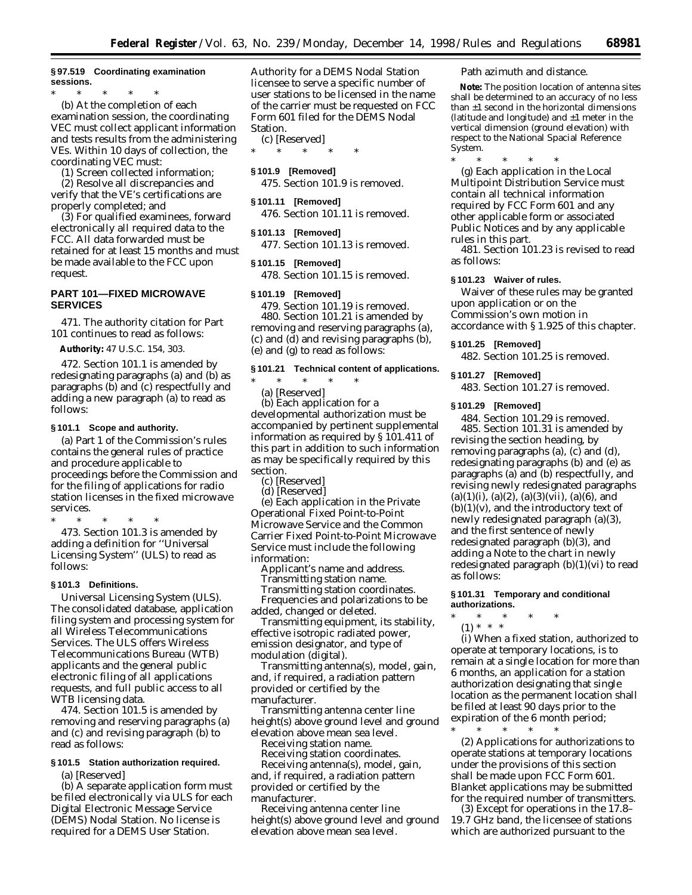**§ 97.519 Coordinating examination sessions.**

\* \* \* \* \*

(b) At the completion of each examination session, the coordinating VEC must collect applicant information and tests results from the administering VEs. Within 10 days of collection, the coordinating VEC must:

(1) Screen collected information;

(2) Resolve all discrepancies and verify that the VE's certifications are properly completed; and

(3) For qualified examinees, forward electronically all required data to the FCC. All data forwarded must be retained for at least 15 months and must be made available to the FCC upon request.

## PART 101—FIXED MICROWAVE SERVICES

471. The authority citation for Part 101 continues to read as follows:

**Authority:** 47 U.S.C. 154, 303.

472. Section 101.1 is amended by redesignating paragraphs (a) and (b) as paragraphs (b) and (c) respectfully and adding a new paragraph (a) to read as follows:

**§ 101.1 Scope and authority.**

(a) Part 1 of the Commission's rules contains the general rules of practice and procedure applicable to proceedings before the Commission and for the filing of applications for radio station licenses in the fixed microwave services.

\* \* \* \* \*

473. Section 101.3 is amended by adding a definition for ''Universal Licensing System'' (ULS) to read as follows:

**§ 101.3 Definitions.**

Universal Licensing System (ULS). The consolidated database, application filing system and processing system for all Wireless Telecommunications Services. The ULS offers Wireless Telecommunications Bureau (WTB) applicants and the general public electronic filing of all applications requests, and full public access to all WTB licensing data.

474. Section 101.5 is amended by removing and reserving paragraphs (a) and (c) and revising paragraph (b) to read as follows:

**§ 101.5 Station authorization required.**

(a) [Reserved]

(b) A separate application form must be filed electronically via ULS for each Digital Electronic Message Service (DEMS) Nodal Station. No license is required for a DEMS User Station. Authority for a DEMS Nodal Station licensee to serve a specific number of user stations to be licensed in the name of the carrier must be requested on FCC Form 601 filed for the DEMS Nodal Station.

(c) [Reserved]

\* \* \* \* \*

**§ 101.9 [Removed]**

475. Section 101.9 is removed.

**§ 101.11 [Removed]**

476. Section 101.11 is removed.

**§ 101.13 [Removed]**

477. Section 101.13 is removed.

**§ 101.15 [Removed]**

478. Section 101.15 is removed.

**§ 101.19 [Removed]**

479. Section 101.19 is removed.

480. Section 101.21 is amended by removing and reserving paragraphs (a), (c) and (d) and revising paragraphs (b), (e) and (g) to read as follows:

**§ 101.21 Technical content of applications.**

\* \* \* \* \*

(a) [Reserved]

(b) Each application for a developmental authorization must be accompanied by pertinent supplemental information as required by § 101.411 of this part in addition to such information as may be specifically required by this section.

(c) [Reserved]

(d) [Reserved]

(e) Each application in the Private Operational Fixed Point-to-Point Microwave Service and the Common Carrier Fixed Point-to-Point Microwave Service must include the following information:

Applicant's name and address.

Transmitting station name.

Transmitting station coordinates.

Frequencies and polarizations to be added, changed or deleted.

Transmitting equipment, its stability, effective isotropic radiated power, emission designator, and type of modulation (digital).

Transmitting antenna(s), model, gain, and, if required, a radiation pattern provided or certified by the manufacturer.

Transmitting antenna center line height(s) above ground level and ground elevation above mean sea level.

Receiving station name.

Receiving station coordinates.

Receiving antenna(s), model, gain, and, if required, a radiation pattern provided or certified by the manufacturer.

Receiving antenna center line height(s) above ground level and ground elevation above mean sea level.

Path azimuth and distance.

**Note:** The position location of antenna sites shall be determined to an accuracy of no less than ±1 second in the horizontal dimensions (latitude and longitude) and ±1 meter in the vertical dimension (ground elevation) with respect to the National Spacial Reference System.

\* \* \* \* \*

(g) Each application in the Local Multipoint Distribution Service must contain all technical information required by FCC Form 601 and any other applicable form or associated Public Notices and by any applicable rules in this part.

481. Section 101.23 is revised to read as follows:

**§ 101.23 Waiver of rules.**

Waiver of these rules may be granted upon application or on the Commission's own motion in accordance with § 1.925 of this chapter.

**§ 101.25 [Removed]**

482. Section 101.25 is removed.

**§ 101.27 [Removed]**

483. Section 101.27 is removed.

**§ 101.29 [Removed]**

484. Section 101.29 is removed.

485. Section 101.31 is amended by revising the section heading, by removing paragraphs (a), (c) and (d), redesignating paragraphs (b) and (e) as paragraphs (a) and (b) respectfully, and revising newly redesignated paragraphs (a)(1)(i), (a)(2), (a)(3)(vii), (a)(6), and (b)(1)(v), and the introductory text of newly redesignated paragraph (a)(3), and the first sentence of newly redesignated paragraph (b)(3), and adding a Note to the chart in newly redesignated paragraph (b)(1)(vi) to read as follows:

**§ 101.31 Temporary and conditional authorizations.**

\* \* \* \* \*

(1) \* \* \*

(i) When a fixed station, authorized to operate at temporary locations, is to remain at a single location for more than 6 months, an application for a station authorization designating that single location as the permanent location shall be filed at least 90 days prior to the expiration of the 6 month period;

\* \* \* \* \*

(2) Applications for authorizations to operate stations at temporary locations under the provisions of this section shall be made upon FCC Form 601. Blanket applications may be submitted for the required number of transmitters.

(3) Except for operations in the 17.8–19.7 GHz band, the licensee of stations which are authorized pursuant to the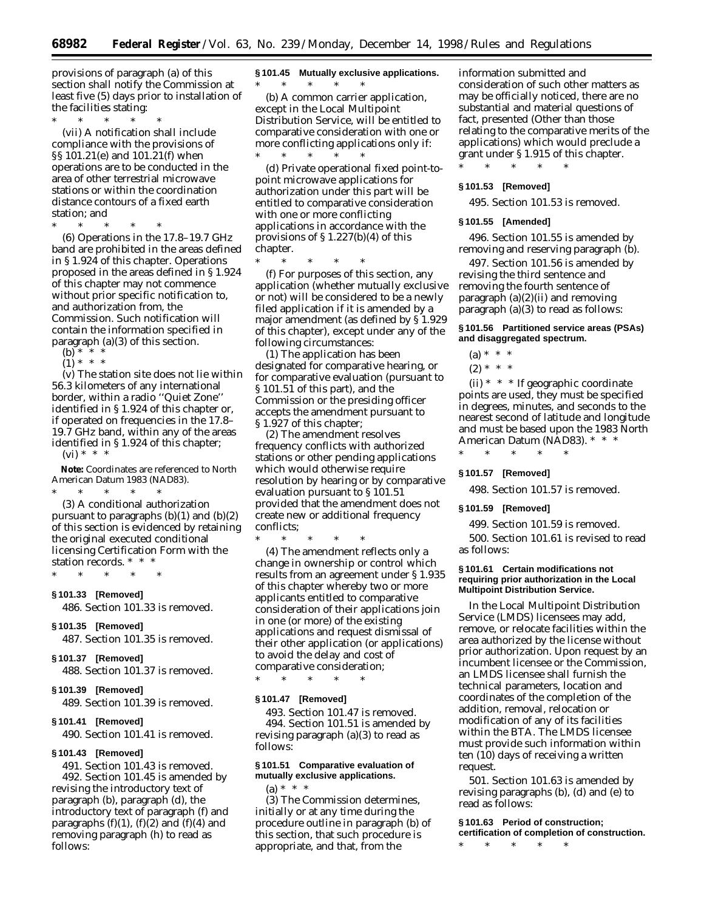provisions of paragraph (a) of this section shall notify the Commission at least five (5) days prior to installation of the facilities stating:

* * * * *

(vii) A notification shall include compliance with the provisions of §§ 101.21(e) and 101.21(f) when operations are to be conducted in the area of other terrestrial microwave stations or within the coordination distance contours of a fixed earth station; and

* * * * *

(6) Operations in the 17.8–19.7 GHz band are prohibited in the areas defined in § 1.924 of this chapter. Operations proposed in the areas defined in § 1.924 of this chapter may not commence without prior specific notification to, and authorization from, the Commission. Such notification will contain the information specified in paragraph (a)(3) of this section.

(b) * * *

(1) * * *

(v) The station site does not lie within 56.3 kilometers of any international border, within a radio ''Quiet Zone'' identified in § 1.924 of this chapter or, if operated on frequencies in the 17.8–19.7 GHz band, within any of the areas identified in § 1.924 of this chapter;

(vi) * * *

**Note:** Coordinates are referenced to North American Datum 1983 (NAD83).

* * * * *

(3) A conditional authorization pursuant to paragraphs (b)(1) and (b)(2) of this section is evidenced by retaining the original executed conditional licensing Certification Form with the station records. * * *

* * * * *

**§ 101.33 [Removed]**

486. Section 101.33 is removed.

**§ 101.35 [Removed]**

487. Section 101.35 is removed.

**§ 101.37 [Removed]**

488. Section 101.37 is removed.

**§ 101.39 [Removed]**

489. Section 101.39 is removed.

**§ 101.41 [Removed]**

490. Section 101.41 is removed.

**§ 101.43 [Removed]**

491. Section 101.43 is removed.

492. Section 101.45 is amended by revising the introductory text of paragraph (b), paragraph (d), the introductory text of paragraph (f) and paragraphs (f)(1), (f)(2) and (f)(4) and removing paragraph (h) to read as follows:

**§ 101.45 Mutually exclusive applications.**

* * * * *

(b) A common carrier application, except in the Local Multipoint Distribution Service, will be entitled to comparative consideration with one or more conflicting applications only if:

* * * * *

(d) Private operational fixed point-to-point microwave applications for authorization under this part will be entitled to comparative consideration with one or more conflicting applications in accordance with the provisions of § 1.227(b)(4) of this chapter.

* * * * *

(f) For purposes of this section, any application (whether mutually exclusive or not) will be considered to be a newly filed application if it is amended by a major amendment (as defined by § 1.929 of this chapter), except under any of the following circumstances:

(1) The application has been designated for comparative hearing, or for comparative evaluation (pursuant to § 101.51 of this part), and the Commission or the presiding officer accepts the amendment pursuant to § 1.927 of this chapter;

(2) The amendment resolves frequency conflicts with authorized stations or other pending applications which would otherwise require resolution by hearing or by comparative evaluation pursuant to § 101.51 provided that the amendment does not create new or additional frequency conflicts;

* * * * *

(4) The amendment reflects only a change in ownership or control which results from an agreement under § 1.935 of this chapter whereby two or more applicants entitled to comparative consideration of their applications join in one (or more) of the existing applications and request dismissal of their other application (or applications) to avoid the delay and cost of comparative consideration;

* * * * *

**§ 101.47 [Removed]**

493. Section 101.47 is removed.

494. Section 101.51 is amended by revising paragraph (a)(3) to read as follows:

**§ 101.51 Comparative evaluation of mutually exclusive applications.**

(a) * * *

(3) The Commission determines, initially or at any time during the procedure outline in paragraph (b) of this section, that such procedure is appropriate, and that, from the information submitted and consideration of such other matters as may be officially noticed, there are no substantial and material questions of fact, presented (Other than those relating to the comparative merits of the applications) which would preclude a grant under § 1.915 of this chapter.

* * * * *

**§ 101.53 [Removed]**

495. Section 101.53 is removed.

**§ 101.55 [Amended]**

496. Section 101.55 is amended by removing and reserving paragraph (b).

497. Section 101.56 is amended by revising the third sentence and removing the fourth sentence of paragraph (a)(2)(ii) and removing paragraph (a)(3) to read as follows:

**§ 101.56 Partitioned service areas (PSAs) and disaggregated spectrum.**

(a) * * *

(2) * * *

(ii) * * * If geographic coordinate points are used, they must be specified in degrees, minutes, and seconds to the nearest second of latitude and longitude and must be based upon the 1983 North American Datum (NAD83). * * *

* * * * *

**§ 101.57 [Removed]**

498. Section 101.57 is removed.

**§ 101.59 [Removed]**

499. Section 101.59 is removed.

500. Section 101.61 is revised to read as follows:

**§ 101.61 Certain modifications not requiring prior authorization in the Local Multipoint Distribution Service.**

In the Local Multipoint Distribution Service (LMDS) licensees may add, remove, or relocate facilities within the area authorized by the license without prior authorization. Upon request by an incumbent licensee or the Commission, an LMDS licensee shall furnish the technical parameters, location and coordinates of the completion of the addition, removal, relocation or modification of any of its facilities within the BTA. The LMDS licensee must provide such information within ten (10) days of receiving a written request.

501. Section 101.63 is amended by revising paragraphs (b), (d) and (e) to read as follows:

**§ 101.63 Period of construction; certification of completion of construction.**

* * * * *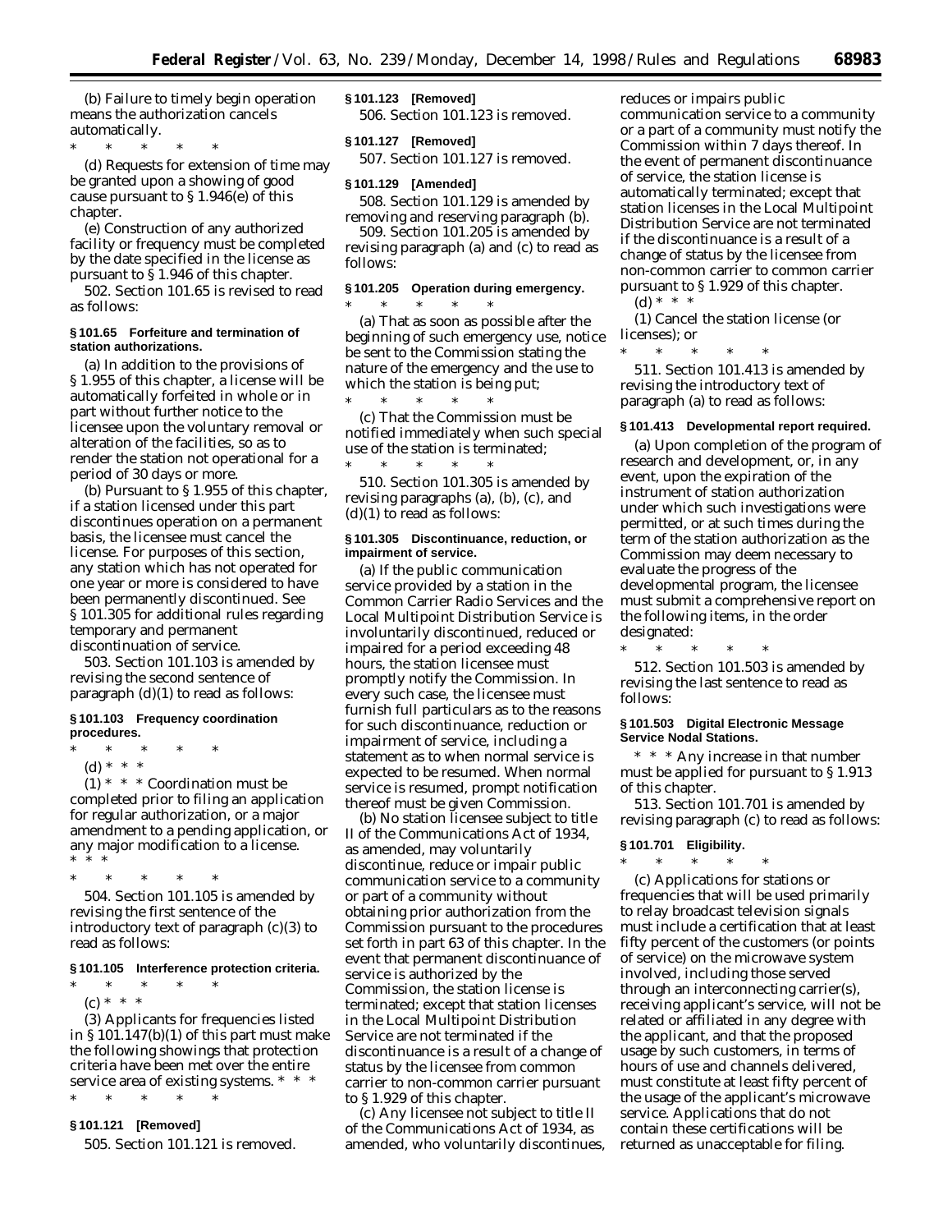(b) Failure to timely begin operation means the authorization cancels automatically.

\* \* \* \* \*

(d) Requests for extension of time may be granted upon a showing of good cause pursuant to § 1.946(e) of this chapter.

(e) Construction of any authorized facility or frequency must be completed by the date specified in the license as pursuant to § 1.946 of this chapter.

502. Section 101.65 is revised to read as follows:

**§ 101.65 Forfeiture and termination of station authorizations.**

(a) In addition to the provisions of § 1.955 of this chapter, a license will be automatically forfeited in whole or in part without further notice to the licensee upon the voluntary removal or alteration of the facilities, so as to render the station not operational for a period of 30 days or more.

(b) Pursuant to § 1.955 of this chapter, if a station licensed under this part discontinues operation on a permanent basis, the licensee must cancel the license. For purposes of this section, any station which has not operated for one year or more is considered to have been permanently discontinued. See § 101.305 for additional rules regarding temporary and permanent discontinuation of service.

503. Section 101.103 is amended by revising the second sentence of paragraph (d)(1) to read as follows:

**§ 101.103 Frequency coordination procedures.**

\* \* \* \* \*

(d) \* \* \*

(1) \* \* \* Coordination must be completed prior to filing an application for regular authorization, or a major amendment to a pending application, or any major modification to a license. \* \* \*

\* \* \* \* \*

504. Section 101.105 is amended by revising the first sentence of the introductory text of paragraph (c)(3) to read as follows:

**§ 101.105 Interference protection criteria.**

\* \* \* \* \*

(c) \* \* \*

(3) Applicants for frequencies listed in § 101.147(b)(1) of this part must make the following showings that protection criteria have been met over the entire service area of existing systems. \* \* \*

\* \* \* \* \*

**§ 101.121 [Removed]**

505. Section 101.121 is removed.

**§ 101.123 [Removed]**

506. Section 101.123 is removed.

**§ 101.127 [Removed]**

507. Section 101.127 is removed.

**§ 101.129 [Amended]**

508. Section 101.129 is amended by removing and reserving paragraph (b).

509. Section 101.205 is amended by revising paragraph (a) and (c) to read as follows:

**§ 101.205 Operation during emergency.**

\* \* \* \* \*

(a) That as soon as possible after the beginning of such emergency use, notice be sent to the Commission stating the nature of the emergency and the use to which the station is being put;

\* \* \* \* \*

(c) That the Commission must be notified immediately when such special use of the station is terminated;

\* \* \* \* \*

510. Section 101.305 is amended by revising paragraphs (a), (b), (c), and (d)(1) to read as follows:

**§ 101.305 Discontinuance, reduction, or impairment of service.**

(a) If the public communication service provided by a station in the Common Carrier Radio Services and the Local Multipoint Distribution Service is involuntarily discontinued, reduced or impaired for a period exceeding 48 hours, the station licensee must promptly notify the Commission. In every such case, the licensee must furnish full particulars as to the reasons for such discontinuance, reduction or impairment of service, including a statement as to when normal service is expected to be resumed. When normal service is resumed, prompt notification thereof must be given Commission.

(b) No station licensee subject to title II of the Communications Act of 1934, as amended, may voluntarily discontinue, reduce or impair public communication service to a community or part of a community without obtaining prior authorization from the Commission pursuant to the procedures set forth in part 63 of this chapter. In the event that permanent discontinuance of service is authorized by the Commission, the station license is terminated; except that station licenses in the Local Multipoint Distribution Service are not terminated if the discontinuance is a result of a change of status by the licensee from common carrier to non-common carrier pursuant to § 1.929 of this chapter.

(c) Any licensee not subject to title II of the Communications Act of 1934, as amended, who voluntarily discontinues, reduces or impairs public communication service to a community or a part of a community must notify the Commission within 7 days thereof. In the event of permanent discontinuance of service, the station license is automatically terminated; except that station licenses in the Local Multipoint Distribution Service are not terminated if the discontinuance is a result of a change of status by the licensee from non-common carrier to common carrier pursuant to § 1.929 of this chapter.

(d) \* \* \*

(1) Cancel the station license (or licenses); or

\* \* \* \* \*

511. Section 101.413 is amended by revising the introductory text of paragraph (a) to read as follows:

**§ 101.413 Developmental report required.**

(a) Upon completion of the program of research and development, or, in any event, upon the expiration of the instrument of station authorization under which such investigations were permitted, or at such times during the term of the station authorization as the Commission may deem necessary to evaluate the progress of the developmental program, the licensee must submit a comprehensive report on the following items, in the order designated:

\* \* \* \* \*

512. Section 101.503 is amended by revising the last sentence to read as follows:

**§ 101.503 Digital Electronic Message Service Nodal Stations.**

\* \* \* Any increase in that number must be applied for pursuant to § 1.913 of this chapter.

513. Section 101.701 is amended by revising paragraph (c) to read as follows:

**§ 101.701 Eligibility.**

\* \* \* \* \*

(c) Applications for stations or frequencies that will be used primarily to relay broadcast television signals must include a certification that at least fifty percent of the customers (or points of service) on the microwave system involved, including those served through an interconnecting carrier(s), receiving applicant's service, will not be related or affiliated in any degree with the applicant, and that the proposed usage by such customers, in terms of hours of use and channels delivered, must constitute at least fifty percent of the usage of the applicant's microwave service. Applications that do not contain these certifications will be returned as unacceptable for filing.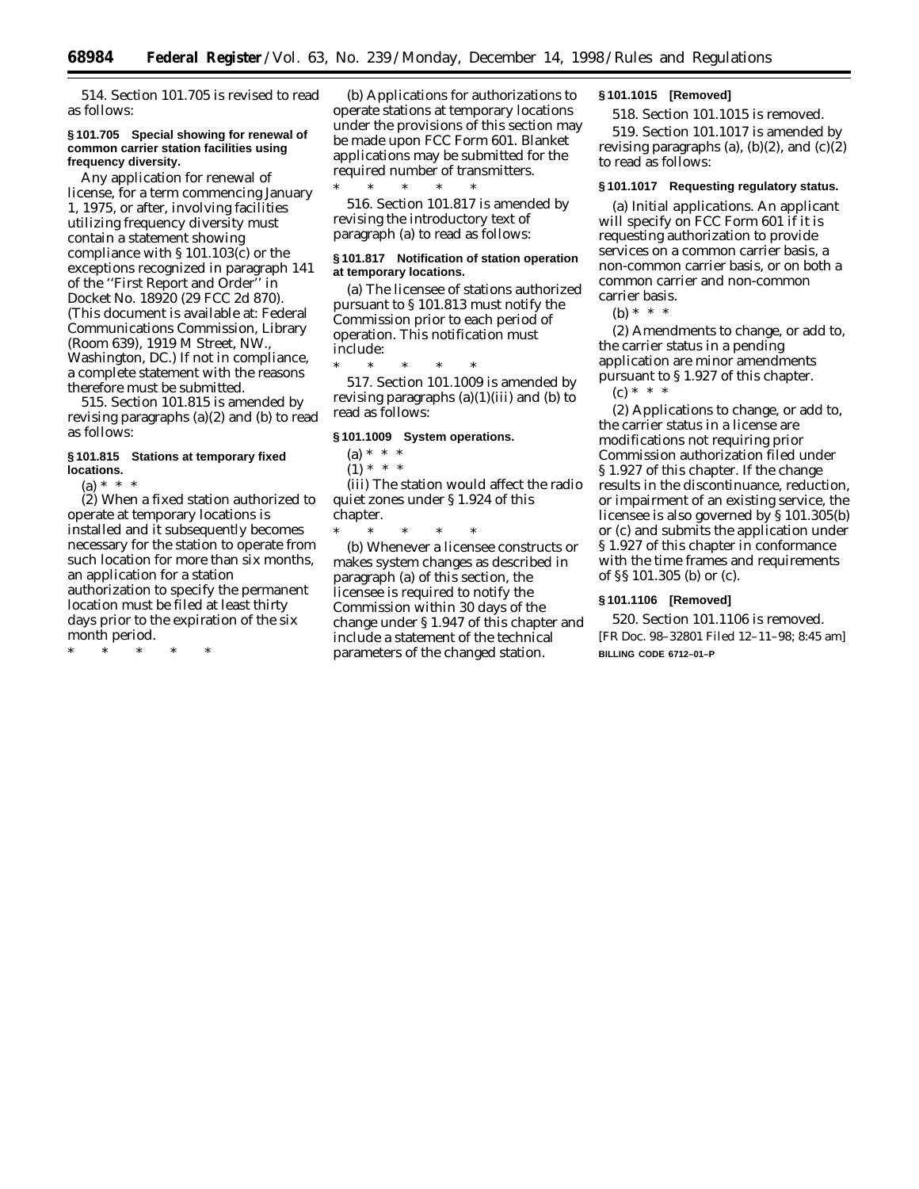514. Section 101.705 is revised to read as follows:

**§ 101.705 Special showing for renewal of common carrier station facilities using frequency diversity.**

Any application for renewal of license, for a term commencing January 1, 1975, or after, involving facilities utilizing frequency diversity must contain a statement showing compliance with § 101.103(c) or the exceptions recognized in paragraph 141 of the ''First Report and Order'' in Docket No. 18920 (29 FCC 2d 870). (This document is available at: Federal Communications Commission, Library (Room 639), 1919 M Street, NW., Washington, DC.) If not in compliance, a complete statement with the reasons therefore must be submitted.

515. Section 101.815 is amended by revising paragraphs (a)(2) and (b) to read as follows:

**§ 101.815 Stations at temporary fixed locations.**

(a) * * *

(2) When a fixed station authorized to operate at temporary locations is installed and it subsequently becomes necessary for the station to operate from such location for more than six months, an application for a station authorization to specify the permanent location must be filed at least thirty days prior to the expiration of the six month period.

\* \* \* \* \*

(b) Applications for authorizations to operate stations at temporary locations under the provisions of this section may be made upon FCC Form 601. Blanket applications may be submitted for the required number of transmitters.

\* \* \* \* \*

516. Section 101.817 is amended by revising the introductory text of paragraph (a) to read as follows:

**§ 101.817 Notification of station operation at temporary locations.**

(a) The licensee of stations authorized pursuant to § 101.813 must notify the Commission prior to each period of operation. This notification must include:

\* \* \* \* \*

517. Section 101.1009 is amended by revising paragraphs (a)(1)(iii) and (b) to read as follows:

**§ 101.1009 System operations.**

(a) * * *

(1) * * *

(iii) The station would affect the radio quiet zones under § 1.924 of this chapter.

\* \* \* \* \*

(b) Whenever a licensee constructs or makes system changes as described in paragraph (a) of this section, the licensee is required to notify the Commission within 30 days of the change under § 1.947 of this chapter and include a statement of the technical parameters of the changed station.

**§ 101.1015 [Removed]**

518. Section 101.1015 is removed.

519. Section 101.1017 is amended by revising paragraphs (a), (b)(2), and (c)(2) to read as follows:

**§ 101.1017 Requesting regulatory status.**

(a) Initial applications. An applicant will specify on FCC Form 601 if it is requesting authorization to provide services on a common carrier basis, a non-common carrier basis, or on both a common carrier and non-common carrier basis.

(b) * * *

(2) Amendments to change, or add to, the carrier status in a pending application are minor amendments pursuant to § 1.927 of this chapter.

(c) * * *

(2) Applications to change, or add to, the carrier status in a license are modifications not requiring prior Commission authorization filed under § 1.927 of this chapter. If the change results in the discontinuance, reduction, or impairment of an existing service, the licensee is also governed by § 101.305(b) or (c) and submits the application under § 1.927 of this chapter in conformance with the time frames and requirements of §§ 101.305 (b) or (c).

**§ 101.1106 [Removed]**

520. Section 101.1106 is removed.

[FR Doc. 98–32801 Filed 12–11–98; 8:45 am]

BILLING CODE 6712–01–P